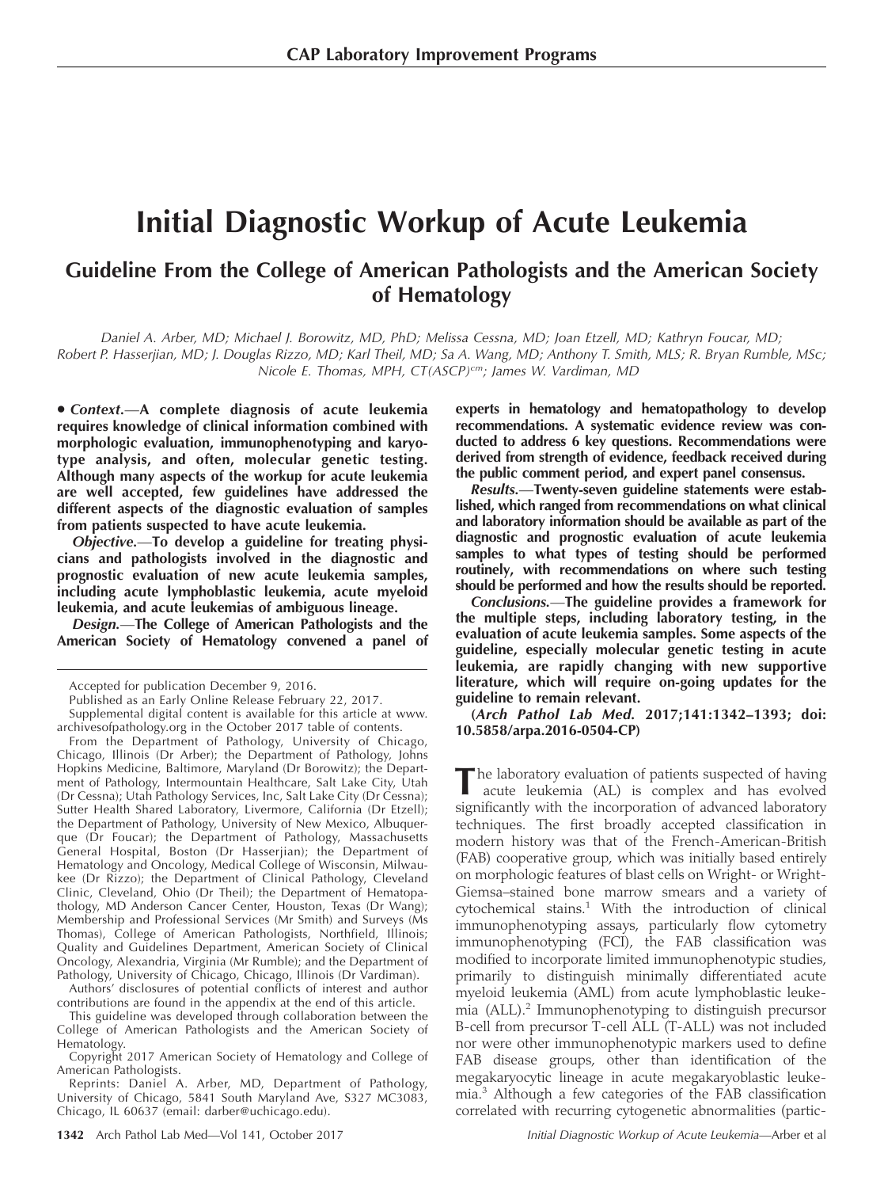CAP Laboratory Improvement Programs

# Initial Diagnostic Workup of Acute Leukemia

## Guideline From the College of American Pathologists and the American Society of Hematology

*Daniel A. Arber, MD; Michael J. Borowitz, MD, PhD; Melissa Cessna, MD; Joan Etzell, MD; Kathryn Foucar, MD; Robert P. Hasserjian, MD; J. Douglas Rizzo, MD; Karl Theil, MD; Sa A. Wang, MD; Anthony T. Smith, MLS; R. Bryan Rumble, MSc; Nicole E. Thomas, MPH, CT(ASCP)cm; James W. Vardiman, MD*

• ***Context.***—**A complete diagnosis of acute leukemia requires knowledge of clinical information combined with morphologic evaluation, immunophenotyping and karyotype analysis, and often, molecular genetic testing. Although many aspects of the workup for acute leukemia are well accepted, few guidelines have addressed the different aspects of the diagnostic evaluation of samples from patients suspected to have acute leukemia.**

***Objective.***—**To develop a guideline for treating physicians and pathologists involved in the diagnostic and prognostic evaluation of new acute leukemia samples, including acute lymphoblastic leukemia, acute myeloid leukemia, and acute leukemias of ambiguous lineage.**

***Design.***—**The College of American Pathologists and the American Society of Hematology convened a panel of experts in hematology and hematopathology to develop recommendations. A systematic evidence review was conducted to address 6 key questions. Recommendations were derived from strength of evidence, feedback received during the public comment period, and expert panel consensus.**

***Results.***—**Twenty-seven guideline statements were established, which ranged from recommendations on what clinical and laboratory information should be available as part of the diagnostic and prognostic evaluation of acute leukemia samples to what types of testing should be performed routinely, with recommendations on where such testing should be performed and how the results should be reported.**

***Conclusions.***—**The guideline provides a framework for the multiple steps, including laboratory testing, in the evaluation of acute leukemia samples. Some aspects of the guideline, especially molecular genetic testing in acute leukemia, are rapidly changing with new supportive literature, which will require on-going updates for the guideline to remain relevant.**

**(*Arch Pathol Lab Med.* 2017;141:1342–1393; doi: 10.5858/arpa.2016-0504-CP)**

Accepted for publication December 9, 2016.

Published as an Early Online Release February 22, 2017.

Supplemental digital content is available for this article at www.archivesofpathology.org in the October 2017 table of contents.

From the Department of Pathology, University of Chicago, Chicago, Illinois (Dr Arber); the Department of Pathology, Johns Hopkins Medicine, Baltimore, Maryland (Dr Borowitz); the Department of Pathology, Intermountain Healthcare, Salt Lake City, Utah (Dr Cessna); Utah Pathology Services, Inc, Salt Lake City (Dr Cessna); Sutter Health Shared Laboratory, Livermore, California (Dr Etzell); the Department of Pathology, University of New Mexico, Albuquerque (Dr Foucar); the Department of Pathology, Massachusetts General Hospital, Boston (Dr Hasserjian); the Department of Hematology and Oncology, Medical College of Wisconsin, Milwaukee (Dr Rizzo); the Department of Clinical Pathology, Cleveland Clinic, Cleveland, Ohio (Dr Theil); the Department of Hematopathology, MD Anderson Cancer Center, Houston, Texas (Dr Wang); Membership and Professional Services (Mr Smith) and Surveys (Ms Thomas), College of American Pathologists, Northfield, Illinois; Quality and Guidelines Department, American Society of Clinical Oncology, Alexandria, Virginia (Mr Rumble); and the Department of Pathology, University of Chicago, Chicago, Illinois (Dr Vardiman).

Authors' disclosures of potential conflicts of interest and author contributions are found in the appendix at the end of this article.

This guideline was developed through collaboration between the College of American Pathologists and the American Society of Hematology.

Copyright 2017 American Society of Hematology and College of American Pathologists.

Reprints: Daniel A. Arber, MD, Department of Pathology, University of Chicago, 5841 South Maryland Ave, S327 MC3083, Chicago, IL 60637 (email: darber@uchicago.edu).

The laboratory evaluation of patients suspected of having acute leukemia (AL) is complex and has evolved significantly with the incorporation of advanced laboratory techniques. The first broadly accepted classification in modern history was that of the French-American-British (FAB) cooperative group, which was initially based entirely on morphologic features of blast cells on Wright- or Wright-Giemsa–stained bone marrow smears and a variety of cytochemical stains.[1] With the introduction of clinical immunophenotyping assays, particularly flow cytometry immunophenotyping (FCI), the FAB classification was modified to incorporate limited immunophenotypic studies, primarily to distinguish minimally differentiated acute myeloid leukemia (AML) from acute lymphoblastic leukemia (ALL).[2] Immunophenotyping to distinguish precursor B-cell from precursor T-cell ALL (T-ALL) was not included nor were other immunophenotypic markers used to define FAB disease groups, other than identification of the megakaryocytic lineage in acute megakaryoblastic leukemia.[3] Although a few categories of the FAB classification correlated with recurring cytogenetic abnormalities (partic-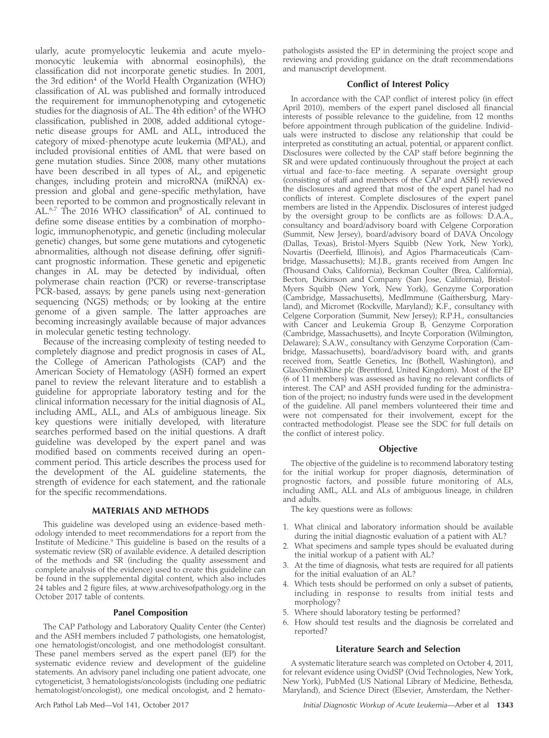ularly, acute promyelocytic leukemia and acute myelomonocytic leukemia with abnormal eosinophils), the classification did not incorporate genetic studies. In 2001, the 3rd edition[4] of the World Health Organization (WHO) classification of AL was published and formally introduced the requirement for immunophenotyping and cytogenetic studies for the diagnosis of AL. The 4th edition[5] of the WHO classification, published in 2008, added additional cytogenetic disease groups for AML and ALL, introduced the category of mixed-phenotype acute leukemia (MPAL), and included provisional entities of AML that were based on gene mutation studies. Since 2008, many other mutations have been described in all types of AL, and epigenetic changes, including protein and microRNA (miRNA) expression and global and gene-specific methylation, have been reported to be common and prognostically relevant in AL.[6,7] The 2016 WHO classification[8] of AL continued to define some disease entities by a combination of morphologic, immunophenotypic, and genetic (including molecular genetic) changes, but some gene mutations and cytogenetic abnormalities, although not disease defining, offer significant prognostic information. These genetic and epigenetic changes in AL may be detected by individual, often polymerase chain reaction (PCR) or reverse-transcriptase PCR-based, assays; by gene panels using next-generation sequencing (NGS) methods; or by looking at the entire genome of a given sample. The latter approaches are becoming increasingly available because of major advances in molecular genetic testing technology.

Because of the increasing complexity of testing needed to completely diagnose and predict prognosis in cases of AL, the College of American Pathologists (CAP) and the American Society of Hematology (ASH) formed an expert panel to review the relevant literature and to establish a guideline for appropriate laboratory testing and for the clinical information necessary for the initial diagnosis of AL, including AML, ALL, and ALs of ambiguous lineage. Six key questions were initially developed, with literature searches performed based on the initial questions. A draft guideline was developed by the expert panel and was modified based on comments received during an open-comment period. This article describes the process used for the development of the AL guideline statements, the strength of evidence for each statement, and the rationale for the specific recommendations.

## MATERIALS AND METHODS

This guideline was developed using an evidence-based methodology intended to meet recommendations for a report from the Institute of Medicine.[9] This guideline is based on the results of a systematic review (SR) of available evidence. A detailed description of the methods and SR (including the quality assessment and complete analysis of the evidence) used to create this guideline can be found in the supplemental digital content, which also includes 24 tables and 2 figure files, at www.archivesofpathology.org in the October 2017 table of contents.

### Panel Composition

The CAP Pathology and Laboratory Quality Center (the Center) and the ASH members included 7 pathologists, one hematologist, one hematologist/oncologist, and one methodologist consultant. These panel members served as the expert panel (EP) for the systematic evidence review and development of the guideline statements. An advisory panel including one patient advocate, one cytogeneticist, 3 hematologists/oncologists (including one pediatric hematologist/oncologist), one medical oncologist, and 2 hematopathologists assisted the EP in determining the project scope and reviewing and providing guidance on the draft recommendations and manuscript development.

### Conflict of Interest Policy

In accordance with the CAP conflict of interest policy (in effect April 2010), members of the expert panel disclosed all financial interests of possible relevance to the guideline, from 12 months before appointment through publication of the guideline. Individuals were instructed to disclose any relationship that could be interpreted as constituting an actual, potential, or apparent conflict. Disclosures were collected by the CAP staff before beginning the SR and were updated continuously throughout the project at each virtual and face-to-face meeting. A separate oversight group (consisting of staff and members of the CAP and ASH) reviewed the disclosures and agreed that most of the expert panel had no conflicts of interest. Complete disclosures of the expert panel members are listed in the Appendix. Disclosures of interest judged by the oversight group to be conflicts are as follows: D.A.A., consultancy and board/advisory board with Celgene Corporation (Summit, New Jersey), board/advisory board of DAVA Oncology (Dallas, Texas), Bristol-Myers Squibb (New York, New York), Novartis (Deerfield, Illinois), and Agios Pharmaceuticals (Cambridge, Massachusetts); M.J.B., grants received from Amgen Inc (Thousand Oaks, California), Beckman Coulter (Brea, California), Becton, Dickinson and Company (San Jose, California), Bristol-Myers Squibb (New York, New York), Genzyme Corporation (Cambridge, Massachusetts), MedImmune (Gaithersburg, Maryland), and Micromet (Rockville, Maryland); K.F., consultancy with Celgene Corporation (Summit, New Jersey); R.P.H., consultancies with Cancer and Leukemia Group B, Genzyme Corporation (Cambridge, Massachusetts), and Incyte Corporation (Wilmington, Delaware); S.A.W., consultancy with Genzyme Corporation (Cambridge, Massachusetts), board/advisory board with, and grants received from, Seattle Genetics, Inc (Bothell, Washington), and GlaxoSmithKline plc (Brentford, United Kingdom). Most of the EP (6 of 11 members) was assessed as having no relevant conflicts of interest. The CAP and ASH provided funding for the administration of the project; no industry funds were used in the development of the guideline. All panel members volunteered their time and were not compensated for their involvement, except for the contracted methodologist. Please see the SDC for full details on the conflict of interest policy.

### Objective

The objective of the guideline is to recommend laboratory testing for the initial workup for proper diagnosis, determination of prognostic factors, and possible future monitoring of ALs, including AML, ALL and ALs of ambiguous lineage, in children and adults.

The key questions were as follows:

1. What clinical and laboratory information should be available during the initial diagnostic evaluation of a patient with AL?
2. What specimens and sample types should be evaluated during the initial workup of a patient with AL?
3. At the time of diagnosis, what tests are required for all patients for the initial evaluation of an AL?
4. Which tests should be performed on only a subset of patients, including in response to results from initial tests and morphology?
5. Where should laboratory testing be performed?
6. How should test results and the diagnosis be correlated and reported?

### Literature Search and Selection

A systematic literature search was completed on October 4, 2011, for relevant evidence using OvidSP (Ovid Technologies, New York, New York), PubMed (US National Library of Medicine, Bethesda, Maryland), and Science Direct (Elsevier, Amsterdam, the Nether-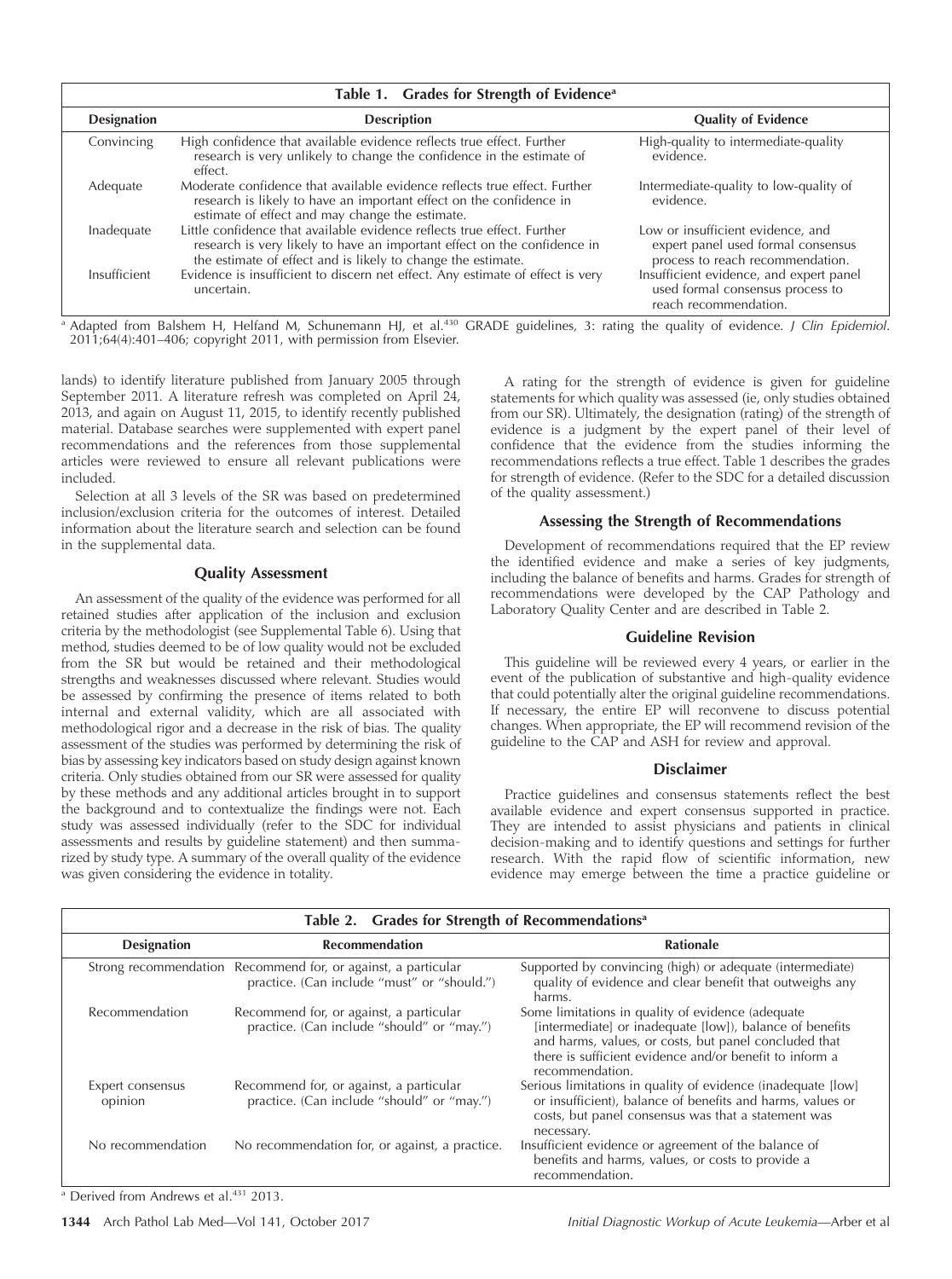**Table 1. Grades for Strength of Evidence[a]**

| Designation | Description | Quality of Evidence |
|---|---|---|
| Convincing | High confidence that available evidence reflects true effect. Further research is very unlikely to change the confidence in the estimate of effect. | High-quality to intermediate-quality evidence. |
| Adequate | Moderate confidence that available evidence reflects true effect. Further research is likely to have an important effect on the confidence in estimate of effect and may change the estimate. | Intermediate-quality to low-quality of evidence. |
| Inadequate | Little confidence that available evidence reflects true effect. Further research is very likely to have an important effect on the confidence in the estimate of effect and is likely to change the estimate. | Low or insufficient evidence, and expert panel used formal consensus process to reach recommendation. |
| Insufficient | Evidence is insufficient to discern net effect. Any estimate of effect is very uncertain. | Insufficient evidence, and expert panel used formal consensus process to reach recommendation. |

[a] Adapted from Balshem H, Helfand M, Schunemann HJ, et al.[430] GRADE guidelines, 3: rating the quality of evidence. *J Clin Epidemiol*. 2011;64(4):401–406; copyright 2011, with permission from Elsevier.

lands) to identify literature published from January 2005 through September 2011. A literature refresh was completed on April 24, 2013, and again on August 11, 2015, to identify recently published material. Database searches were supplemented with expert panel recommendations and the references from those supplemental articles were reviewed to ensure all relevant publications were included.

Selection at all 3 levels of the SR was based on predetermined inclusion/exclusion criteria for the outcomes of interest. Detailed information about the literature search and selection can be found in the supplemental data.

### Quality Assessment

An assessment of the quality of the evidence was performed for all retained studies after application of the inclusion and exclusion criteria by the methodologist (see Supplemental Table 6). Using that method, studies deemed to be of low quality would not be excluded from the SR but would be retained and their methodological strengths and weaknesses discussed where relevant. Studies would be assessed by confirming the presence of items related to both internal and external validity, which are all associated with methodological rigor and a decrease in the risk of bias. The quality assessment of the studies was performed by determining the risk of bias by assessing key indicators based on study design against known criteria. Only studies obtained from our SR were assessed for quality by these methods and any additional articles brought in to support the background and to contextualize the findings were not. Each study was assessed individually (refer to the SDC for individual assessments and results by guideline statement) and then summarized by study type. A summary of the overall quality of the evidence was given considering the evidence in totality.

A rating for the strength of evidence is given for guideline statements for which quality was assessed (ie, only studies obtained from our SR). Ultimately, the designation (rating) of the strength of evidence is a judgment by the expert panel of their level of confidence that the evidence from the studies informing the recommendations reflects a true effect. Table 1 describes the grades for strength of evidence. (Refer to the SDC for a detailed discussion of the quality assessment.)

### Assessing the Strength of Recommendations

Development of recommendations required that the EP review the identified evidence and make a series of key judgments, including the balance of benefits and harms. Grades for strength of recommendations were developed by the CAP Pathology and Laboratory Quality Center and are described in Table 2.

### Guideline Revision

This guideline will be reviewed every 4 years, or earlier in the event of the publication of substantive and high-quality evidence that could potentially alter the original guideline recommendations. If necessary, the entire EP will reconvene to discuss potential changes. When appropriate, the EP will recommend revision of the guideline to the CAP and ASH for review and approval.

### Disclaimer

Practice guidelines and consensus statements reflect the best available evidence and expert consensus supported in practice. They are intended to assist physicians and patients in clinical decision-making and to identify questions and settings for further research. With the rapid flow of scientific information, new evidence may emerge between the time a practice guideline or

**Table 2. Grades for Strength of Recommendations[a]**

| Designation | Recommendation | Rationale |
|---|---|---|
| Strong recommendation | Recommend for, or against, a particular practice. (Can include "must" or "should.") | Supported by convincing (high) or adequate (intermediate) quality of evidence and clear benefit that outweighs any harms. |
| Recommendation | Recommend for, or against, a particular practice. (Can include "should" or "may.") | Some limitations in quality of evidence (adequate [intermediate] or inadequate [low]), balance of benefits and harms, values, or costs, but panel concluded that there is sufficient evidence and/or benefit to inform a recommendation. |
| Expert consensus opinion | Recommend for, or against, a particular practice. (Can include "should" or "may.") | Serious limitations in quality of evidence (inadequate [low] or insufficient), balance of benefits and harms, values or costs, but panel consensus was that a statement was necessary. |
| No recommendation | No recommendation for, or against, a practice. | Insufficient evidence or agreement of the balance of benefits and harms, values, or costs to provide a recommendation. |

[a] Derived from Andrews et al.[431] 2013.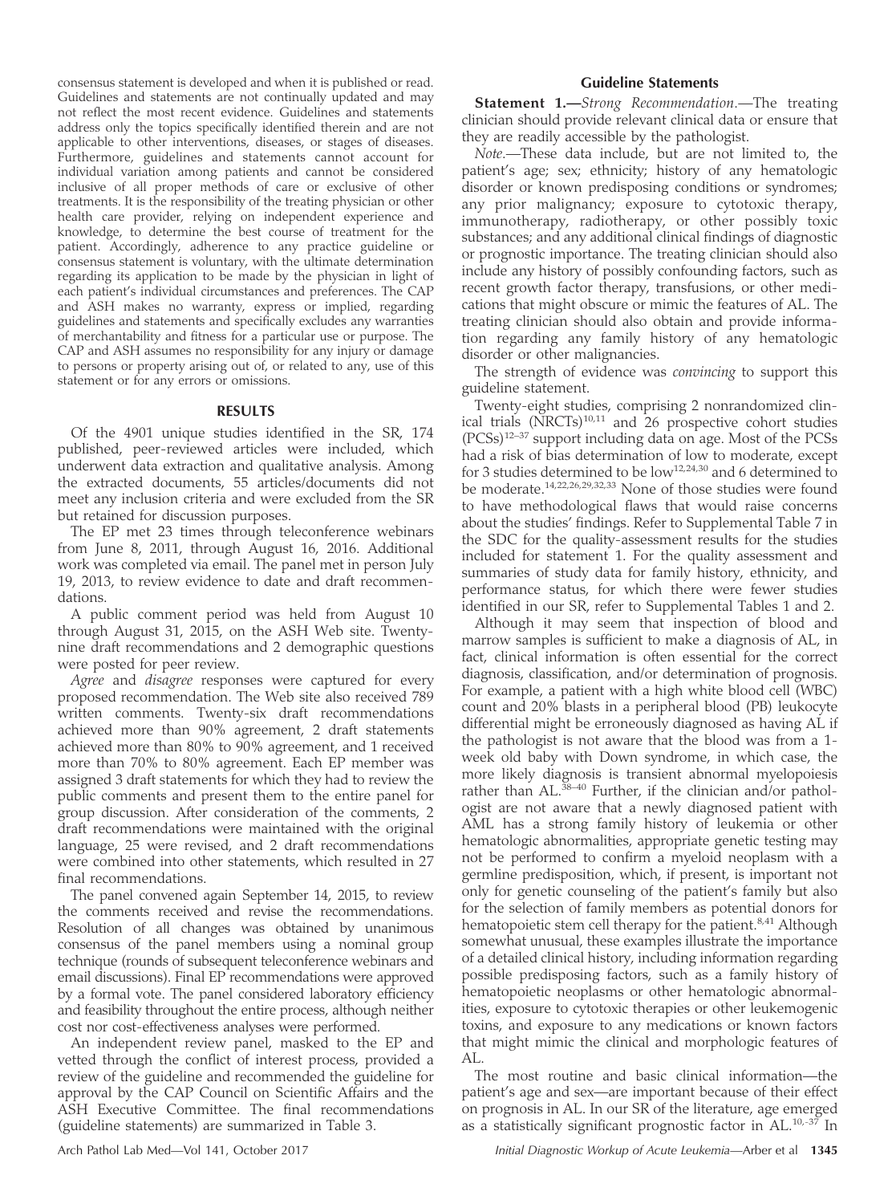consensus statement is developed and when it is published or read. Guidelines and statements are not continually updated and may not reflect the most recent evidence. Guidelines and statements address only the topics specifically identified therein and are not applicable to other interventions, diseases, or stages of diseases. Furthermore, guidelines and statements cannot account for individual variation among patients and cannot be considered inclusive of all proper methods of care or exclusive of other treatments. It is the responsibility of the treating physician or other health care provider, relying on independent experience and knowledge, to determine the best course of treatment for the patient. Accordingly, adherence to any practice guideline or consensus statement is voluntary, with the ultimate determination regarding its application to be made by the physician in light of each patient's individual circumstances and preferences. The CAP and ASH makes no warranty, express or implied, regarding guidelines and statements and specifically excludes any warranties of merchantability and fitness for a particular use or purpose. The CAP and ASH assumes no responsibility for any injury or damage to persons or property arising out of, or related to any, use of this statement or for any errors or omissions.

## RESULTS

Of the 4901 unique studies identified in the SR, 174 published, peer-reviewed articles were included, which underwent data extraction and qualitative analysis. Among the extracted documents, 55 articles/documents did not meet any inclusion criteria and were excluded from the SR but retained for discussion purposes.

The EP met 23 times through teleconference webinars from June 8, 2011, through August 16, 2016. Additional work was completed via email. The panel met in person July 19, 2013, to review evidence to date and draft recommendations.

A public comment period was held from August 10 through August 31, 2015, on the ASH Web site. Twenty-nine draft recommendations and 2 demographic questions were posted for peer review.

*Agree* and *disagree* responses were captured for every proposed recommendation. The Web site also received 789 written comments. Twenty-six draft recommendations achieved more than 90% agreement, 2 draft statements achieved more than 80% to 90% agreement, and 1 received more than 70% to 80% agreement. Each EP member was assigned 3 draft statements for which they had to review the public comments and present them to the entire panel for group discussion. After consideration of the comments, 2 draft recommendations were maintained with the original language, 25 were revised, and 2 draft recommendations were combined into other statements, which resulted in 27 final recommendations.

The panel convened again September 14, 2015, to review the comments received and revise the recommendations. Resolution of all changes was obtained by unanimous consensus of the panel members using a nominal group technique (rounds of subsequent teleconference webinars and email discussions). Final EP recommendations were approved by a formal vote. The panel considered laboratory efficiency and feasibility throughout the entire process, although neither cost nor cost-effectiveness analyses were performed.

An independent review panel, masked to the EP and vetted through the conflict of interest process, provided a review of the guideline and recommended the guideline for approval by the CAP Council on Scientific Affairs and the ASH Executive Committee. The final recommendations (guideline statements) are summarized in Table 3.

### Guideline Statements

**Statement 1.—***Strong Recommendation*.—The treating clinician should provide relevant clinical data or ensure that they are readily accessible by the pathologist.

*Note*.—These data include, but are not limited to, the patient's age; sex; ethnicity; history of any hematologic disorder or known predisposing conditions or syndromes; any prior malignancy; exposure to cytotoxic therapy, immunotherapy, radiotherapy, or other possibly toxic substances; and any additional clinical findings of diagnostic or prognostic importance. The treating clinician should also include any history of possibly confounding factors, such as recent growth factor therapy, transfusions, or other medications that might obscure or mimic the features of AL. The treating clinician should also obtain and provide information regarding any family history of any hematologic disorder or other malignancies.

The strength of evidence was *convincing* to support this guideline statement.

Twenty-eight studies, comprising 2 nonrandomized clinical trials (NRCTs)[10,11] and 26 prospective cohort studies (PCSs)[12–37] support including data on age. Most of the PCSs had a risk of bias determination of low to moderate, except for 3 studies determined to be low[12,24,30] and 6 determined to be moderate.[14,22,26,29,32,33] None of those studies were found to have methodological flaws that would raise concerns about the studies' findings. Refer to Supplemental Table 7 in the SDC for the quality-assessment results for the studies included for statement 1. For the quality assessment and summaries of study data for family history, ethnicity, and performance status, for which there were fewer studies identified in our SR, refer to Supplemental Tables 1 and 2.

Although it may seem that inspection of blood and marrow samples is sufficient to make a diagnosis of AL, in fact, clinical information is often essential for the correct diagnosis, classification, and/or determination of prognosis. For example, a patient with a high white blood cell (WBC) count and 20% blasts in a peripheral blood (PB) leukocyte differential might be erroneously diagnosed as having AL if the pathologist is not aware that the blood was from a 1-week old baby with Down syndrome, in which case, the more likely diagnosis is transient abnormal myelopoiesis rather than AL.[38–40] Further, if the clinician and/or pathologist are not aware that a newly diagnosed patient with AML has a strong family history of leukemia or other hematologic abnormalities, appropriate genetic testing may not be performed to confirm a myeloid neoplasm with a germline predisposition, which, if present, is important not only for genetic counseling of the patient's family but also for the selection of family members as potential donors for hematopoietic stem cell therapy for the patient.[8,41] Although somewhat unusual, these examples illustrate the importance of a detailed clinical history, including information regarding possible predisposing factors, such as a family history of hematopoietic neoplasms or other hematologic abnormalities, exposure to cytotoxic therapies or other leukemogenic toxins, and exposure to any medications or known factors that might mimic the clinical and morphologic features of AL.

The most routine and basic clinical information—the patient's age and sex—are important because of their effect on prognosis in AL. In our SR of the literature, age emerged as a statistically significant prognostic factor in AL.[10–37] In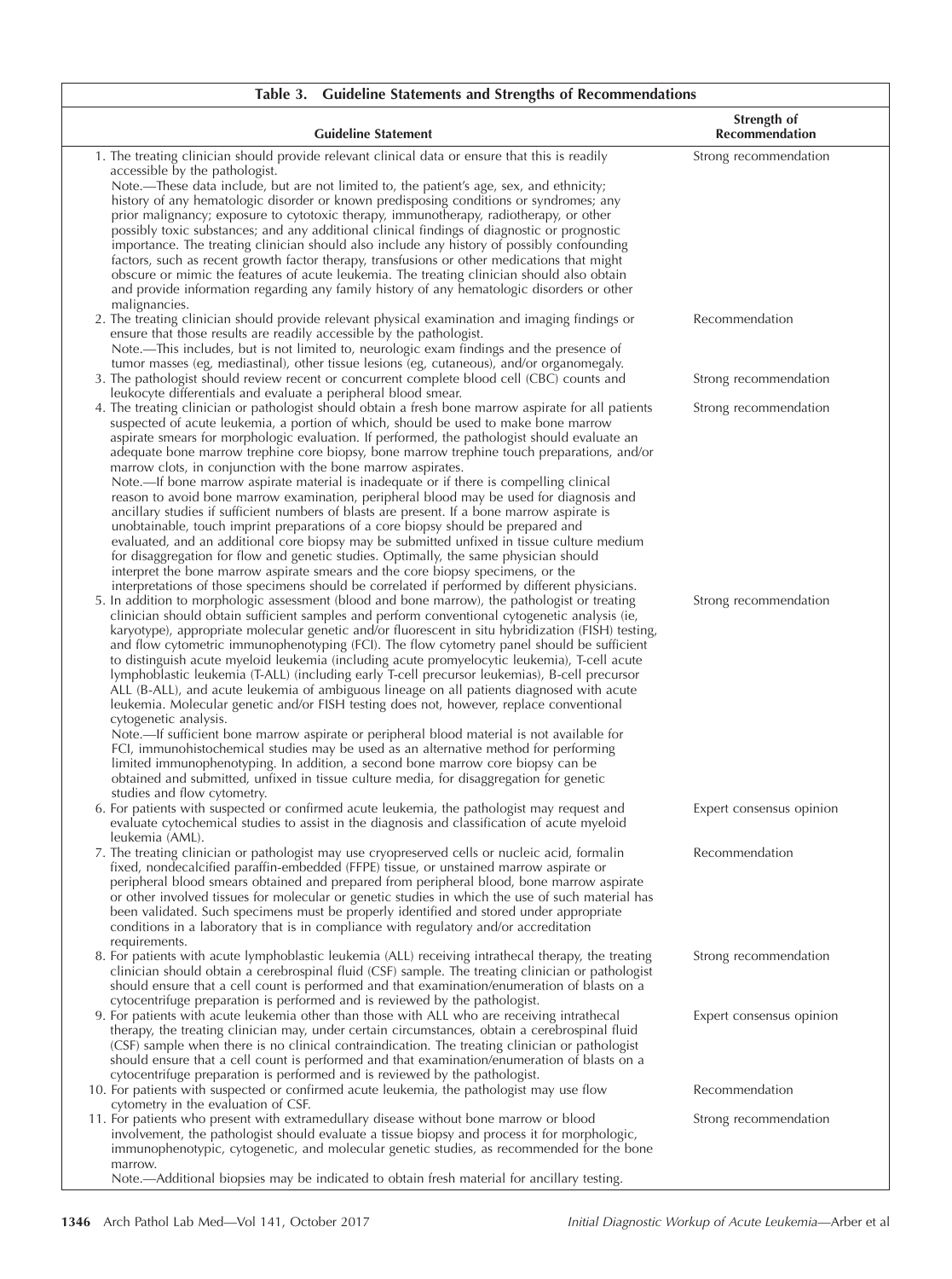**Table 3. Guideline Statements and Strengths of Recommendations**

| Guideline Statement | Strength of Recommendation |
|---|---|
| 1. The treating clinician should provide relevant clinical data or ensure that this is readily accessible by the pathologist. <br> Note.—These data include, but are not limited to, the patient's age, sex, and ethnicity; history of any hematologic disorder or known predisposing conditions or syndromes; any prior malignancy; exposure to cytotoxic therapy, immunotherapy, radiotherapy, or other possibly toxic substances; and any additional clinical findings of diagnostic or prognostic importance. The treating clinician should also include any history of possibly confounding factors, such as recent growth factor therapy, transfusions or other medications that might obscure or mimic the features of acute leukemia. The treating clinician should also obtain and provide information regarding any family history of any hematologic disorders or other malignancies. | Strong recommendation |
| 2. The treating clinician should provide relevant physical examination and imaging findings or ensure that those results are readily accessible by the pathologist. <br> Note.—This includes, but is not limited to, neurologic exam findings and the presence of tumor masses (eg, mediastinal), other tissue lesions (eg, cutaneous), and/or organomegaly. | Recommendation |
| 3. The pathologist should review recent or concurrent complete blood cell (CBC) counts and leukocyte differentials and evaluate a peripheral blood smear. | Strong recommendation |
| 4. The treating clinician or pathologist should obtain a fresh bone marrow aspirate for all patients suspected of acute leukemia, a portion of which, should be used to make bone marrow aspirate smears for morphologic evaluation. If performed, the pathologist should evaluate an adequate bone marrow trephine core biopsy, bone marrow trephine touch preparations, and/or marrow clots, in conjunction with the bone marrow aspirates. <br> Note.—If bone marrow aspirate material is inadequate or if there is compelling clinical reason to avoid bone marrow examination, peripheral blood may be used for diagnosis and ancillary studies if sufficient numbers of blasts are present. If a bone marrow aspirate is unobtainable, touch imprint preparations of a core biopsy should be prepared and evaluated, and an additional core biopsy may be submitted unfixed in tissue culture medium for disaggregation for flow and genetic studies. Optimally, the same physician should interpret the bone marrow aspirate smears and the core biopsy specimens, or the interpretations of those specimens should be correlated if performed by different physicians. | Strong recommendation |
| 5. In addition to morphologic assessment (blood and bone marrow), the pathologist or treating clinician should obtain sufficient samples and perform conventional cytogenetic analysis (ie, karyotype), appropriate molecular genetic and/or fluorescent in situ hybridization (FISH) testing, and flow cytometric immunophenotyping (FCI). The flow cytometry panel should be sufficient to distinguish acute myeloid leukemia (including acute promyelocytic leukemia), T-cell acute lymphoblastic leukemia (T-ALL) (including early T-cell precursor leukemias), B-cell precursor ALL (B-ALL), and acute leukemia of ambiguous lineage on all patients diagnosed with acute leukemia. Molecular genetic and/or FISH testing does not, however, replace conventional cytogenetic analysis. <br> Note.—If sufficient bone marrow aspirate or peripheral blood material is not available for FCI, immunohistochemical studies may be used as an alternative method for performing limited immunophenotyping. In addition, a second bone marrow core biopsy can be obtained and submitted, unfixed in tissue culture media, for disaggregation for genetic studies and flow cytometry. | Strong recommendation |
| 6. For patients with suspected or confirmed acute leukemia, the pathologist may request and evaluate cytochemical studies to assist in the diagnosis and classification of acute myeloid leukemia (AML). | Expert consensus opinion |
| 7. The treating clinician or pathologist may use cryopreserved cells or nucleic acid, formalin fixed, nondecalcified paraffin-embedded (FFPE) tissue, or unstained marrow aspirate or peripheral blood smears obtained and prepared from peripheral blood, bone marrow aspirate or other involved tissues for molecular or genetic studies in which the use of such material has been validated. Such specimens must be properly identified and stored under appropriate conditions in a laboratory that is in compliance with regulatory and/or accreditation requirements. | Recommendation |
| 8. For patients with acute lymphoblastic leukemia (ALL) receiving intrathecal therapy, the treating clinician should obtain a cerebrospinal fluid (CSF) sample. The treating clinician or pathologist should ensure that a cell count is performed and that examination/enumeration of blasts on a cytocentrifuge preparation is performed and is reviewed by the pathologist. | Strong recommendation |
| 9. For patients with acute leukemia other than those with ALL who are receiving intrathecal therapy, the treating clinician may, under certain circumstances, obtain a cerebrospinal fluid (CSF) sample when there is no clinical contraindication. The treating clinician or pathologist should ensure that a cell count is performed and that examination/enumeration of blasts on a cytocentrifuge preparation is performed and is reviewed by the pathologist. | Expert consensus opinion |
| 10. For patients with suspected or confirmed acute leukemia, the pathologist may use flow cytometry in the evaluation of CSF. | Recommendation |
| 11. For patients who present with extramedullary disease without bone marrow or blood involvement, the pathologist should evaluate a tissue biopsy and process it for morphologic, immunophenotypic, cytogenetic, and molecular genetic studies, as recommended for the bone marrow. <br> Note.—Additional biopsies may be indicated to obtain fresh material for ancillary testing. | Strong recommendation |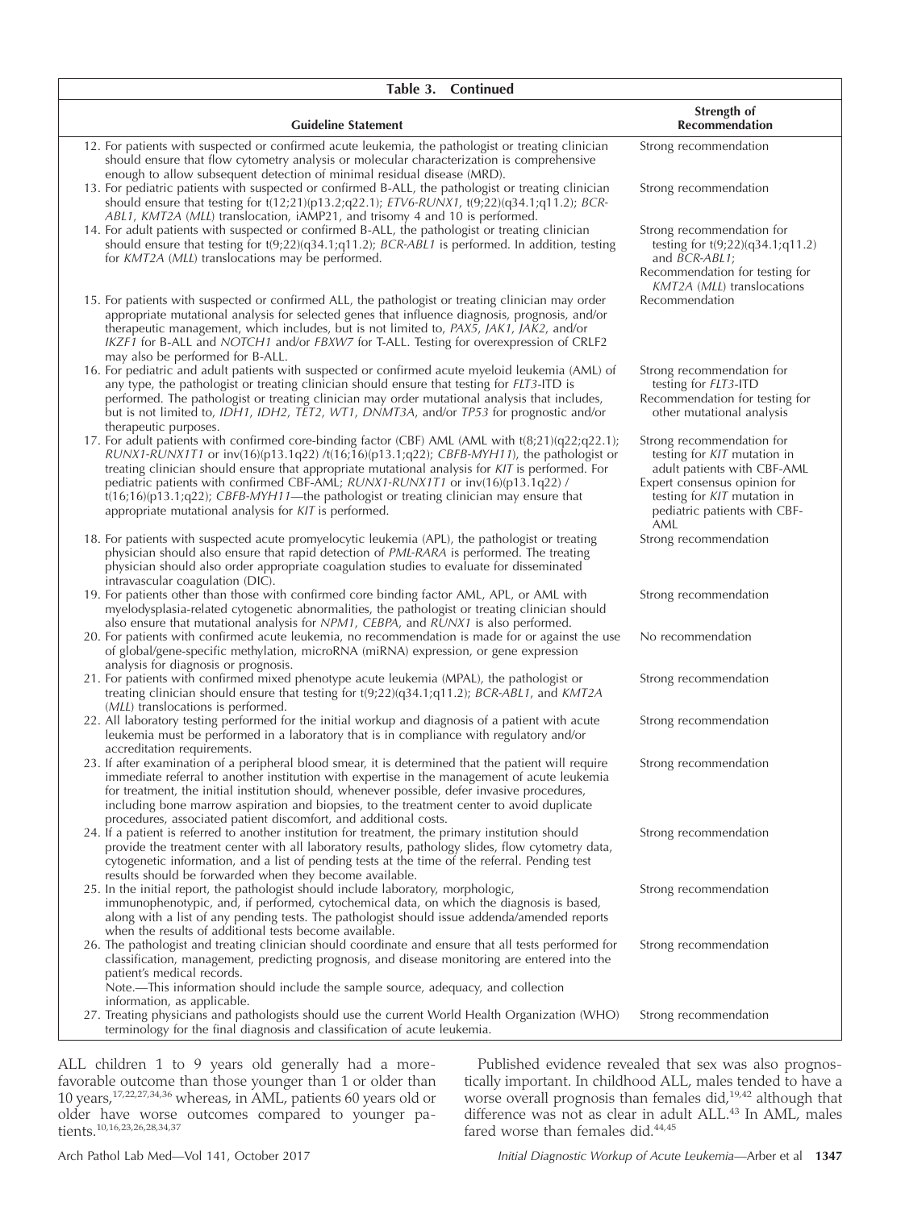**Table 3. Continued**

| Guideline Statement | Strength of Recommendation |
|---|---|
| 12. For patients with suspected or confirmed acute leukemia, the pathologist or treating clinician should ensure that flow cytometry analysis or molecular characterization is comprehensive enough to allow subsequent detection of minimal residual disease (MRD). | Strong recommendation |
| 13. For pediatric patients with suspected or confirmed B-ALL, the pathologist or treating clinician should ensure that testing for t(12;21)(p13.2;q22.1); *ETV6-RUNX1*, t(9;22)(q34.1;q11.2); *BCR-ABL1*, *KMT2A* (*MLL*) translocation, iAMP21, and trisomy 4 and 10 is performed. | Strong recommendation |
| 14. For adult patients with suspected or confirmed B-ALL, the pathologist or treating clinician should ensure that testing for t(9;22)(q34.1;q11.2); *BCR-ABL1* is performed. In addition, testing for *KMT2A* (*MLL*) translocations may be performed. | Strong recommendation for testing for t(9;22)(q34.1;q11.2) and *BCR-ABL1*; Recommendation for testing for *KMT2A* (*MLL*) translocations |
| 15. For patients with suspected or confirmed ALL, the pathologist or treating clinician may order appropriate mutational analysis for selected genes that influence diagnosis, prognosis, and/or therapeutic management, which includes, but is not limited to, *PAX5*, *JAK1*, *JAK2*, and/or *IKZF1* for B-ALL and *NOTCH1* and/or *FBXW7* for T-ALL. Testing for overexpression of CRLF2 may also be performed for B-ALL. | Recommendation |
| 16. For pediatric and adult patients with suspected or confirmed acute myeloid leukemia (AML) of any type, the pathologist or treating clinician should ensure that testing for *FLT3*-ITD is performed. The pathologist or treating clinician may order mutational analysis that includes, but is not limited to, *IDH1*, *IDH2*, *TET2*, *WT1*, *DNMT3A*, and/or *TP53* for prognostic and/or therapeutic purposes. | Strong recommendation for testing for *FLT3*-ITD; Recommendation for testing for other mutational analysis |
| 17. For adult patients with confirmed core-binding factor (CBF) AML (AML with t(8;21)(q22;q22.1); *RUNX1-RUNX1T1* or inv(16)(p13.1q22) /t(16;16)(p13.1;q22); *CBFB-MYH11*), the pathologist or treating clinician should ensure that appropriate mutational analysis for *KIT* is performed. For pediatric patients with confirmed CBF-AML; *RUNX1-RUNX1T1* or inv(16)(p13.1q22) / t(16;16)(p13.1;q22); *CBFB-MYH11*—the pathologist or treating clinician may ensure that appropriate mutational analysis for *KIT* is performed. | Strong recommendation for testing for *KIT* mutation in adult patients with CBF-AML; Expert consensus opinion for testing for *KIT* mutation in pediatric patients with CBF-AML |
| 18. For patients with suspected acute promyelocytic leukemia (APL), the pathologist or treating physician should also ensure that rapid detection of *PML-RARA* is performed. The treating physician should also order appropriate coagulation studies to evaluate for disseminated intravascular coagulation (DIC). | Strong recommendation |
| 19. For patients other than those with confirmed core binding factor AML, APL, or AML with myelodysplasia-related cytogenetic abnormalities, the pathologist or treating clinician should also ensure that mutational analysis for *NPM1*, *CEBPA*, and *RUNX1* is also performed. | Strong recommendation |
| 20. For patients with confirmed acute leukemia, no recommendation is made for or against the use of global/gene-specific methylation, microRNA (miRNA) expression, or gene expression analysis for diagnosis or prognosis. | No recommendation |
| 21. For patients with confirmed mixed phenotype acute leukemia (MPAL), the pathologist or treating clinician should ensure that testing for t(9;22)(q34.1;q11.2); *BCR-ABL1*, and *KMT2A* (*MLL*) translocations is performed. | Strong recommendation |
| 22. All laboratory testing performed for the initial workup and diagnosis of a patient with acute leukemia must be performed in a laboratory that is in compliance with regulatory and/or accreditation requirements. | Strong recommendation |
| 23. If after examination of a peripheral blood smear, it is determined that the patient will require immediate referral to another institution with expertise in the management of acute leukemia for treatment, the initial institution should, whenever possible, defer invasive procedures, including bone marrow aspiration and biopsies, to the treatment center to avoid duplicate procedures, associated patient discomfort, and additional costs. | Strong recommendation |
| 24. If a patient is referred to another institution for treatment, the primary institution should provide the treatment center with all laboratory results, pathology slides, flow cytometry data, cytogenetic information, and a list of pending tests at the time of the referral. Pending test results should be forwarded when they become available. | Strong recommendation |
| 25. In the initial report, the pathologist should include laboratory, morphologic, immunophenotypic, and, if performed, cytochemical data, on which the diagnosis is based, along with a list of any pending tests. The pathologist should issue addenda/amended reports when the results of additional tests become available. | Strong recommendation |
| 26. The pathologist and treating clinician should coordinate and ensure that all tests performed for classification, management, predicting prognosis, and disease monitoring are entered into the patient's medical records. Note.—This information should include the sample source, adequacy, and collection information, as applicable. | Strong recommendation |
| 27. Treating physicians and pathologists should use the current World Health Organization (WHO) terminology for the final diagnosis and classification of acute leukemia. | Strong recommendation |

ALL children 1 to 9 years old generally had a more-favorable outcome than those younger than 1 or older than 10 years,[17,22,27,34,36] whereas, in AML, patients 60 years old or older have worse outcomes compared to younger patients.[10,16,23,26,28,34,37]

Published evidence revealed that sex was also prognostically important. In childhood ALL, males tended to have a worse overall prognosis than females did,[19,42] although that difference was not as clear in adult ALL.[43] In AML, males fared worse than females did.[44,45]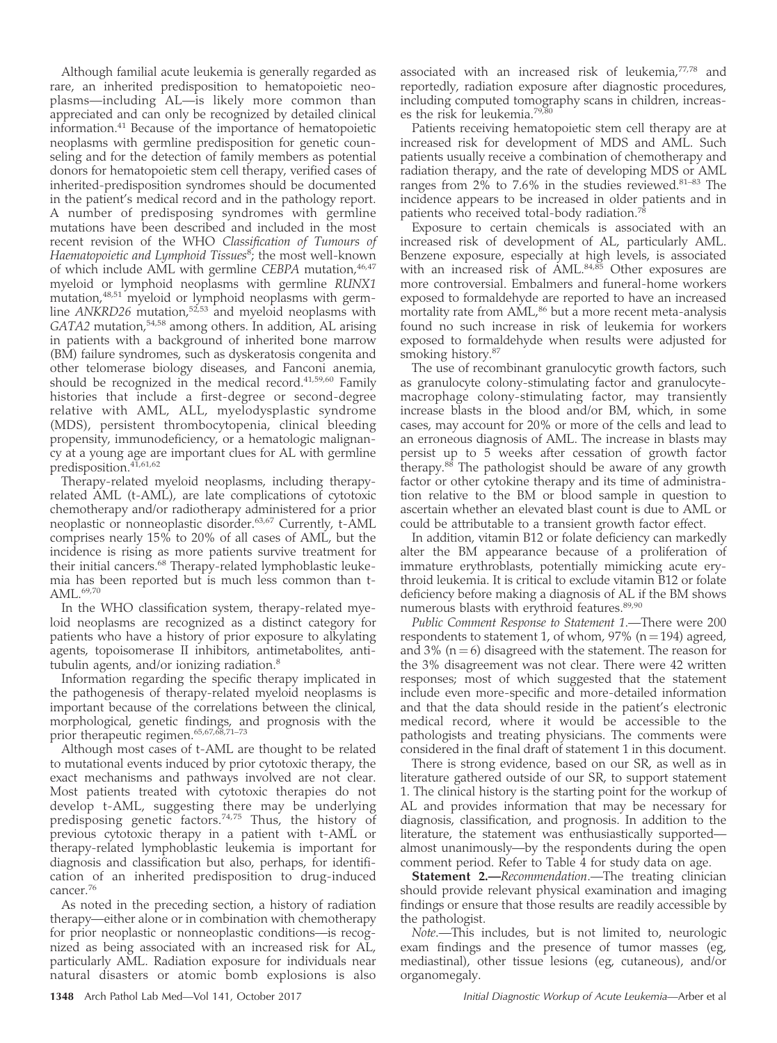Although familial acute leukemia is generally regarded as rare, an inherited predisposition to hematopoietic neoplasms—including AL—is likely more common than appreciated and can only be recognized by detailed clinical information.[41] Because of the importance of hematopoietic neoplasms with germline predisposition for genetic counseling and for the detection of family members as potential donors for hematopoietic stem cell therapy, verified cases of inherited-predisposition syndromes should be documented in the patient's medical record and in the pathology report. A number of predisposing syndromes with germline mutations have been described and included in the most recent revision of the WHO *Classification of Tumours of Haematopoietic and Lymphoid Tissues*[8]; the most well-known of which include AML with germline *CEBPA* mutation,[46,47] myeloid or lymphoid neoplasms with germline *RUNX1* mutation,[48,51] myeloid or lymphoid neoplasms with germline *ANKRD26* mutation,[52,53] and myeloid neoplasms with *GATA2* mutation,[54,58] among others. In addition, AL arising in patients with a background of inherited bone marrow (BM) failure syndromes, such as dyskeratosis congenita and other telomerase biology diseases, and Fanconi anemia, should be recognized in the medical record.[41,59,60] Family histories that include a first-degree or second-degree relative with AML, ALL, myelodysplastic syndrome (MDS), persistent thrombocytopenia, clinical bleeding propensity, immunodeficiency, or a hematologic malignancy at a young age are important clues for AL with germline predisposition.[41,61,62]

Therapy-related myeloid neoplasms, including therapy-related AML (t-AML), are late complications of cytotoxic chemotherapy and/or radiotherapy administered for a prior neoplastic or nonneoplastic disorder.[63,67] Currently, t-AML comprises nearly 15% to 20% of all cases of AML, but the incidence is rising as more patients survive treatment for their initial cancers.[68] Therapy-related lymphoblastic leukemia has been reported but is much less common than t-AML.[69,70]

In the WHO classification system, therapy-related myeloid neoplasms are recognized as a distinct category for patients who have a history of prior exposure to alkylating agents, topoisomerase II inhibitors, antimetabolites, antitubulin agents, and/or ionizing radiation.[8]

Information regarding the specific therapy implicated in the pathogenesis of therapy-related myeloid neoplasms is important because of the correlations between the clinical, morphological, genetic findings, and prognosis with the prior therapeutic regimen.[65,67,68,71–73]

Although most cases of t-AML are thought to be related to mutational events induced by prior cytotoxic therapy, the exact mechanisms and pathways involved are not clear. Most patients treated with cytotoxic therapies do not develop t-AML, suggesting there may be underlying predisposing genetic factors.[74,75] Thus, the history of previous cytotoxic therapy in a patient with t-AML or therapy-related lymphoblastic leukemia is important for diagnosis and classification but also, perhaps, for identification of an inherited predisposition to drug-induced cancer.[76]

As noted in the preceding section, a history of radiation therapy—either alone or in combination with chemotherapy for prior neoplastic or nonneoplastic conditions—is recognized as being associated with an increased risk for AL, particularly AML. Radiation exposure for individuals near natural disasters or atomic bomb explosions is also associated with an increased risk of leukemia,[77,78] and reportedly, radiation exposure after diagnostic procedures, including computed tomography scans in children, increases the risk for leukemia.[79,80]

Patients receiving hematopoietic stem cell therapy are at increased risk for development of MDS and AML. Such patients usually receive a combination of chemotherapy and radiation therapy, and the rate of developing MDS or AML ranges from 2% to 7.6% in the studies reviewed.[81–83] The incidence appears to be increased in older patients and in patients who received total-body radiation.[78]

Exposure to certain chemicals is associated with an increased risk of development of AL, particularly AML. Benzene exposure, especially at high levels, is associated with an increased risk of AML.[84,85] Other exposures are more controversial. Embalmers and funeral-home workers exposed to formaldehyde are reported to have an increased mortality rate from AML,[86] but a more recent meta-analysis found no such increase in risk of leukemia for workers exposed to formaldehyde when results were adjusted for smoking history.[87]

The use of recombinant granulocytic growth factors, such as granulocyte colony-stimulating factor and granulocyte-macrophage colony-stimulating factor, may transiently increase blasts in the blood and/or BM, which, in some cases, may account for 20% or more of the cells and lead to an erroneous diagnosis of AML. The increase in blasts may persist up to 5 weeks after cessation of growth factor therapy.[88] The pathologist should be aware of any growth factor or other cytokine therapy and its time of administration relative to the BM or blood sample in question to ascertain whether an elevated blast count is due to AML or could be attributable to a transient growth factor effect.

In addition, vitamin B12 or folate deficiency can markedly alter the BM appearance because of a proliferation of immature erythroblasts, potentially mimicking acute erythroid leukemia. It is critical to exclude vitamin B12 or folate deficiency before making a diagnosis of AL if the BM shows numerous blasts with erythroid features.[89,90]

*Public Comment Response to Statement 1*.—There were 200 respondents to statement 1, of whom, 97% (n = 194) agreed, and 3% (n = 6) disagreed with the statement. The reason for the 3% disagreement was not clear. There were 42 written responses; most of which suggested that the statement include even more-specific and more-detailed information and that the data should reside in the patient's electronic medical record, where it would be accessible to the pathologists and treating physicians. The comments were considered in the final draft of statement 1 in this document.

There is strong evidence, based on our SR, as well as in literature gathered outside of our SR, to support statement 1. The clinical history is the starting point for the workup of AL and provides information that may be necessary for diagnosis, classification, and prognosis. In addition to the literature, the statement was enthusiastically supported—almost unanimously—by the respondents during the open comment period. Refer to Table 4 for study data on age.

**Statement 2.**—*Recommendation*.—The treating clinician should provide relevant physical examination and imaging findings or ensure that those results are readily accessible by the pathologist.

*Note*.—This includes, but is not limited to, neurologic exam findings and the presence of tumor masses (eg, mediastinal), other tissue lesions (eg, cutaneous), and/or organomegaly.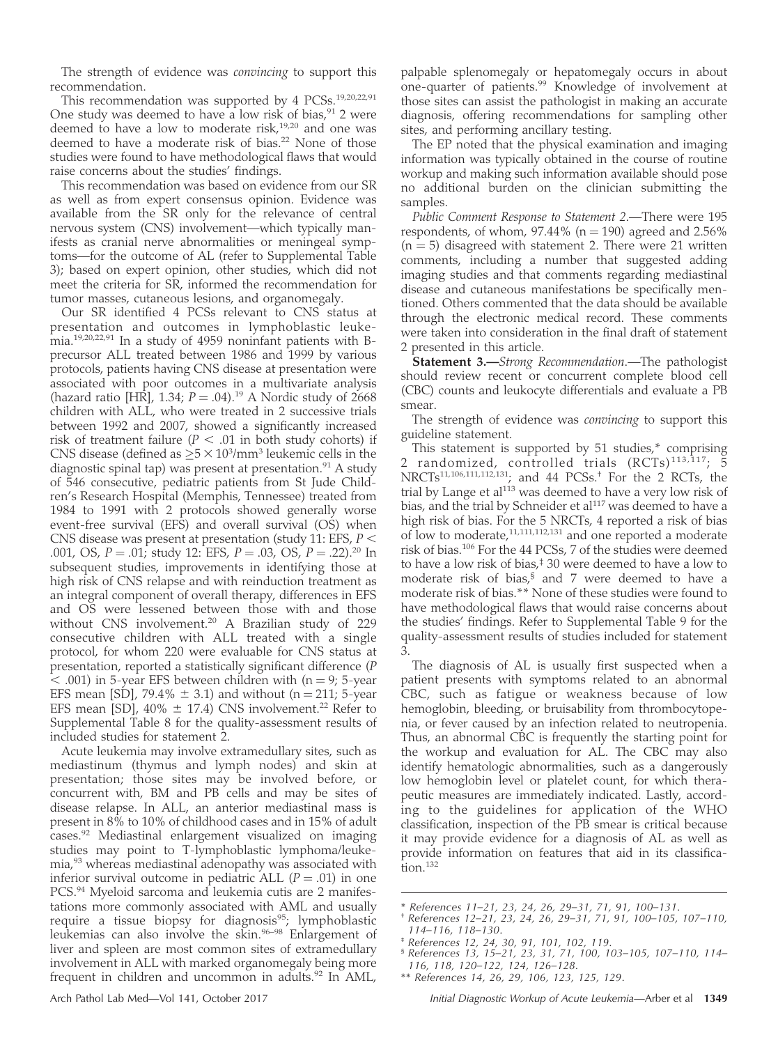The strength of evidence was *convincing* to support this recommendation.

This recommendation was supported by 4 PCSs.[19,20,22,91] One study was deemed to have a low risk of bias,[91] 2 were deemed to have a low to moderate risk,[19,20] and one was deemed to have a moderate risk of bias.[22] None of those studies were found to have methodological flaws that would raise concerns about the studies' findings.

This recommendation was based on evidence from our SR as well as from expert consensus opinion. Evidence was available from the SR only for the relevance of central nervous system (CNS) involvement—which typically manifests as cranial nerve abnormalities or meningeal symptoms—for the outcome of AL (refer to Supplemental Table 3); based on expert opinion, other studies, which did not meet the criteria for SR, informed the recommendation for tumor masses, cutaneous lesions, and organomegaly.

Our SR identified 4 PCSs relevant to CNS status at presentation and outcomes in lymphoblastic leukemia.[19,20,22,91] In a study of 4959 noninfant patients with B-precursor ALL treated between 1986 and 1999 by various protocols, patients having CNS disease at presentation were associated with poor outcomes in a multivariate analysis (hazard ratio [HR], 1.34; $P = .04$).[19] A Nordic study of 2668 children with ALL, who were treated in 2 successive trials between 1992 and 2007, showed a significantly increased risk of treatment failure ($P < .01$ in both study cohorts) if CNS disease (defined as $\geq 5 \times 10^3/\text{mm}^3$ leukemic cells in the diagnostic spinal tap) was present at presentation.[91] A study of 546 consecutive, pediatric patients from St Jude Children's Research Hospital (Memphis, Tennessee) treated from 1984 to 1991 with 2 protocols showed generally worse event-free survival (EFS) and overall survival (OS) when CNS disease was present at presentation (study 11: EFS, $P < .001$, OS, $P = .01$; study 12: EFS, $P = .03$, OS, $P = .22$).[20] In subsequent studies, improvements in identifying those at high risk of CNS relapse and with reinduction treatment as an integral component of overall therapy, differences in EFS and OS were lessened between those with and those without CNS involvement.[20] A Brazilian study of 229 consecutive children with ALL treated with a single protocol, for whom 220 were evaluable for CNS status at presentation, reported a statistically significant difference ($P < .001$) in 5-year EFS between children with ($n = 9$; 5-year EFS mean [SD], 79.4% ± 3.1) and without ($n = 211$; 5-year EFS mean [SD], 40% ± 17.4) CNS involvement.[22] Refer to Supplemental Table 8 for the quality-assessment results of included studies for statement 2.

Acute leukemia may involve extramedullary sites, such as mediastinum (thymus and lymph nodes) and skin at presentation; those sites may be involved before, or concurrent with, BM and PB cells and may be sites of disease relapse. In ALL, an anterior mediastinal mass is present in 8% to 10% of childhood cases and in 15% of adult cases.[92] Mediastinal enlargement visualized on imaging studies may point to T-lymphoblastic lymphoma/leukemia,[93] whereas mediastinal adenopathy was associated with inferior survival outcome in pediatric ALL ($P = .01$) in one PCS.[94] Myeloid sarcoma and leukemia cutis are 2 manifestations more commonly associated with AML and usually require a tissue biopsy for diagnosis[95]; lymphoblastic leukemias can also involve the skin.[96–98] Enlargement of liver and spleen are most common sites of extramedullary involvement in ALL with marked organomegaly being more frequent in children and uncommon in adults.[92] In AML, palpable splenomegaly or hepatomegaly occurs in about one-quarter of patients.[99] Knowledge of involvement at those sites can assist the pathologist in making an accurate diagnosis, offering recommendations for sampling other sites, and performing ancillary testing.

The EP noted that the physical examination and imaging information was typically obtained in the course of routine workup and making such information available should pose no additional burden on the clinician submitting the samples.

*Public Comment Response to Statement 2*.—There were 195 respondents, of whom, 97.44% ($n = 190$) agreed and 2.56% ($n = 5$) disagreed with statement 2. There were 21 written comments, including a number that suggested adding imaging studies and that comments regarding mediastinal disease and cutaneous manifestations be specifically mentioned. Others commented that the data should be available through the electronic medical record. These comments were taken into consideration in the final draft of statement 2 presented in this article.

**Statement 3.**—*Strong Recommendation*.—The pathologist should review recent or concurrent complete blood cell (CBC) counts and leukocyte differentials and evaluate a PB smear.

The strength of evidence was *convincing* to support this guideline statement.

This statement is supported by 51 studies,* comprising 2 randomized, controlled trials (RCTs)[113,117]; 5 NRCTs[11,106,111,112,131]; and 44 PCSs.† For the 2 RCTs, the trial by Lange et al[113] was deemed to have a very low risk of bias, and the trial by Schneider et al[117] was deemed to have a high risk of bias. For the 5 NRCTs, 4 reported a risk of bias of low to moderate,[11,111,112,131] and one reported a moderate risk of bias.[106] For the 44 PCSs, 7 of the studies were deemed to have a low risk of bias,‡ 30 were deemed to have a low to moderate risk of bias,§ and 7 were deemed to have a moderate risk of bias.** None of these studies were found to have methodological flaws that would raise concerns about the studies' findings. Refer to Supplemental Table 9 for the quality-assessment results of studies included for statement 3.

The diagnosis of AL is usually first suspected when a patient presents with symptoms related to an abnormal CBC, such as fatigue or weakness because of low hemoglobin, bleeding, or bruisability from thrombocytopenia, or fever caused by an infection related to neutropenia. Thus, an abnormal CBC is frequently the starting point for the workup and evaluation for AL. The CBC may also identify hematologic abnormalities, such as a dangerously low hemoglobin level or platelet count, for which therapeutic measures are immediately indicated. Lastly, according to the guidelines for application of the WHO classification, inspection of the PB smear is critical because it may provide evidence for a diagnosis of AL as well as provide information on features that aid in its classification.[132]

---

\* *References 11–21, 23, 24, 26, 29–31, 71, 91, 100–131.*

† *References 12–21, 23, 24, 26, 29–31, 71, 91, 100–105, 107–110, 114–116, 118–130.*

‡ *References 12, 24, 30, 91, 101, 102, 119.*

§ *References 13, 15–21, 23, 31, 71, 100, 103–105, 107–110, 114–116, 118, 120–122, 124, 126–128.*

\*\* *References 14, 26, 29, 106, 123, 125, 129.*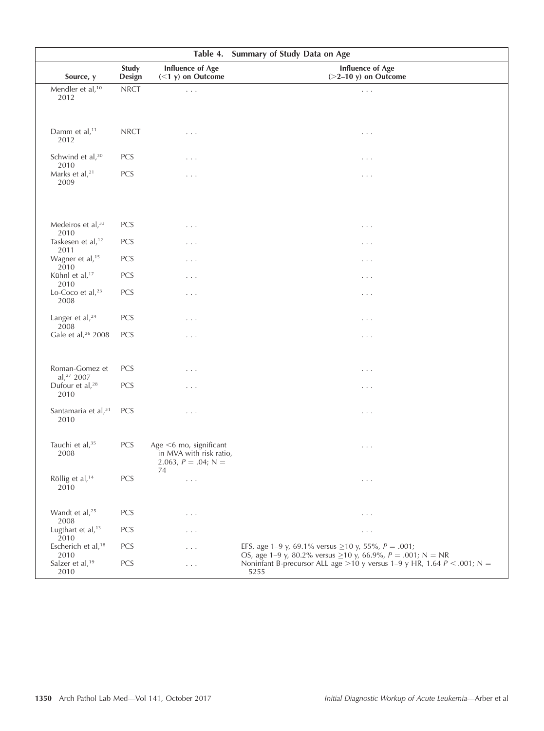**Table 4. Summary of Study Data on Age**

| Source, y | Study Design | Influence of Age (<1 y) on Outcome | Influence of Age (>2–10 y) on Outcome |
|---|---|---|---|
| Mendler et al,[10] 2012 | NRCT | . . . | . . . |
| Damm et al,[11] 2012 | NRCT | . . . | . . . |
| Schwind et al,[30] 2010 | PCS | . . . | . . . |
| Marks et al,[21] 2009 | PCS | . . . | . . . |
| Medeiros et al,[33] 2010 | PCS | . . . | . . . |
| Taskesen et al,[12] 2011 | PCS | . . . | . . . |
| Wagner et al,[15] 2010 | PCS | . . . | . . . |
| Kühnl et al,[17] 2010 | PCS | . . . | . . . |
| Lo-Coco et al,[23] 2008 | PCS | . . . | . . . |
| Langer et al,[24] 2008 | PCS | . . . | . . . |
| Gale et al,[26] 2008 | PCS | . . . | . . . |
| Roman-Gomez et al,[27] 2007 | PCS | . . . | . . . |
| Dufour et al,[28] 2010 | PCS | . . . | . . . |
| Santamaria et al,[31] 2010 | PCS | . . . | . . . |
| Tauchi et al,[35] 2008 | PCS | Age <6 mo, significant in MVA with risk ratio, 2.063, $P = .04$; N = 74 | . . . |
| Röllig et al,[14] 2010 | PCS | . . . | . . . |
| Wandt et al,[25] 2008 | PCS | . . . | . . . |
| Lugthart et al,[13] 2010 | PCS | . . . | . . . |
| Escherich et al,[18] 2010 | PCS | . . . | EFS, age 1–9 y, 69.1% versus ≥10 y, 55%, $P = .001$; OS, age 1–9 y, 80.2% versus ≥10 y, 66.9%, $P = .001$; N = NR |
| Salzer et al,[19] 2010 | PCS | . . . | Noninfant B-precursor ALL age >10 y versus 1–9 y HR, 1.64 $P < .001$; N = 5255 |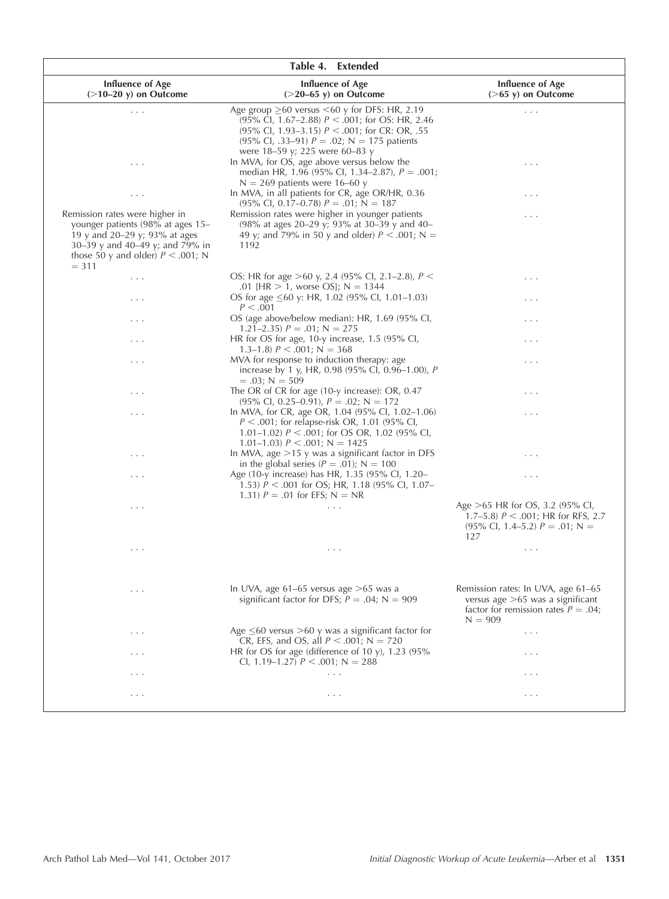**Table 4. Extended**

| Influence of Age (>10–20 y) on Outcome | Influence of Age (>20–65 y) on Outcome | Influence of Age (>65 y) on Outcome |
|---|---|---|
| . . . | Age group ≥60 versus <60 y for DFS: HR, 2.19 (95% CI, 1.67–2.88) $P < .001$; for OS: HR, 2.46 (95% CI, 1.93–3.15) $P < .001$; for CR: OR, .55 (95% CI, .33–91) $P = .02$; N = 175 patients were 18–59 y; 225 were 60–83 y | . . . |
| . . . | In MVA, for OS, age above versus below the median HR, 1.96 (95% CI, 1.34–2.87), $P = .001$; N = 269 patients were 16–60 y | . . . |
| . . . | In MVA, in all patients for CR, age OR/HR, 0.36 (95% CI, 0.17–0.78) $P = .01$; N = 187 | . . . |
| Remission rates were higher in younger patients (98% at ages 15–19 y and 20–29 y; 93% at ages 30–39 y and 40–49 y; and 79% in those 50 y and older) $P < .001$; N = 311 | Remission rates were higher in younger patients (98% at ages 20–29 y; 93% at 30–39 y and 40–49 y; and 79% in 50 y and older) $P < .001$; N = 1192 | . . . |
| . . . | OS: HR for age >60 y, 2.4 (95% CI, 2.1–2.8), $P < .01$ [HR > 1, worse OS]; N = 1344 | . . . |
| . . . | OS for age ≤60 y: HR, 1.02 (95% CI, 1.01–1.03) $P < .001$ | . . . |
| . . . | OS (age above/below median): HR, 1.69 (95% CI, 1.21–2.35) $P = .01$; N = 275 | . . . |
| . . . | HR for OS for age, 10-y increase, 1.5 (95% CI, 1.3–1.8) $P < .001$; N = 368 | . . . |
| . . . | MVA for response to induction therapy: age increase by 1 y, HR, 0.98 (95% CI, 0.96–1.00), $P = .03$; N = 509 | . . . |
| . . . | The OR of CR for age (10-y increase): OR, 0.47 (95% CI, 0.25–0.91), $P = .02$; N = 172 | . . . |
| . . . | In MVA, for CR, age OR, 1.04 (95% CI, 1.02–1.06) $P < .001$; for relapse-risk OR, 1.01 (95% CI, 1.01–1.02) $P < .001$; for OS OR, 1.02 (95% CI, 1.01–1.03) $P < .001$; N = 1425 | . . . |
| . . . | In MVA, age >15 y was a significant factor in DFS in the global series ($P = .01$); N = 100 | . . . |
| . . . | Age (10-y increase) has HR, 1.35 (95% CI, 1.20–1.53) $P < .001$ for OS; HR, 1.18 (95% CI, 1.07–1.31) $P = .01$ for EFS; N = NR | . . . |
| . . . | . . . | Age >65 HR for OS, 3.2 (95% CI, 1.7–5.8) $P < .001$; HR for RFS, 2.7 (95% CI, 1.4–5.2) $P = .01$; N = 127 |
| . . . | . . . | . . . |
| . . . | In UVA, age 61–65 versus age >65 was a significant factor for DFS; $P = .04$; N = 909 | Remission rates: In UVA, age 61–65 versus age >65 was a significant factor for remission rates $P = .04$; N = 909 |
| . . . | Age ≤60 versus >60 y was a significant factor for CR, EFS, and OS, all $P < .001$; N = 720 | . . . |
| . . . | HR for OS for age (difference of 10 y), 1.23 (95% CI, 1.19–1.27) $P < .001$; N = 288 | . . . |
| . . . | . . . | . . . |
| . . . | . . . | . . . |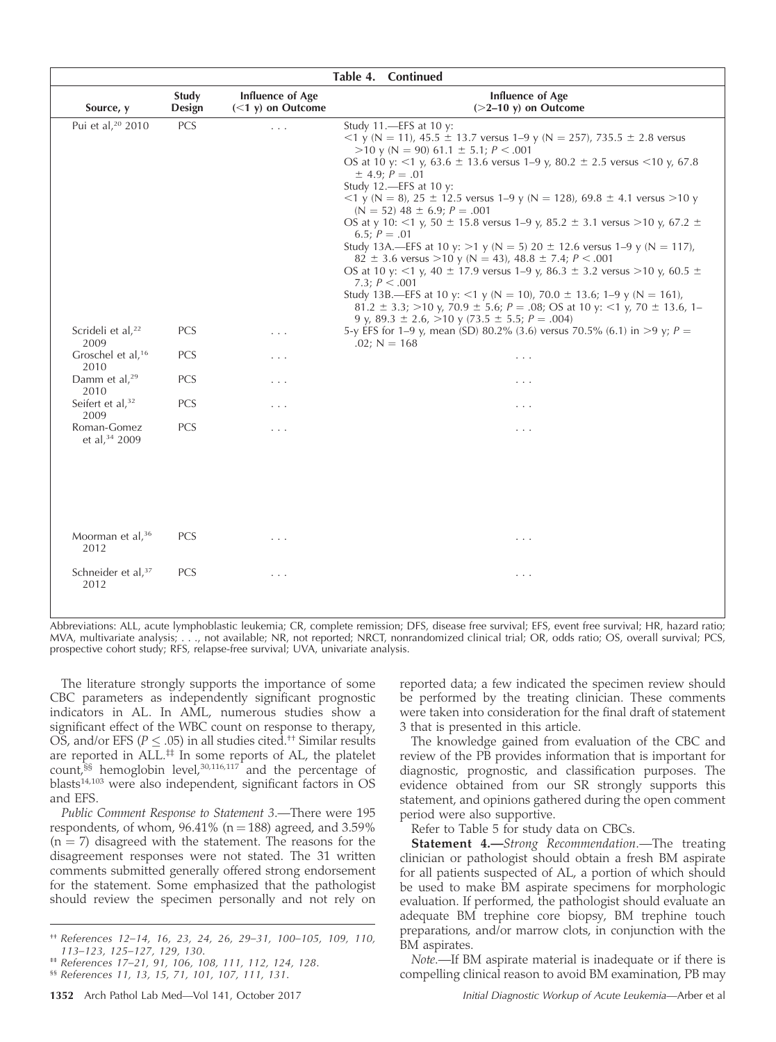**Table 4. Continued**

| Source, y | Study Design | Influence of Age (<1 y) on Outcome | Influence of Age (>2–10 y) on Outcome |
|---|---|---|---|
| Pui et al,[20] 2010 | PCS | . . . | Study 11.—EFS at 10 y: <1 y (N = 11), 45.5 ± 13.7 versus 1–9 y (N = 257), 735.5 ± 2.8 versus >10 y (N = 90) 61.1 ± 5.1; $P < .001$ OS at 10 y: <1 y, 63.6 ± 13.6 versus 1–9 y, 80.2 ± 2.5 versus <10 y, 67.8 ± 4.9; $P = .01$ Study 12.—EFS at 10 y: <1 y (N = 8), 25 ± 12.5 versus 1–9 y (N = 128), 69.8 ± 4.1 versus >10 y (N = 52) 48 ± 6.9; $P = .001$ OS at y 10: <1 y, 50 ± 15.8 versus 1–9 y, 85.2 ± 3.1 versus >10 y, 67.2 ± 6.5; $P = .01$ Study 13A.—EFS at 10 y: >1 y (N = 5) 20 ± 12.6 versus 1–9 y (N = 117), 82 ± 3.6 versus >10 y (N = 43), 48.8 ± 7.4; $P < .001$ OS at 10 y: <1 y, 40 ± 17.9 versus 1–9 y, 86.3 ± 3.2 versus >10 y, 60.5 ± 7.3; $P < .001$ Study 13B.—EFS at 10 y: <1 y (N = 10), 70.0 ± 13.6; 1–9 y (N = 161), 81.2 ± 3.3; >10 y, 70.9 ± 5.6; $P = .08$; OS at 10 y: <1 y, 70 ± 13.6, 1–9 y, 89.3 ± 2.6, >10 y (73.5 ± 5.5; $P = .004$) |
| Scrideli et al,[22] 2009 | PCS | . . . | 5-y EFS for 1–9 y, mean (SD) 80.2% (3.6) versus 70.5% (6.1) in >9 y; $P = .02$; N = 168 |
| Groschel et al,[16] 2010 | PCS | . . . | . . . |
| Damm et al,[29] 2010 | PCS | . . . | . . . |
| Seifert et al,[32] 2009 | PCS | . . . | . . . |
| Roman-Gomez et al,[34] 2009 | PCS | . . . | . . . |
| Moorman et al,[36] 2012 | PCS | . . . | . . . |
| Schneider et al,[37] 2012 | PCS | . . . | . . . |

Abbreviations: ALL, acute lymphoblastic leukemia; CR, complete remission; DFS, disease free survival; EFS, event free survival; HR, hazard ratio; MVA, multivariate analysis; . . ., not available; NR, not reported; NRCT, nonrandomized clinical trial; OR, odds ratio; OS, overall survival; PCS, prospective cohort study; RFS, relapse-free survival; UVA, univariate analysis.

The literature strongly supports the importance of some CBC parameters as independently significant prognostic indicators in AL. In AML, numerous studies show a significant effect of the WBC count on response to therapy, OS, and/or EFS ($P \leq .05$) in all studies cited.[††] Similar results are reported in ALL.[‡‡] In some reports of AL, the platelet count,[§§] hemoglobin level,[30,116,117] and the percentage of blasts[14,103] were also independent, significant factors in OS and EFS.

*Public Comment Response to Statement 3.*—There were 195 respondents, of whom, 96.41% (n = 188) agreed, and 3.59% (n = 7) disagreed with the statement. The reasons for the disagreement responses were not stated. The 31 written comments submitted generally offered strong endorsement for the statement. Some emphasized that the pathologist should review the specimen personally and not rely on reported data; a few indicated the specimen review should be performed by the treating clinician. These comments were taken into consideration for the final draft of statement 3 that is presented in this article.

The knowledge gained from evaluation of the CBC and review of the PB provides information that is important for diagnostic, prognostic, and classification purposes. The evidence obtained from our SR strongly supports this statement, and opinions gathered during the open comment period were also supportive.

Refer to Table 5 for study data on CBCs.

**Statement 4.—***Strong Recommendation.*—The treating clinician or pathologist should obtain a fresh BM aspirate for all patients suspected of AL, a portion of which should be used to make BM aspirate specimens for morphologic evaluation. If performed, the pathologist should evaluate an adequate BM trephine core biopsy, BM trephine touch preparations, and/or marrow clots, in conjunction with the BM aspirates.

*Note.*—If BM aspirate material is inadequate or if there is compelling clinical reason to avoid BM examination, PB may

[††] References 12–14, 16, 23, 24, 26, 29–31, 100–105, 109, 110, 113–123, 125–127, 129, 130.

[‡‡] References 17–21, 91, 106, 108, 111, 112, 124, 128.

[§§] References 11, 13, 15, 71, 101, 107, 111, 131.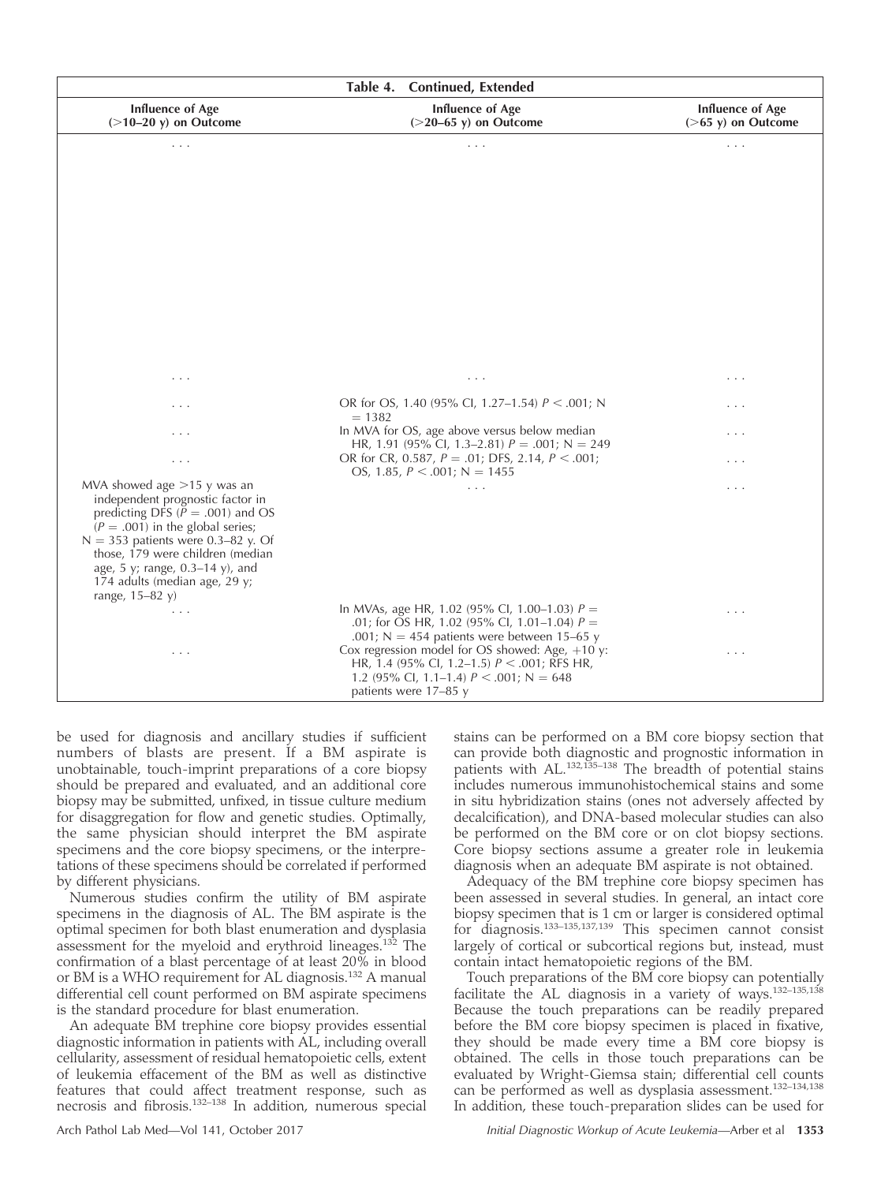**Table 4. Continued, Extended**

| Influence of Age (>10–20 y) on Outcome | Influence of Age (>20–65 y) on Outcome | Influence of Age (>65 y) on Outcome |
|---|---|---|
| . . . | . . . | . . . |
| . . . | . . . | . . . |
| . . . | OR for OS, 1.40 (95% CI, 1.27–1.54) $P < .001$; N = 1382 | . . . |
| . . . | In MVA for OS, age above versus below median HR, 1.91 (95% CI, 1.3–2.81) $P = .001$; N = 249 | . . . |
| . . . | OR for CR, 0.587, $P = .01$; DFS, 2.14, $P < .001$; OS, 1.85, $P < .001$; N = 1455 | . . . |
| MVA showed age >15 y was an independent prognostic factor in predicting DFS ($P = .001$) and OS ($P = .001$) in the global series; N = 353 patients were 0.3–82 y. Of those, 179 were children (median age, 5 y; range, 0.3–14 y), and 174 adults (median age, 29 y; range, 15–82 y) | . . . | . . . |
| . . . | In MVAs, age HR, 1.02 (95% CI, 1.00–1.03) $P = .01$; for OS HR, 1.02 (95% CI, 1.01–1.04) $P = .001$; N = 454 patients were between 15–65 y | . . . |
| . . . | Cox regression model for OS showed: Age, +10 y: HR, 1.4 (95% CI, 1.2–1.5) $P < .001$; RFS HR, 1.2 (95% CI, 1.1–1.4) $P < .001$; N = 648 patients were 17–85 y | . . . |

be used for diagnosis and ancillary studies if sufficient numbers of blasts are present. If a BM aspirate is unobtainable, touch-imprint preparations of a core biopsy should be prepared and evaluated, and an additional core biopsy may be submitted, unfixed, in tissue culture medium for disaggregation for flow and genetic studies. Optimally, the same physician should interpret the BM aspirate specimens and the core biopsy specimens, or the interpretations of these specimens should be correlated if performed by different physicians.

Numerous studies confirm the utility of BM aspirate specimens in the diagnosis of AL. The BM aspirate is the optimal specimen for both blast enumeration and dysplasia assessment for the myeloid and erythroid lineages.[132] The confirmation of a blast percentage of at least 20% in blood or BM is a WHO requirement for AL diagnosis.[132] A manual differential cell count performed on BM aspirate specimens is the standard procedure for blast enumeration.

An adequate BM trephine core biopsy provides essential diagnostic information in patients with AL, including overall cellularity, assessment of residual hematopoietic cells, extent of leukemia effacement of the BM as well as distinctive features that could affect treatment response, such as necrosis and fibrosis.[132–138] In addition, numerous special stains can be performed on a BM core biopsy section that can provide both diagnostic and prognostic information in patients with AL.[132,135–138] The breadth of potential stains includes numerous immunohistochemical stains and some in situ hybridization stains (ones not adversely affected by decalcification), and DNA-based molecular studies can also be performed on the BM core or on clot biopsy sections. Core biopsy sections assume a greater role in leukemia diagnosis when an adequate BM aspirate is not obtained.

Adequacy of the BM trephine core biopsy specimen has been assessed in several studies. In general, an intact core biopsy specimen that is 1 cm or larger is considered optimal for diagnosis.[133–135,137,139] This specimen cannot consist largely of cortical or subcortical regions but, instead, must contain intact hematopoietic regions of the BM.

Touch preparations of the BM core biopsy can potentially facilitate the AL diagnosis in a variety of ways.[132–135,138] Because the touch preparations can be readily prepared before the BM core biopsy specimen is placed in fixative, they should be made every time a BM core biopsy is obtained. The cells in those touch preparations can be evaluated by Wright-Giemsa stain; differential cell counts can be performed as well as dysplasia assessment.[132–134,138] In addition, these touch-preparation slides can be used for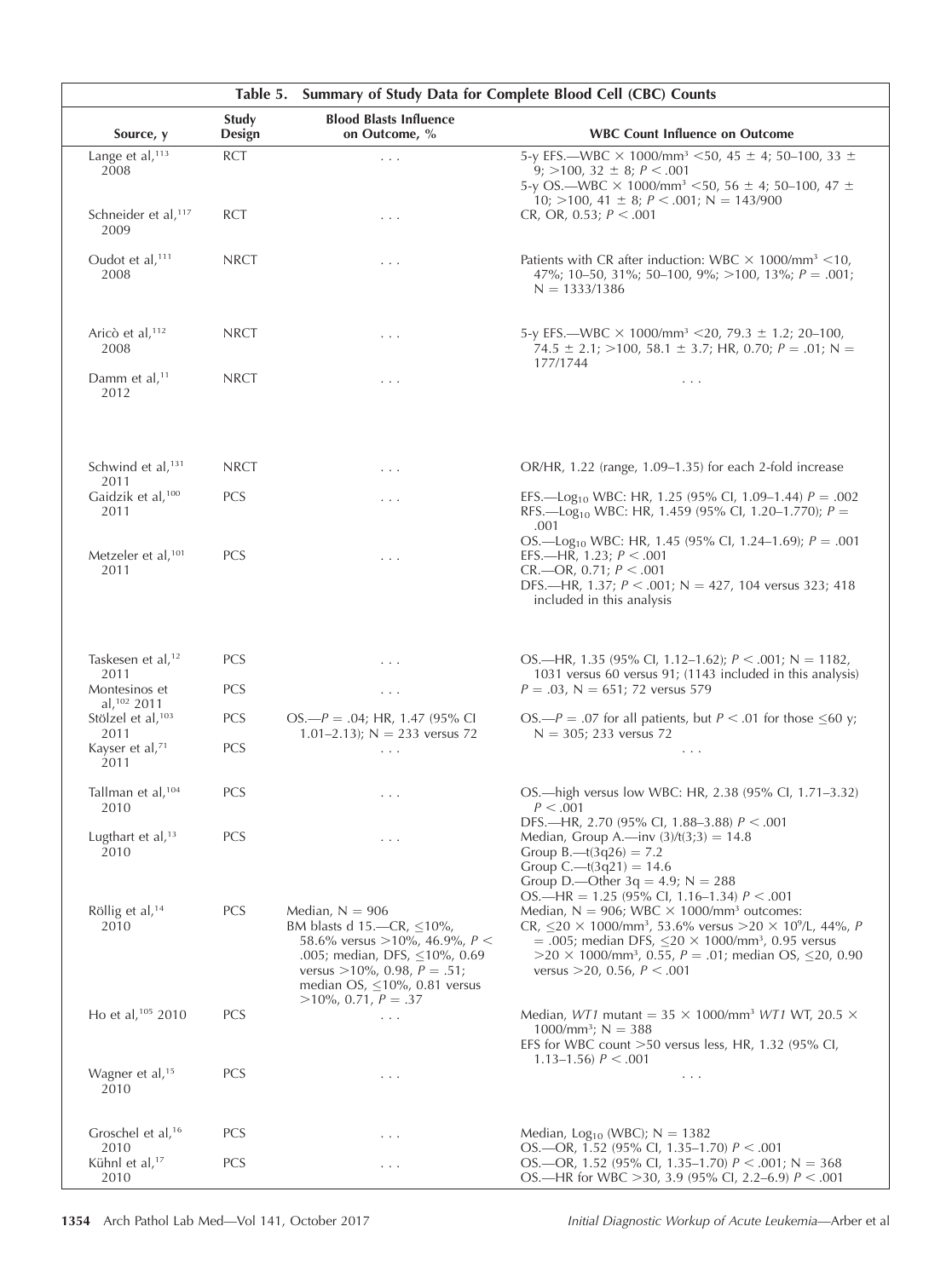**Table 5. Summary of Study Data for Complete Blood Cell (CBC) Counts**

| Source, y | Study Design | Blood Blasts Influence on Outcome, % | WBC Count Influence on Outcome |
|---|---|---|---|
| Lange et al,[113] 2008 | RCT | . . . | 5-y EFS.—WBC × 1000/mm³ <50, 45 ± 4; 50–100, 33 ± 9; >100, 32 ± 8; $P < .001$ 5-y OS.—WBC × 1000/mm³ <50, 56 ± 4; 50–100, 47 ± 10; >100, 41 ± 8; $P < .001$; N = 143/900 |
| Schneider et al,[117] 2009 | RCT | . . . | CR, OR, 0.53; $P < .001$ |
| Oudot et al,[111] 2008 | NRCT | . . . | Patients with CR after induction: WBC × 1000/mm³ <10, 47%; 10–50, 31%; 50–100, 9%; >100, 13%; $P = .001$; N = 1333/1386 |
| Aricò et al,[112] 2008 | NRCT | . . . | 5-y EFS.—WBC × 1000/mm³ <20, 79.3 ± 1.2; 20–100, 74.5 ± 2.1; >100, 58.1 ± 3.7; HR, 0.70; $P = .01$; N = 177/1744 |
| Damm et al,[11] 2012 | NRCT | . . . | . . . |
| Schwind et al,[131] 2011 | NRCT | . . . | OR/HR, 1.22 (range, 1.09–1.35) for each 2-fold increase |
| Gaidzik et al,[100] 2011 | PCS | . . . | EFS.—$Log_{10}$ WBC: HR, 1.25 (95% CI, 1.09–1.44) $P = .002$ RFS.—$Log_{10}$ WBC: HR, 1.459 (95% CI, 1.20–1.770); $P = .001$ OS.—$Log_{10}$ WBC: HR, 1.45 (95% CI, 1.24–1.69); $P = .001$ |
| Metzeler et al,[101] 2011 | PCS | . . . | EFS.—HR, 1.23; $P < .001$ CR.—OR, 0.71; $P < .001$ DFS.—HR, 1.37; $P < .001$; N = 427, 104 versus 323; 418 included in this analysis |
| Taskesen et al,[12] 2011 | PCS | . . . | OS.—HR, 1.35 (95% CI, 1.12–1.62); $P < .001$; N = 1182, 1031 versus 60 versus 91; (1143 included in this analysis) |
| Montesinos et al,[102] 2011 | PCS | . . . | $P = .03$, N = 651; 72 versus 579 |
| Stölzel et al,[103] 2011 | PCS | OS.—$P = .04$; HR, 1.47 (95% CI 1.01–2.13); N = 233 versus 72 | OS.—$P = .07$ for all patients, but $P < .01$ for those ≤60 y; N = 305; 233 versus 72 |
| Kayser et al,[71] 2011 | PCS | . . . | . . . |
| Tallman et al,[104] 2010 | PCS | . . . | OS.—high versus low WBC: HR, 2.38 (95% CI, 1.71–3.32) $P < .001$ DFS.—HR, 2.70 (95% CI, 1.88–3.88) $P < .001$ |
| Lugthart et al,[13] 2010 | PCS | . . . | Median, Group A.—inv (3)/t(3;3) = 14.8 Group B.—t(3q26) = 7.2 Group C.—t(3q21) = 14.6 Group D.—Other 3q = 4.9; N = 288 OS.—HR = 1.25 (95% CI, 1.16–1.34) $P < .001$ |
| Röllig et al,[14] 2010 | PCS | Median, N = 906 BM blasts d 15.—CR, ≤10%, 58.6% versus >10%, 46.9%, $P < .005$; median, DFS, ≤10%, 0.69 versus >10%, 0.98, $P = .51$; median OS, ≤10%, 0.81 versus >10%, 0.71, $P = .37$ | Median, N = 906; WBC × 1000/mm³ outcomes: CR, ≤20 × 1000/mm³, 53.6% versus >20 × $10^9$/L, 44%, $P = .005$; median DFS, ≤20 × 1000/mm³, 0.95 versus >20 × 1000/mm³, 0.55, $P = .01$; median OS, ≤20, 0.90 versus >20, 0.56, $P < .001$ |
| Ho et al,[105] 2010 | PCS | . . . | Median, *WT1* mutant = 35 × 1000/mm³ *WT1* WT, 20.5 × 1000/mm³; N = 388 EFS for WBC count >50 versus less, HR, 1.32 (95% CI, 1.13–1.56) $P < .001$ |
| Wagner et al,[15] 2010 | PCS | . . . | . . . |
| Groschel et al,[16] 2010 | PCS | . . . | Median, $Log_{10}$ (WBC); N = 1382 OS.—OR, 1.52 (95% CI, 1.35–1.70) $P < .001$ |
| Kühnl et al,[17] 2010 | PCS | . . . | OS.—OR, 1.52 (95% CI, 1.35–1.70) $P < .001$; N = 368 OS.—HR for WBC >30, 3.9 (95% CI, 2.2–6.9) $P < .001$ |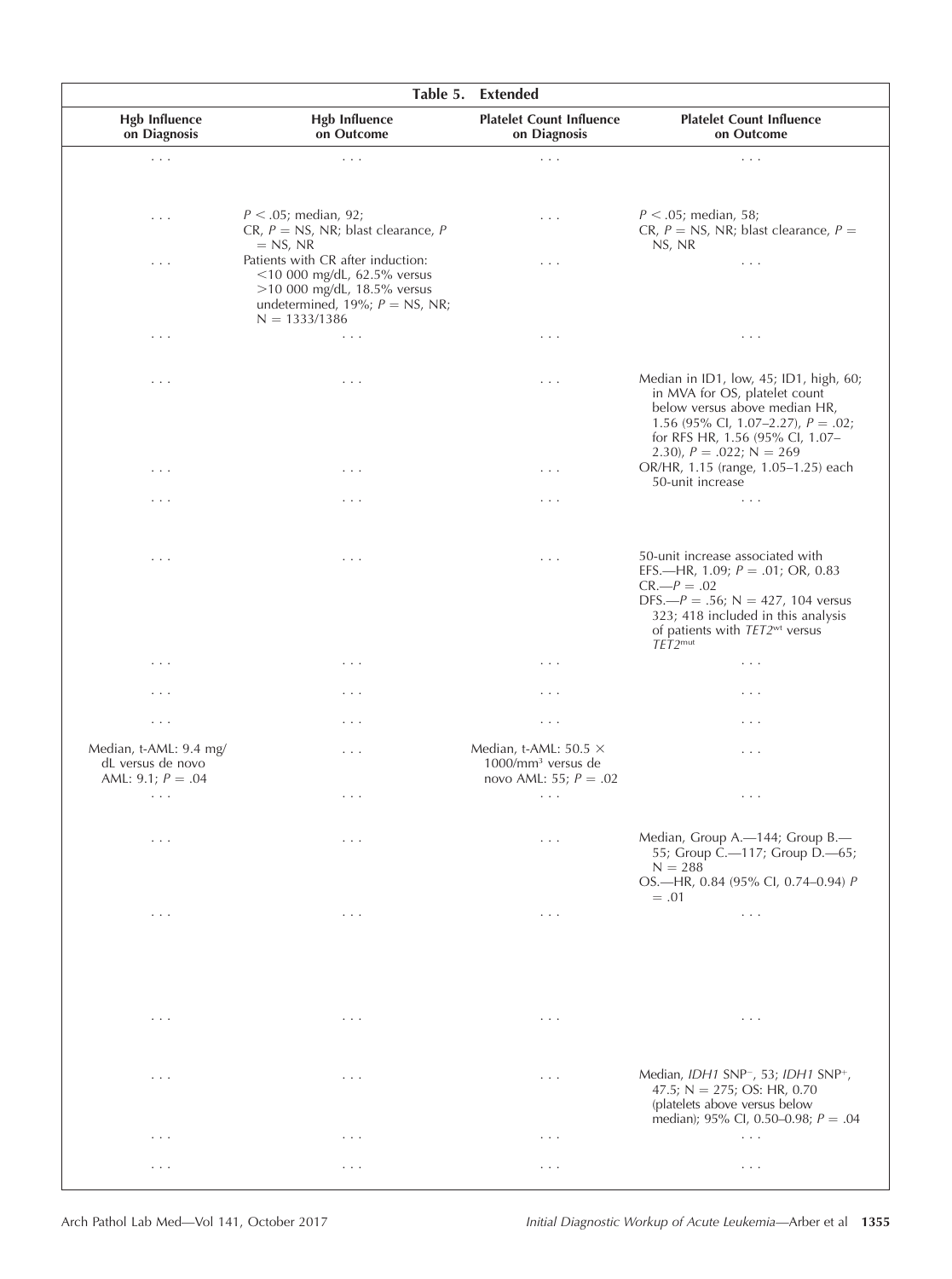| Table 5. Extended | | | |
|---|---|---|---|
| **Hgb Influence on Diagnosis** | **Hgb Influence on Outcome** | **Platelet Count Influence on Diagnosis** | **Platelet Count Influence on Outcome** |
| . . . | . . . | . . . | . . . |
| . . . | $P < .05$; median, 92; CR, $P$ = NS, NR; blast clearance, $P$ = NS, NR | . . . | $P < .05$; median, 58; CR, $P$ = NS, NR; blast clearance, $P$ = NS, NR |
| . . . | Patients with CR after induction: <10 000 mg/dL, 62.5% versus >10 000 mg/dL, 18.5% versus undetermined, 19%; $P$ = NS, NR; N = 1333/1386 | . . . | . . . |
| . . . | . . . | . . . | . . . |
| . . . | . . . | . . . | Median in ID1, low, 45; ID1, high, 60; in MVA for OS, platelet count below versus above median HR, 1.56 (95% CI, 1.07–2.27), $P = .02$; for RFS HR, 1.56 (95% CI, 1.07–2.30), $P = .022$; N = 269 |
| . . . | . . . | . . . | OR/HR, 1.15 (range, 1.05–1.25) each 50-unit increase |
| . . . | . . . | . . . | . . . |
| . . . | . . . | . . . | 50-unit increase associated with EFS.—HR, 1.09; $P = .01$; OR, 0.83 CR.—$P = .02$ DFS.—$P = .56$; N = 427, 104 versus 323; 418 included in this analysis of patients with *TET2*$^{wt}$ versus *TET2*$^{mut}$ |
| . . . | . . . | . . . | . . . |
| . . . | . . . | . . . | . . . |
| . . . | . . . | . . . | . . . |
| Median, t-AML: 9.4 mg/dL versus de novo AML: 9.1; $P = .04$ | . . . | Median, t-AML: 50.5 × 1000/mm³ versus de novo AML: 55; $P = .02$ | . . . |
| . . . | . . . | . . . | . . . |
| . . . | . . . | . . . | Median, Group A.—144; Group B.—55; Group C.—117; Group D.—65; N = 288 OS.—HR, 0.84 (95% CI, 0.74–0.94) $P = .01$ |
| . . . | . . . | . . . | . . . |
| . . . | . . . | . . . | . . . |
| . . . | . . . | . . . | Median, *IDH1* SNP$^{-}$, 53; *IDH1* SNP$^{+}$, 47.5; N = 275; OS: HR, 0.70 (platelets above versus below median); 95% CI, 0.50–0.98; $P = .04$ |
| . . . | . . . | . . . | . . . |
| . . . | . . . | . . . | . . . |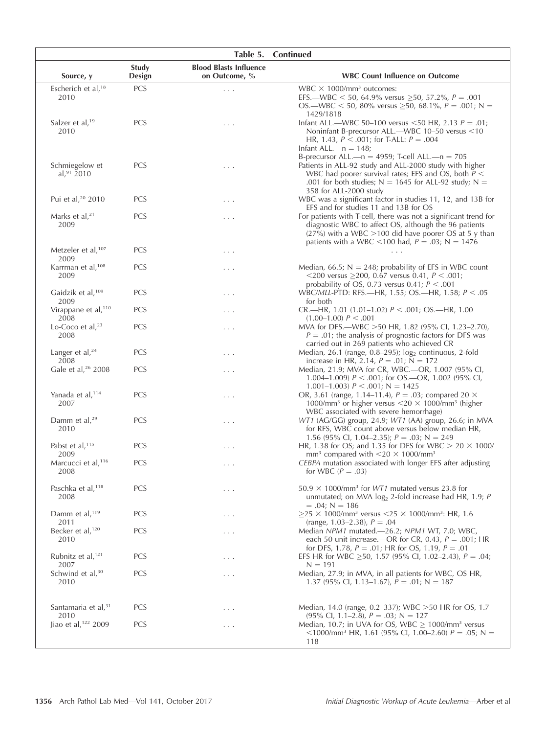**Table 5. Continued**

| Source, y | Study Design | Blood Blasts Influence on Outcome, % | WBC Count Influence on Outcome |
|---|---|---|---|
| Escherich et al,[18] 2010 | PCS | . . . | WBC × 1000/mm³ outcomes: EFS.—WBC < 50, 64.9% versus ≥50, 57.2%, $P = .001$ OS.—WBC < 50, 80% versus ≥50, 68.1%, $P = .001$; N = 1429/1818 |
| Salzer et al,[19] 2010 | PCS | . . . | Infant ALL.—WBC 50–100 versus <50 HR, 2.13 $P = .01$; Noninfant B-precursor ALL.—WBC 10–50 versus <10 HR, 1.43, $P < .001$; for T-ALL: $P = .004$ Infant ALL.—n = 148; B-precursor ALL.—n = 4959; T-cell ALL.—n = 705 |
| Schmiegelow et al,[91] 2010 | PCS | . . . | Patients in ALL-92 study and ALL-2000 study with higher WBC had poorer survival rates; EFS and OS, both $P < .001$ for both studies; N = 1645 for ALL-92 study; N = 358 for ALL-2000 study |
| Pui et al,[20] 2010 | PCS | . . . | WBC was a significant factor in studies 11, 12, and 13B for EFS and for studies 11 and 13B for OS |
| Marks et al,[21] 2009 | PCS | . . . | For patients with T-cell, there was not a significant trend for diagnostic WBC to affect OS, although the 96 patients (27%) with a WBC >100 did have poorer OS at 5 y than patients with a WBC <100 had, $P = .03$; N = 1476 |
| Metzeler et al,[107] 2009 | PCS | . . . | . . . |
| Karrman et al,[108] 2009 | PCS | . . . | Median, 66.5; N = 248; probability of EFS in WBC count <200 versus ≥200, 0.67 versus 0.41, $P < .001$; probability of OS, 0.73 versus 0.41; $P < .001$ |
| Gaidzik et al,[109] 2009 | PCS | . . . | WBC/*MLL*-PTD: RFS.—HR, 1.55; OS.—HR, 1.58; $P < .05$ for both |
| Virappane et al,[110] 2008 | PCS | . . . | CR.—HR, 1.01 (1.01–1.02) $P < .001$; OS.—HR, 1.00 (1.00–1.00) $P < .001$ |
| Lo-Coco et al,[23] 2008 | PCS | . . . | MVA for DFS.—WBC >50 HR, 1.82 (95% CI, 1.23–2.70), $P = .01$; the analysis of prognostic factors for DFS was carried out in 269 patients who achieved CR |
| Langer et al,[24] 2008 | PCS | . . . | Median, 26.1 (range, 0.8–295); $\log_2$ continuous, 2-fold increase in HR, 2.14, $P = .01$; N = 172 |
| Gale et al,[26] 2008 | PCS | . . . | Median, 21.9; MVA for CR, WBC.—OR, 1.007 (95% CI, 1.004–1.009) $P < .001$; for OS.—OR, 1.002 (95% CI, 1.001–1.003) $P < .001$; N = 1425 |
| Yanada et al,[114] 2007 | PCS | . . . | OR, 3.61 (range, 1.14–11.4), $P = .03$; compared 20 × 1000/mm³ or higher versus <20 × 1000/mm³ (higher WBC associated with severe hemorrhage) |
| Damm et al,[29] 2010 | PCS | . . . | *WT1* (AG/GG) group, 24.9; *WT1* (AA) group, 26.6; in MVA for RFS, WBC count above versus below median HR, 1.56 (95% CI, 1.04–2.35); $P = .03$; N = 249 |
| Pabst et al,[115] 2009 | PCS | . . . | HR, 1.38 for OS; and 1.35 for DFS for WBC > 20 × 1000/mm³ compared with <20 × 1000/mm³ |
| Marcucci et al,[116] 2008 | PCS | . . . | *CEBPA* mutation associated with longer EFS after adjusting for WBC ($P = .03$) |
| Paschka et al,[118] 2008 | PCS | . . . | 50.9 × 1000/mm³ for *WT1* mutated versus 23.8 for unmutated; on MVA $\log_2$ 2-fold increase had HR, 1.9; $P = .04$; N = 186 |
| Damm et al,[119] 2011 | PCS | . . . | ≥25 × 1000/mm³ versus <25 × 1000/mm³: HR, 1.6 (range, 1.03–2.38), $P = .04$ |
| Becker et al,[120] 2010 | PCS | . . . | Median *NPM1* mutated.—26.2; *NPM1* WT, 7.0; WBC, each 50 unit increase.—OR for CR, 0.43, $P = .001$; HR for DFS, 1.78, $P = .01$; HR for OS, 1.19, $P = .01$ |
| Rubnitz et al,[121] 2007 | PCS | . . . | EFS HR for WBC ≥50, 1.57 (95% CI, 1.02–2.43), $P = .04$; N = 191 |
| Schwind et al,[30] 2010 | PCS | . . . | Median, 27.9; in MVA, in all patients for WBC, OS HR, 1.37 (95% CI, 1.13–1.67), $P = .01$; N = 187 |
| Santamaria et al,[31] 2010 | PCS | . . . | Median, 14.0 (range, 0.2–337); WBC >50 HR for OS, 1.7 (95% CI, 1.1–2.8), $P = .03$; N = 127 |
| Jiao et al,[122] 2009 | PCS | . . . | Median, 10.7; in UVA for OS, WBC ≥ 1000/mm³ versus <1000/mm³ HR, 1.61 (95% CI, 1.00–2.60) $P = .05$; N = 118 |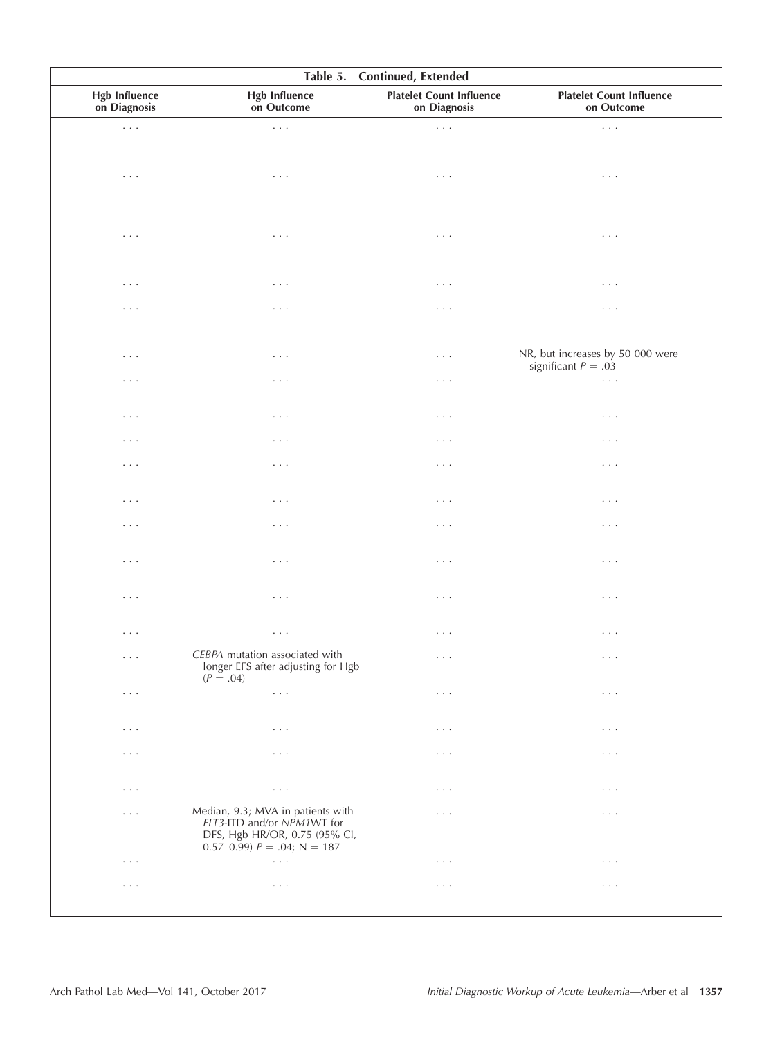| Table 5. Continued, Extended | | | |
|---|---|---|---|
| Hgb Influence on Diagnosis | Hgb Influence on Outcome | Platelet Count Influence on Diagnosis | Platelet Count Influence on Outcome |
| . . . | . . . | . . . | . . . |
| . . . | . . . | . . . | . . . |
| . . . | . . . | . . . | . . . |
| . . . | . . . | . . . | . . . |
| . . . | . . . | . . . | . . . |
| . . . | . . . | . . . | NR, but increases by 50 000 were significant $P = .03$ |
| . . . | . . . | . . . | . . . |
| . . . | . . . | . . . | . . . |
| . . . | . . . | . . . | . . . |
| . . . | . . . | . . . | . . . |
| . . . | . . . | . . . | . . . |
| . . . | . . . | . . . | . . . |
| . . . | . . . | . . . | . . . |
| . . . | . . . | . . . | . . . |
| . . . | . . . | . . . | . . . |
| . . . | *CEBPA* mutation associated with longer EFS after adjusting for Hgb ($P = .04$) | . . . | . . . |
| . . . | . . . | . . . | . . . |
| . . . | . . . | . . . | . . . |
| . . . | . . . | . . . | . . . |
| . . . | . . . | . . . | . . . |
| . . . | Median, 9.3; MVA in patients with *FLT3*-ITD and/or *NPM1*WT for DFS, Hgb HR/OR, 0.75 (95% CI, 0.57–0.99) $P = .04$; N = 187 | . . . | . . . |
| . . . | . . . | . . . | . . . |
| . . . | . . . | . . . | . . . |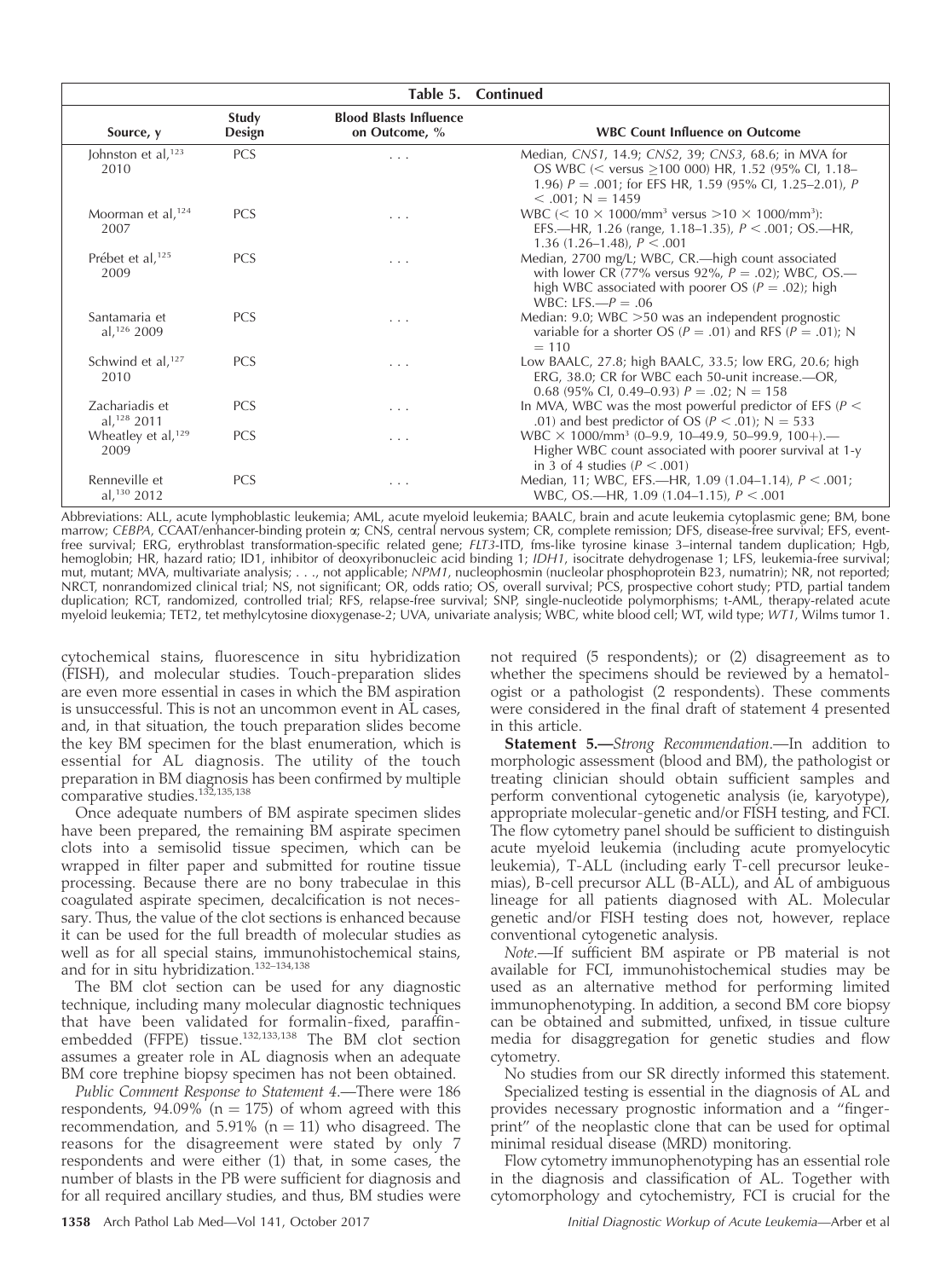**Table 5. Continued**

| Source, y | Study Design | Blood Blasts Influence on Outcome, % | WBC Count Influence on Outcome |
|---|---|---|---|
| Johnston et al,[123] 2010 | PCS | . . . | Median, *CNS1*, 14.9; *CNS2*, 39; *CNS3*, 68.6; in MVA for OS WBC (< versus ≥100 000) HR, 1.52 (95% CI, 1.18–1.96) $P = .001$; for EFS HR, 1.59 (95% CI, 1.25–2.01), $P < .001$; N = 1459 |
| Moorman et al,[124] 2007 | PCS | . . . | WBC ($< 10 \times 1000/\text{mm}^3$ versus $> 10 \times 1000/\text{mm}^3$): EFS.—HR, 1.26 (range, 1.18–1.35), $P < .001$; OS.—HR, 1.36 (1.26–1.48), $P < .001$ |
| Prébet et al,[125] 2009 | PCS | . . . | Median, 2700 mg/L; WBC, CR.—high count associated with lower CR (77% versus 92%, $P = .02$); WBC, OS.—high WBC associated with poorer OS ($P = .02$); high WBC: LFS.—$P = .06$ |
| Santamaria et al,[126] 2009 | PCS | . . . | Median: 9.0; WBC >50 was an independent prognostic variable for a shorter OS ($P = .01$) and RFS ($P = .01$); N = 110 |
| Schwind et al,[127] 2010 | PCS | . . . | Low BAALC, 27.8; high BAALC, 33.5; low ERG, 20.6; high ERG, 38.0; CR for WBC each 50-unit increase.—OR, 0.68 (95% CI, 0.49–0.93) $P = .02$; N = 158 |
| Zachariadis et al,[128] 2011 | PCS | . . . | In MVA, WBC was the most powerful predictor of EFS ($P < .01$) and best predictor of OS ($P < .01$); N = 533 |
| Wheatley et al,[129] 2009 | PCS | . . . | WBC × 1000/mm³ (0–9.9, 10–49.9, 50–99.9, 100+).—Higher WBC count associated with poorer survival at 1-y in 3 of 4 studies ($P < .001$) |
| Renneville et al,[130] 2012 | PCS | . . . | Median, 11; WBC, EFS.—HR, 1.09 (1.04–1.14), $P < .001$; WBC, OS.—HR, 1.09 (1.04–1.15), $P < .001$ |

Abbreviations: ALL, acute lymphoblastic leukemia; AML, acute myeloid leukemia; BAALC, brain and acute leukemia cytoplasmic gene; BM, bone marrow; *CEBPA*, CCAAT/enhancer-binding protein α; CNS, central nervous system; CR, complete remission; DFS, disease-free survival; EFS, event-free survival; ERG, erythroblast transformation-specific related gene; *FLT3*-ITD, fms-like tyrosine kinase 3–internal tandem duplication; Hgb, hemoglobin; HR, hazard ratio; ID1, inhibitor of deoxyribonucleic acid binding 1; *IDH1*, isocitrate dehydrogenase 1; LFS, leukemia-free survival; mut, mutant; MVA, multivariate analysis; . . ., not applicable; *NPM1*, nucleophosmin (nucleolar phosphoprotein B23, numatrin); NR, not reported; NRCT, nonrandomized clinical trial; NS, not significant; OR, odds ratio; OS, overall survival; PCS, prospective cohort study; PTD, partial tandem duplication; RCT, randomized, controlled trial; RFS, relapse-free survival; SNP, single-nucleotide polymorphisms; t-AML, therapy-related acute myeloid leukemia; TET2, tet methylcytosine dioxygenase-2; UVA, univariate analysis; WBC, white blood cell; WT, wild type; *WT1*, Wilms tumor 1.

cytochemical stains, fluorescence in situ hybridization (FISH), and molecular studies. Touch-preparation slides are even more essential in cases in which the BM aspiration is unsuccessful. This is not an uncommon event in AL cases, and, in that situation, the touch preparation slides become the key BM specimen for the blast enumeration, which is essential for AL diagnosis. The utility of the touch preparation in BM diagnosis has been confirmed by multiple comparative studies.[132,135,138]

Once adequate numbers of BM aspirate specimen slides have been prepared, the remaining BM aspirate specimen clots into a semisolid tissue specimen, which can be wrapped in filter paper and submitted for routine tissue processing. Because there are no bony trabeculae in this coagulated aspirate specimen, decalcification is not necessary. Thus, the value of the clot sections is enhanced because it can be used for the full breadth of molecular studies as well as for all special stains, immunohistochemical stains, and for in situ hybridization.[132–134,138]

The BM clot section can be used for any diagnostic technique, including many molecular diagnostic techniques that have been validated for formalin-fixed, paraffin-embedded (FFPE) tissue.[132,133,138] The BM clot section assumes a greater role in AL diagnosis when an adequate BM core trephine biopsy specimen has not been obtained.

*Public Comment Response to Statement 4.*—There were 186 respondents, 94.09% (n = 175) of whom agreed with this recommendation, and 5.91% (n = 11) who disagreed. The reasons for the disagreement were stated by only 7 respondents and were either (1) that, in some cases, the number of blasts in the PB were sufficient for diagnosis and for all required ancillary studies, and thus, BM studies were not required (5 respondents); or (2) disagreement as to whether the specimens should be reviewed by a hematologist or a pathologist (2 respondents). These comments were considered in the final draft of statement 4 presented in this article.

**Statement 5.—***Strong Recommendation.*—In addition to morphologic assessment (blood and BM), the pathologist or treating clinician should obtain sufficient samples and perform conventional cytogenetic analysis (ie, karyotype), appropriate molecular-genetic and/or FISH testing, and FCI. The flow cytometry panel should be sufficient to distinguish acute myeloid leukemia (including acute promyelocytic leukemia), T-ALL (including early T-cell precursor leukemias), B-cell precursor ALL (B-ALL), and AL of ambiguous lineage for all patients diagnosed with AL. Molecular genetic and/or FISH testing does not, however, replace conventional cytogenetic analysis.

*Note.*—If sufficient BM aspirate or PB material is not available for FCI, immunohistochemical studies may be used as an alternative method for performing limited immunophenotyping. In addition, a second BM core biopsy can be obtained and submitted, unfixed, in tissue culture media for disaggregation for genetic studies and flow cytometry.

No studies from our SR directly informed this statement.

Specialized testing is essential in the diagnosis of AL and provides necessary prognostic information and a "fingerprint" of the neoplastic clone that can be used for optimal minimal residual disease (MRD) monitoring.

Flow cytometry immunophenotyping has an essential role in the diagnosis and classification of AL. Together with cytomorphology and cytochemistry, FCI is crucial for the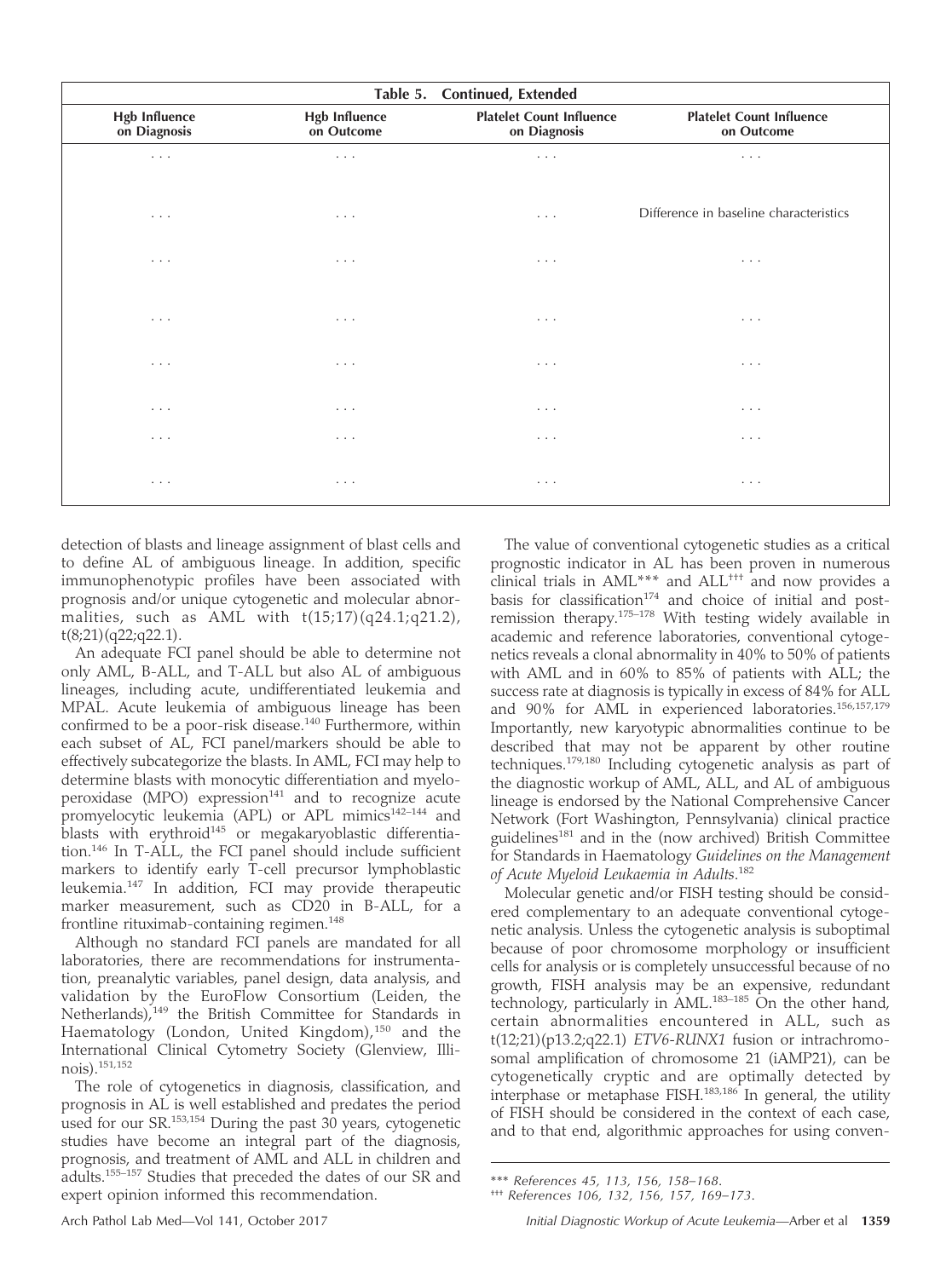| Table 5. Continued, Extended | | | |
|---|---|---|---|
| **Hgb Influence on Diagnosis** | **Hgb Influence on Outcome** | **Platelet Count Influence on Diagnosis** | **Platelet Count Influence on Outcome** |
| . . . | . . . | . . . | . . . |
| . . . | . . . | . . . | Difference in baseline characteristics |
| . . . | . . . | . . . | . . . |
| . . . | . . . | . . . | . . . |
| . . . | . . . | . . . | . . . |
| . . . | . . . | . . . | . . . |
| . . . | . . . | . . . | . . . |
| . . . | . . . | . . . | . . . |

detection of blasts and lineage assignment of blast cells and to define AL of ambiguous lineage. In addition, specific immunophenotypic profiles have been associated with prognosis and/or unique cytogenetic and molecular abnormalities, such as AML with t(15;17)(q24.1;q21.2), t(8;21)(q22;q22.1).

An adequate FCI panel should be able to determine not only AML, B-ALL, and T-ALL but also AL of ambiguous lineages, including acute, undifferentiated leukemia and MPAL. Acute leukemia of ambiguous lineage has been confirmed to be a poor-risk disease.[140] Furthermore, within each subset of AL, FCI panel/markers should be able to effectively subcategorize the blasts. In AML, FCI may help to determine blasts with monocytic differentiation and myeloperoxidase (MPO) expression[141] and to recognize acute promyelocytic leukemia (APL) or APL mimics[142–144] and blasts with erythroid[145] or megakaryoblastic differentiation.[146] In T-ALL, the FCI panel should include sufficient markers to identify early T-cell precursor lymphoblastic leukemia.[147] In addition, FCI may provide therapeutic marker measurement, such as CD20 in B-ALL, for a frontline rituximab-containing regimen.[148]

Although no standard FCI panels are mandated for all laboratories, there are recommendations for instrumentation, preanalytic variables, panel design, data analysis, and validation by the EuroFlow Consortium (Leiden, the Netherlands),[149] the British Committee for Standards in Haematology (London, United Kingdom),[150] and the International Clinical Cytometry Society (Glenview, Illinois).[151,152]

The role of cytogenetics in diagnosis, classification, and prognosis in AL is well established and predates the period used for our SR.[153,154] During the past 30 years, cytogenetic studies have become an integral part of the diagnosis, prognosis, and treatment of AML and ALL in children and adults.[155–157] Studies that preceded the dates of our SR and expert opinion informed this recommendation.

The value of conventional cytogenetic studies as a critical prognostic indicator in AL has been proven in numerous clinical trials in AML*** and ALL††† and now provides a basis for classification[174] and choice of initial and post-remission therapy.[175–178] With testing widely available in academic and reference laboratories, conventional cytogenetics reveals a clonal abnormality in 40% to 50% of patients with AML and in 60% to 85% of patients with ALL; the success rate at diagnosis is typically in excess of 84% for ALL and 90% for AML in experienced laboratories.[156,157,179] Importantly, new karyotypic abnormalities continue to be described that may not be apparent by other routine techniques.[179,180] Including cytogenetic analysis as part of the diagnostic workup of AML, ALL, and AL of ambiguous lineage is endorsed by the National Comprehensive Cancer Network (Fort Washington, Pennsylvania) clinical practice guidelines[181] and in the (now archived) British Committee for Standards in Haematology *Guidelines on the Management of Acute Myeloid Leukaemia in Adults*.[182]

Molecular genetic and/or FISH testing should be considered complementary to an adequate conventional cytogenetic analysis. Unless the cytogenetic analysis is suboptimal because of poor chromosome morphology or insufficient cells for analysis or is completely unsuccessful because of no growth, FISH analysis may be an expensive, redundant technology, particularly in AML.[183–185] On the other hand, certain abnormalities encountered in ALL, such as t(12;21)(p13.2;q22.1) *ETV6-RUNX1* fusion or intrachromosomal amplification of chromosome 21 (iAMP21), can be cytogenetically cryptic and are optimally detected by interphase or metaphase FISH.[183,186] In general, the utility of FISH should be considered in the context of each case, and to that end, algorithmic approaches for using conven-

*** *References 45, 113, 156, 158–168.*

††† *References 106, 132, 156, 157, 169–173.*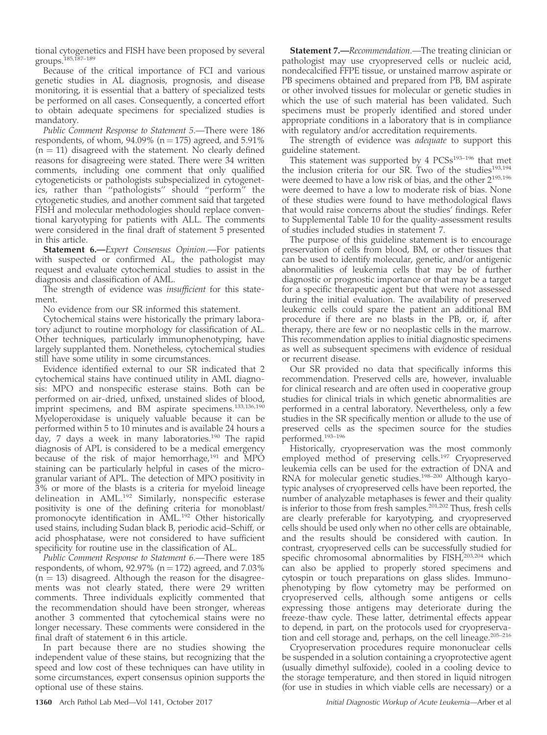tional cytogenetics and FISH have been proposed by several groups.[185,187–189]

Because of the critical importance of FCI and various genetic studies in AL diagnosis, prognosis, and disease monitoring, it is essential that a battery of specialized tests be performed on all cases. Consequently, a concerted effort to obtain adequate specimens for specialized studies is mandatory.

*Public Comment Response to Statement 5.*—There were 186 respondents, of whom, 94.09% (n = 175) agreed, and 5.91% (n = 11) disagreed with the statement. No clearly defined reasons for disagreeing were stated. There were 34 written comments, including one comment that only qualified cytogeneticists or pathologists subspecialized in cytogenetics, rather than "pathologists" should "perform" the cytogenetic studies, and another comment said that targeted FISH and molecular methodologies should replace conventional karyotyping for patients with ALL. The comments were considered in the final draft of statement 5 presented in this article.

**Statement 6.**—*Expert Consensus Opinion.*—For patients with suspected or confirmed AL, the pathologist may request and evaluate cytochemical studies to assist in the diagnosis and classification of AML.

The strength of evidence was *insufficient* for this statement.

No evidence from our SR informed this statement.

Cytochemical stains were historically the primary laboratory adjunct to routine morphology for classification of AL. Other techniques, particularly immunophenotyping, have largely supplanted them. Nonetheless, cytochemical studies still have some utility in some circumstances.

Evidence identified external to our SR indicated that 2 cytochemical stains have continued utility in AML diagnosis: MPO and nonspecific esterase stains. Both can be performed on air-dried, unfixed, unstained slides of blood, imprint specimens, and BM aspirate specimens.[133,136,190] Myeloperoxidase is uniquely valuable because it can be performed within 5 to 10 minutes and is available 24 hours a day, 7 days a week in many laboratories.[190] The rapid diagnosis of APL is considered to be a medical emergency because of the risk of major hemorrhage,[191] and MPO staining can be particularly helpful in cases of the microgranular variant of APL. The detection of MPO positivity in 3% or more of the blasts is a criteria for myeloid lineage delineation in AML.[192] Similarly, nonspecific esterase positivity is one of the defining criteria for monoblast/promonocyte identification in AML.[192] Other historically used stains, including Sudan black B, periodic acid–Schiff, or acid phosphatase, were not considered to have sufficient specificity for routine use in the classification of AL.

*Public Comment Response to Statement 6.*—There were 185 respondents, of whom, 92.97% (n = 172) agreed, and 7.03% (n = 13) disagreed. Although the reason for the disagreements was not clearly stated, there were 29 written comments. Three individuals explicitly commented that the recommendation should have been stronger, whereas another 3 commented that cytochemical stains were no longer necessary. These comments were considered in the final draft of statement 6 in this article.

In part because there are no studies showing the independent value of these stains, but recognizing that the speed and low cost of these techniques can have utility in some circumstances, expert consensus opinion supports the optional use of these stains.

**Statement 7.**—*Recommendation.*—The treating clinician or pathologist may use cryopreserved cells or nucleic acid, nondecalcified FFPE tissue, or unstained marrow aspirate or PB specimens obtained and prepared from PB, BM aspirate or other involved tissues for molecular or genetic studies in which the use of such material has been validated. Such specimens must be properly identified and stored under appropriate conditions in a laboratory that is in compliance with regulatory and/or accreditation requirements.

The strength of evidence was *adequate* to support this guideline statement.

This statement was supported by 4 PCSs[193–196] that met the inclusion criteria for our SR. Two of the studies[193,194] were deemed to have a low risk of bias, and the other 2[195,196] were deemed to have a low to moderate risk of bias. None of these studies were found to have methodological flaws that would raise concerns about the studies' findings. Refer to Supplemental Table 10 for the quality-assessment results of studies included studies in statement 7.

The purpose of this guideline statement is to encourage preservation of cells from blood, BM, or other tissues that can be used to identify molecular, genetic, and/or antigenic abnormalities of leukemia cells that may be of further diagnostic or prognostic importance or that may be a target for a specific therapeutic agent but that were not assessed during the initial evaluation. The availability of preserved leukemic cells could spare the patient an additional BM procedure if there are no blasts in the PB, or, if, after therapy, there are few or no neoplastic cells in the marrow. This recommendation applies to initial diagnostic specimens as well as subsequent specimens with evidence of residual or recurrent disease.

Our SR provided no data that specifically informs this recommendation. Preserved cells are, however, invaluable for clinical research and are often used in cooperative group studies for clinical trials in which genetic abnormalities are performed in a central laboratory. Nevertheless, only a few studies in the SR specifically mention or allude to the use of preserved cells as the specimen source for the studies performed.[193–196]

Historically, cryopreservation was the most commonly employed method of preserving cells.[197] Cryopreserved leukemia cells can be used for the extraction of DNA and RNA for molecular genetic studies.[198–200] Although karyotypic analyses of cryopreserved cells have been reported, the number of analyzable metaphases is fewer and their quality is inferior to those from fresh samples.[201,202] Thus, fresh cells are clearly preferable for karyotyping, and cryopreserved cells should be used only when no other cells are obtainable, and the results should be considered with caution. In contrast, cryopreserved cells can be successfully studied for specific chromosomal abnormalities by FISH,[203,204] which can also be applied to properly stored specimens and cytospin or touch preparations on glass slides. Immunophenotyping by flow cytometry may be performed on cryopreserved cells, although some antigens or cells expressing those antigens may deteriorate during the freeze-thaw cycle. These latter, detrimental effects appear to depend, in part, on the protocols used for cryopreservation and cell storage and, perhaps, on the cell lineage.[205–216]

Cryopreservation procedures require mononuclear cells be suspended in a solution containing a cryoprotective agent (usually dimethyl sulfoxide), cooled in a cooling device to the storage temperature, and then stored in liquid nitrogen (for use in studies in which viable cells are necessary) or a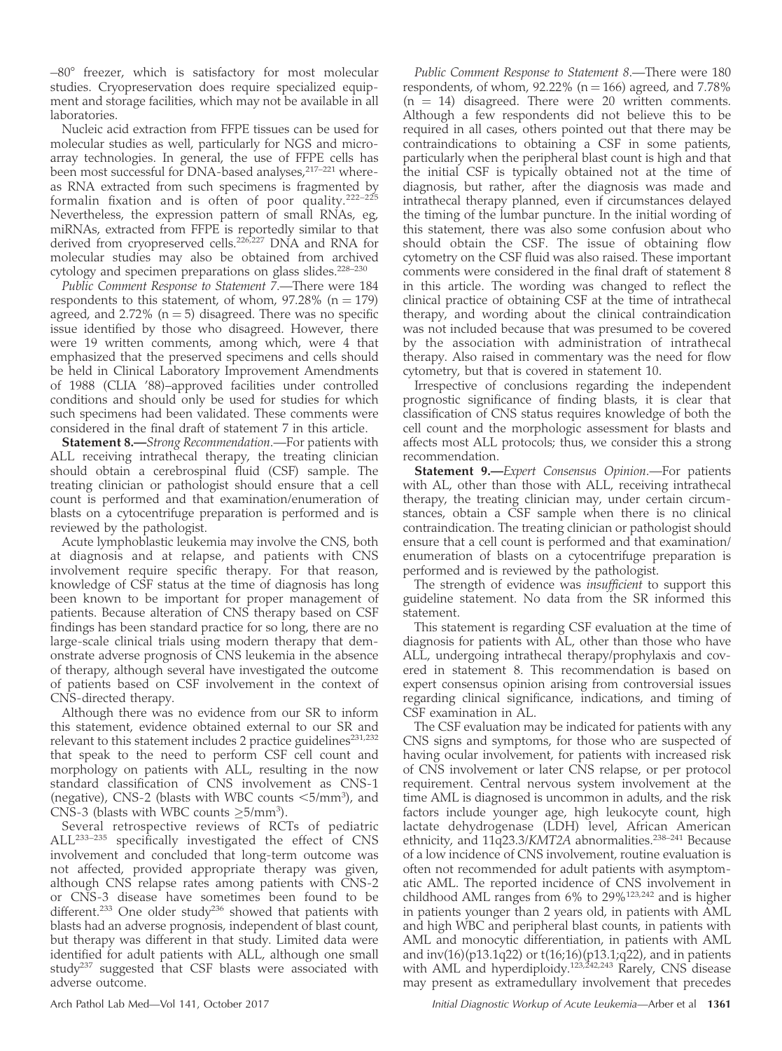–80° freezer, which is satisfactory for most molecular studies. Cryopreservation does require specialized equipment and storage facilities, which may not be available in all laboratories.

Nucleic acid extraction from FFPE tissues can be used for molecular studies as well, particularly for NGS and microarray technologies. In general, the use of FFPE cells has been most successful for DNA-based analyses,[217–221] whereas RNA extracted from such specimens is fragmented by formalin fixation and is often of poor quality.[222–225] Nevertheless, the expression pattern of small RNAs, eg, miRNAs, extracted from FFPE is reportedly similar to that derived from cryopreserved cells.[226,227] DNA and RNA for molecular studies may also be obtained from archived cytology and specimen preparations on glass slides.[228–230]

*Public Comment Response to Statement 7.*—There were 184 respondents to this statement, of whom, 97.28% (n = 179) agreed, and 2.72% (n = 5) disagreed. There was no specific issue identified by those who disagreed. However, there were 19 written comments, among which, were 4 that emphasized that the preserved specimens and cells should be held in Clinical Laboratory Improvement Amendments of 1988 (CLIA '88)–approved facilities under controlled conditions and should only be used for studies for which such specimens had been validated. These comments were considered in the final draft of statement 7 in this article.

**Statement 8.—***Strong Recommendation.*—For patients with ALL receiving intrathecal therapy, the treating clinician should obtain a cerebrospinal fluid (CSF) sample. The treating clinician or pathologist should ensure that a cell count is performed and that examination/enumeration of blasts on a cytocentrifuge preparation is performed and is reviewed by the pathologist.

Acute lymphoblastic leukemia may involve the CNS, both at diagnosis and at relapse, and patients with CNS involvement require specific therapy. For that reason, knowledge of CSF status at the time of diagnosis has long been known to be important for proper management of patients. Because alteration of CNS therapy based on CSF findings has been standard practice for so long, there are no large-scale clinical trials using modern therapy that demonstrate adverse prognosis of CNS leukemia in the absence of therapy, although several have investigated the outcome of patients based on CSF involvement in the context of CNS-directed therapy.

Although there was no evidence from our SR to inform this statement, evidence obtained external to our SR and relevant to this statement includes 2 practice guidelines[231,232] that speak to the need to perform CSF cell count and morphology on patients with ALL, resulting in the now standard classification of CNS involvement as CNS-1 (negative), CNS-2 (blasts with WBC counts <5/mm³), and CNS-3 (blasts with WBC counts ≥5/mm³).

Several retrospective reviews of RCTs of pediatric ALL[233–235] specifically investigated the effect of CNS involvement and concluded that long-term outcome was not affected, provided appropriate therapy was given, although CNS relapse rates among patients with CNS-2 or CNS-3 disease have sometimes been found to be different.[233] One older study[236] showed that patients with blasts had an adverse prognosis, independent of blast count, but therapy was different in that study. Limited data were identified for adult patients with ALL, although one small study[237] suggested that CSF blasts were associated with adverse outcome.

*Public Comment Response to Statement 8.*—There were 180 respondents, of whom, 92.22% (n = 166) agreed, and 7.78% (n = 14) disagreed. There were 20 written comments. Although a few respondents did not believe this to be required in all cases, others pointed out that there may be contraindications to obtaining a CSF in some patients, particularly when the peripheral blast count is high and that the initial CSF is typically obtained not at the time of diagnosis, but rather, after the diagnosis was made and intrathecal therapy planned, even if circumstances delayed the timing of the lumbar puncture. In the initial wording of this statement, there was also some confusion about who should obtain the CSF. The issue of obtaining flow cytometry on the CSF fluid was also raised. These important comments were considered in the final draft of statement 8 in this article. The wording was changed to reflect the clinical practice of obtaining CSF at the time of intrathecal therapy, and wording about the clinical contraindication was not included because that was presumed to be covered by the association with administration of intrathecal therapy. Also raised in commentary was the need for flow cytometry, but that is covered in statement 10.

Irrespective of conclusions regarding the independent prognostic significance of finding blasts, it is clear that classification of CNS status requires knowledge of both the cell count and the morphologic assessment for blasts and affects most ALL protocols; thus, we consider this a strong recommendation.

**Statement 9.—***Expert Consensus Opinion.*—For patients with AL, other than those with ALL, receiving intrathecal therapy, the treating clinician may, under certain circumstances, obtain a CSF sample when there is no clinical contraindication. The treating clinician or pathologist should ensure that a cell count is performed and that examination/enumeration of blasts on a cytocentrifuge preparation is performed and is reviewed by the pathologist.

The strength of evidence was *insufficient* to support this guideline statement. No data from the SR informed this statement.

This statement is regarding CSF evaluation at the time of diagnosis for patients with AL, other than those who have ALL, undergoing intrathecal therapy/prophylaxis and covered in statement 8. This recommendation is based on expert consensus opinion arising from controversial issues regarding clinical significance, indications, and timing of CSF examination in AL.

The CSF evaluation may be indicated for patients with any CNS signs and symptoms, for those who are suspected of having ocular involvement, for patients with increased risk of CNS involvement or later CNS relapse, or per protocol requirement. Central nervous system involvement at the time AML is diagnosed is uncommon in adults, and the risk factors include younger age, high leukocyte count, high lactate dehydrogenase (LDH) level, African American ethnicity, and 11q23.3/*KMT2A* abnormalities.[238–241] Because of a low incidence of CNS involvement, routine evaluation is often not recommended for adult patients with asymptomatic AML. The reported incidence of CNS involvement in childhood AML ranges from 6% to 29%[123,242] and is higher in patients younger than 2 years old, in patients with AML and high WBC and peripheral blast counts, in patients with AML and monocytic differentiation, in patients with AML and inv(16)(p13.1q22) or t(16;16)(p13.1;q22), and in patients with AML and hyperdiploidy.[123,242,243] Rarely, CNS disease may present as extramedullary involvement that precedes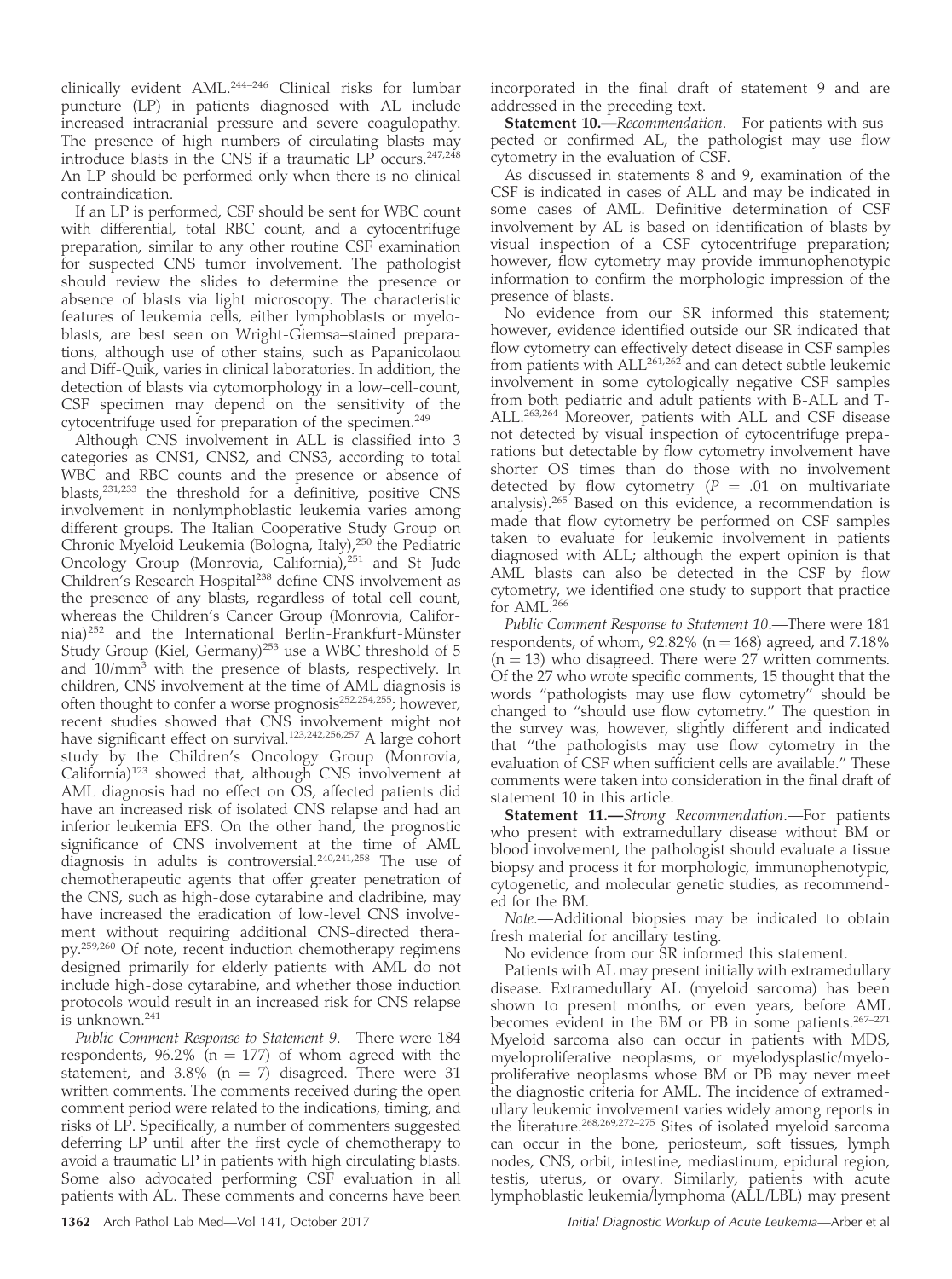clinically evident AML.[244–246] Clinical risks for lumbar puncture (LP) in patients diagnosed with AL include increased intracranial pressure and severe coagulopathy. The presence of high numbers of circulating blasts may introduce blasts in the CNS if a traumatic LP occurs.[247,248] An LP should be performed only when there is no clinical contraindication.

If an LP is performed, CSF should be sent for WBC count with differential, total RBC count, and a cytocentrifuge preparation, similar to any other routine CSF examination for suspected CNS tumor involvement. The pathologist should review the slides to determine the presence or absence of blasts via light microscopy. The characteristic features of leukemia cells, either lymphoblasts or myeloblasts, are best seen on Wright-Giemsa–stained preparations, although use of other stains, such as Papanicolaou and Diff-Quik, varies in clinical laboratories. In addition, the detection of blasts via cytomorphology in a low–cell-count, CSF specimen may depend on the sensitivity of the cytocentrifuge used for preparation of the specimen.[249]

Although CNS involvement in ALL is classified into 3 categories as CNS1, CNS2, and CNS3, according to total WBC and RBC counts and the presence or absence of blasts,[231,233] the threshold for a definitive, positive CNS involvement in nonlymphoblastic leukemia varies among different groups. The Italian Cooperative Study Group on Chronic Myeloid Leukemia (Bologna, Italy),[250] the Pediatric Oncology Group (Monrovia, California),[251] and St Jude Children's Research Hospital[238] define CNS involvement as the presence of any blasts, regardless of total cell count, whereas the Children's Cancer Group (Monrovia, California)[252] and the International Berlin-Frankfurt-Münster Study Group (Kiel, Germany)[253] use a WBC threshold of 5 and 10/mm$^3$ with the presence of blasts, respectively. In children, CNS involvement at the time of AML diagnosis is often thought to confer a worse prognosis[252,254,255]; however, recent studies showed that CNS involvement might not have significant effect on survival.[123,242,256,257] A large cohort study by the Children's Oncology Group (Monrovia, California)[123] showed that, although CNS involvement at AML diagnosis had no effect on OS, affected patients did have an increased risk of isolated CNS relapse and had an inferior leukemia EFS. On the other hand, the prognostic significance of CNS involvement at the time of AML diagnosis in adults is controversial.[240,241,258] The use of chemotherapeutic agents that offer greater penetration of the CNS, such as high-dose cytarabine and cladribine, may have increased the eradication of low-level CNS involvement without requiring additional CNS-directed therapy.[259,260] Of note, recent induction chemotherapy regimens designed primarily for elderly patients with AML do not include high-dose cytarabine, and whether those induction protocols would result in an increased risk for CNS relapse is unknown.[241]

*Public Comment Response to Statement 9*.—There were 184 respondents, 96.2% (n = 177) of whom agreed with the statement, and 3.8% (n = 7) disagreed. There were 31 written comments. The comments received during the open comment period were related to the indications, timing, and risks of LP. Specifically, a number of commenters suggested deferring LP until after the first cycle of chemotherapy to avoid a traumatic LP in patients with high circulating blasts. Some also advocated performing CSF evaluation in all patients with AL. These comments and concerns have been incorporated in the final draft of statement 9 and are addressed in the preceding text.

**Statement 10.—***Recommendation*.—For patients with suspected or confirmed AL, the pathologist may use flow cytometry in the evaluation of CSF.

As discussed in statements 8 and 9, examination of the CSF is indicated in cases of ALL and may be indicated in some cases of AML. Definitive determination of CSF involvement by AL is based on identification of blasts by visual inspection of a CSF cytocentrifuge preparation; however, flow cytometry may provide immunophenotypic information to confirm the morphologic impression of the presence of blasts.

No evidence from our SR informed this statement; however, evidence identified outside our SR indicated that flow cytometry can effectively detect disease in CSF samples from patients with ALL[261,262] and can detect subtle leukemic involvement in some cytologically negative CSF samples from both pediatric and adult patients with B-ALL and T-ALL.[263,264] Moreover, patients with ALL and CSF disease not detected by visual inspection of cytocentrifuge preparations but detectable by flow cytometry involvement have shorter OS times than do those with no involvement detected by flow cytometry ($P$ = .01 on multivariate analysis).[265] Based on this evidence, a recommendation is made that flow cytometry be performed on CSF samples taken to evaluate for leukemic involvement in patients diagnosed with ALL; although the expert opinion is that AML blasts can also be detected in the CSF by flow cytometry, we identified one study to support that practice for AML.[266]

*Public Comment Response to Statement 10*.—There were 181 respondents, of whom, 92.82% (n = 168) agreed, and 7.18% (n = 13) who disagreed. There were 27 written comments. Of the 27 who wrote specific comments, 15 thought that the words "pathologists may use flow cytometry" should be changed to "should use flow cytometry." The question in the survey was, however, slightly different and indicated that "the pathologists may use flow cytometry in the evaluation of CSF when sufficient cells are available." These comments were taken into consideration in the final draft of statement 10 in this article.

**Statement 11.—***Strong Recommendation*.—For patients who present with extramedullary disease without BM or blood involvement, the pathologist should evaluate a tissue biopsy and process it for morphologic, immunophenotypic, cytogenetic, and molecular genetic studies, as recommended for the BM.

*Note*.—Additional biopsies may be indicated to obtain fresh material for ancillary testing.

No evidence from our SR informed this statement.

Patients with AL may present initially with extramedullary disease. Extramedullary AL (myeloid sarcoma) has been shown to present months, or even years, before AML becomes evident in the BM or PB in some patients.[267–271] Myeloid sarcoma also can occur in patients with MDS, myeloproliferative neoplasms, or myelodysplastic/myeloproliferative neoplasms whose BM or PB may never meet the diagnostic criteria for AML. The incidence of extramedullary leukemic involvement varies widely among reports in the literature.[268,269,272–275] Sites of isolated myeloid sarcoma can occur in the bone, periosteum, soft tissues, lymph nodes, CNS, orbit, intestine, mediastinum, epidural region, testis, uterus, or ovary. Similarly, patients with acute lymphoblastic leukemia/lymphoma (ALL/LBL) may present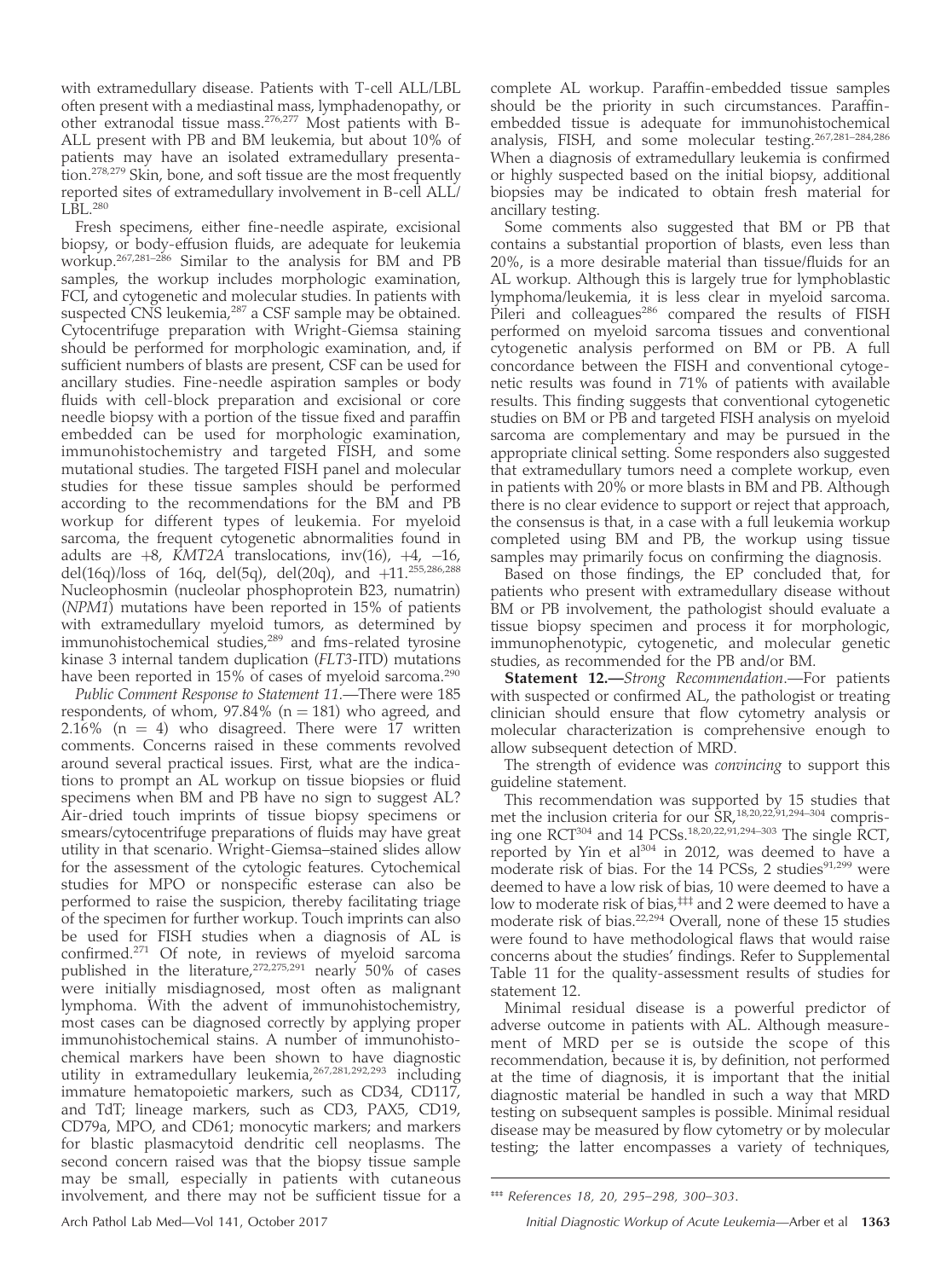with extramedullary disease. Patients with T-cell ALL/LBL often present with a mediastinal mass, lymphadenopathy, or other extranodal tissue mass.[276,277] Most patients with B-ALL present with PB and BM leukemia, but about 10% of patients may have an isolated extramedullary presentation.[278,279] Skin, bone, and soft tissue are the most frequently reported sites of extramedullary involvement in B-cell ALL/LBL.[280]

Fresh specimens, either fine-needle aspirate, excisional biopsy, or body-effusion fluids, are adequate for leukemia workup.[267,281–286] Similar to the analysis for BM and PB samples, the workup includes morphologic examination, FCI, and cytogenetic and molecular studies. In patients with suspected CNS leukemia,[287] a CSF sample may be obtained. Cytocentrifuge preparation with Wright-Giemsa staining should be performed for morphologic examination, and, if sufficient numbers of blasts are present, CSF can be used for ancillary studies. Fine-needle aspiration samples or body fluids with cell-block preparation and excisional or core needle biopsy with a portion of the tissue fixed and paraffin embedded can be used for morphologic examination, immunohistochemistry and targeted FISH, and some mutational studies. The targeted FISH panel and molecular studies for these tissue samples should be performed according to the recommendations for the BM and PB workup for different types of leukemia. For myeloid sarcoma, the frequent cytogenetic abnormalities found in adults are +8, *KMT2A* translocations, inv(16), +4, −16, del(16q)/loss of 16q, del(5q), del(20q), and +11.[255,286,288] Nucleophosmin (nucleolar phosphoprotein B23, numatrin) (*NPM1*) mutations have been reported in 15% of patients with extramedullary myeloid tumors, as determined by immunohistochemical studies,[289] and fms-related tyrosine kinase 3 internal tandem duplication (*FLT3*-ITD) mutations have been reported in 15% of cases of myeloid sarcoma.[290]

*Public Comment Response to Statement 11.*—There were 185 respondents, of whom, 97.84% (n = 181) who agreed, and 2.16% (n = 4) who disagreed. There were 17 written comments. Concerns raised in these comments revolved around several practical issues. First, what are the indications to prompt an AL workup on tissue biopsies or fluid specimens when BM and PB have no sign to suggest AL? Air-dried touch imprints of tissue biopsy specimens or smears/cytocentrifuge preparations of fluids may have great utility in that scenario. Wright-Giemsa–stained slides allow for the assessment of the cytologic features. Cytochemical studies for MPO or nonspecific esterase can also be performed to raise the suspicion, thereby facilitating triage of the specimen for further workup. Touch imprints can also be used for FISH studies when a diagnosis of AL is confirmed.[271] Of note, in reviews of myeloid sarcoma published in the literature,[272,275,291] nearly 50% of cases were initially misdiagnosed, most often as malignant lymphoma. With the advent of immunohistochemistry, most cases can be diagnosed correctly by applying proper immunohistochemical stains. A number of immunohistochemical markers have been shown to have diagnostic utility in extramedullary leukemia,[267,281,292,293] including immature hematopoietic markers, such as CD34, CD117, and TdT; lineage markers, such as CD3, PAX5, CD19, CD79a, MPO, and CD61; monocytic markers; and markers for blastic plasmacytoid dendritic cell neoplasms. The second concern raised was that the biopsy tissue sample may be small, especially in patients with cutaneous involvement, and there may not be sufficient tissue for a complete AL workup. Paraffin-embedded tissue samples should be the priority in such circumstances. Paraffin-embedded tissue is adequate for immunohistochemical analysis, FISH, and some molecular testing.[267,281–284,286] When a diagnosis of extramedullary leukemia is confirmed or highly suspected based on the initial biopsy, additional biopsies may be indicated to obtain fresh material for ancillary testing.

Some comments also suggested that BM or PB that contains a substantial proportion of blasts, even less than 20%, is a more desirable material than tissue/fluids for an AL workup. Although this is largely true for lymphoblastic lymphoma/leukemia, it is less clear in myeloid sarcoma. Pileri and colleagues[286] compared the results of FISH performed on myeloid sarcoma tissues and conventional cytogenetic analysis performed on BM or PB. A full concordance between the FISH and conventional cytogenetic results was found in 71% of patients with available results. This finding suggests that conventional cytogenetic studies on BM or PB and targeted FISH analysis on myeloid sarcoma are complementary and may be pursued in the appropriate clinical setting. Some responders also suggested that extramedullary tumors need a complete workup, even in patients with 20% or more blasts in BM and PB. Although there is no clear evidence to support or reject that approach, the consensus is that, in a case with a full leukemia workup completed using BM and PB, the workup using tissue samples may primarily focus on confirming the diagnosis.

Based on those findings, the EP concluded that, for patients who present with extramedullary disease without BM or PB involvement, the pathologist should evaluate a tissue biopsy specimen and process it for morphologic, immunophenotypic, cytogenetic, and molecular genetic studies, as recommended for the PB and/or BM.

**Statement 12.**—*Strong Recommendation.*—For patients with suspected or confirmed AL, the pathologist or treating clinician should ensure that flow cytometry analysis or molecular characterization is comprehensive enough to allow subsequent detection of MRD.

The strength of evidence was *convincing* to support this guideline statement.

This recommendation was supported by 15 studies that met the inclusion criteria for our SR,[18,20,22,91,294–304] comprising one RCT[304] and 14 PCSs.[18,20,22,91,294–303] The single RCT, reported by Yin et al[304] in 2012, was deemed to have a moderate risk of bias. For the 14 PCSs, 2 studies[91,299] were deemed to have a low risk of bias, 10 were deemed to have a low to moderate risk of bias,[‡‡‡] and 2 were deemed to have a moderate risk of bias.[22,294] Overall, none of these 15 studies were found to have methodological flaws that would raise concerns about the studies' findings. Refer to Supplemental Table 11 for the quality-assessment results of studies for statement 12.

Minimal residual disease is a powerful predictor of adverse outcome in patients with AL. Although measurement of MRD per se is outside the scope of this recommendation, because it is, by definition, not performed at the time of diagnosis, it is important that the initial diagnostic material be handled in such a way that MRD testing on subsequent samples is possible. Minimal residual disease may be measured by flow cytometry or by molecular testing; the latter encompasses a variety of techniques,

‡‡‡ *References 18, 20, 295–298, 300–303.*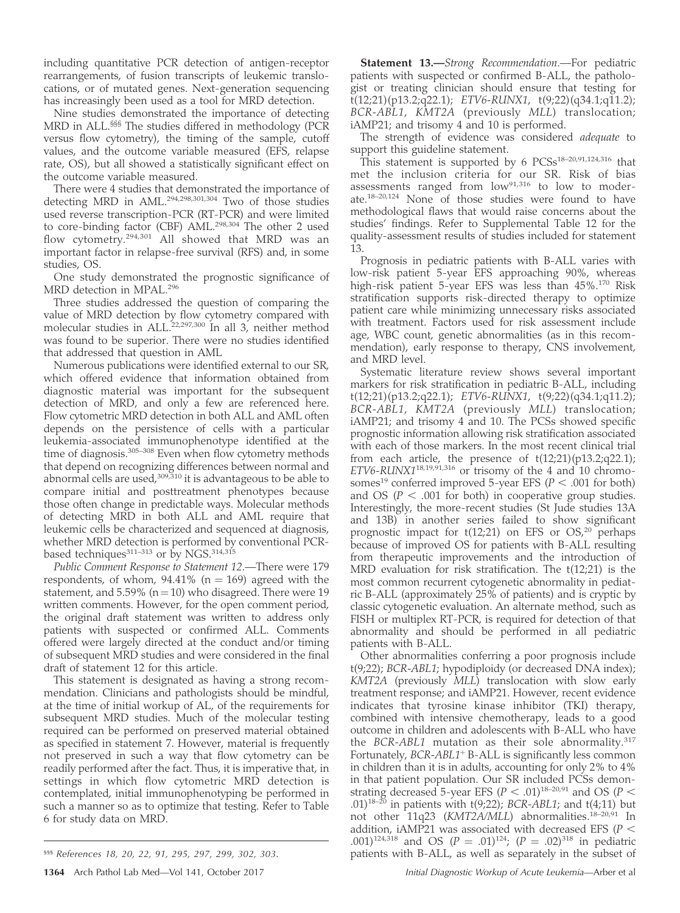including quantitative PCR detection of antigen-receptor rearrangements, of fusion transcripts of leukemic translocations, or of mutated genes. Next-generation sequencing has increasingly been used as a tool for MRD detection.

Nine studies demonstrated the importance of detecting MRD in ALL.[§§§] The studies differed in methodology (PCR versus flow cytometry), the timing of the sample, cutoff values, and the outcome variable measured (EFS, relapse rate, OS), but all showed a statistically significant effect on the outcome variable measured.

There were 4 studies that demonstrated the importance of detecting MRD in AML.[294,298,301,304] Two of those studies used reverse transcription-PCR (RT-PCR) and were limited to core-binding factor (CBF) AML.[298,304] The other 2 used flow cytometry.[294,301] All showed that MRD was an important factor in relapse-free survival (RFS) and, in some studies, OS.

One study demonstrated the prognostic significance of MRD detection in MPAL.[296]

Three studies addressed the question of comparing the value of MRD detection by flow cytometry compared with molecular studies in ALL.[22,297,300] In all 3, neither method was found to be superior. There were no studies identified that addressed that question in AML

Numerous publications were identified external to our SR, which offered evidence that information obtained from diagnostic material was important for the subsequent detection of MRD, and only a few are referenced here. Flow cytometric MRD detection in both ALL and AML often depends on the persistence of cells with a particular leukemia-associated immunophenotype identified at the time of diagnosis.[305–308] Even when flow cytometry methods that depend on recognizing differences between normal and abnormal cells are used,[309,310] it is advantageous to be able to compare initial and posttreatment phenotypes because those often change in predictable ways. Molecular methods of detecting MRD in both ALL and AML require that leukemic cells be characterized and sequenced at diagnosis, whether MRD detection is performed by conventional PCR-based techniques[311–313] or by NGS.[314,315]

*Public Comment Response to Statement 12.*—There were 179 respondents, of whom, 94.41% (n = 169) agreed with the statement, and 5.59% (n = 10) who disagreed. There were 19 written comments. However, for the open comment period, the original draft statement was written to address only patients with suspected or confirmed ALL. Comments offered were largely directed at the conduct and/or timing of subsequent MRD studies and were considered in the final draft of statement 12 for this article.

This statement is designated as having a strong recommendation. Clinicians and pathologists should be mindful, at the time of initial workup of AL, of the requirements for subsequent MRD studies. Much of the molecular testing required can be performed on preserved material obtained as specified in statement 7. However, material is frequently not preserved in such a way that flow cytometry can be readily performed after the fact. Thus, it is imperative that, in settings in which flow cytometric MRD detection is contemplated, initial immunophenotyping be performed in such a manner so as to optimize that testing. Refer to Table 6 for study data on MRD.

**Statement 13.**—*Strong Recommendation.*—For pediatric patients with suspected or confirmed B-ALL, the pathologist or treating clinician should ensure that testing for t(12;21)(p13.2;q22.1); *ETV6-RUNX1*, t(9;22)(q34.1;q11.2); *BCR-ABL1*, *KMT2A* (previously *MLL*) translocation; iAMP21; and trisomy 4 and 10 is performed.

The strength of evidence was considered *adequate* to support this guideline statement.

This statement is supported by 6 PCSs[18–20,91,124,316] that met the inclusion criteria for our SR. Risk of bias assessments ranged from low[91,316] to low to moderate.[18–20,124] None of those studies were found to have methodological flaws that would raise concerns about the studies' findings. Refer to Supplemental Table 12 for the quality-assessment results of studies included for statement 13.

Prognosis in pediatric patients with B-ALL varies with low-risk patient 5-year EFS approaching 90%, whereas high-risk patient 5-year EFS was less than 45%.[170] Risk stratification supports risk-directed therapy to optimize patient care while minimizing unnecessary risks associated with treatment. Factors used for risk assessment include age, WBC count, genetic abnormalities (as in this recommendation), early response to therapy, CNS involvement, and MRD level.

Systematic literature review shows several important markers for risk stratification in pediatric B-ALL, including t(12;21)(p13.2;q22.1); *ETV6-RUNX1*, t(9;22)(q34.1;q11.2); *BCR-ABL1*, *KMT2A* (previously *MLL*) translocation; iAMP21; and trisomy 4 and 10. The PCSs showed specific prognostic information allowing risk stratification associated with each of those markers. In the most recent clinical trial from each article, the presence of t(12;21)(p13.2;q22.1); *ETV6-RUNX1*[18,19,91,316] or trisomy of the 4 and 10 chromosomes[19] conferred improved 5-year EFS ($P < .001$ for both) and OS ($P < .001$ for both) in cooperative group studies. Interestingly, the more-recent studies (St Jude studies 13A and 13B) in another series failed to show significant prognostic impact for t(12;21) on EFS or OS,[20] perhaps because of improved OS for patients with B-ALL resulting from therapeutic improvements and the introduction of MRD evaluation for risk stratification. The t(12;21) is the most common recurrent cytogenetic abnormality in pediatric B-ALL (approximately 25% of patients) and is cryptic by classic cytogenetic evaluation. An alternate method, such as FISH or multiplex RT-PCR, is required for detection of that abnormality and should be performed in all pediatric patients with B-ALL.

Other abnormalities conferring a poor prognosis include t(9;22); *BCR-ABL1*; hypodiploidy (or decreased DNA index); *KMT2A* (previously *MLL*) translocation with slow early treatment response; and iAMP21. However, recent evidence indicates that tyrosine kinase inhibitor (TKI) therapy, combined with intensive chemotherapy, leads to a good outcome in children and adolescents with B-ALL who have the *BCR-ABL1* mutation as their sole abnormality.[317] Fortunately, *BCR-ABL1*$^+$ B-ALL is significantly less common in children than it is in adults, accounting for only 2% to 4% in that patient population. Our SR included PCSs demonstrating decreased 5-year EFS ($P < .01$)[18–20,91] and OS ($P < .01$)[18–20] in patients with t(9;22); *BCR-ABL1*; and t(4;11) but not other 11q23 (*KMT2A/MLL*) abnormalities.[18–20,91] In addition, iAMP21 was associated with decreased EFS ($P < .001$)[124,318] and OS ($P = .01$)[124]; ($P = .02$)[318] in pediatric patients with B-ALL, as well as separately in the subset of

§§§ *References 18, 20, 22, 91, 295, 297, 299, 302, 303.*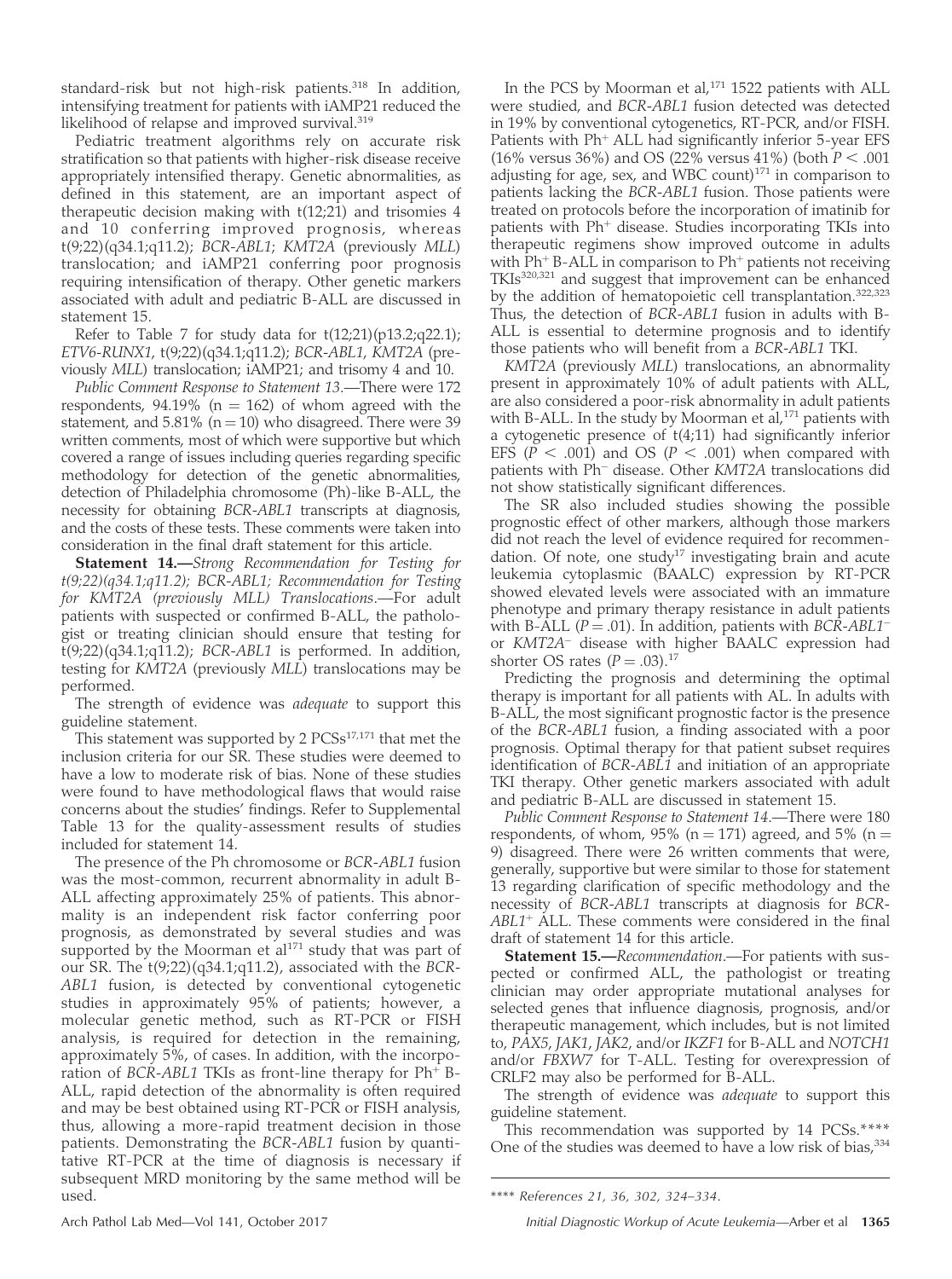standard-risk but not high-risk patients.[318] In addition, intensifying treatment for patients with iAMP21 reduced the likelihood of relapse and improved survival.[319]

Pediatric treatment algorithms rely on accurate risk stratification so that patients with higher-risk disease receive appropriately intensified therapy. Genetic abnormalities, as defined in this statement, are an important aspect of therapeutic decision making with t(12;21) and trisomies 4 and 10 conferring improved prognosis, whereas t(9;22)(q34.1;q11.2); *BCR-ABL1*; *KMT2A* (previously *MLL*) translocation; and iAMP21 conferring poor prognosis requiring intensification of therapy. Other genetic markers associated with adult and pediatric B-ALL are discussed in statement 15.

Refer to Table 7 for study data for t(12;21)(p13.2;q22.1); *ETV6-RUNX1*, t(9;22)(q34.1;q11.2); *BCR-ABL1*, *KMT2A* (previously *MLL*) translocation; iAMP21; and trisomy 4 and 10.

*Public Comment Response to Statement 13*.—There were 172 respondents, 94.19% (n = 162) of whom agreed with the statement, and 5.81% (n = 10) who disagreed. There were 39 written comments, most of which were supportive but which covered a range of issues including queries regarding specific methodology for detection of the genetic abnormalities, detection of Philadelphia chromosome (Ph)-like B-ALL, the necessity for obtaining *BCR-ABL1* transcripts at diagnosis, and the costs of these tests. These comments were taken into consideration in the final draft statement for this article.

**Statement 14.—***Strong Recommendation for Testing for t(9;22)(q34.1;q11.2); BCR-ABL1; Recommendation for Testing for KMT2A (previously MLL) Translocations*.—For adult patients with suspected or confirmed B-ALL, the pathologist or treating clinician should ensure that testing for t(9;22)(q34.1;q11.2); *BCR-ABL1* is performed. In addition, testing for *KMT2A* (previously *MLL*) translocations may be performed.

The strength of evidence was *adequate* to support this guideline statement.

This statement was supported by 2 PCSs[17,171] that met the inclusion criteria for our SR. These studies were deemed to have a low to moderate risk of bias. None of these studies were found to have methodological flaws that would raise concerns about the studies' findings. Refer to Supplemental Table 13 for the quality-assessment results of studies included for statement 14.

The presence of the Ph chromosome or *BCR-ABL1* fusion was the most-common, recurrent abnormality in adult B-ALL affecting approximately 25% of patients. This abnormality is an independent risk factor conferring poor prognosis, as demonstrated by several studies and was supported by the Moorman et al[171] study that was part of our SR. The t(9;22)(q34.1;q11.2), associated with the *BCR-ABL1* fusion, is detected by conventional cytogenetic studies in approximately 95% of patients; however, a molecular genetic method, such as RT-PCR or FISH analysis, is required for detection in the remaining, approximately 5%, of cases. In addition, with the incorporation of *BCR-ABL1* TKIs as front-line therapy for Ph$^+$ B-ALL, rapid detection of the abnormality is often required and may be best obtained using RT-PCR or FISH analysis, thus, allowing a more-rapid treatment decision in those patients. Demonstrating the *BCR-ABL1* fusion by quantitative RT-PCR at the time of diagnosis is necessary if subsequent MRD monitoring by the same method will be used.

In the PCS by Moorman et al,[171] 1522 patients with ALL were studied, and *BCR-ABL1* fusion detected was detected in 19% by conventional cytogenetics, RT-PCR, and/or FISH. Patients with Ph$^+$ ALL had significantly inferior 5-year EFS (16% versus 36%) and OS (22% versus 41%) (both $P < .001$ adjusting for age, sex, and WBC count)[171] in comparison to patients lacking the *BCR-ABL1* fusion. Those patients were treated on protocols before the incorporation of imatinib for patients with Ph$^+$ disease. Studies incorporating TKIs into therapeutic regimens show improved outcome in adults with Ph$^+$ B-ALL in comparison to Ph$^+$ patients not receiving TKIs[320,321] and suggest that improvement can be enhanced by the addition of hematopoietic cell transplantation.[322,323] Thus, the detection of *BCR-ABL1* fusion in adults with B-ALL is essential to determine prognosis and to identify those patients who will benefit from a *BCR-ABL1* TKI.

*KMT2A* (previously *MLL*) translocations, an abnormality present in approximately 10% of adult patients with ALL, are also considered a poor-risk abnormality in adult patients with B-ALL. In the study by Moorman et al,[171] patients with a cytogenetic presence of t(4;11) had significantly inferior EFS ($P < .001$) and OS ($P < .001$) when compared with patients with Ph$^-$ disease. Other *KMT2A* translocations did not show statistically significant differences.

The SR also included studies showing the possible prognostic effect of other markers, although those markers did not reach the level of evidence required for recommendation. Of note, one study[17] investigating brain and acute leukemia cytoplasmic (BAALC) expression by RT-PCR showed elevated levels were associated with an immature phenotype and primary therapy resistance in adult patients with B-ALL ($P = .01$). In addition, patients with *BCR-ABL1*$^-$ or *KMT2A*$^-$ disease with higher BAALC expression had shorter OS rates ($P = .03$).[17]

Predicting the prognosis and determining the optimal therapy is important for all patients with AL. In adults with B-ALL, the most significant prognostic factor is the presence of the *BCR-ABL1* fusion, a finding associated with a poor prognosis. Optimal therapy for that patient subset requires identification of *BCR-ABL1* and initiation of an appropriate TKI therapy. Other genetic markers associated with adult and pediatric B-ALL are discussed in statement 15.

*Public Comment Response to Statement 14*.—There were 180 respondents, of whom, 95% (n = 171) agreed, and 5% (n = 9) disagreed. There were 26 written comments that were, generally, supportive but were similar to those for statement 13 regarding clarification of specific methodology and the necessity of *BCR-ABL1* transcripts at diagnosis for *BCR-ABL1*$^+$ ALL. These comments were considered in the final draft of statement 14 for this article.

**Statement 15.—***Recommendation*.—For patients with suspected or confirmed ALL, the pathologist or treating clinician may order appropriate mutational analyses for selected genes that influence diagnosis, prognosis, and/or therapeutic management, which includes, but is not limited to, *PAX5*, *JAK1*, *JAK2*, and/or *IKZF1* for B-ALL and *NOTCH1* and/or *FBXW7* for T-ALL. Testing for overexpression of CRLF2 may also be performed for B-ALL.

The strength of evidence was *adequate* to support this guideline statement.

This recommendation was supported by 14 PCSs.**** One of the studies was deemed to have a low risk of bias,[334]

**** *References 21, 36, 302, 324–334.*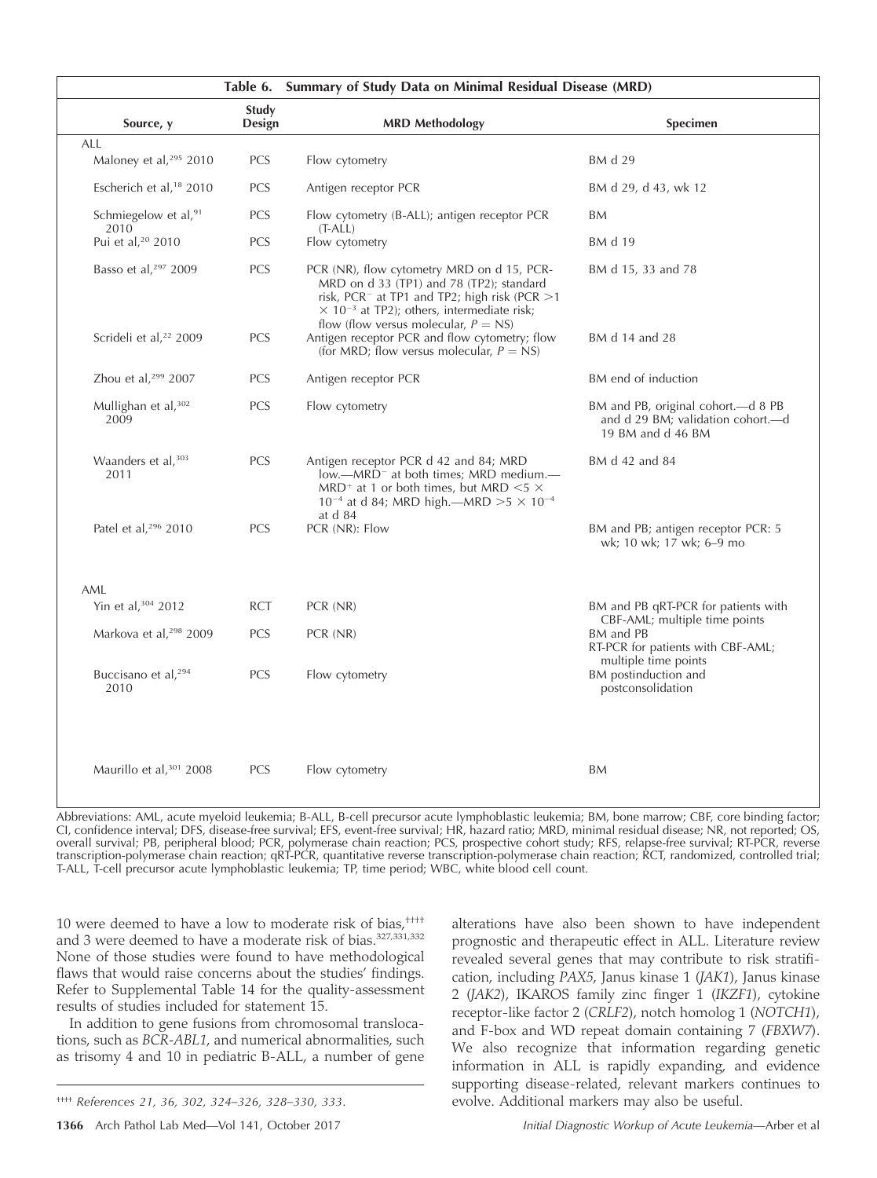**Table 6. Summary of Study Data on Minimal Residual Disease (MRD)**

| Source, y | Study Design | MRD Methodology | Specimen |
|---|---|---|---|
| ALL | | | |
| Maloney et al,[295] 2010 | PCS | Flow cytometry | BM d 29 |
| Escherich et al,[18] 2010 | PCS | Antigen receptor PCR | BM d 29, d 43, wk 12 |
| Schmiegelow et al,[91] 2010 | PCS | Flow cytometry (B-ALL); antigen receptor PCR (T-ALL) | BM |
| Pui et al,[20] 2010 | PCS | Flow cytometry | BM d 19 |
| Basso et al,[297] 2009 | PCS | PCR (NR), flow cytometry MRD on d 15, PCR-MRD on d 33 (TP1) and 78 (TP2); standard risk, PCR⁻ at TP1 and TP2; high risk (PCR $>1 \times 10^{-3}$ at TP2); others, intermediate risk; flow (flow versus molecular, $P$ = NS) | BM d 15, 33 and 78 |
| Scrideli et al,[22] 2009 | PCS | Antigen receptor PCR and flow cytometry; flow (for MRD; flow versus molecular, $P$ = NS) | BM d 14 and 28 |
| Zhou et al,[299] 2007 | PCS | Antigen receptor PCR | BM end of induction |
| Mullighan et al,[302] 2009 | PCS | Flow cytometry | BM and PB, original cohort.—d 8 PB and d 29 BM; validation cohort.—d 19 BM and d 46 BM |
| Waanders et al,[303] 2011 | PCS | Antigen receptor PCR d 42 and 84; MRD low.—MRD⁻ at both times; MRD medium.—MRD⁺ at 1 or both times, but MRD $<5 \times 10^{-4}$ at d 84; MRD high.—MRD $>5 \times 10^{-4}$ at d 84 | BM d 42 and 84 |
| Patel et al,[296] 2010 | PCS | PCR (NR): Flow | BM and PB; antigen receptor PCR: 5 wk; 10 wk; 17 wk; 6–9 mo |
| AML | | | |
| Yin et al,[304] 2012 | RCT | PCR (NR) | BM and PB qRT-PCR for patients with CBF-AML; multiple time points |
| Markova et al,[298] 2009 | PCS | PCR (NR) | BM and PB RT-PCR for patients with CBF-AML; multiple time points |
| Buccisano et al,[294] 2010 | PCS | Flow cytometry | BM postinduction and postconsolidation |
| Maurillo et al,[301] 2008 | PCS | Flow cytometry | BM |

Abbreviations: AML, acute myeloid leukemia; B-ALL, B-cell precursor acute lymphoblastic leukemia; BM, bone marrow; CBF, core binding factor; CI, confidence interval; DFS, disease-free survival; EFS, event-free survival; HR, hazard ratio; MRD, minimal residual disease; NR, not reported; OS, overall survival; PB, peripheral blood; PCR, polymerase chain reaction; PCS, prospective cohort study; RFS, relapse-free survival; RT-PCR, reverse transcription-polymerase chain reaction; qRT-PCR, quantitative reverse transcription-polymerase chain reaction; RCT, randomized, controlled trial; T-ALL, T-cell precursor acute lymphoblastic leukemia; TP, time period; WBC, white blood cell count.

10 were deemed to have a low to moderate risk of bias,[‡‡‡‡] and 3 were deemed to have a moderate risk of bias.[327,331,332] None of those studies were found to have methodological flaws that would raise concerns about the studies' findings. Refer to Supplemental Table 14 for the quality-assessment results of studies included for statement 15.

In addition to gene fusions from chromosomal translocations, such as *BCR-ABL1*, and numerical abnormalities, such as trisomy 4 and 10 in pediatric B-ALL, a number of gene alterations have also been shown to have independent prognostic and therapeutic effect in ALL. Literature review revealed several genes that may contribute to risk stratification, including *PAX5*, Janus kinase 1 (*JAK1*), Janus kinase 2 (*JAK2*), IKAROS family zinc finger 1 (*IKZF1*), cytokine receptor-like factor 2 (*CRLF2*), notch homolog 1 (*NOTCH1*), and F-box and WD repeat domain containing 7 (*FBXW7*). We also recognize that information regarding genetic information in ALL is rapidly expanding, and evidence supporting disease-related, relevant markers continues to evolve. Additional markers may also be useful.

‡‡‡‡ *References 21, 36, 302, 324–326, 328–330, 333.*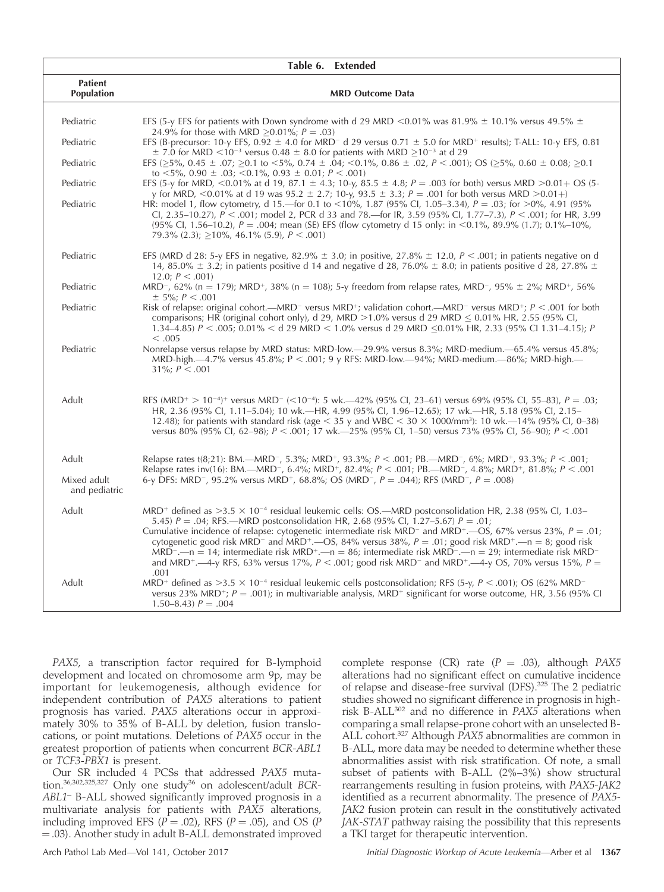**Table 6. Extended**

| Patient Population | MRD Outcome Data |
|---|---|
| Pediatric | EFS (5-y EFS for patients with Down syndrome with d 29 MRD <0.01% was 81.9% ± 10.1% versus 49.5% ± 24.9% for those with MRD ≥0.01%; $P = .03$) |
| Pediatric | EFS (B-precursor: 10-y EFS, 0.92 ± 4.0 for MRD⁻ d 29 versus 0.71 ± 5.0 for MRD⁺ results); T-ALL: 10-y EFS, 0.81 ± 7.0 for MRD $<10^{-3}$ versus 0.48 ± 8.0 for patients with MRD $\geq 10^{-3}$ at d 29 |
| Pediatric | EFS (≥5%, 0.45 ± .07; ≥0.1 to <5%, 0.74 ± .04; <0.1%, 0.86 ± .02, $P < .001$); OS (≥5%, 0.60 ± 0.08; ≥0.1 to <5%, 0.90 ± .03; <0.1%, 0.93 ± 0.01; $P < .001$) |
| Pediatric | EFS (5-y for MRD, <0.01% at d 19, 87.1 ± 4.3; 10-y, 85.5 ± 4.8; $P = .003$ for both) versus MRD >0.01+ OS (5-y for MRD, <0.01% at d 19 was 95.2 ± 2.7; 10-y, 93.5 ± 3.3; $P = .001$ for both versus MRD >0.01+) |
| Pediatric | HR: model 1, flow cytometry, d 15.—for 0.1 to <10%, 1.87 (95% CI, 1.05–3.34), $P = .03$; for >0%, 4.91 (95% CI, 2.35–10.27), $P < .001$; model 2, PCR d 33 and 78.—for IR, 3.59 (95% CI, 1.77–7.3), $P < .001$; for HR, 3.99 (95% CI, 1.56–10.2), $P = .004$; mean (SE) EFS (flow cytometry d 15 only: in <0.1%, 89.9% (1.7); 0.1%–10%, 79.3% (2.3); ≥10%, 46.1% (5.9), $P < .001$) |
| Pediatric | EFS (MRD d 28: 5-y EFS in negative, 82.9% ± 3.0; in positive, 27.8% ± 12.0, $P < .001$; in patients negative on d 14, 85.0% ± 3.2; in patients positive d 14 and negative d 28, 76.0% ± 8.0; in patients positive d 28, 27.8% ± 12.0; $P < .001$) |
| Pediatric | MRD⁻, 62% (n = 179); MRD⁺, 38% (n = 108); 5-y freedom from relapse rates, MRD⁻, 95% ± 2%; MRD⁺, 56% ± 5%; $P < .001$ |
| Pediatric | Risk of relapse: original cohort.—MRD⁻ versus MRD⁺; validation cohort.—MRD⁻ versus MRD⁺; $P < .001$ for both comparisons; HR (original cohort only), d 29, MRD >1.0% versus d 29 MRD ≤ 0.01% HR, 2.55 (95% CI, 1.34–4.85) $P < .005$; 0.01% < d 29 MRD < 1.0% versus d 29 MRD ≤0.01% HR, 2.33 (95% CI 1.31–4.15); $P < .005$ |
| Pediatric | Nonrelapse versus relapse by MRD status: MRD-low.—29.9% versus 8.3%; MRD-medium.—65.4% versus 45.8%; MRD-high.—4.7% versus 45.8%; $P < .001$; 9 y RFS: MRD-low.—94%; MRD-medium.—86%; MRD-high.—31%; $P < .001$ |
| Adult | RFS (MRD⁺ > $10^{-4}$)⁺ versus MRD⁻ (<$10^{-4}$): 5 wk.—42% (95% CI, 23–61) versus 69% (95% CI, 55–83), $P = .03$; HR, 2.36 (95% CI, 1.11–5.04); 10 wk.—HR, 4.99 (95% CI, 1.96–12.65); 17 wk.—HR, 5.18 (95% CI, 2.15–12.48); for patients with standard risk (age < 35 y and WBC < 30 × 1000/mm³): 10 wk.—14% (95% CI, 0–38) versus 80% (95% CI, 62–98); $P < .001$; 17 wk.—25% (95% CI, 1–50) versus 73% (95% CI, 56–90); $P < .001$ |
| Adult | Relapse rates t(8;21): BM.—MRD⁻, 5.3%; MRD⁺, 93.3%; $P < .001$; PB.—MRD⁻, 6%; MRD⁺, 93.3%; $P < .001$; Relapse rates inv(16): BM.—MRD⁻, 6.4%; MRD⁺, 82.4%; $P < .001$; PB.—MRD⁻, 4.8%; MRD⁺, 81.8%; $P < .001$ |
| Mixed adult and pediatric | 6-y DFS: MRD⁻, 95.2% versus MRD⁺, 68.8%; OS (MRD⁻, $P = .044$); RFS (MRD⁻, $P = .008$) |
| Adult | MRD⁺ defined as $>3.5 \times 10^{-4}$ residual leukemic cells: OS.—MRD postconsolidation HR, 2.38 (95% CI, 1.03–5.45) $P = .04$; RFS.—MRD postconsolidation HR, 2.68 (95% CI, 1.27–5.67) $P = .01$; Cumulative incidence of relapse: cytogenetic intermediate risk MRD⁻ and MRD⁺.—OS, 67% versus 23%, $P = .01$; cytogenetic good risk MRD⁻ and MRD⁺.—OS, 84% versus 38%, $P = .01$; good risk MRD⁺.—n = 8; good risk MRD⁻.—n = 14; intermediate risk MRD⁺.—n = 86; intermediate risk MRD⁻.—n = 29; intermediate risk MRD⁻ and MRD⁺.—4-y RFS, 63% versus 17%, $P < .001$; good risk MRD⁻ and MRD⁺.—4-y OS, 70% versus 15%, $P = .001$ |
| Adult | MRD⁺ defined as $>3.5 \times 10^{-4}$ residual leukemic cells postconsolidation; RFS (5-y, $P < .001$); OS (62% MRD⁻ versus 23% MRD⁺; $P = .001$); in multivariable analysis, MRD⁺ significant for worse outcome, HR, 3.56 (95% CI 1.50–8.43) $P = .004$ |

*PAX5*, a transcription factor required for B-lymphoid development and located on chromosome arm 9p, may be important for leukemogenesis, although evidence for independent contribution of *PAX5* alterations to patient prognosis has varied. *PAX5* alterations occur in approximately 30% to 35% of B-ALL by deletion, fusion translocations, or point mutations. Deletions of *PAX5* occur in the greatest proportion of patients when concurrent *BCR-ABL1* or *TCF3-PBX1* is present.

Our SR included 4 PCSs that addressed *PAX5* mutation.[36,302,325,327] Only one study[36] on adolescent/adult *BCR-ABL1*⁻ B-ALL showed significantly improved prognosis in a multivariate analysis for patients with *PAX5* alterations, including improved EFS ($P = .02$), RFS ($P = .05$), and OS ($P = .03$). Another study in adult B-ALL demonstrated improved complete response (CR) rate ($P = .03$), although *PAX5* alterations had no significant effect on cumulative incidence of relapse and disease-free survival (DFS).[325] The 2 pediatric studies showed no significant difference in prognosis in high-risk B-ALL[302] and no difference in *PAX5* alterations when comparing a small relapse-prone cohort with an unselected B-ALL cohort.[327] Although *PAX5* abnormalities are common in B-ALL, more data may be needed to determine whether these abnormalities assist with risk stratification. Of note, a small subset of patients with B-ALL (2%–3%) show structural rearrangements resulting in fusion proteins, with *PAX5-JAK2* identified as a recurrent abnormality. The presence of *PAX5-JAK2* fusion protein can result in the constitutively activated *JAK-STAT* pathway raising the possibility that this represents a TKI target for therapeutic intervention.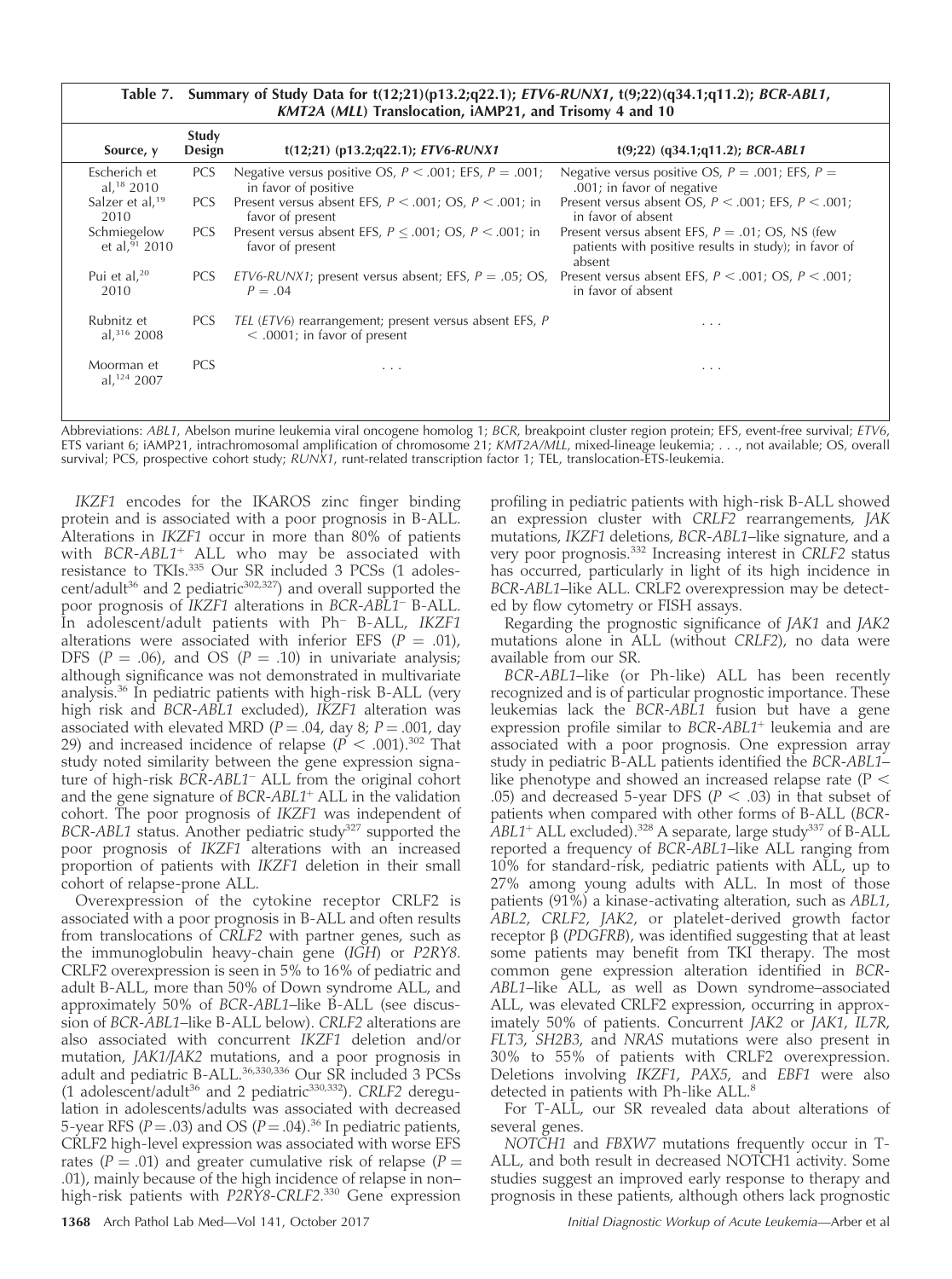**Table 7. Summary of Study Data for t(12;21)(p13.2;q22.1); *ETV6-RUNX1*, t(9;22)(q34.1;q11.2); *BCR-ABL1*, *KMT2A* (*MLL*) Translocation, iAMP21, and Trisomy 4 and 10**

| Source, y | Study Design | t(12;21) (p13.2;q22.1); *ETV6-RUNX1* | t(9;22) (q34.1;q11.2); *BCR-ABL1* |
|---|---|---|---|
| Escherich et al,[18] 2010 | PCS | Negative versus positive OS, $P < .001$; EFS, $P = .001$; in favor of positive | Negative versus positive OS, $P = .001$; EFS, $P = .001$; in favor of negative |
| Salzer et al,[19] 2010 | PCS | Present versus absent EFS, $P < .001$; OS, $P < .001$; in favor of present | Present versus absent OS, $P < .001$; EFS, $P < .001$; in favor of absent |
| Schmiegelow et al,[91] 2010 | PCS | Present versus absent EFS, $P \leq .001$; OS, $P < .001$; in favor of present | Present versus absent EFS, $P = .01$; OS, NS (few patients with positive results in study); in favor of absent |
| Pui et al,[20] 2010 | PCS | *ETV6-RUNX1*; present versus absent; EFS, $P = .05$; OS, $P = .04$ | Present versus absent EFS, $P < .001$; OS, $P < .001$; in favor of absent |
| Rubnitz et al,[316] 2008 | PCS | *TEL* (*ETV6*) rearrangement; present versus absent EFS, $P < .0001$; in favor of present | . . . |
| Moorman et al,[124] 2007 | PCS | . . . | . . . |

Abbreviations: *ABL1*, Abelson murine leukemia viral oncogene homolog 1; *BCR*, breakpoint cluster region protein; EFS, event-free survival; *ETV6*, ETS variant 6; iAMP21, intrachromosomal amplification of chromosome 21; *KMT2A/MLL*, mixed-lineage leukemia; . . ., not available; OS, overall survival; PCS, prospective cohort study; *RUNX1*, runt-related transcription factor 1; TEL, translocation-ETS-leukemia.

*IKZF1* encodes for the IKAROS zinc finger binding protein and is associated with a poor prognosis in B-ALL. Alterations in *IKZF1* occur in more than 80% of patients with *BCR-ABL1*⁺ ALL who may be associated with resistance to TKIs.[335] Our SR included 3 PCSs (1 adolescent/adult[36] and 2 pediatric[302,327]) and overall supported the poor prognosis of *IKZF1* alterations in *BCR-ABL1*⁻ B-ALL. In adolescent/adult patients with Ph⁻ B-ALL, *IKZF1* alterations were associated with inferior EFS ($P = .01$), DFS ($P = .06$), and OS ($P = .10$) in univariate analysis; although significance was not demonstrated in multivariate analysis.[36] In pediatric patients with high-risk B-ALL (very high risk and *BCR-ABL1* excluded), *IKZF1* alteration was associated with elevated MRD ($P = .04$, day 8; $P = .001$, day 29) and increased incidence of relapse ($P < .001$).[302] That study noted similarity between the gene expression signature of high-risk *BCR-ABL1*⁻ ALL from the original cohort and the gene signature of *BCR-ABL1*⁺ ALL in the validation cohort. The poor prognosis of *IKZF1* was independent of *BCR-ABL1* status. Another pediatric study[327] supported the poor prognosis of *IKZF1* alterations with an increased proportion of patients with *IKZF1* deletion in their small cohort of relapse-prone ALL.

Overexpression of the cytokine receptor CRLF2 is associated with a poor prognosis in B-ALL and often results from translocations of *CRLF2* with partner genes, such as the immunoglobulin heavy-chain gene (*IGH*) or *P2RY8*. CRLF2 overexpression is seen in 5% to 16% of pediatric and adult B-ALL, more than 50% of Down syndrome ALL, and approximately 50% of *BCR-ABL1*–like B-ALL (see discussion of *BCR-ABL1*–like B-ALL below). *CRLF2* alterations are also associated with concurrent *IKZF1* deletion and/or mutation, *JAK1/JAK2* mutations, and a poor prognosis in adult and pediatric B-ALL.[36,330,336] Our SR included 3 PCSs (1 adolescent/adult[36] and 2 pediatric[330,332]). *CRLF2* deregulation in adolescents/adults was associated with decreased 5-year RFS ($P = .03$) and OS ($P = .04$).[36] In pediatric patients, CRLF2 high-level expression was associated with worse EFS rates ($P = .01$) and greater cumulative risk of relapse ($P = .01$), mainly because of the high incidence of relapse in non–high-risk patients with *P2RY8-CRLF2*.[330] Gene expression profiling in pediatric patients with high-risk B-ALL showed an expression cluster with *CRLF2* rearrangements, *JAK* mutations, *IKZF1* deletions, *BCR-ABL1*–like signature, and a very poor prognosis.[332] Increasing interest in *CRLF2* status has occurred, particularly in light of its high incidence in *BCR-ABL1*–like ALL. CRLF2 overexpression may be detected by flow cytometry or FISH assays.

Regarding the prognostic significance of *JAK1* and *JAK2* mutations alone in ALL (without *CRLF2*), no data were available from our SR.

*BCR-ABL1*–like (or Ph-like) ALL has been recently recognized and is of particular prognostic importance. These leukemias lack the *BCR-ABL1* fusion but have a gene expression profile similar to *BCR-ABL1*⁺ leukemia and are associated with a poor prognosis. One expression array study in pediatric B-ALL patients identified the *BCR-ABL1*–like phenotype and showed an increased relapse rate ($P < .05$) and decreased 5-year DFS ($P < .03$) in that subset of patients when compared with other forms of B-ALL (*BCR-ABL1*⁺ ALL excluded).[328] A separate, large study[337] of B-ALL reported a frequency of *BCR-ABL1*–like ALL ranging from 10% for standard-risk, pediatric patients with ALL, up to 27% among young adults with ALL. In most of those patients (91%) a kinase-activating alteration, such as *ABL1*, *ABL2*, *CRLF2*, *JAK2*, or platelet-derived growth factor receptor β (*PDGFRB*), was identified suggesting that at least some patients may benefit from TKI therapy. The most common gene expression alteration identified in *BCR-ABL1*–like ALL, as well as Down syndrome–associated ALL, was elevated CRLF2 expression, occurring in approximately 50% of patients. Concurrent *JAK2* or *JAK1*, *IL7R*, *FLT3*, *SH2B3*, and *NRAS* mutations were also present in 30% to 55% of patients with CRLF2 overexpression. Deletions involving *IKZF1*, *PAX5*, and *EBF1* were also detected in patients with Ph-like ALL.[8]

For T-ALL, our SR revealed data about alterations of several genes.

*NOTCH1* and *FBXW7* mutations frequently occur in T-ALL, and both result in decreased NOTCH1 activity. Some studies suggest an improved early response to therapy and prognosis in these patients, although others lack prognostic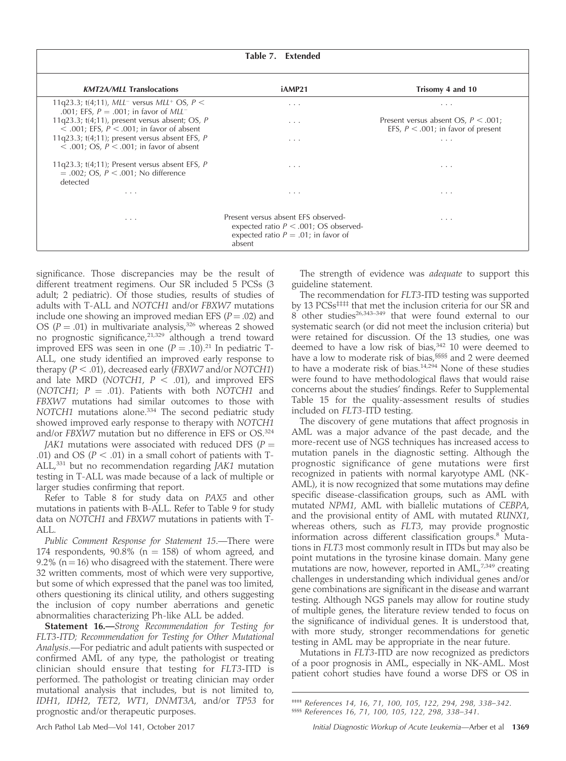**Table 7. Extended**

| *KMT2A/MLL* Translocations | iAMP21 | Trisomy 4 and 10 |
|---|---|---|
| 11q23.3; t(4;11), *MLL*⁻ versus *MLL*⁺ OS, $P <$ .001; EFS, $P = .001$; in favor of *MLL*⁻ | . . . | . . . |
| 11q23.3; t(4;11), present versus absent; OS, $P < .001$; EFS, $P < .001$; in favor of absent | . . . | Present versus absent OS, $P < .001$; EFS, $P < .001$; in favor of present |
| 11q23.3; t(4;11); present versus absent EFS, $P < .001$; OS, $P < .001$; in favor of absent | . . . | . . . |
| 11q23.3; t(4;11); Present versus absent EFS, $P = .002$; OS, $P < .001$; No difference detected | . . . | . . . |
| . . . | . . . | . . . |
| . . . | Present versus absent EFS observed-expected ratio $P < .001$; OS observed-expected ratio $P = .01$; in favor of absent | . . . |

significance. Those discrepancies may be the result of different treatment regimens. Our SR included 5 PCSs (3 adult; 2 pediatric). Of those studies, results of studies of adults with T-ALL and *NOTCH1* and/or *FBXW7* mutations include one showing an improved median EFS ($P = .02$) and OS ($P = .01$) in multivariate analysis,[326] whereas 2 showed no prognostic significance,[21,329] although a trend toward improved EFS was seen in one ($P = .10$).[21] In pediatric T-ALL, one study identified an improved early response to therapy ($P < .01$), decreased early (*FBXW7* and/or *NOTCH1*) and late MRD (*NOTCH1*, $P < .01$), and improved EFS (*NOTCH1*; $P = .01$). Patients with both *NOTCH1* and *FBXW7* mutations had similar outcomes to those with *NOTCH1* mutations alone.[334] The second pediatric study showed improved early response to therapy with *NOTCH1* and/or *FBXW7* mutation but no difference in EFS or OS.[324]

*JAK1* mutations were associated with reduced DFS ($P = .01$) and OS ($P < .01$) in a small cohort of patients with T-ALL,[331] but no recommendation regarding *JAK1* mutation testing in T-ALL was made because of a lack of multiple or larger studies confirming that report.

Refer to Table 8 for study data on *PAX5* and other mutations in patients with B-ALL. Refer to Table 9 for study data on *NOTCH1* and *FBXW7* mutations in patients with T-ALL.

*Public Comment Response for Statement 15.*—There were 174 respondents, 90.8% (n = 158) of whom agreed, and 9.2% (n = 16) who disagreed with the statement. There were 32 written comments, most of which were very supportive, but some of which expressed that the panel was too limited, others questioning its clinical utility, and others suggesting the inclusion of copy number aberrations and genetic abnormalities characterizing Ph-like ALL be added.

**Statement 16.**—*Strong Recommendation for Testing for FLT3-ITD; Recommendation for Testing for Other Mutational Analysis.*—For pediatric and adult patients with suspected or confirmed AML of any type, the pathologist or treating clinician should ensure that testing for *FLT3*-ITD is performed. The pathologist or treating clinician may order mutational analysis that includes, but is not limited to, *IDH1*, *IDH2*, *TET2*, *WT1*, *DNMT3A*, and/or *TP53* for prognostic and/or therapeutic purposes.

The strength of evidence was *adequate* to support this guideline statement.

The recommendation for *FLT3*-ITD testing was supported by 13 PCSs[‡‡‡‡] that met the inclusion criteria for our SR and 8 other studies[26,343–349] that were found external to our systematic search (or did not meet the inclusion criteria) but were retained for discussion. Of the 13 studies, one was deemed to have a low risk of bias,[342] 10 were deemed to have a low to moderate risk of bias,[§§§§] and 2 were deemed to have a moderate risk of bias.[14,294] None of these studies were found to have methodological flaws that would raise concerns about the studies' findings. Refer to Supplemental Table 15 for the quality-assessment results of studies included on *FLT3*-ITD testing.

The discovery of gene mutations that affect prognosis in AML was a major advance of the past decade, and the more-recent use of NGS techniques has increased access to mutation panels in the diagnostic setting. Although the prognostic significance of gene mutations were first recognized in patients with normal karyotype AML (NK-AML), it is now recognized that some mutations may define specific disease-classification groups, such as AML with mutated *NPM1*, AML with biallelic mutations of *CEBPA*, and the provisional entity of AML with mutated *RUNX1*, whereas others, such as *FLT3*, may provide prognostic information across different classification groups.[8] Mutations in *FLT3* most commonly result in ITDs but may also be point mutations in the tyrosine kinase domain. Many gene mutations are now, however, reported in AML,[7,349] creating challenges in understanding which individual genes and/or gene combinations are significant in the disease and warrant testing. Although NGS panels may allow for routine study of multiple genes, the literature review tended to focus on the significance of individual genes. It is understood that, with more study, stronger recommendations for genetic testing in AML may be appropriate in the near future.

Mutations in *FLT3*-ITD are now recognized as predictors of a poor prognosis in AML, especially in NK-AML. Most patient cohort studies have found a worse DFS or OS in

‡‡‡‡ References 14, 16, 71, 100, 105, 122, 294, 298, 338–342.
§§§§ References 16, 71, 100, 105, 122, 298, 338–341.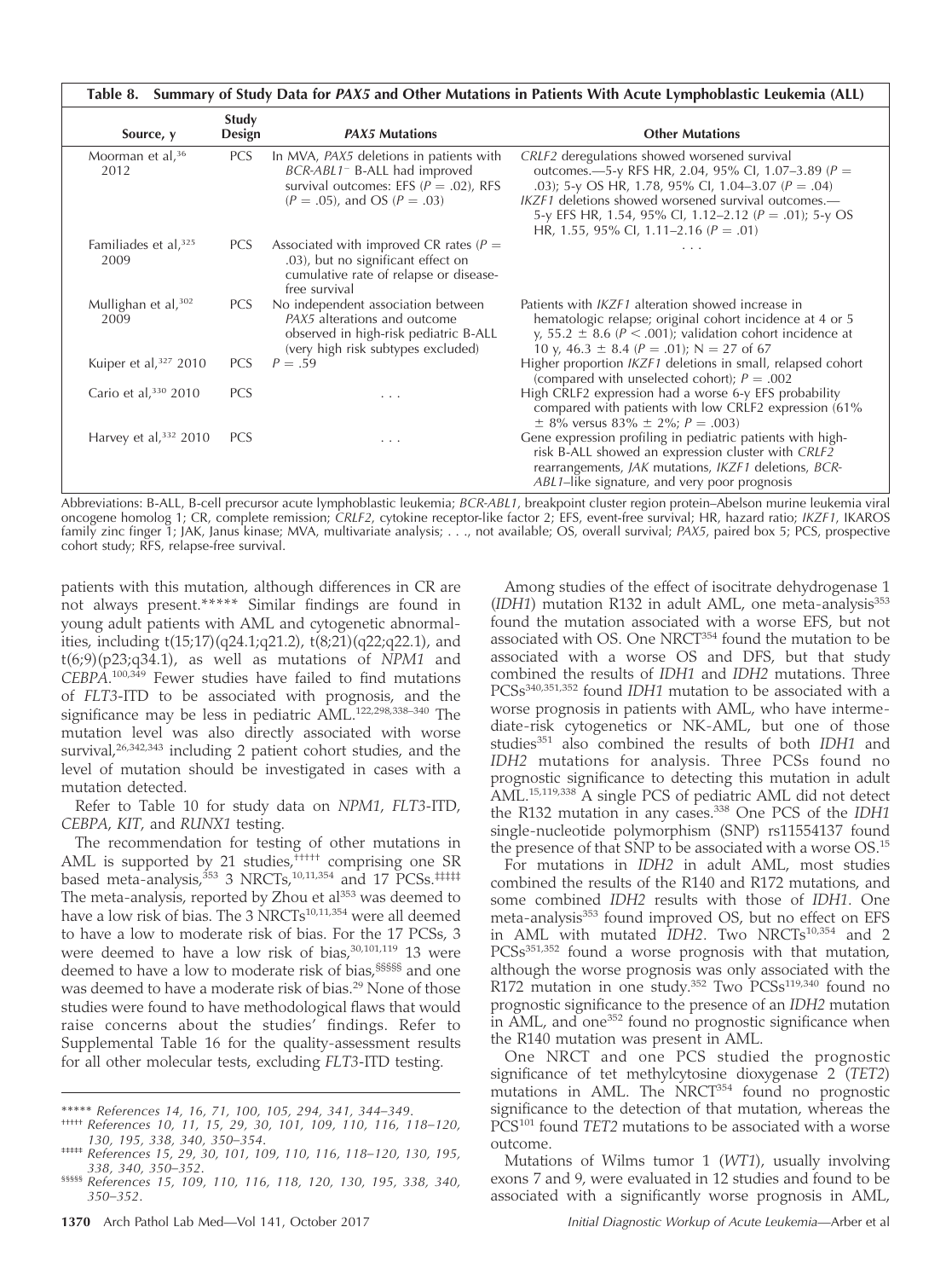**Table 8. Summary of Study Data for *PAX5* and Other Mutations in Patients With Acute Lymphoblastic Leukemia (ALL)**

| Source, y | Study Design | *PAX5* Mutations | Other Mutations |
|---|---|---|---|
| Moorman et al,[36] 2012 | PCS | In MVA, *PAX5* deletions in patients with *BCR-ABL1*⁻ B-ALL had improved survival outcomes: EFS ($P = .02$), RFS ($P = .05$), and OS ($P = .03$) | *CRLF2* deregulations showed worsened survival outcomes.—5-y RFS HR, 2.04, 95% CI, 1.07–3.89 ($P = .03$); 5-y OS HR, 1.78, 95% CI, 1.04–3.07 ($P = .04$) *IKZF1* deletions showed worsened survival outcomes.—5-y EFS HR, 1.54, 95% CI, 1.12–2.12 ($P = .01$); 5-y OS HR, 1.55, 95% CI, 1.11–2.16 ($P = .01$) |
| Familiades et al,[325] 2009 | PCS | Associated with improved CR rates ($P = .03$), but no significant effect on cumulative rate of relapse or disease-free survival | . . . |
| Mullighan et al,[302] 2009 | PCS | No independent association between *PAX5* alterations and outcome observed in high-risk pediatric B-ALL (very high risk subtypes excluded) | Patients with *IKZF1* alteration showed increase in hematologic relapse; original cohort incidence at 4 or 5 y, 55.2 ± 8.6 ($P < .001$); validation cohort incidence at 10 y, 46.3 ± 8.4 ($P = .01$); N = 27 of 67 |
| Kuiper et al,[327] 2010 | PCS | $P = .59$ | Higher proportion *IKZF1* deletions in small, relapsed cohort (compared with unselected cohort); $P = .002$ |
| Cario et al,[330] 2010 | PCS | . . . | High CRLF2 expression had a worse 6-y EFS probability compared with patients with low CRLF2 expression (61% ± 8% versus 83% ± 2%; $P = .003$) |
| Harvey et al,[332] 2010 | PCS | . . . | Gene expression profiling in pediatric patients with high-risk B-ALL showed an expression cluster with *CRLF2* rearrangements, *JAK* mutations, *IKZF1* deletions, *BCR-ABL1*–like signature, and very poor prognosis |

Abbreviations: B-ALL, B-cell precursor acute lymphoblastic leukemia; *BCR-ABL1*, breakpoint cluster region protein–Abelson murine leukemia viral oncogene homolog 1; CR, complete remission; *CRLF2*, cytokine receptor-like factor 2; EFS, event-free survival; HR, hazard ratio; *IKZF1*, IKAROS family zinc finger 1; JAK, Janus kinase; MVA, multivariate analysis; . . ., not available; OS, overall survival; *PAX5*, paired box 5; PCS, prospective cohort study; RFS, relapse-free survival.

patients with this mutation, although differences in CR are not always present.***** Similar findings are found in young adult patients with AML and cytogenetic abnormalities, including t(15;17)(q24.1;q21.2), t(8;21)(q22;q22.1), and t(6;9)(p23;q34.1), as well as mutations of *NPM1* and *CEBPA*.[100,349] Fewer studies have failed to find mutations of *FLT3*-ITD to be associated with prognosis, and the significance may be less in pediatric AML.[122,298,338–340] The mutation level was also directly associated with worse survival,[26,342,343] including 2 patient cohort studies, and the level of mutation should be investigated in cases with a mutation detected.

Refer to Table 10 for study data on *NPM1*, *FLT3*-ITD, *CEBPA*, *KIT*, and *RUNX1* testing.

The recommendation for testing of other mutations in AML is supported by 21 studies,††††† comprising one SR based meta-analysis,[353] 3 NRCTs,[10,11,354] and 17 PCSs.‡‡‡‡‡ The meta-analysis, reported by Zhou et al[353] was deemed to have a low risk of bias. The 3 NRCTs[10,11,354] were all deemed to have a low to moderate risk of bias. For the 17 PCSs, 3 were deemed to have a low risk of bias,[30,101,119] 13 were deemed to have a low to moderate risk of bias,§§§§§ and one was deemed to have a moderate risk of bias.[29] None of those studies were found to have methodological flaws that would raise concerns about the studies' findings. Refer to Supplemental Table 16 for the quality-assessment results for all other molecular tests, excluding *FLT3*-ITD testing.

Among studies of the effect of isocitrate dehydrogenase 1 (*IDH1*) mutation R132 in adult AML, one meta-analysis[353] found the mutation associated with a worse EFS, but not associated with OS. One NRCT[354] found the mutation to be associated with a worse OS and DFS, but that study combined the results of *IDH1* and *IDH2* mutations. Three PCSs[340,351,352] found *IDH1* mutation to be associated with a worse prognosis in patients with AML, who have intermediate-risk cytogenetics or NK-AML, but one of those studies[351] also combined the results of both *IDH1* and *IDH2* mutations for analysis. Three PCSs found no prognostic significance to detecting this mutation in adult AML.[15,119,338] A single PCS of pediatric AML did not detect the R132 mutation in any cases.[338] One PCS of the *IDH1* single-nucleotide polymorphism (SNP) rs11554137 found the presence of that SNP to be associated with a worse OS.[15]

For mutations in *IDH2* in adult AML, most studies combined the results of the R140 and R172 mutations, and some combined *IDH2* results with those of *IDH1*. One meta-analysis[353] found improved OS, but no effect on EFS in AML with mutated *IDH2*. Two NRCTs[10,354] and 2 PCSs[351,352] found a worse prognosis with that mutation, although the worse prognosis was only associated with the R172 mutation in one study.[352] Two PCSs[119,340] found no prognostic significance to the presence of an *IDH2* mutation in AML, and one[352] found no prognostic significance when the R140 mutation was present in AML.

One NRCT and one PCS studied the prognostic significance of tet methylcytosine dioxygenase 2 (*TET2*) mutations in AML. The NRCT[354] found no prognostic significance to the detection of that mutation, whereas the PCS[101] found *TET2* mutations to be associated with a worse outcome.

Mutations of Wilms tumor 1 (*WT1*), usually involving exons 7 and 9, were evaluated in 12 studies and found to be associated with a significantly worse prognosis in AML,

***** References 14, 16, 71, 100, 105, 294, 341, 344–349.
††††† References 10, 11, 15, 29, 30, 101, 109, 110, 116, 118–120, 130, 195, 338, 340, 350–354.
‡‡‡‡‡ References 15, 29, 30, 101, 109, 110, 116, 118–120, 130, 195, 338, 340, 350–352.
§§§§§ References 15, 109, 110, 116, 118, 120, 130, 195, 338, 340, 350–352.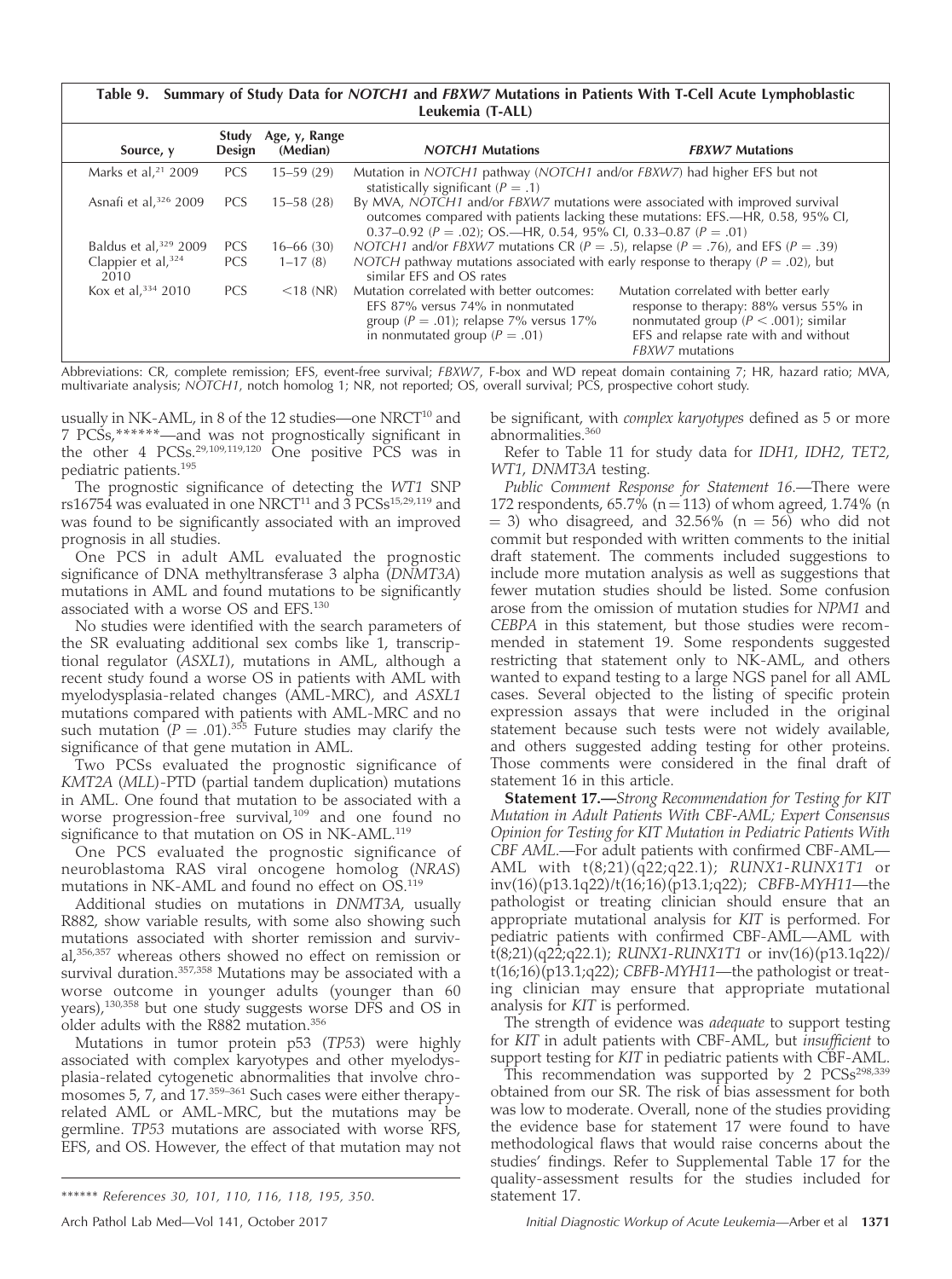**Table 9. Summary of Study Data for *NOTCH1* and *FBXW7* Mutations in Patients With T-Cell Acute Lymphoblastic Leukemia (T-ALL)**

| Source, y | Study Design | Age, y, Range (Median) | *NOTCH1* Mutations | *FBXW7* Mutations |
|---|---|---|---|---|
| Marks et al,[21] 2009 | PCS | 15–59 (29) | Mutation in *NOTCH1* pathway (*NOTCH1* and/or *FBXW7*) had higher EFS but not statistically significant ($P = .1$) | |
| Asnafi et al,[326] 2009 | PCS | 15–58 (28) | By MVA, *NOTCH1* and/or *FBXW7* mutations were associated with improved survival outcomes compared with patients lacking these mutations: EFS.—HR, 0.58, 95% CI, 0.37–0.92 ($P = .02$); OS.—HR, 0.54, 95% CI, 0.33–0.87 ($P = .01$) | |
| Baldus et al,[329] 2009 | PCS | 16–66 (30) | *NOTCH1* and/or *FBXW7* mutations CR ($P = .5$), relapse ($P = .76$), and EFS ($P = .39$) | |
| Clappier et al,[324] 2010 | PCS | 1–17 (8) | *NOTCH* pathway mutations associated with early response to therapy ($P = .02$), but similar EFS and OS rates | |
| Kox et al,[334] 2010 | PCS | <18 (NR) | Mutation correlated with better outcomes: EFS 87% versus 74% in nonmutated group ($P = .01$); relapse 7% versus 17% in nonmutated group ($P = .01$) | Mutation correlated with better early response to therapy: 88% versus 55% in nonmutated group ($P < .001$); similar EFS and relapse rate with and without *FBXW7* mutations |

Abbreviations: CR, complete remission; EFS, event-free survival; *FBXW7*, F-box and WD repeat domain containing 7; HR, hazard ratio; MVA, multivariate analysis; *NOTCH1*, notch homolog 1; NR, not reported; OS, overall survival; PCS, prospective cohort study.

usually in NK-AML, in 8 of the 12 studies—one NRCT[10] and 7 PCSs,******—and was not prognostically significant in the other 4 PCSs.[29,109,119,120] One positive PCS was in pediatric patients.[195]

The prognostic significance of detecting the *WT1* SNP rs16754 was evaluated in one NRCT[11] and 3 PCSs[15,29,119] and was found to be significantly associated with an improved prognosis in all studies.

One PCS in adult AML evaluated the prognostic significance of DNA methyltransferase 3 alpha (*DNMT3A*) mutations in AML and found mutations to be significantly associated with a worse OS and EFS.[130]

No studies were identified with the search parameters of the SR evaluating additional sex combs like 1, transcriptional regulator (*ASXL1*), mutations in AML, although a recent study found a worse OS in patients with AML with myelodysplasia-related changes (AML-MRC), and *ASXL1* mutations compared with patients with AML-MRC and no such mutation ($P = .01$).[355] Future studies may clarify the significance of that gene mutation in AML.

Two PCSs evaluated the prognostic significance of *KMT2A* (*MLL*)-PTD (partial tandem duplication) mutations in AML. One found that mutation to be associated with a worse progression-free survival,[109] and one found no significance to that mutation on OS in NK-AML.[119]

One PCS evaluated the prognostic significance of neuroblastoma RAS viral oncogene homolog (*NRAS*) mutations in NK-AML and found no effect on OS.[119]

Additional studies on mutations in *DNMT3A*, usually R882, show variable results, with some also showing such mutations associated with shorter remission and survival,[356,357] whereas others showed no effect on remission or survival duration.[357,358] Mutations may be associated with a worse outcome in younger adults (younger than 60 years),[130,358] but one study suggests worse DFS and OS in older adults with the R882 mutation.[356]

Mutations in tumor protein p53 (*TP53*) were highly associated with complex karyotypes and other myelodysplasia-related cytogenetic abnormalities that involve chromosomes 5, 7, and 17.[359–361] Such cases were either therapy-related AML or AML-MRC, but the mutations may be germline. *TP53* mutations are associated with worse RFS, EFS, and OS. However, the effect of that mutation may not be significant, with *complex karyotypes* defined as 5 or more abnormalities.[360]

Refer to Table 11 for study data for *IDH1*, *IDH2*, *TET2*, *WT1*, *DNMT3A* testing.

*Public Comment Response for Statement 16*.—There were 172 respondents, 65.7% (n = 113) of whom agreed, 1.74% (n = 3) who disagreed, and 32.56% (n = 56) who did not commit but responded with written comments to the initial draft statement. The comments included suggestions to include more mutation analysis as well as suggestions that fewer mutation studies should be listed. Some confusion arose from the omission of mutation studies for *NPM1* and *CEBPA* in this statement, but those studies were recommended in statement 19. Some respondents suggested restricting that statement only to NK-AML, and others wanted to expand testing to a large NGS panel for all AML cases. Several objected to the listing of specific protein expression assays that were included in the original statement because such tests were not widely available, and others suggested adding testing for other proteins. Those comments were considered in the final draft of statement 16 in this article.

**Statement 17.—***Strong Recommendation for Testing for KIT Mutation in Adult Patients With CBF-AML; Expert Consensus Opinion for Testing for KIT Mutation in Pediatric Patients With CBF AML*.—For adult patients with confirmed CBF-AML—AML with t(8;21)(q22;q22.1); *RUNX1-RUNX1T1* or inv(16)(p13.1q22)/t(16;16)(p13.1;q22); *CBFB-MYH11*—the pathologist or treating clinician should ensure that an appropriate mutational analysis for *KIT* is performed. For pediatric patients with confirmed CBF-AML—AML with t(8;21)(q22;q22.1); *RUNX1-RUNX1T1* or inv(16)(p13.1q22)/t(16;16)(p13.1;q22); *CBFB-MYH11*—the pathologist or treating clinician may ensure that appropriate mutational analysis for *KIT* is performed.

The strength of evidence was *adequate* to support testing for *KIT* in adult patients with CBF-AML, but *insufficient* to support testing for *KIT* in pediatric patients with CBF-AML.

This recommendation was supported by 2 PCSs[298,339] obtained from our SR. The risk of bias assessment for both was low to moderate. Overall, none of the studies providing the evidence base for statement 17 were found to have methodological flaws that would raise concerns about the studies' findings. Refer to Supplemental Table 17 for the quality-assessment results for the studies included for statement 17.

****** *References 30, 101, 110, 116, 118, 195, 350.*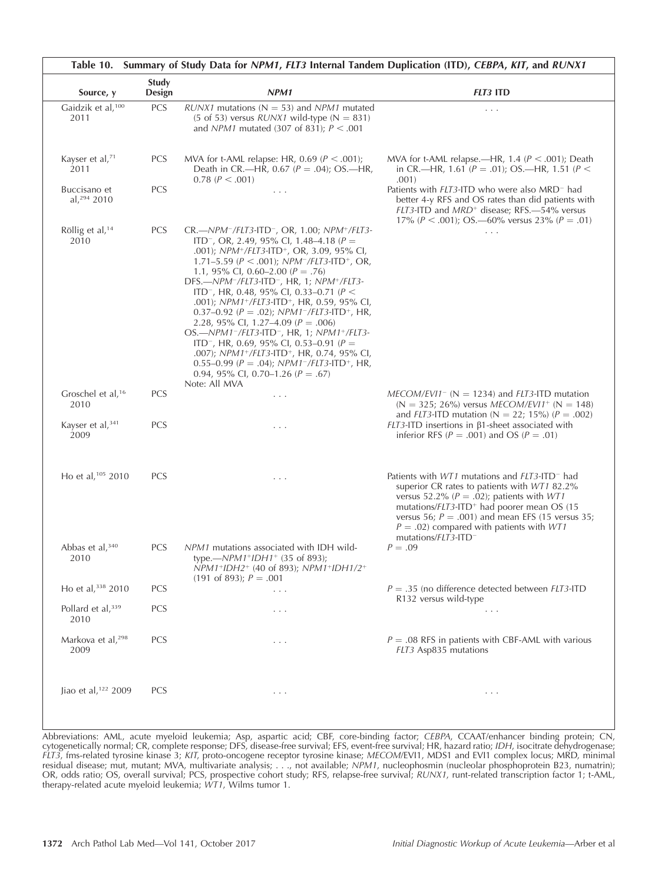**Table 10. Summary of Study Data for *NPM1*, *FLT3* Internal Tandem Duplication (ITD), *CEBPA*, *KIT*, and *RUNX1***

| Source, y | Study Design | *NPM1* | *FLT3* ITD |
|---|---|---|---|
| Gaidzik et al,[100] 2011 | PCS | *RUNX1* mutations (N = 53) and *NPM1* mutated (5 of 53) versus *RUNX1* wild-type (N = 831) and *NPM1* mutated (307 of 831); $P < .001$ | . . . |
| Kayser et al,[71] 2011 | PCS | MVA for t-AML relapse: HR, 0.69 ($P < .001$); Death in CR.—HR, 0.67 ($P = .04$); OS.—HR, 0.78 ($P < .001$) | MVA for t-AML relapse.—HR, 1.4 ($P < .001$); Death in CR.—HR, 1.61 ($P = .01$); OS.—HR, 1.51 ($P < .001$) |
| Buccisano et al,[294] 2010 | PCS | . . . | Patients with *FLT3*-ITD who were also MRD$^-$ had better 4-y RFS and OS rates than did patients with *FLT3*-ITD and *MRD*$^+$ disease; RFS.—54% versus 17% ($P < .001$); OS.—60% versus 23% ($P = .01$) |
| Röllig et al,[14] 2010 | PCS | CR.—*NPM*$^-$/*FLT3*-ITD$^-$, OR, 1.00; *NPM*$^+$/*FLT3*-ITD$^-$, OR, 2.49, 95% CI, 1.48–4.18 ($P = .001$); *NPM*$^+$/*FLT3*-ITD$^+$, OR, 3.09, 95% CI, 1.71–5.59 ($P < .001$); *NPM*$^-$/*FLT3*-ITD$^+$, OR, 1.1, 95% CI, 0.60–2.00 ($P = .76$) DFS.—*NPM*$^-$/*FLT3*-ITD$^-$, HR, 1; *NPM*$^+$/*FLT3*-ITD$^-$, HR, 0.48, 95% CI, 0.33–0.71 ($P < .001$); *NPM1*$^+$/*FLT3*-ITD$^+$, HR, 0.59, 95% CI, 0.37–0.92 ($P = .02$); *NPM1*$^-$/*FLT3*-ITD$^+$, HR, 2.28, 95% CI, 1.27–4.09 ($P = .006$) OS.—*NPM1*$^-$/*FLT3*-ITD$^-$, HR, 1; *NPM1*$^+$/*FLT3*-ITD$^-$, HR, 0.69, 95% CI, 0.53–0.91 ($P = .007$); *NPM1*$^+$/*FLT3*-ITD$^+$, HR, 0.74, 95% CI, 0.55–0.99 ($P = .04$); *NPM1*$^-$/*FLT3*-ITD$^+$, HR, 0.94, 95% CI, 0.70–1.26 ($P = .67$) Note: All MVA | . . . |
| Groschel et al,[16] 2010 | PCS | . . . | *MECOM/EVI1*$^-$ (N = 1234) and *FLT3*-ITD mutation (N = 325; 26%) versus *MECOM/EVI1*$^+$ (N = 148) and *FLT3*-ITD mutation (N = 22; 15%) ($P = .002$) |
| Kayser et al,[341] 2009 | PCS | . . . | *FLT3*-ITD insertions in β1-sheet associated with inferior RFS ($P = .001$) and OS ($P = .01$) |
| Ho et al,[105] 2010 | PCS | . . . | Patients with *WT1* mutations and *FLT3*-ITD$^-$ had superior CR rates to patients with *WT1* 82.2% versus 52.2% ($P = .02$); patients with *WT1* mutations/*FLT3*-ITD$^+$ had poorer mean OS (15 versus 56; $P = .001$) and mean EFS (15 versus 35; $P = .02$) compared with patients with *WT1* mutations/*FLT3*-ITD$^-$ |
| Abbas et al,[340] 2010 | PCS | *NPM1* mutations associated with IDH wild-type.—*NPM1*$^+$*IDH1*$^+$ (35 of 893); *NPM1*$^+$*IDH2*$^+$ (40 of 893); *NPM1*$^+$*IDH1/2*$^+$ (191 of 893); $P = .001$ | $P = .09$ |
| Ho et al,[338] 2010 | PCS | . . . | $P = .35$ (no difference detected between *FLT3*-ITD R132 versus wild-type |
| Pollard et al,[339] 2010 | PCS | . . . | . . . |
| Markova et al,[298] 2009 | PCS | . . . | $P = .08$ RFS in patients with CBF-AML with various *FLT3* Asp835 mutations |
| Jiao et al,[122] 2009 | PCS | . . . | . . . |

Abbreviations: AML, acute myeloid leukemia; Asp, aspartic acid; CBF, core-binding factor; *CEBPA*, CCAAT/enhancer binding protein; CN, cytogenetically normal; CR, complete response; DFS, disease-free survival; EFS, event-free survival; HR, hazard ratio; *IDH*, isocitrate dehydrogenase; *FLT3*, fms-related tyrosine kinase 3; *KIT*, proto-oncogene receptor tyrosine kinase; *MECOM*/EVI1, MDS1 and EVI1 complex locus; MRD, minimal residual disease; mut, mutant; MVA, multivariate analysis; . . ., not available; *NPM1*, nucleophosmin (nucleolar phosphoprotein B23, numatrin); OR, odds ratio; OS, overall survival; PCS, prospective cohort study; RFS, relapse-free survival; *RUNX1*, runt-related transcription factor 1; t-AML, therapy-related acute myeloid leukemia; *WT1*, Wilms tumor 1.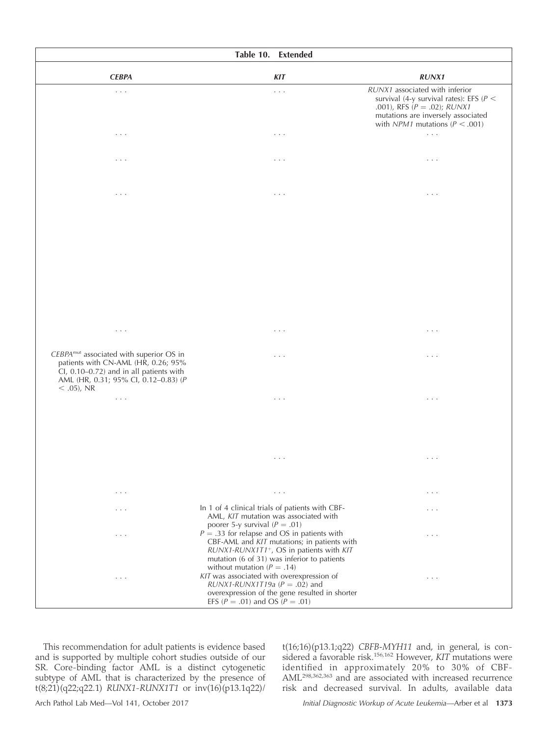| Table 10. Extended | | |
|---|---|---|
| ***CEBPA*** | ***KIT*** | ***RUNX1*** |
| . . . | . . . | *RUNX1* associated with inferior survival (4-y survival rates): EFS ($P <$ .001), RFS ($P = .02$); *RUNX1* mutations are inversely associated with *NPM1* mutations ($P < .001$) |
| . . . | . . . | . . . |
| . . . | . . . | . . . |
| . . . | . . . | . . . |
| . . . | . . . | . . . |
| *CEBPA*[mut] associated with superior OS in patients with CN-AML (HR, 0.26; 95% CI, 0.10–0.72) and in all patients with AML (HR, 0.31; 95% CI, 0.12–0.83) ($P < .05$), NR | . . . | . . . |
| . . . | . . . | . . . |
| | . . . | . . . |
| . . . | . . . | . . . |
| . . . | In 1 of 4 clinical trials of patients with CBF-AML, *KIT* mutation was associated with poorer 5-y survival ($P = .01$) | . . . |
| . . . | $P = .33$ for relapse and OS in patients with CBF-AML and *KIT* mutations; in patients with *RUNX1-RUNX1T1*[+], OS in patients with *KIT* mutation (6 of 31) was inferior to patients without mutation ($P = .14$) | . . . |
| . . . | *KIT* was associated with overexpression of *RUNX1-RUNX1T19a* ($P = .02$) and overexpression of the gene resulted in shorter EFS ($P = .01$) and OS ($P = .01$) | . . . |

This recommendation for adult patients is evidence based and is supported by multiple cohort studies outside of our SR. Core-binding factor AML is a distinct cytogenetic subtype of AML that is characterized by the presence of t(8;21)(q22;q22.1) *RUNX1-RUNX1T1* or inv(16)(p13.1q22)/t(16;16)(p13.1;q22) *CBFB-MYH11* and, in general, is considered a favorable risk.[156,162] However, *KIT* mutations were identified in approximately 20% to 30% of CBF-AML[298,362,363] and are associated with increased recurrence risk and decreased survival. In adults, available data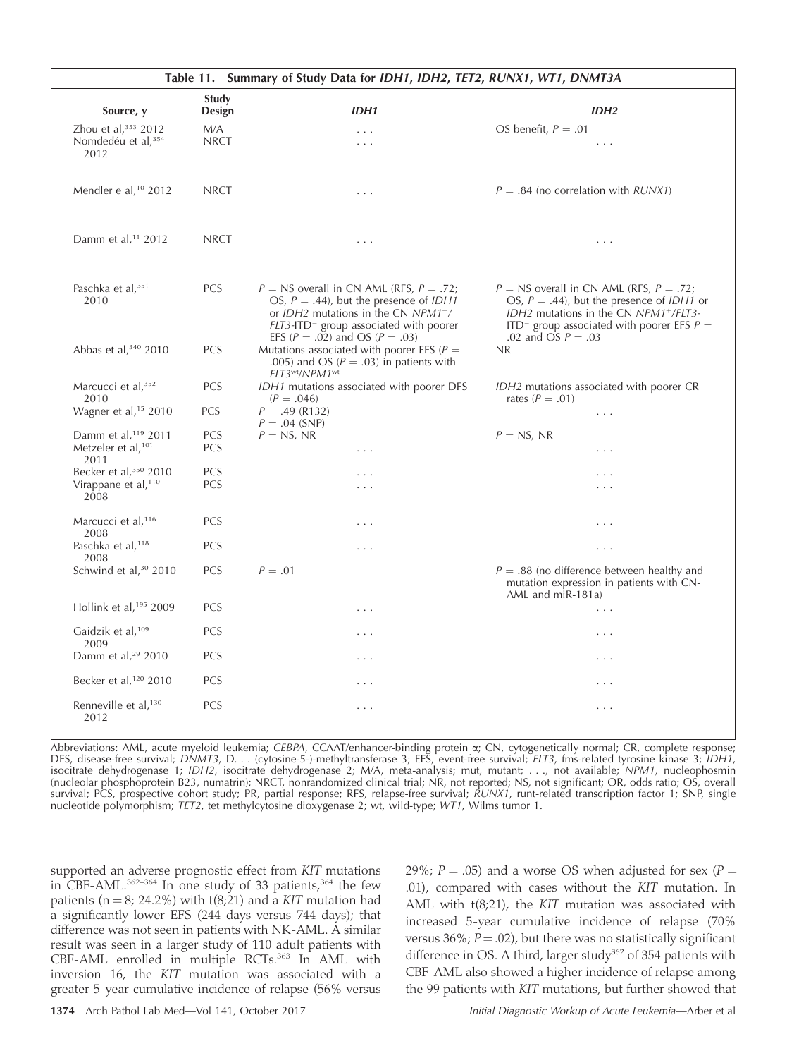**Table 11. Summary of Study Data for *IDH1, IDH2, TET2, RUNX1, WT1, DNMT3A***

| Source, y | Study Design | *IDH1* | *IDH2* |
|---|---|---|---|
| Zhou et al,[353] 2012 | M/A | . . . | OS benefit, $P = .01$ |
| Nomdedéu et al,[354] 2012 | NRCT | . . . | . . . |
| Mendler e al,[10] 2012 | NRCT | . . . | $P = .84$ (no correlation with *RUNX1*) |
| Damm et al,[11] 2012 | NRCT | . . . | . . . |
| Paschka et al,[351] 2010 | PCS | $P =$ NS overall in CN AML (RFS, $P = .72$; OS, $P = .44$), but the presence of *IDH1* or *IDH2* mutations in the CN *NPM1*⁺/*FLT3*-ITD⁻ group associated with poorer EFS ($P = .02$) and OS ($P = .03$) | $P =$ NS overall in CN AML (RFS, $P = .72$; OS, $P = .44$), but the presence of *IDH1* or *IDH2* mutations in the CN *NPM1*⁺/*FLT3*-ITD⁻ group associated with poorer EFS $P = .02$ and OS $P = .03$ |
| Abbas et al,[340] 2010 | PCS | Mutations associated with poorer EFS ($P = .005$) and OS ($P = .03$) in patients with *FLT3*wt/*NPM1*wt | NR |
| Marcucci et al,[352] 2010 | PCS | *IDH1* mutations associated with poorer DFS ($P = .046$) | *IDH2* mutations associated with poorer CR rates ($P = .01$) |
| Wagner et al,[15] 2010 | PCS | $P = .49$ (R132) $P = .04$ (SNP) | . . . |
| Damm et al,[119] 2011 | PCS | $P =$ NS, NR | $P =$ NS, NR |
| Metzeler et al,[101] 2011 | PCS | . . . | . . . |
| Becker et al,[350] 2010 | PCS | . . . | . . . |
| Virappane et al,[110] 2008 | PCS | . . . | . . . |
| Marcucci et al,[116] 2008 | PCS | . . . | . . . |
| Paschka et al,[118] 2008 | PCS | . . . | . . . |
| Schwind et al,[30] 2010 | PCS | $P = .01$ | $P = .88$ (no difference between healthy and mutation expression in patients with CN-AML and miR-181a) |
| Hollink et al,[195] 2009 | PCS | . . . | . . . |
| Gaidzik et al,[109] 2009 | PCS | . . . | . . . |
| Damm et al,[29] 2010 | PCS | . . . | . . . |
| Becker et al,[120] 2010 | PCS | . . . | . . . |
| Renneville et al,[130] 2012 | PCS | . . . | . . . |

Abbreviations: AML, acute myeloid leukemia; *CEBPA*, CCAAT/enhancer-binding protein α; CN, cytogenetically normal; CR, complete response; DFS, disease-free survival; *DNMT3*, D. . . (cytosine-5-)-methyltransferase 3; EFS, event-free survival; *FLT3*, fms-related tyrosine kinase 3; *IDH1*, isocitrate dehydrogenase 1; *IDH2*, isocitrate dehydrogenase 2; M/A, meta-analysis; mut, mutant; . . ., not available; *NPM1*, nucleophosmin (nucleolar phosphoprotein B23, numatrin); NRCT, nonrandomized clinical trial; NR, not reported; NS, not significant; OR, odds ratio; OS, overall survival; PCS, prospective cohort study; PR, partial response; RFS, relapse-free survival; *RUNX1*, runt-related transcription factor 1; SNP, single nucleotide polymorphism; *TET2*, tet methylcytosine dioxygenase 2; wt, wild-type; *WT1*, Wilms tumor 1.

supported an adverse prognostic effect from *KIT* mutations in CBF-AML.[362–364] In one study of 33 patients,[364] the few patients (n = 8; 24.2%) with t(8;21) and a *KIT* mutation had a significantly lower EFS (244 days versus 744 days); that difference was not seen in patients with NK-AML. A similar result was seen in a larger study of 110 adult patients with CBF-AML enrolled in multiple RCTs.[363] In AML with inversion 16, the *KIT* mutation was associated with a greater 5-year cumulative incidence of relapse (56% versus 29%; $P = .05$) and a worse OS when adjusted for sex ($P = .01$), compared with cases without the *KIT* mutation. In AML with t(8;21), the *KIT* mutation was associated with increased 5-year cumulative incidence of relapse (70% versus 36%; $P = .02$), but there was no statistically significant difference in OS. A third, larger study[362] of 354 patients with CBF-AML also showed a higher incidence of relapse among the 99 patients with *KIT* mutations, but further showed that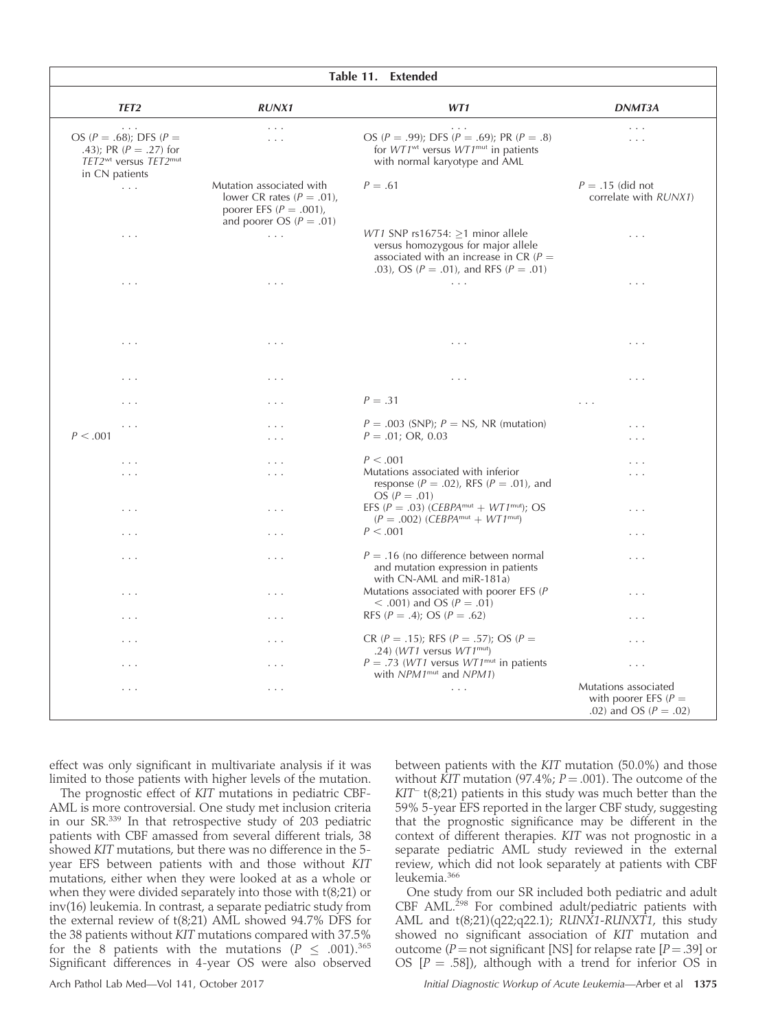| Table 11. Extended | | | |
|---|---|---|---|
| **TET2** | **RUNX1** | **WT1** | **DNMT3A** |
| . . . | . . . | . . . | . . . |
| OS ($P = .68$); DFS ($P = .43$); PR ($P = .27$) for *TET2*$^{wt}$ versus *TET2*$^{mut}$ in CN patients | . . . | OS ($P = .99$); DFS ($P = .69$); PR ($P = .8$) for *WT1*$^{wt}$ versus *WT1*$^{mut}$ in patients with normal karyotype and AML | . . . |
| . . . | Mutation associated with lower CR rates ($P = .01$), poorer EFS ($P = .001$), and poorer OS ($P = .01$) | $P = .61$ | $P = .15$ (did not correlate with *RUNX1*) |
| . . . | . . . | *WT1* SNP rs16754: ≥1 minor allele versus homozygous for major allele associated with an increase in CR ($P = .03$), OS ($P = .01$), and RFS ($P = .01$) | . . . |
| . . . | . . . | . . . | . . . |
| . . . | . . . | . . . | . . . |
| . . . | . . . | . . . | . . . |
| . . . | . . . | $P = .31$ | . . . |
| . . . | . . . | $P = .003$ (SNP); $P =$ NS, NR (mutation) | . . . |
| $P < .001$ | . . . | $P = .01$; OR, 0.03 | . . . |
| . . . | . . . | $P < .001$ | . . . |
| . . . | . . . | Mutations associated with inferior response ($P = .02$), RFS ($P = .01$), and OS ($P = .01$) | . . . |
| . . . | . . . | EFS ($P = .03$) (*CEBPA*$^{mut}$ + *WT1*$^{mut}$); OS ($P = .002$) (*CEBPA*$^{mut}$ + *WT1*$^{mut}$) | . . . |
| . . . | . . . | $P < .001$ | . . . |
| . . . | . . . | $P = .16$ (no difference between normal and mutation expression in patients with CN-AML and miR-181a) | . . . |
| . . . | . . . | Mutations associated with poorer EFS ($P < .001$) and OS ($P = .01$) | . . . |
| . . . | . . . | RFS ($P = .4$); OS ($P = .62$) | . . . |
| . . . | . . . | CR ($P = .15$); RFS ($P = .57$); OS ($P = .24$) (*WT1* versus *WT1*$^{mut}$) | . . . |
| . . . | . . . | $P = .73$ (*WT1* versus *WT1*$^{mut}$ in patients with *NPM1*$^{mut}$ and *NPM1*) | . . . |
| . . . | . . . | . . . | Mutations associated with poorer EFS ($P = .02$) and OS ($P = .02$) |

effect was only significant in multivariate analysis if it was limited to those patients with higher levels of the mutation.

The prognostic effect of *KIT* mutations in pediatric CBF-AML is more controversial. One study met inclusion criteria in our SR.[339] In that retrospective study of 203 pediatric patients with CBF amassed from several different trials, 38 showed *KIT* mutations, but there was no difference in the 5-year EFS between patients with and those without *KIT* mutations, either when they were looked at as a whole or when they were divided separately into those with t(8;21) or inv(16) leukemia. In contrast, a separate pediatric study from the external review of t(8;21) AML showed 94.7% DFS for the 38 patients without *KIT* mutations compared with 37.5% for the 8 patients with the mutations ($P \leq .001$).[365] Significant differences in 4-year OS were also observed between patients with the *KIT* mutation (50.0%) and those without *KIT* mutation (97.4%; $P = .001$). The outcome of the *KIT*$^{-}$ t(8;21) patients in this study was much better than the 59% 5-year EFS reported in the larger CBF study, suggesting that the prognostic significance may be different in the context of different therapies. *KIT* was not prognostic in a separate pediatric AML study reviewed in the external review, which did not look separately at patients with CBF leukemia.[366]

One study from our SR included both pediatric and adult CBF AML.[298] For combined adult/pediatric patients with AML and t(8;21)(q22;q22.1); *RUNX1-RUNX1T1*, this study showed no significant association of *KIT* mutation and outcome ($P =$ not significant [NS] for relapse rate [$P = .39$] or OS [$P = .58$]), although with a trend for inferior OS in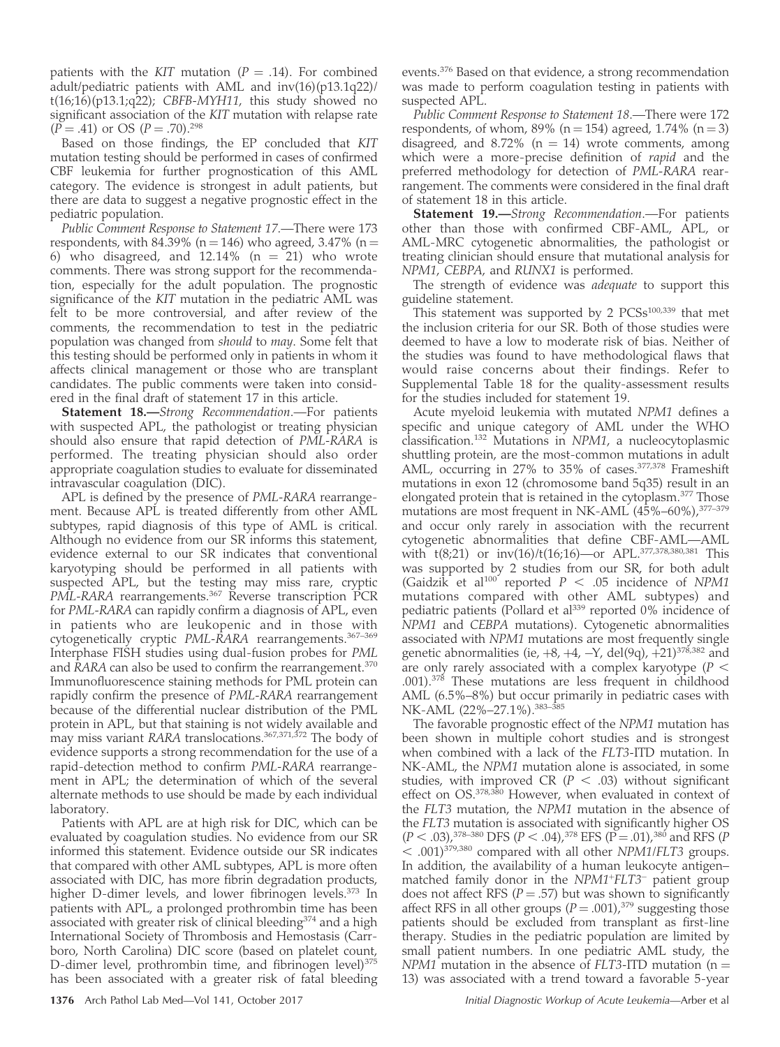patients with the *KIT* mutation ($P = .14$). For combined adult/pediatric patients with AML and inv(16)(p13.1q22)/t(16;16)(p13.1;q22); *CBFB-MYH11*, this study showed no significant association of the *KIT* mutation with relapse rate ($P = .41$) or OS ($P = .70$).[298]

Based on those findings, the EP concluded that *KIT* mutation testing should be performed in cases of confirmed CBF leukemia for further prognostication of this AML category. The evidence is strongest in adult patients, but there are data to suggest a negative prognostic effect in the pediatric population.

*Public Comment Response to Statement 17.*—There were 173 respondents, with 84.39% (n = 146) who agreed, 3.47% (n = 6) who disagreed, and 12.14% (n = 21) who wrote comments. There was strong support for the recommendation, especially for the adult population. The prognostic significance of the *KIT* mutation in the pediatric AML was felt to be more controversial, and after review of the comments, the recommendation to test in the pediatric population was changed from *should* to *may*. Some felt that this testing should be performed only in patients in whom it affects clinical management or those who are transplant candidates. The public comments were taken into consideration in the final draft of statement 17 in this article.

**Statement 18.**—*Strong Recommendation.*—For patients with suspected APL, the pathologist or treating physician should also ensure that rapid detection of *PML-RARA* is performed. The treating physician should also order appropriate coagulation studies to evaluate for disseminated intravascular coagulation (DIC).

APL is defined by the presence of *PML-RARA* rearrangement. Because APL is treated differently from other AML subtypes, rapid diagnosis of this type of AML is critical. Although no evidence from our SR informs this statement, evidence external to our SR indicates that conventional karyotyping should be performed in all patients with suspected APL, but the testing may miss rare, cryptic *PML-RARA* rearrangements.[367] Reverse transcription PCR for *PML-RARA* can rapidly confirm a diagnosis of APL, even in patients who are leukopenic and in those with cytogenetically cryptic *PML-RARA* rearrangements.[367–369] Interphase FISH studies using dual-fusion probes for *PML* and *RARA* can also be used to confirm the rearrangement.[370] Immunofluorescence staining methods for PML protein can rapidly confirm the presence of *PML-RARA* rearrangement because of the differential nuclear distribution of the PML protein in APL, but that staining is not widely available and may miss variant *RARA* translocations.[367,371,372] The body of evidence supports a strong recommendation for the use of a rapid-detection method to confirm *PML-RARA* rearrangement in APL; the determination of which of the several alternate methods to use should be made by each individual laboratory.

Patients with APL are at high risk for DIC, which can be evaluated by coagulation studies. No evidence from our SR informed this statement. Evidence outside our SR indicates that compared with other AML subtypes, APL is more often associated with DIC, has more fibrin degradation products, higher D-dimer levels, and lower fibrinogen levels.[373] In patients with APL, a prolonged prothrombin time has been associated with greater risk of clinical bleeding[374] and a high International Society of Thrombosis and Hemostasis (Carrboro, North Carolina) DIC score (based on platelet count, D-dimer level, prothrombin time, and fibrinogen level)[375] has been associated with a greater risk of fatal bleeding events.[376] Based on that evidence, a strong recommendation was made to perform coagulation testing in patients with suspected APL.

*Public Comment Response to Statement 18.*—There were 172 respondents, of whom, 89% (n = 154) agreed, 1.74% (n = 3) disagreed, and 8.72% (n = 14) wrote comments, among which were a more-precise definition of *rapid* and the preferred methodology for detection of *PML-RARA* rearrangement. The comments were considered in the final draft of statement 18 in this article.

**Statement 19.**—*Strong Recommendation.*—For patients other than those with confirmed CBF-AML, APL, or AML-MRC cytogenetic abnormalities, the pathologist or treating clinician should ensure that mutational analysis for *NPM1*, *CEBPA*, and *RUNX1* is performed.

The strength of evidence was *adequate* to support this guideline statement.

This statement was supported by 2 PCSs[100,339] that met the inclusion criteria for our SR. Both of those studies were deemed to have a low to moderate risk of bias. Neither of the studies was found to have methodological flaws that would raise concerns about their findings. Refer to Supplemental Table 18 for the quality-assessment results for the studies included for statement 19.

Acute myeloid leukemia with mutated *NPM1* defines a specific and unique category of AML under the WHO classification.[132] Mutations in *NPM1*, a nucleocytoplasmic shuttling protein, are the most-common mutations in adult AML, occurring in 27% to 35% of cases.[377,378] Frameshift mutations in exon 12 (chromosome band 5q35) result in an elongated protein that is retained in the cytoplasm.[377] Those mutations are most frequent in NK-AML (45%–60%),[377–379] and occur only rarely in association with the recurrent cytogenetic abnormalities that define CBF-AML—AML with t(8;21) or inv(16)/t(16;16)—or APL.[377,378,380,381] This was supported by 2 studies from our SR, for both adult (Gaidzik et al[100] reported $P < .05$ incidence of *NPM1* mutations compared with other AML subtypes) and pediatric patients (Pollard et al[339] reported 0% incidence of *NPM1* and *CEBPA* mutations). Cytogenetic abnormalities associated with *NPM1* mutations are most frequently single genetic abnormalities (ie, +8, +4, –Y, del(9q), +21)[378,382] and are only rarely associated with a complex karyotype ($P < .001$).[378] These mutations are less frequent in childhood AML (6.5%–8%) but occur primarily in pediatric cases with NK-AML (22%–27.1%).[383–385]

The favorable prognostic effect of the *NPM1* mutation has been shown in multiple cohort studies and is strongest when combined with a lack of the *FLT3*-ITD mutation. In NK-AML, the *NPM1* mutation alone is associated, in some studies, with improved CR ($P < .03$) without significant effect on OS.[378,380] However, when evaluated in context of the *FLT3* mutation, the *NPM1* mutation in the absence of the *FLT3* mutation is associated with significantly higher OS ($P < .03$),[378–380] DFS ($P < .04$),[378] EFS ($P = .01$),[380] and RFS ($P < .001$)[379,380] compared with all other *NPM1*/*FLT3* groups. In addition, the availability of a human leukocyte antigen–matched family donor in the *NPM1*$^+$*FLT3*$^-$ patient group does not affect RFS ($P = .57$) but was shown to significantly affect RFS in all other groups ($P = .001$),[379] suggesting those patients should be excluded from transplant as first-line therapy. Studies in the pediatric population are limited by small patient numbers. In one pediatric AML study, the *NPM1* mutation in the absence of *FLT3*-ITD mutation (n = 13) was associated with a trend toward a favorable 5-year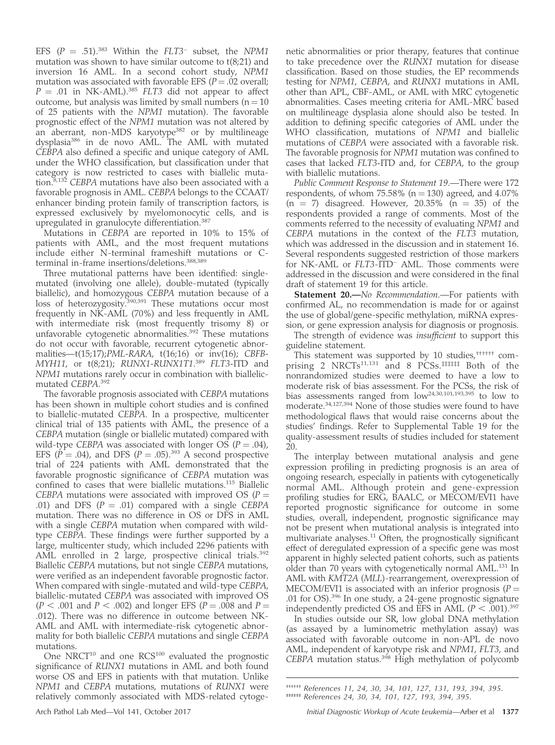EFS ($P$ = .51).[383] Within the *FLT3*$^{-}$ subset, the *NPM1* mutation was shown to have similar outcome to t(8;21) and inversion 16 AML. In a second cohort study, *NPM1* mutation was associated with favorable EFS ($P$ = .02 overall; $P$ = .01 in NK-AML).[385] *FLT3* did not appear to affect outcome, but analysis was limited by small numbers (n = 10 of 25 patients with the *NPM1* mutation). The favorable prognostic effect of the *NPM1* mutation was not altered by an aberrant, non-MDS karyotype[382] or by multilineage dysplasia[386] in de novo AML. The AML with mutated *CEBPA* also defined a specific and unique category of AML under the WHO classification, but classification under that category is now restricted to cases with biallelic mutation.[8,132] *CEBPA* mutations have also been associated with a favorable prognosis in AML. *CEBPA* belongs to the CCAAT/enhancer binding protein family of transcription factors, is expressed exclusively by myelomonocytic cells, and is upregulated in granulocyte differentiation.[387]

Mutations in *CEBPA* are reported in 10% to 15% of patients with AML, and the most frequent mutations include either N-terminal frameshift mutations or C-terminal in-frame insertions/deletions.[388,389]

Three mutational patterns have been identified: single-mutated (involving one allele), double-mutated (typically biallelic), and homozygous *CEBPA* mutation because of a loss of heterozygosity.[390,391] These mutations occur most frequently in NK-AML (70%) and less frequently in AML with intermediate risk (most frequently trisomy 8) or unfavorable cytogenetic abnormalities.[392] These mutations do not occur with favorable, recurrent cytogenetic abnormalities—t(15;17);*PML-RARA*, t(16;16) or inv(16); *CBFB-MYH11*, or t(8;21); *RUNX1-RUNX1T1*.[389] *FLT3*-ITD and *NPM1* mutations rarely occur in combination with biallelic-mutated *CEBPA*.[392]

The favorable prognosis associated with *CEBPA* mutations has been shown in multiple cohort studies and is confined to biallelic-mutated *CEBPA*. In a prospective, multicenter clinical trial of 135 patients with AML, the presence of a *CEBPA* mutation (single or biallelic mutated) compared with wild-type *CEBPA* was associated with longer OS ($P$ = .04), EFS ($P$ = .04), and DFS ($P$ = .05).[393] A second prospective trial of 224 patients with AML demonstrated that the favorable prognostic significance of *CEBPA* mutation was confined to cases that were biallelic mutations.[115] Biallelic *CEBPA* mutations were associated with improved OS ($P$ = .01) and DFS ($P$ = .01) compared with a single *CEBPA* mutation. There was no difference in OS or DFS in AML with a single *CEBPA* mutation when compared with wild-type *CEBPA*. These findings were further supported by a large, multicenter study, which included 2296 patients with AML enrolled in 2 large, prospective clinical trials.[392] Biallelic *CEBPA* mutations, but not single *CEBPA* mutations, were verified as an independent favorable prognostic factor. When compared with single-mutated and wild-type *CEBPA*, biallelic-mutated *CEBPA* was associated with improved OS ($P < .001$ and $P < .002$) and longer EFS ($P$ = .008 and $P$ = .012). There was no difference in outcome between NK-AML and AML with intermediate-risk cytogenetic abnormality for both biallelic *CEBPA* mutations and single *CEBPA* mutations.

One NRCT[10] and one RCS[100] evaluated the prognostic significance of *RUNX1* mutations in AML and both found worse OS and EFS in patients with that mutation. Unlike *NPM1* and *CEBPA* mutations, mutations of *RUNX1* were relatively commonly associated with MDS-related cytogenetic abnormalities or prior therapy, features that continue to take precedence over the *RUNX1* mutation for disease classification. Based on those studies, the EP recommends testing for *NPM1*, *CEBPA*, and *RUNX1* mutations in AML other than APL, CBF-AML, or AML with MRC cytogenetic abnormalities. Cases meeting criteria for AML-MRC based on multilineage dysplasia alone should also be tested. In addition to defining specific categories of AML under the WHO classification, mutations of *NPM1* and biallelic mutations of *CEBPA* were associated with a favorable risk. The favorable prognosis for *NPM1* mutation was confined to cases that lacked *FLT3*-ITD and, for *CEBPA*, to the group with biallelic mutations.

*Public Comment Response to Statement 19*.—There were 172 respondents, of whom 75.58% (n = 130) agreed, and 4.07% (n = 7) disagreed. However, 20.35% (n = 35) of the respondents provided a range of comments. Most of the comments referred to the necessity of evaluating *NPM1* and *CEBPA* mutations in the context of the *FLT3* mutation, which was addressed in the discussion and in statement 16. Several respondents suggested restriction of those markers for NK-AML or *FLT3*-ITD$^{-}$ AML. Those comments were addressed in the discussion and were considered in the final draft of statement 19 for this article.

**Statement 20.**—*No Recommendation*.—For patients with confirmed AL, no recommendation is made for or against the use of global/gene-specific methylation, miRNA expression, or gene expression analysis for diagnosis or prognosis.

The strength of evidence was *insufficient* to support this guideline statement.

This statement was supported by 10 studies,[††††††] comprising 2 NRCTs[11,131] and 8 PCSs.[‡‡‡‡‡‡] Both of the nonrandomized studies were deemed to have a low to moderate risk of bias assessment. For the PCSs, the risk of bias assessments ranged from low[24,30,101,193,395] to low to moderate.[34,127,394] None of those studies were found to have methodological flaws that would raise concerns about the studies' findings. Refer to Supplemental Table 19 for the quality-assessment results of studies included for statement 20.

The interplay between mutational analysis and gene expression profiling in predicting prognosis is an area of ongoing research, especially in patients with cytogenetically normal AML. Although protein and gene-expression profiling studies for ERG, BAALC, or MECOM/EVI1 have reported prognostic significance for outcome in some studies, overall, independent, prognostic significance may not be present when mutational analysis is integrated into multivariate analyses.[11] Often, the prognostically significant effect of deregulated expression of a specific gene was most apparent in highly selected patient cohorts, such as patients older than 70 years with cytogenetically normal AML.[131] In AML with *KMT2A* (*MLL*)-rearrangement, overexpression of MECOM/EVI1 is associated with an inferior prognosis ($P$ = .01 for OS).[396] In one study, a 24-gene prognostic signature independently predicted OS and EFS in AML ($P < .001$).[397]

In studies outside our SR, low global DNA methylation (as assayed by a luminometric methylation assay) was associated with favorable outcome in non-APL de novo AML, independent of karyotype risk and *NPM1*, *FLT3*, and *CEBPA* mutation status.[398] High methylation of polycomb

†††††† References 11, 24, 30, 34, 101, 127, 131, 193, 394, 395.
‡‡‡‡‡‡ References 24, 30, 34, 101, 127, 193, 394, 395.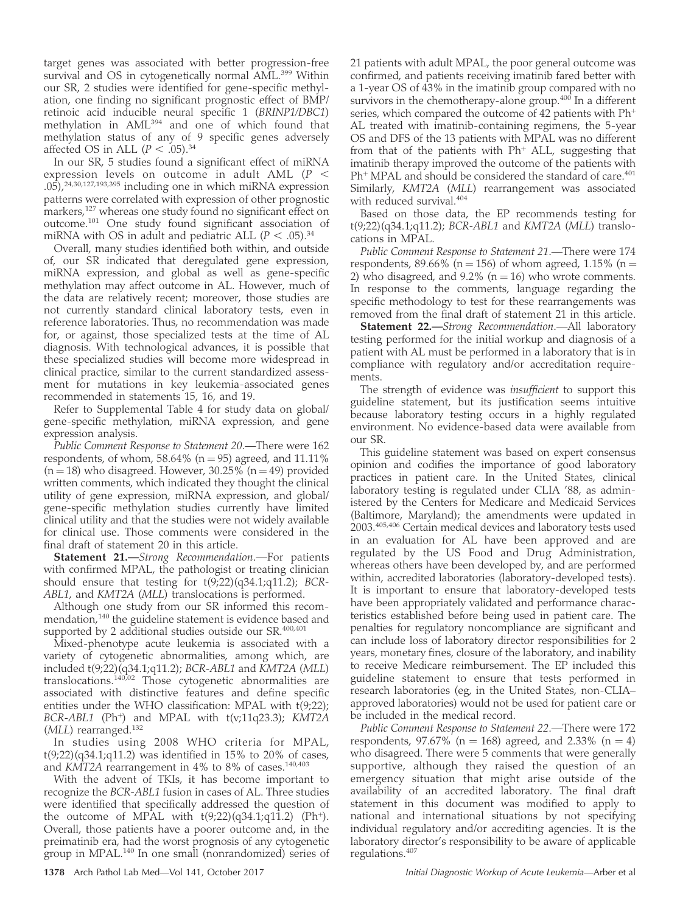target genes was associated with better progression-free survival and OS in cytogenetically normal AML.[399] Within our SR, 2 studies were identified for gene-specific methylation, one finding no significant prognostic effect of BMP/retinoic acid inducible neural specific 1 (*BRINP1/DBC1*) methylation in AML[394] and one of which found that methylation status of any of 9 specific genes adversely affected OS in ALL ($P < .05$).[34]

In our SR, 5 studies found a significant effect of miRNA expression levels on outcome in adult AML ($P < .05$),[24,30,127,193,395] including one in which miRNA expression patterns were correlated with expression of other prognostic markers,[127] whereas one study found no significant effect on outcome.[101] One study found significant association of miRNA with OS in adult and pediatric ALL ($P < .05$).[34]

Overall, many studies identified both within, and outside of, our SR indicated that deregulated gene expression, miRNA expression, and global as well as gene-specific methylation may affect outcome in AL. However, much of the data are relatively recent; moreover, those studies are not currently standard clinical laboratory tests, even in reference laboratories. Thus, no recommendation was made for, or against, those specialized tests at the time of AL diagnosis. With technological advances, it is possible that these specialized studies will become more widespread in clinical practice, similar to the current standardized assessment for mutations in key leukemia-associated genes recommended in statements 15, 16, and 19.

Refer to Supplemental Table 4 for study data on global/gene-specific methylation, miRNA expression, and gene expression analysis.

*Public Comment Response to Statement 20*.—There were 162 respondents, of whom, 58.64% (n = 95) agreed, and 11.11% (n = 18) who disagreed. However, 30.25% (n = 49) provided written comments, which indicated they thought the clinical utility of gene expression, miRNA expression, and global/gene-specific methylation studies currently have limited clinical utility and that the studies were not widely available for clinical use. Those comments were considered in the final draft of statement 20 in this article.

**Statement 21.—***Strong Recommendation*.—For patients with confirmed MPAL, the pathologist or treating clinician should ensure that testing for t(9;22)(q34.1;q11.2); *BCR-ABL1*, and *KMT2A* (*MLL*) translocations is performed.

Although one study from our SR informed this recommendation,[140] the guideline statement is evidence based and supported by 2 additional studies outside our SR.[400,401]

Mixed-phenotype acute leukemia is associated with a variety of cytogenetic abnormalities, among which, are included t(9;22)(q34.1;q11.2); *BCR-ABL1* and *KMT2A* (*MLL*) translocations.[140,02] Those cytogenetic abnormalities are associated with distinctive features and define specific entities under the WHO classification: MPAL with t(9;22); *BCR-ABL1* (Ph+) and MPAL with t(v;11q23.3); *KMT2A* (*MLL*) rearranged.[132]

In studies using 2008 WHO criteria for MPAL, t(9;22)(q34.1;q11.2) was identified in 15% to 20% of cases, and *KMT2A* rearrangement in 4% to 8% of cases.[140,403]

With the advent of TKIs, it has become important to recognize the *BCR-ABL1* fusion in cases of AL. Three studies were identified that specifically addressed the question of the outcome of MPAL with t(9;22)(q34.1;q11.2) (Ph+). Overall, those patients have a poorer outcome and, in the preimatinib era, had the worst prognosis of any cytogenetic group in MPAL.[140] In one small (nonrandomized) series of 21 patients with adult MPAL, the poor general outcome was confirmed, and patients receiving imatinib fared better with a 1-year OS of 43% in the imatinib group compared with no survivors in the chemotherapy-alone group.[400] In a different series, which compared the outcome of 42 patients with Ph+ AL treated with imatinib-containing regimens, the 5-year OS and DFS of the 13 patients with MPAL was no different from that of the patients with Ph+ ALL, suggesting that imatinib therapy improved the outcome of the patients with Ph+ MPAL and should be considered the standard of care.[401] Similarly, *KMT2A* (*MLL*) rearrangement was associated with reduced survival.[404]

Based on those data, the EP recommends testing for t(9;22)(q34.1;q11.2); *BCR-ABL1* and *KMT2A* (*MLL*) translocations in MPAL.

*Public Comment Response to Statement 21*.—There were 174 respondents, 89.66% (n = 156) of whom agreed, 1.15% (n = 2) who disagreed, and 9.2% (n = 16) who wrote comments. In response to the comments, language regarding the specific methodology to test for these rearrangements was removed from the final draft of statement 21 in this article.

**Statement 22.—***Strong Recommendation*.—All laboratory testing performed for the initial workup and diagnosis of a patient with AL must be performed in a laboratory that is in compliance with regulatory and/or accreditation requirements.

The strength of evidence was *insufficient* to support this guideline statement, but its justification seems intuitive because laboratory testing occurs in a highly regulated environment. No evidence-based data were available from our SR.

This guideline statement was based on expert consensus opinion and codifies the importance of good laboratory practices in patient care. In the United States, clinical laboratory testing is regulated under CLIA '88, as administered by the Centers for Medicare and Medicaid Services (Baltimore, Maryland); the amendments were updated in 2003.[405,406] Certain medical devices and laboratory tests used in an evaluation for AL have been approved and are regulated by the US Food and Drug Administration, whereas others have been developed by, and are performed within, accredited laboratories (laboratory-developed tests). It is important to ensure that laboratory-developed tests have been appropriately validated and performance characteristics established before being used in patient care. The penalties for regulatory noncompliance are significant and can include loss of laboratory director responsibilities for 2 years, monetary fines, closure of the laboratory, and inability to receive Medicare reimbursement. The EP included this guideline statement to ensure that tests performed in research laboratories (eg, in the United States, non-CLIA–approved laboratories) would not be used for patient care or be included in the medical record.

*Public Comment Response to Statement 22*.—There were 172 respondents, 97.67% (n = 168) agreed, and 2.33% (n = 4) who disagreed. There were 5 comments that were generally supportive, although they raised the question of an emergency situation that might arise outside of the availability of an accredited laboratory. The final draft statement in this document was modified to apply to national and international situations by not specifying individual regulatory and/or accrediting agencies. It is the laboratory director's responsibility to be aware of applicable regulations.[407]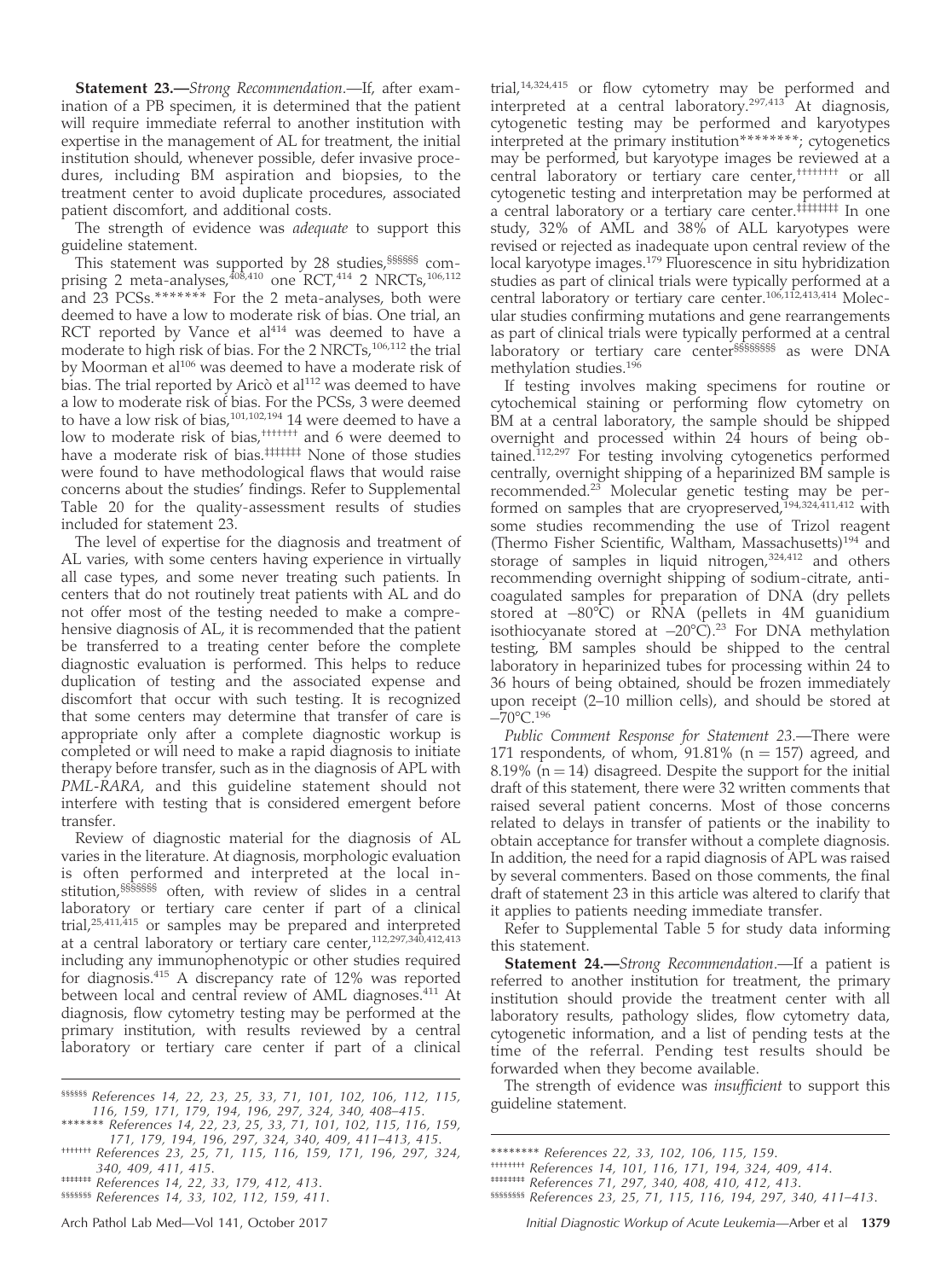**Statement 23.—***Strong Recommendation.*—If, after examination of a PB specimen, it is determined that the patient will require immediate referral to another institution with expertise in the management of AL for treatment, the initial institution should, whenever possible, defer invasive procedures, including BM aspiration and biopsies, to the treatment center to avoid duplicate procedures, associated patient discomfort, and additional costs.

The strength of evidence was *adequate* to support this guideline statement.

This statement was supported by 28 studies,[§§§§§§] comprising 2 meta-analyses,[408,410] one RCT,[414] 2 NRCTs,[106,112] and 23 PCSs.[*******] For the 2 meta-analyses, both were deemed to have a low to moderate risk of bias. One trial, an RCT reported by Vance et al[414] was deemed to have a moderate to high risk of bias. For the 2 NRCTs,[106,112] the trial by Moorman et al[106] was deemed to have a moderate risk of bias. The trial reported by Aricò et al[112] was deemed to have a low to moderate risk of bias. For the PCSs, 3 were deemed to have a low risk of bias,[101,102,194] 14 were deemed to have a low to moderate risk of bias,[†††††††] and 6 were deemed to have a moderate risk of bias.[‡‡‡‡‡‡‡] None of those studies were found to have methodological flaws that would raise concerns about the studies' findings. Refer to Supplemental Table 20 for the quality-assessment results of studies included for statement 23.

The level of expertise for the diagnosis and treatment of AL varies, with some centers having experience in virtually all case types, and some never treating such patients. In centers that do not routinely treat patients with AL and do not offer most of the testing needed to make a comprehensive diagnosis of AL, it is recommended that the patient be transferred to a treating center before the complete diagnostic evaluation is performed. This helps to reduce duplication of testing and the associated expense and discomfort that occur with such testing. It is recognized that some centers may determine that transfer of care is appropriate only after a complete diagnostic workup is completed or will need to make a rapid diagnosis to initiate therapy before transfer, such as in the diagnosis of APL with *PML-RARA*, and this guideline statement should not interfere with testing that is considered emergent before transfer.

Review of diagnostic material for the diagnosis of AL varies in the literature. At diagnosis, morphologic evaluation is often performed and interpreted at the local institution,[§§§§§§§] often, with review of slides in a central laboratory or tertiary care center if part of a clinical trial,[25,411,415] or samples may be prepared and interpreted at a central laboratory or tertiary care center,[112,297,340,412,413] including any immunophenotypic or other studies required for diagnosis.[415] A discrepancy rate of 12% was reported between local and central review of AML diagnoses.[411] At diagnosis, flow cytometry testing may be performed at the primary institution, with results reviewed by a central laboratory or tertiary care center if part of a clinical trial,[14,324,415] or flow cytometry may be performed and interpreted at a central laboratory.[297,413] At diagnosis, cytogenetic testing may be performed and karyotypes interpreted at the primary institution[********]; cytogenetics may be performed, but karyotype images be reviewed at a central laboratory or tertiary care center,[††††††††] or all cytogenetic testing and interpretation may be performed at a central laboratory or a tertiary care center.[‡‡‡‡‡‡‡‡] In one study, 32% of AML and 38% of ALL karyotypes were revised or rejected as inadequate upon central review of the local karyotype images.[179] Fluorescence in situ hybridization studies as part of clinical trials were typically performed at a central laboratory or tertiary care center.[106,112,413,414] Molecular studies confirming mutations and gene rearrangements as part of clinical trials were typically performed at a central laboratory or tertiary care center[§§§§§§§§] as were DNA methylation studies.[196]

If testing involves making specimens for routine or cytochemical staining or performing flow cytometry on BM at a central laboratory, the sample should be shipped overnight and processed within 24 hours of being obtained.[112,297] For testing involving cytogenetics performed centrally, overnight shipping of a heparinized BM sample is recommended.[23] Molecular genetic testing may be performed on samples that are cryopreserved,[194,324,411,412] with some studies recommending the use of Trizol reagent (Thermo Fisher Scientific, Waltham, Massachusetts)[194] and storage of samples in liquid nitrogen,[324,412] and others recommending overnight shipping of sodium-citrate, anticoagulated samples for preparation of DNA (dry pellets stored at –80°C) or RNA (pellets in 4M guanidium isothiocyanate stored at –20°C).[23] For DNA methylation testing, BM samples should be shipped to the central laboratory in heparinized tubes for processing within 24 to 36 hours of being obtained, should be frozen immediately upon receipt (2–10 million cells), and should be stored at –70°C.[196]

*Public Comment Response for Statement 23.*—There were 171 respondents, of whom, 91.81% (n = 157) agreed, and 8.19% (n = 14) disagreed. Despite the support for the initial draft of this statement, there were 32 written comments that raised several patient concerns. Most of those concerns related to delays in transfer of patients or the inability to obtain acceptance for transfer without a complete diagnosis. In addition, the need for a rapid diagnosis of APL was raised by several commenters. Based on those comments, the final draft of statement 23 in this article was altered to clarify that it applies to patients needing immediate transfer.

Refer to Supplemental Table 5 for study data informing this statement.

**Statement 24.—***Strong Recommendation.*—If a patient is referred to another institution for treatment, the primary institution should provide the treatment center with all laboratory results, pathology slides, flow cytometry data, cytogenetic information, and a list of pending tests at the time of the referral. Pending test results should be forwarded when they become available.

The strength of evidence was *insufficient* to support this guideline statement.

---

§§§§§§ *References 14, 22, 23, 25, 33, 71, 101, 102, 106, 112, 115, 116, 159, 171, 179, 194, 196, 297, 324, 340, 408–415.*

******* *References 14, 22, 23, 25, 33, 71, 101, 102, 115, 116, 159, 171, 179, 194, 196, 297, 324, 340, 409, 411–413, 415.*

††††††† *References 23, 25, 71, 115, 116, 159, 171, 196, 297, 324, 340, 409, 411, 415.*

‡‡‡‡‡‡‡ *References 14, 22, 33, 179, 412, 413.*

§§§§§§§ *References 14, 33, 102, 112, 159, 411.*

******** *References 22, 33, 102, 106, 115, 159.*

†††††††† *References 14, 101, 116, 171, 194, 324, 409, 414.*

‡‡‡‡‡‡‡‡ *References 71, 297, 340, 408, 410, 412, 413.*

§§§§§§§§ *References 23, 25, 71, 115, 116, 194, 297, 340, 411–413.*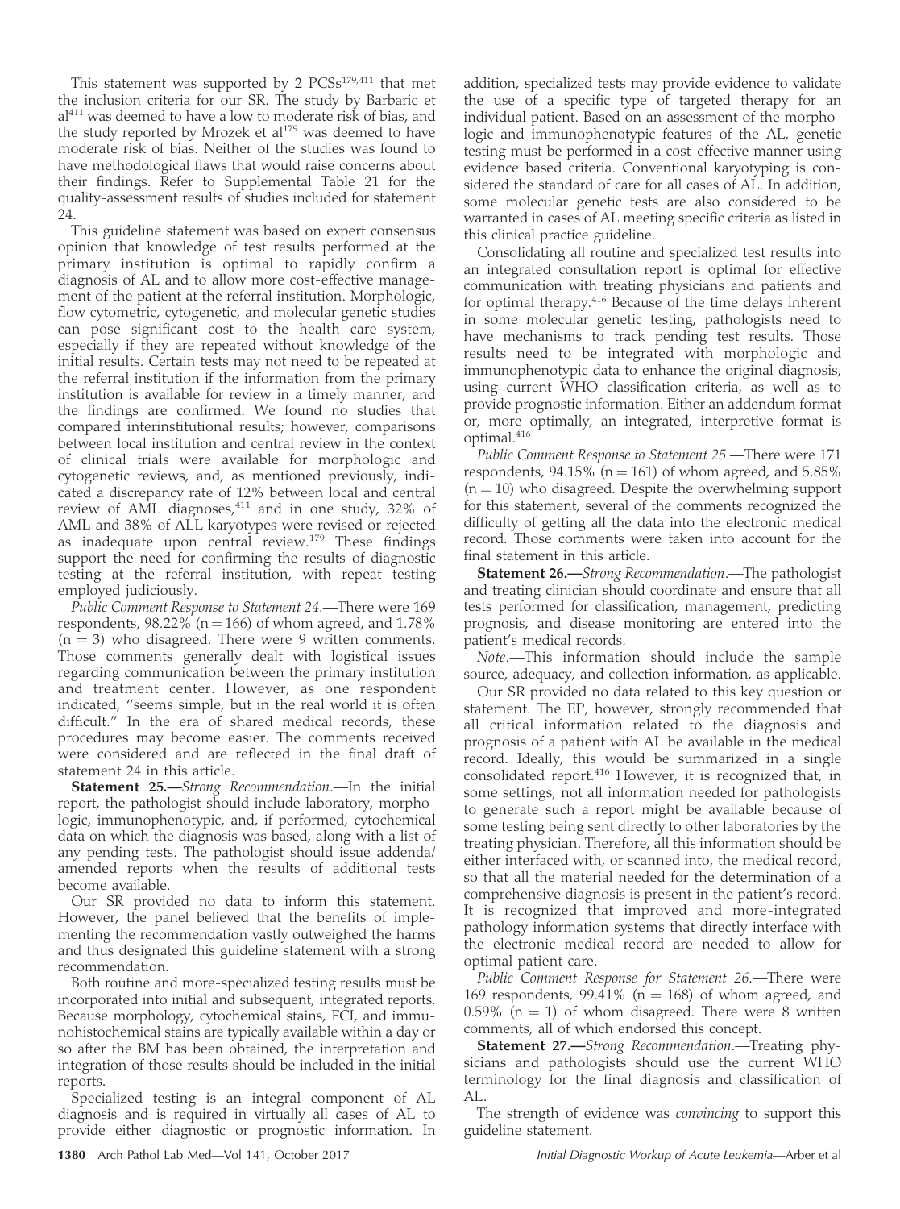This statement was supported by 2 PCSs[179,411] that met the inclusion criteria for our SR. The study by Barbaric et al[411] was deemed to have a low to moderate risk of bias, and the study reported by Mrozek et al[179] was deemed to have moderate risk of bias. Neither of the studies was found to have methodological flaws that would raise concerns about their findings. Refer to Supplemental Table 21 for the quality-assessment results of studies included for statement 24.

This guideline statement was based on expert consensus opinion that knowledge of test results performed at the primary institution is optimal to rapidly confirm a diagnosis of AL and to allow more cost-effective management of the patient at the referral institution. Morphologic, flow cytometric, cytogenetic, and molecular genetic studies can pose significant cost to the health care system, especially if they are repeated without knowledge of the initial results. Certain tests may not need to be repeated at the referral institution if the information from the primary institution is available for review in a timely manner, and the findings are confirmed. We found no studies that compared interinstitutional results; however, comparisons between local institution and central review in the context of clinical trials were available for morphologic and cytogenetic reviews, and, as mentioned previously, indicated a discrepancy rate of 12% between local and central review of AML diagnoses,[411] and in one study, 32% of AML and 38% of ALL karyotypes were revised or rejected as inadequate upon central review.[179] These findings support the need for confirming the results of diagnostic testing at the referral institution, with repeat testing employed judiciously.

*Public Comment Response to Statement 24*.—There were 169 respondents, 98.22% (n = 166) of whom agreed, and 1.78% (n = 3) who disagreed. There were 9 written comments. Those comments generally dealt with logistical issues regarding communication between the primary institution and treatment center. However, as one respondent indicated, "seems simple, but in the real world it is often difficult." In the era of shared medical records, these procedures may become easier. The comments received were considered and are reflected in the final draft of statement 24 in this article.

**Statement 25.—***Strong Recommendation*.—In the initial report, the pathologist should include laboratory, morphologic, immunophenotypic, and, if performed, cytochemical data on which the diagnosis was based, along with a list of any pending tests. The pathologist should issue addenda/amended reports when the results of additional tests become available.

Our SR provided no data to inform this statement. However, the panel believed that the benefits of implementing the recommendation vastly outweighed the harms and thus designated this guideline statement with a strong recommendation.

Both routine and more-specialized testing results must be incorporated into initial and subsequent, integrated reports. Because morphology, cytochemical stains, FCI, and immunohistochemical stains are typically available within a day or so after the BM has been obtained, the interpretation and integration of those results should be included in the initial reports.

Specialized testing is an integral component of AL diagnosis and is required in virtually all cases of AL to provide either diagnostic or prognostic information. In addition, specialized tests may provide evidence to validate the use of a specific type of targeted therapy for an individual patient. Based on an assessment of the morphologic and immunophenotypic features of the AL, genetic testing must be performed in a cost-effective manner using evidence based criteria. Conventional karyotyping is considered the standard of care for all cases of AL. In addition, some molecular genetic tests are also considered to be warranted in cases of AL meeting specific criteria as listed in this clinical practice guideline.

Consolidating all routine and specialized test results into an integrated consultation report is optimal for effective communication with treating physicians and patients and for optimal therapy.[416] Because of the time delays inherent in some molecular genetic testing, pathologists need to have mechanisms to track pending test results. Those results need to be integrated with morphologic and immunophenotypic data to enhance the original diagnosis, using current WHO classification criteria, as well as to provide prognostic information. Either an addendum format or, more optimally, an integrated, interpretive format is optimal.[416]

*Public Comment Response to Statement 25*.—There were 171 respondents, 94.15% (n = 161) of whom agreed, and 5.85% (n = 10) who disagreed. Despite the overwhelming support for this statement, several of the comments recognized the difficulty of getting all the data into the electronic medical record. Those comments were taken into account for the final statement in this article.

**Statement 26.—***Strong Recommendation*.—The pathologist and treating clinician should coordinate and ensure that all tests performed for classification, management, predicting prognosis, and disease monitoring are entered into the patient's medical records.

*Note*.—This information should include the sample source, adequacy, and collection information, as applicable.

Our SR provided no data related to this key question or statement. The EP, however, strongly recommended that all critical information related to the diagnosis and prognosis of a patient with AL be available in the medical record. Ideally, this would be summarized in a single consolidated report.[416] However, it is recognized that, in some settings, not all information needed for pathologists to generate such a report might be available because of some testing being sent directly to other laboratories by the treating physician. Therefore, all this information should be either interfaced with, or scanned into, the medical record, so that all the material needed for the determination of a comprehensive diagnosis is present in the patient's record. It is recognized that improved and more-integrated pathology information systems that directly interface with the electronic medical record are needed to allow for optimal patient care.

*Public Comment Response for Statement 26*.—There were 169 respondents, 99.41% (n = 168) of whom agreed, and 0.59% (n = 1) of whom disagreed. There were 8 written comments, all of which endorsed this concept.

**Statement 27.—***Strong Recommendation*.—Treating physicians and pathologists should use the current WHO terminology for the final diagnosis and classification of AL.

The strength of evidence was *convincing* to support this guideline statement.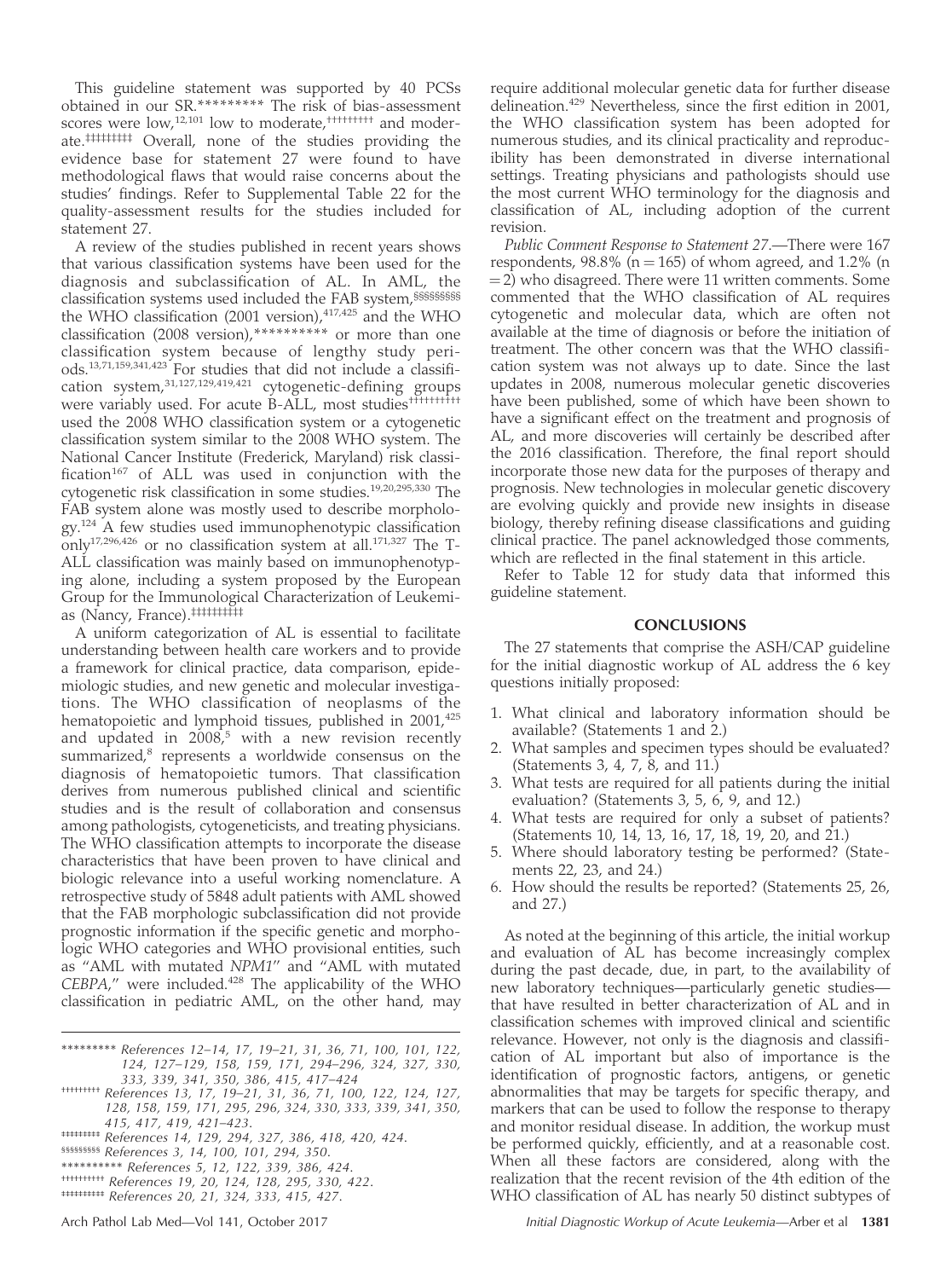This guideline statement was supported by 40 PCSs obtained in our SR.********* The risk of bias-assessment scores were low,[12,101] low to moderate,††††††††† and moderate.‡‡‡‡‡‡‡‡‡ Overall, none of the studies providing the evidence base for statement 27 were found to have methodological flaws that would raise concerns about the studies' findings. Refer to Supplemental Table 22 for the quality-assessment results for the studies included for statement 27.

A review of the studies published in recent years shows that various classification systems have been used for the diagnosis and subclassification of AL. In AML, the classification systems used included the FAB system,§§§§§§§§§ the WHO classification (2001 version),[417,425] and the WHO classification (2008 version),********** or more than one classification system because of lengthy study periods.[13,71,159,341,423] For studies that did not include a classification system,[31,127,129,419,421] cytogenetic-defining groups were variably used. For acute B-ALL, most studies†††††††††† used the 2008 WHO classification system or a cytogenetic classification system similar to the 2008 WHO system. The National Cancer Institute (Frederick, Maryland) risk classification[167] of ALL was used in conjunction with the cytogenetic risk classification in some studies.[19,20,295,330] The FAB system alone was mostly used to describe morphology.[124] A few studies used immunophenotypic classification only[17,296,426] or no classification system at all.[171,327] The T-ALL classification was mainly based on immunophenotyping alone, including a system proposed by the European Group for the Immunological Characterization of Leukemias (Nancy, France).‡‡‡‡‡‡‡‡‡‡

A uniform categorization of AL is essential to facilitate understanding between health care workers and to provide a framework for clinical practice, data comparison, epidemiologic studies, and new genetic and molecular investigations. The WHO classification of neoplasms of the hematopoietic and lymphoid tissues, published in 2001,[425] and updated in 2008,[5] with a new revision recently summarized,[8] represents a worldwide consensus on the diagnosis of hematopoietic tumors. That classification derives from numerous published clinical and scientific studies and is the result of collaboration and consensus among pathologists, cytogeneticists, and treating physicians. The WHO classification attempts to incorporate the disease characteristics that have been proven to have clinical and biologic relevance into a useful working nomenclature. A retrospective study of 5848 adult patients with AML showed that the FAB morphologic subclassification did not provide prognostic information if the specific genetic and morphologic WHO categories and WHO provisional entities, such as "AML with mutated *NPM1*" and "AML with mutated *CEBPA*," were included.[428] The applicability of the WHO classification in pediatric AML, on the other hand, may require additional molecular genetic data for further disease delineation.[429] Nevertheless, since the first edition in 2001, the WHO classification system has been adopted for numerous studies, and its clinical practicality and reproducibility has been demonstrated in diverse international settings. Treating physicians and pathologists should use the most current WHO terminology for the diagnosis and classification of AL, including adoption of the current revision.

*Public Comment Response to Statement 27.*—There were 167 respondents, 98.8% (n = 165) of whom agreed, and 1.2% (n = 2) who disagreed. There were 11 written comments. Some commented that the WHO classification of AL requires cytogenetic and molecular data, which are often not available at the time of diagnosis or before the initiation of treatment. The other concern was that the WHO classification system was not always up to date. Since the last updates in 2008, numerous molecular genetic discoveries have been published, some of which have been shown to have a significant effect on the treatment and prognosis of AL, and more discoveries will certainly be described after the 2016 classification. Therefore, the final report should incorporate those new data for the purposes of therapy and prognosis. New technologies in molecular genetic discovery are evolving quickly and provide new insights in disease biology, thereby refining disease classifications and guiding clinical practice. The panel acknowledged those comments, which are reflected in the final statement in this article.

Refer to Table 12 for study data that informed this guideline statement.

## CONCLUSIONS

The 27 statements that comprise the ASH/CAP guideline for the initial diagnostic workup of AL address the 6 key questions initially proposed:

1. What clinical and laboratory information should be available? (Statements 1 and 2.)
2. What samples and specimen types should be evaluated? (Statements 3, 4, 7, 8, and 11.)
3. What tests are required for all patients during the initial evaluation? (Statements 3, 5, 6, 9, and 12.)
4. What tests are required for only a subset of patients? (Statements 10, 14, 13, 16, 17, 18, 19, 20, and 21.)
5. Where should laboratory testing be performed? (Statements 22, 23, and 24.)
6. How should the results be reported? (Statements 25, 26, and 27.)

As noted at the beginning of this article, the initial workup and evaluation of AL has become increasingly complex during the past decade, due, in part, to the availability of new laboratory techniques—particularly genetic studies—that have resulted in better characterization of AL and in classification schemes with improved clinical and scientific relevance. However, not only is the diagnosis and classification of AL important but also of importance is the identification of prognostic factors, antigens, or genetic abnormalities that may be targets for specific therapy, and markers that can be used to follow the response to therapy and monitor residual disease. In addition, the workup must be performed quickly, efficiently, and at a reasonable cost. When all these factors are considered, along with the realization that the recent revision of the 4th edition of the WHO classification of AL has nearly 50 distinct subtypes of

---

********* References 12–14, 17, 19–21, 31, 36, 71, 100, 101, 122, 124, 127–129, 158, 159, 171, 294–296, 324, 327, 330, 333, 339, 341, 350, 386, 415, 417–424

††††††††† References 13, 17, 19–21, 31, 36, 71, 100, 122, 124, 127, 128, 158, 159, 171, 295, 296, 324, 330, 333, 339, 341, 350, 415, 417, 419, 421–423.

‡‡‡‡‡‡‡‡‡ References 14, 129, 294, 327, 386, 418, 420, 424.

§§§§§§§§§ References 3, 14, 100, 101, 294, 350.

********** References 5, 12, 122, 339, 386, 424.

†††††††††† References 19, 20, 124, 128, 295, 330, 422.

‡‡‡‡‡‡‡‡‡‡ References 20, 21, 324, 333, 415, 427.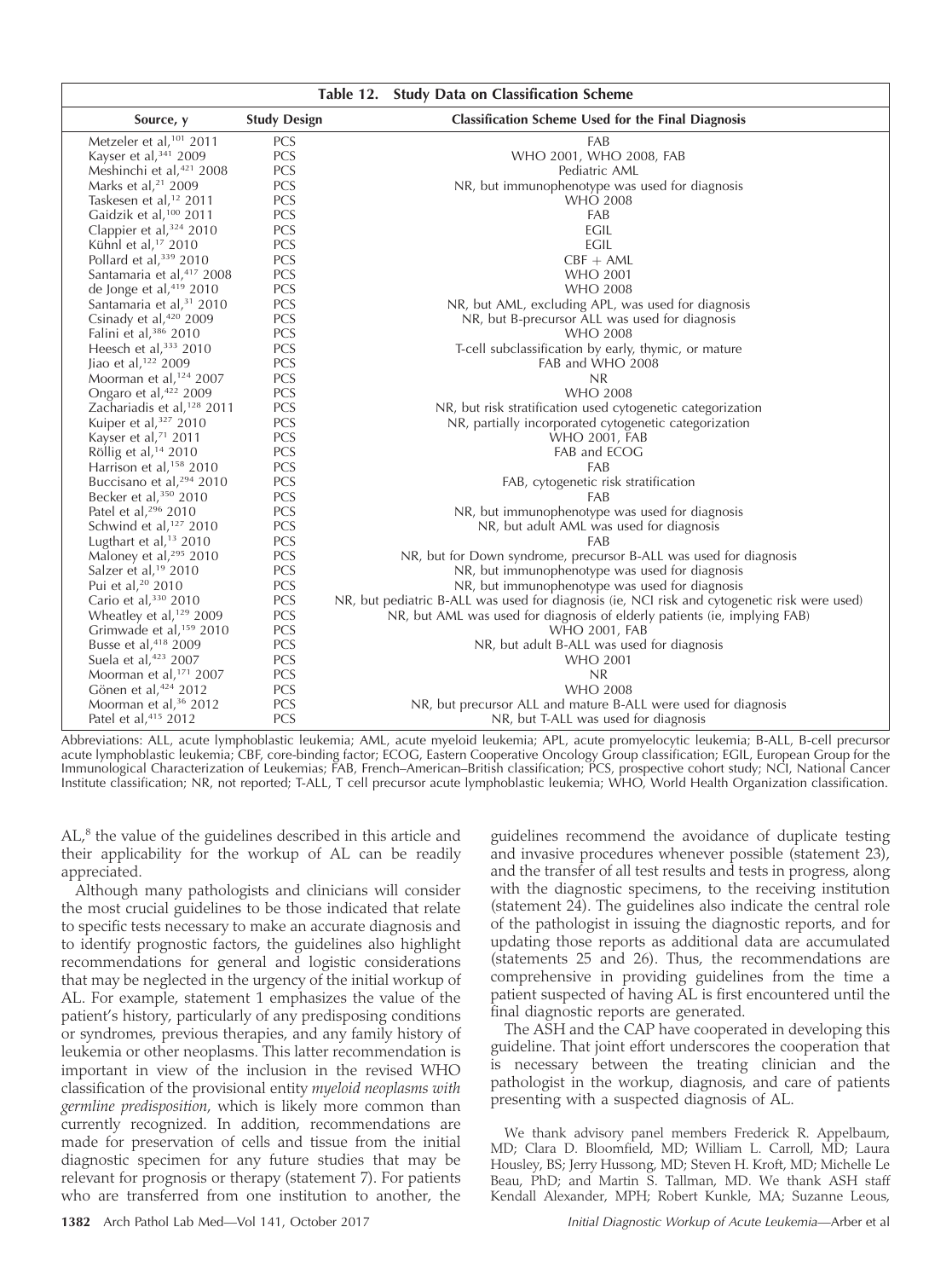**Table 12. Study Data on Classification Scheme**

| Source, y | Study Design | Classification Scheme Used for the Final Diagnosis |
|---|---|---|
| Metzeler et al,[101] 2011 | PCS | FAB |
| Kayser et al,[341] 2009 | PCS | WHO 2001, WHO 2008, FAB |
| Meshinchi et al,[421] 2008 | PCS | Pediatric AML |
| Marks et al,[21] 2009 | PCS | NR, but immunophenotype was used for diagnosis |
| Taskesen et al,[12] 2011 | PCS | WHO 2008 |
| Gaidzik et al,[100] 2011 | PCS | FAB |
| Clappier et al,[324] 2010 | PCS | EGIL |
| Kühnl et al,[17] 2010 | PCS | EGIL |
| Pollard et al,[339] 2010 | PCS | CBF + AML |
| Santamaria et al,[417] 2008 | PCS | WHO 2001 |
| de Jonge et al,[419] 2010 | PCS | WHO 2008 |
| Santamaria et al,[31] 2010 | PCS | NR, but AML, excluding APL, was used for diagnosis |
| Csinady et al,[420] 2009 | PCS | NR, but B-precursor ALL was used for diagnosis |
| Falini et al,[386] 2010 | PCS | WHO 2008 |
| Heesch et al,[333] 2010 | PCS | T-cell subclassification by early, thymic, or mature |
| Jiao et al,[122] 2009 | PCS | FAB and WHO 2008 |
| Moorman et al,[124] 2007 | PCS | NR |
| Ongaro et al,[422] 2009 | PCS | WHO 2008 |
| Zachariadis et al,[128] 2011 | PCS | NR, but risk stratification used cytogenetic categorization |
| Kuiper et al,[327] 2010 | PCS | NR, partially incorporated cytogenetic categorization |
| Kayser et al,[71] 2011 | PCS | WHO 2001, FAB |
| Röllig et al,[14] 2010 | PCS | FAB and ECOG |
| Harrison et al,[158] 2010 | PCS | FAB |
| Buccisano et al,[294] 2010 | PCS | FAB, cytogenetic risk stratification |
| Becker et al,[350] 2010 | PCS | FAB |
| Patel et al,[296] 2010 | PCS | NR, but immunophenotype was used for diagnosis |
| Schwind et al,[127] 2010 | PCS | NR, but adult AML was used for diagnosis |
| Lugthart et al,[13] 2010 | PCS | FAB |
| Maloney et al,[295] 2010 | PCS | NR, but for Down syndrome, precursor B-ALL was used for diagnosis |
| Salzer et al,[19] 2010 | PCS | NR, but immunophenotype was used for diagnosis |
| Pui et al,[20] 2010 | PCS | NR, but immunophenotype was used for diagnosis |
| Cario et al,[330] 2010 | PCS | NR, but pediatric B-ALL was used for diagnosis (ie, NCI risk and cytogenetic risk were used) |
| Wheatley et al,[129] 2009 | PCS | NR, but AML was used for diagnosis of elderly patients (ie, implying FAB) |
| Grimwade et al,[159] 2010 | PCS | WHO 2001, FAB |
| Busse et al,[418] 2009 | PCS | NR, but adult B-ALL was used for diagnosis |
| Suela et al,[423] 2007 | PCS | WHO 2001 |
| Moorman et al,[171] 2007 | PCS | NR |
| Gönen et al,[424] 2012 | PCS | WHO 2008 |
| Moorman et al,[36] 2012 | PCS | NR, but precursor ALL and mature B-ALL were used for diagnosis |
| Patel et al,[415] 2012 | PCS | NR, but T-ALL was used for diagnosis |

Abbreviations: ALL, acute lymphoblastic leukemia; AML, acute myeloid leukemia; APL, acute promyelocytic leukemia; B-ALL, B-cell precursor acute lymphoblastic leukemia; CBF, core-binding factor; ECOG, Eastern Cooperative Oncology Group classification; EGIL, European Group for the Immunological Characterization of Leukemias; FAB, French–American–British classification; PCS, prospective cohort study; NCI, National Cancer Institute classification; NR, not reported; T-ALL, T cell precursor acute lymphoblastic leukemia; WHO, World Health Organization classification.

AL,[8] the value of the guidelines described in this article and their applicability for the workup of AL can be readily appreciated.

Although many pathologists and clinicians will consider the most crucial guidelines to be those indicated that relate to specific tests necessary to make an accurate diagnosis and to identify prognostic factors, the guidelines also highlight recommendations for general and logistic considerations that may be neglected in the urgency of the initial workup of AL. For example, statement 1 emphasizes the value of the patient's history, particularly of any predisposing conditions or syndromes, previous therapies, and any family history of leukemia or other neoplasms. This latter recommendation is important in view of the inclusion in the revised WHO classification of the provisional entity *myeloid neoplasms with germline predisposition*, which is likely more common than currently recognized. In addition, recommendations are made for preservation of cells and tissue from the initial diagnostic specimen for any future studies that may be relevant for prognosis or therapy (statement 7). For patients who are transferred from one institution to another, the guidelines recommend the avoidance of duplicate testing and invasive procedures whenever possible (statement 23), and the transfer of all test results and tests in progress, along with the diagnostic specimens, to the receiving institution (statement 24). The guidelines also indicate the central role of the pathologist in issuing the diagnostic reports, and for updating those reports as additional data are accumulated (statements 25 and 26). Thus, the recommendations are comprehensive in providing guidelines from the time a patient suspected of having AL is first encountered until the final diagnostic reports are generated.

The ASH and the CAP have cooperated in developing this guideline. That joint effort underscores the cooperation that is necessary between the treating clinician and the pathologist in the workup, diagnosis, and care of patients presenting with a suspected diagnosis of AL.

We thank advisory panel members Frederick R. Appelbaum, MD; Clara D. Bloomfield, MD; William L. Carroll, MD; Laura Housley, BS; Jerry Hussong, MD; Steven H. Kroft, MD; Michelle Le Beau, PhD; and Martin S. Tallman, MD. We thank ASH staff Kendall Alexander, MPH; Robert Kunkle, MA; Suzanne Leous,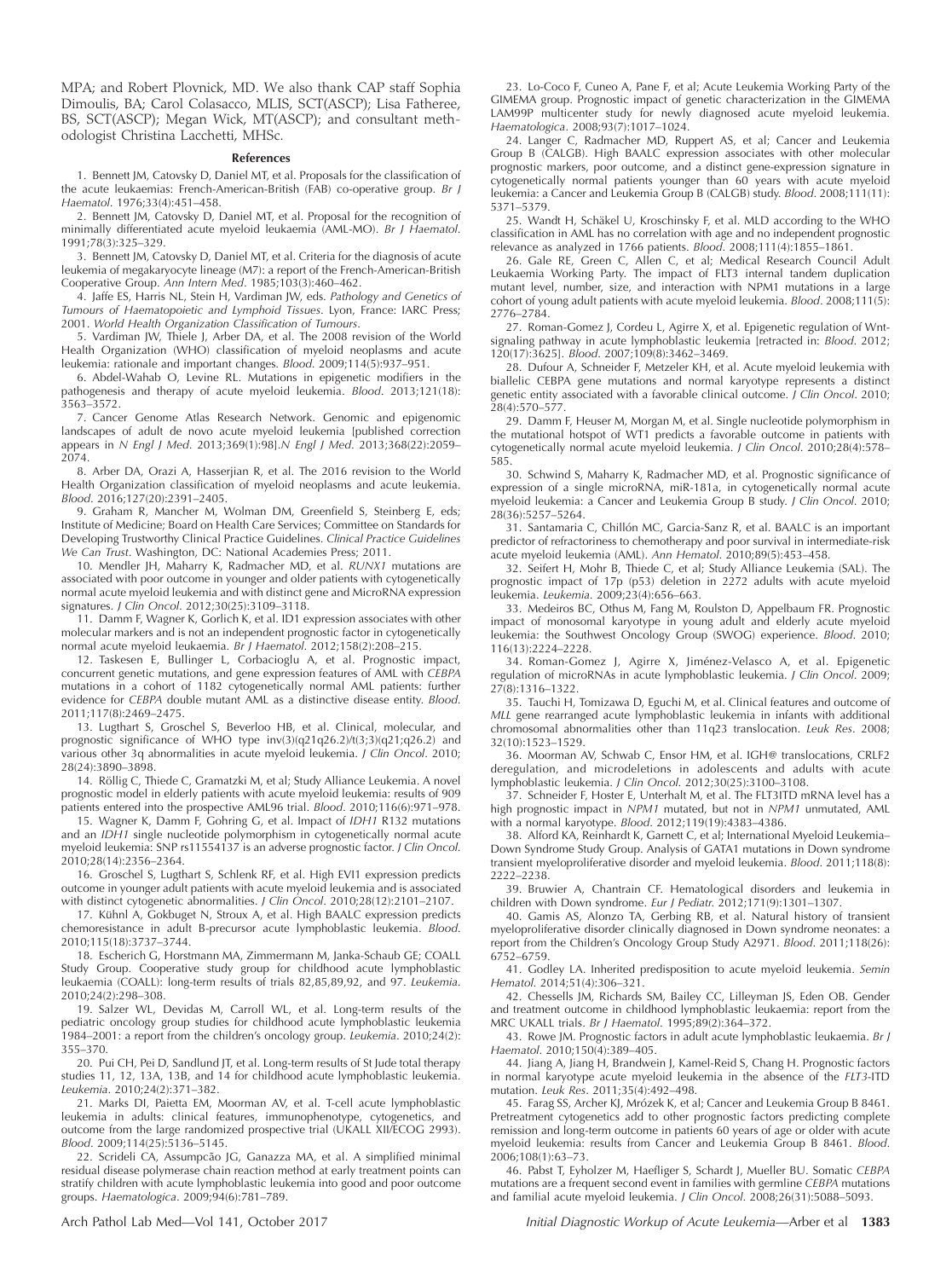MPA; and Robert Plovnick, MD. We also thank CAP staff Sophia Dimoulis, BA; Carol Colasacco, MLIS, SCT(ASCP); Lisa Fatheree, BS, SCT(ASCP); Megan Wick, MT(ASCP); and consultant methodologist Christina Lacchetti, MHSc.

## References

1. Bennett JM, Catovsky D, Daniel MT, et al. Proposals for the classification of the acute leukaemias: French-American-British (FAB) co-operative group. *Br J Haematol*. 1976;33(4):451–458.

2. Bennett JM, Catovsky D, Daniel MT, et al. Proposal for the recognition of minimally differentiated acute myeloid leukaemia (AML-MO). *Br J Haematol*. 1991;78(3):325–329.

3. Bennett JM, Catovsky D, Daniel MT, et al. Criteria for the diagnosis of acute leukemia of megakaryocyte lineage (M7): a report of the French-American-British Cooperative Group. *Ann Intern Med*. 1985;103(3):460–462.

4. Jaffe ES, Harris NL, Stein H, Vardiman JW, eds. *Pathology and Genetics of Tumours of Haematopoietic and Lymphoid Tissues*. Lyon, France: IARC Press; 2001. *World Health Organization Classification of Tumours*.

5. Vardiman JW, Thiele J, Arber DA, et al. The 2008 revision of the World Health Organization (WHO) classification of myeloid neoplasms and acute leukemia: rationale and important changes. *Blood*. 2009;114(5):937–951.

6. Abdel-Wahab O, Levine RL. Mutations in epigenetic modifiers in the pathogenesis and therapy of acute myeloid leukemia. *Blood*. 2013;121(18): 3563–3572.

7. Cancer Genome Atlas Research Network. Genomic and epigenomic landscapes of adult de novo acute myeloid leukemia [published correction appears in *N Engl J Med*. 2013;369(1):98].*N Engl J Med*. 2013;368(22):2059–2074.

8. Arber DA, Orazi A, Hasserjian R, et al. The 2016 revision to the World Health Organization classification of myeloid neoplasms and acute leukemia. *Blood*. 2016;127(20):2391–2405.

9. Graham R, Mancher M, Wolman DM, Greenfield S, Steinberg E, eds; Institute of Medicine; Board on Health Care Services; Committee on Standards for Developing Trustworthy Clinical Practice Guidelines. *Clinical Practice Guidelines We Can Trust*. Washington, DC: National Academies Press; 2011.

10. Mendler JH, Maharry K, Radmacher MD, et al. *RUNX1* mutations are associated with poor outcome in younger and older patients with cytogenetically normal acute myeloid leukemia and with distinct gene and MicroRNA expression signatures. *J Clin Oncol*. 2012;30(25):3109–3118.

11. Damm F, Wagner K, Gorlich K, et al. ID1 expression associates with other molecular markers and is not an independent prognostic factor in cytogenetically normal acute myeloid leukaemia. *Br J Haematol*. 2012;158(2):208–215.

12. Taskesen E, Bullinger L, Corbacioglu A, et al. Prognostic impact, concurrent genetic mutations, and gene expression features of AML with *CEBPA* mutations in a cohort of 1182 cytogenetically normal AML patients: further evidence for *CEBPA* double mutant AML as a distinctive disease entity. *Blood*. 2011;117(8):2469–2475.

13. Lugthart S, Groschel S, Beverloo HB, et al. Clinical, molecular, and prognostic significance of WHO type inv(3)(q21q26.2)/t(3;3)(q21;q26.2) and various other 3q abnormalities in acute myeloid leukemia. *J Clin Oncol*. 2010; 28(24):3890–3898.

14. Röllig C, Thiede C, Gramatzki M, et al; Study Alliance Leukemia. A novel prognostic model in elderly patients with acute myeloid leukemia: results of 909 patients entered into the prospective AML96 trial. *Blood*. 2010;116(6):971–978.

15. Wagner K, Damm F, Gohring G, et al. Impact of *IDH1* R132 mutations and an *IDH1* single nucleotide polymorphism in cytogenetically normal acute myeloid leukemia: SNP rs11554137 is an adverse prognostic factor. *J Clin Oncol*. 2010;28(14):2356–2364.

16. Groschel S, Lugthart S, Schlenk RF, et al. High EVI1 expression predicts outcome in younger adult patients with acute myeloid leukemia and is associated with distinct cytogenetic abnormalities. *J Clin Oncol*. 2010;28(12):2101–2107.

17. Kühnl A, Gokbuget N, Stroux A, et al. High BAALC expression predicts chemoresistance in adult B-precursor acute lymphoblastic leukemia. *Blood*. 2010;115(18):3737–3744.

18. Escherich G, Horstmann MA, Zimmermann M, Janka-Schaub GE; COALL Study Group. Cooperative study group for childhood acute lymphoblastic leukaemia (COALL): long-term results of trials 82,85,89,92, and 97. *Leukemia*. 2010;24(2):298–308.

19. Salzer WL, Devidas M, Carroll WL, et al. Long-term results of the pediatric oncology group studies for childhood acute lymphoblastic leukemia 1984–2001: a report from the children's oncology group. *Leukemia*. 2010;24(2): 355–370.

20. Pui CH, Pei D, Sandlund JT, et al. Long-term results of St Jude total therapy studies 11, 12, 13A, 13B, and 14 for childhood acute lymphoblastic leukemia. *Leukemia*. 2010;24(2):371–382.

21. Marks DI, Paietta EM, Moorman AV, et al. T-cell acute lymphoblastic leukemia in adults: clinical features, immunophenotype, cytogenetics, and outcome from the large randomized prospective trial (UKALL XII/ECOG 2993). *Blood*. 2009;114(25):5136–5145.

22. Scrideli CA, Assumpcão JG, Ganazza MA, et al. A simplified minimal residual disease polymerase chain reaction method at early treatment points can stratify children with acute lymphoblastic leukemia into good and poor outcome groups. *Haematologica*. 2009;94(6):781–789.

23. Lo-Coco F, Cuneo A, Pane F, et al; Acute Leukemia Working Party of the GIMEMA group. Prognostic impact of genetic characterization in the GIMEMA LAM99P multicenter study for newly diagnosed acute myeloid leukemia. *Haematologica*. 2008;93(7):1017–1024.

24. Langer C, Radmacher MD, Ruppert AS, et al; Cancer and Leukemia Group B (CALGB). High BAALC expression associates with other molecular prognostic markers, poor outcome, and a distinct gene-expression signature in cytogenetically normal patients younger than 60 years with acute myeloid leukemia: a Cancer and Leukemia Group B (CALGB) study. *Blood*. 2008;111(11): 5371–5379.

25. Wandt H, Schäkel U, Kroschinsky F, et al. MLD according to the WHO classification in AML has no correlation with age and no independent prognostic relevance as analyzed in 1766 patients. *Blood*. 2008;111(4):1855–1861.

26. Gale RE, Green C, Allen C, et al; Medical Research Council Adult Leukaemia Working Party. The impact of FLT3 internal tandem duplication mutant level, number, size, and interaction with NPM1 mutations in a large cohort of young adult patients with acute myeloid leukemia. *Blood*. 2008;111(5): 2776–2784.

27. Roman-Gomez J, Cordeu L, Agirre X, et al. Epigenetic regulation of Wnt-signaling pathway in acute lymphoblastic leukemia [retracted in: *Blood*. 2012; 120(17):3625]. *Blood*. 2007;109(8):3462–3469.

28. Dufour A, Schneider F, Metzeler KH, et al. Acute myeloid leukemia with biallelic CEBPA gene mutations and normal karyotype represents a distinct genetic entity associated with a favorable clinical outcome. *J Clin Oncol*. 2010; 28(4):570–577.

29. Damm F, Heuser M, Morgan M, et al. Single nucleotide polymorphism in the mutational hotspot of WT1 predicts a favorable outcome in patients with cytogenetically normal acute myeloid leukemia. *J Clin Oncol*. 2010;28(4):578–585.

30. Schwind S, Maharry K, Radmacher MD, et al. Prognostic significance of expression of a single microRNA, miR-181a, in cytogenetically normal acute myeloid leukemia: a Cancer and Leukemia Group B study. *J Clin Oncol*. 2010; 28(36):5257–5264.

31. Santamaria C, Chillón MC, Garcia-Sanz R, et al. BAALC is an important predictor of refractoriness to chemotherapy and poor survival in intermediate-risk acute myeloid leukemia (AML). *Ann Hematol*. 2010;89(5):453–458.

32. Seifert H, Mohr B, Thiede C, et al; Study Alliance Leukemia (SAL). The prognostic impact of 17p (p53) deletion in 2272 adults with acute myeloid leukemia. *Leukemia*. 2009;23(4):656–663.

33. Medeiros BC, Othus M, Fang M, Roulston D, Appelbaum FR. Prognostic impact of monosomal karyotype in young adult and elderly acute myeloid leukemia: the Southwest Oncology Group (SWOG) experience. *Blood*. 2010; 116(13):2224–2228.

34. Roman-Gomez J, Agirre X, Jiménez-Velasco A, et al. Epigenetic regulation of microRNAs in acute lymphoblastic leukemia. *J Clin Oncol*. 2009; 27(8):1316–1322.

35. Tauchi H, Tomizawa D, Eguchi M, et al. Clinical features and outcome of *MLL* gene rearranged acute lymphoblastic leukemia in infants with additional chromosomal abnormalities other than 11q23 translocation. *Leuk Res*. 2008; 32(10):1523–1529.

36. Moorman AV, Schwab C, Ensor HM, et al. IGH@ translocations, CRLF2 deregulation, and microdeletions in adolescents and adults with acute lymphoblastic leukemia. *J Clin Oncol*. 2012;30(25):3100–3108.

37. Schneider F, Hoster E, Unterhalt M, et al. The FLT3ITD mRNA level has a high prognostic impact in *NPM1* mutated, but not in *NPM1* unmutated, AML with a normal karyotype. *Blood*. 2012;119(19):4383–4386.

38. Alford KA, Reinhardt K, Garnett C, et al; International Myeloid Leukemia–Down Syndrome Study Group. Analysis of GATA1 mutations in Down syndrome transient myeloproliferative disorder and myeloid leukemia. *Blood*. 2011;118(8): 2222–2238.

39. Bruwier A, Chantrain CF. Hematological disorders and leukemia in children with Down syndrome. *Eur J Pediatr*. 2012;171(9):1301–1307.

40. Gamis AS, Alonzo TA, Gerbing RB, et al. Natural history of transient myeloproliferative disorder clinically diagnosed in Down syndrome neonates: a report from the Children's Oncology Group Study A2971. *Blood*. 2011;118(26): 6752–6759.

41. Godley LA. Inherited predisposition to acute myeloid leukemia. *Semin Hematol*. 2014;51(4):306–321.

42. Chessells JM, Richards SM, Bailey CC, Lilleyman JS, Eden OB. Gender and treatment outcome in childhood lymphoblastic leukaemia: report from the MRC UKALL trials. *Br J Haematol*. 1995;89(2):364–372.

43. Rowe JM. Prognostic factors in adult acute lymphoblastic leukaemia. *Br J Haematol*. 2010;150(4):389–405.

44. Jiang A, Jiang H, Brandwein J, Kamel-Reid S, Chang H. Prognostic factors in normal karyotype acute myeloid leukemia in the absence of the *FLT3*-ITD mutation. *Leuk Res*. 2011;35(4):492–498.

45. Farag SS, Archer KJ, Mrózek K, et al; Cancer and Leukemia Group B 8461. Pretreatment cytogenetics add to other prognostic factors predicting complete remission and long-term outcome in patients 60 years of age or older with acute myeloid leukemia: results from Cancer and Leukemia Group B 8461. *Blood*. 2006;108(1):63–73.

46. Pabst T, Eyholzer M, Haefliger S, Schardt J, Mueller BU. Somatic *CEBPA* mutations are a frequent second event in families with germline *CEBPA* mutations and familial acute myeloid leukemia. *J Clin Oncol*. 2008;26(31):5088–5093.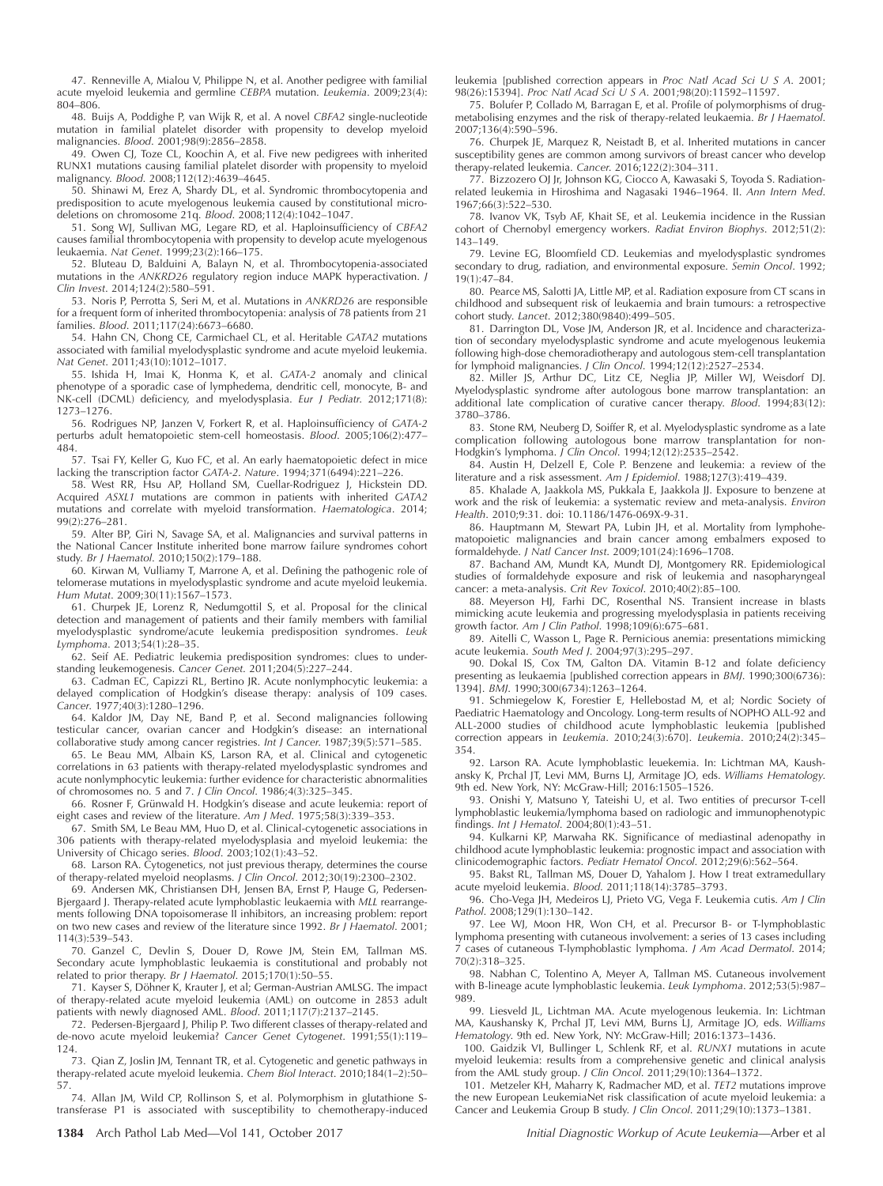47. Renneville A, Mialou V, Philippe N, et al. Another pedigree with familial acute myeloid leukemia and germline *CEBPA* mutation. *Leukemia*. 2009;23(4):804–806.

48. Buijs A, Poddighe P, van Wijk R, et al. A novel *CBFA2* single-nucleotide mutation in familial platelet disorder with propensity to develop myeloid malignancies. *Blood*. 2001;98(9):2856–2858.

49. Owen CJ, Toze CL, Koochin A, et al. Five new pedigrees with inherited RUNX1 mutations causing familial platelet disorder with propensity to myeloid malignancy. *Blood*. 2008;112(12):4639–4645.

50. Shinawi M, Erez A, Shardy DL, et al. Syndromic thrombocytopenia and predisposition to acute myelogenous leukemia caused by constitutional microdeletions on chromosome 21q. *Blood*. 2008;112(4):1042–1047.

51. Song WJ, Sullivan MG, Legare RD, et al. Haploinsufficiency of *CBFA2* causes familial thrombocytopenia with propensity to develop acute myelogenous leukaemia. *Nat Genet*. 1999;23(2):166–175.

52. Bluteau D, Balduini A, Balayn N, et al. Thrombocytopenia-associated mutations in the *ANKRD26* regulatory region induce MAPK hyperactivation. *J Clin Invest*. 2014;124(2):580–591.

53. Noris P, Perrotta S, Seri M, et al. Mutations in *ANKRD26* are responsible for a frequent form of inherited thrombocytopenia: analysis of 78 patients from 21 families. *Blood*. 2011;117(24):6673–6680.

54. Hahn CN, Chong CE, Carmichael CL, et al. Heritable *GATA2* mutations associated with familial myelodysplastic syndrome and acute myeloid leukemia. *Nat Genet*. 2011;43(10):1012–1017.

55. Ishida H, Imai K, Honma K, et al. *GATA-2* anomaly and clinical phenotype of a sporadic case of lymphedema, dendritic cell, monocyte, B- and NK-cell (DCML) deficiency, and myelodysplasia. *Eur J Pediatr*. 2012;171(8):1273–1276.

56. Rodrigues NP, Janzen V, Forkert R, et al. Haploinsufficiency of *GATA-2* perturbs adult hematopoietic stem-cell homeostasis. *Blood*. 2005;106(2):477–484.

57. Tsai FY, Keller G, Kuo FC, et al. An early haematopoietic defect in mice lacking the transcription factor *GATA-2*. *Nature*. 1994;371(6494):221–226.

58. West RR, Hsu AP, Holland SM, Cuellar-Rodriguez J, Hickstein DD. Acquired *ASXL1* mutations are common in patients with inherited *GATA2* mutations and correlate with myeloid transformation. *Haematologica*. 2014;99(2):276–281.

59. Alter BP, Giri N, Savage SA, et al. Malignancies and survival patterns in the National Cancer Institute inherited bone marrow failure syndromes cohort study. *Br J Haematol*. 2010;150(2):179–188.

60. Kirwan M, Vulliamy T, Marrone A, et al. Defining the pathogenic role of telomerase mutations in myelodysplastic syndrome and acute myeloid leukemia. *Hum Mutat*. 2009;30(11):1567–1573.

61. Churpek JE, Lorenz R, Nedumgottil S, et al. Proposal for the clinical detection and management of patients and their family members with familial myelodysplastic syndrome/acute leukemia predisposition syndromes. *Leuk Lymphoma*. 2013;54(1):28–35.

62. Seif AE. Pediatric leukemia predisposition syndromes: clues to understanding leukemogenesis. *Cancer Genet*. 2011;204(5):227–244.

63. Cadman EC, Capizzi RL, Bertino JR. Acute nonlymphocytic leukemia: a delayed complication of Hodgkin's disease therapy: analysis of 109 cases. *Cancer*. 1977;40(3):1280–1296.

64. Kaldor JM, Day NE, Band P, et al. Second malignancies following testicular cancer, ovarian cancer and Hodgkin's disease: an international collaborative study among cancer registries. *Int J Cancer*. 1987;39(5):571–585.

65. Le Beau MM, Albain KS, Larson RA, et al. Clinical and cytogenetic correlations in 63 patients with therapy-related myelodysplastic syndromes and acute nonlymphocytic leukemia: further evidence for characteristic abnormalities of chromosomes no. 5 and 7. *J Clin Oncol*. 1986;4(3):325–345.

66. Rosner F, Grünwald H. Hodgkin's disease and acute leukemia: report of eight cases and review of the literature. *Am J Med*. 1975;58(3):339–353.

67. Smith SM, Le Beau MM, Huo D, et al. Clinical-cytogenetic associations in 306 patients with therapy-related myelodysplasia and myeloid leukemia: the University of Chicago series. *Blood*. 2003;102(1):43–52.

68. Larson RA. Cytogenetics, not just previous therapy, determines the course of therapy-related myeloid neoplasms. *J Clin Oncol*. 2012;30(19):2300–2302.

69. Andersen MK, Christiansen DH, Jensen BA, Ernst P, Hauge G, Pedersen-Bjergaard J. Therapy-related acute lymphoblastic leukaemia with *MLL* rearrangements following DNA topoisomerase II inhibitors, an increasing problem: report on two new cases and review of the literature since 1992. *Br J Haematol*. 2001;114(3):539–543.

70. Ganzel C, Devlin S, Douer D, Rowe JM, Stein EM, Tallman MS. Secondary acute lymphoblastic leukaemia is constitutional and probably not related to prior therapy. *Br J Haematol*. 2015;170(1):50–55.

71. Kayser S, Döhner K, Krauter J, et al; German-Austrian AMLSG. The impact of therapy-related acute myeloid leukemia (AML) on outcome in 2853 adult patients with newly diagnosed AML. *Blood*. 2011;117(7):2137–2145.

72. Pedersen-Bjergaard J, Philip P. Two different classes of therapy-related and de-novo acute myeloid leukemia? *Cancer Genet Cytogenet*. 1991;55(1):119–124.

73. Qian Z, Joslin JM, Tennant TR, et al. Cytogenetic and genetic pathways in therapy-related acute myeloid leukemia. *Chem Biol Interact*. 2010;184(1–2):50–57.

74. Allan JM, Wild CP, Rollinson S, et al. Polymorphism in glutathione S-transferase P1 is associated with susceptibility to chemotherapy-induced leukemia [published correction appears in *Proc Natl Acad Sci U S A*. 2001;98(26):15394]. *Proc Natl Acad Sci U S A*. 2001;98(20):11592–11597.

75. Bolufer P, Collado M, Barragan E, et al. Profile of polymorphisms of drug-metabolising enzymes and the risk of therapy-related leukaemia. *Br J Haematol*. 2007;136(4):590–596.

76. Churpek JE, Marquez R, Neistadt B, et al. Inherited mutations in cancer susceptibility genes are common among survivors of breast cancer who develop therapy-related leukemia. *Cancer*. 2016;122(2):304–311.

77. Bizzozero OJ Jr, Johnson KG, Ciocco A, Kawasaki S, Toyoda S. Radiation-related leukemia in Hiroshima and Nagasaki 1946–1964. II. *Ann Intern Med*. 1967;66(3):522–530.

78. Ivanov VK, Tsyb AF, Khait SE, et al. Leukemia incidence in the Russian cohort of Chernobyl emergency workers. *Radiat Environ Biophys*. 2012;51(2):143–149.

79. Levine EG, Bloomfield CD. Leukemias and myelodysplastic syndromes secondary to drug, radiation, and environmental exposure. *Semin Oncol*. 1992;19(1):47–84.

80. Pearce MS, Salotti JA, Little MP, et al. Radiation exposure from CT scans in childhood and subsequent risk of leukaemia and brain tumours: a retrospective cohort study. *Lancet*. 2012;380(9840):499–505.

81. Darrington DL, Vose JM, Anderson JR, et al. Incidence and characterization of secondary myelodysplastic syndrome and acute myelogenous leukemia following high-dose chemoradiotherapy and autologous stem-cell transplantation for lymphoid malignancies. *J Clin Oncol*. 1994;12(12):2527–2534.

82. Miller JS, Arthur DC, Litz CE, Neglia JP, Miller WJ, Weisdorf DJ. Myelodysplastic syndrome after autologous bone marrow transplantation: an additional late complication of curative cancer therapy. *Blood*. 1994;83(12):3780–3786.

83. Stone RM, Neuberg D, Soiffer R, et al. Myelodysplastic syndrome as a late complication following autologous bone marrow transplantation for non-Hodgkin's lymphoma. *J Clin Oncol*. 1994;12(12):2535–2542.

84. Austin H, Delzell E, Cole P. Benzene and leukemia: a review of the literature and a risk assessment. *Am J Epidemiol*. 1988;127(3):419–439.

85. Khalade A, Jaakkola MS, Pukkala E, Jaakkola JJ. Exposure to benzene at work and the risk of leukemia: a systematic review and meta-analysis. *Environ Health*. 2010;9:31. doi: 10.1186/1476-069X-9-31.

86. Hauptmann M, Stewart PA, Lubin JH, et al. Mortality from lymphohematopoietic malignancies and brain cancer among embalmers exposed to formaldehyde. *J Natl Cancer Inst*. 2009;101(24):1696–1708.

87. Bachand AM, Mundt KA, Mundt DJ, Montgomery RR. Epidemiological studies of formaldehyde exposure and risk of leukemia and nasopharyngeal cancer: a meta-analysis. *Crit Rev Toxicol*. 2010;40(2):85–100.

88. Meyerson HJ, Farhi DC, Rosenthal NS. Transient increase in blasts mimicking acute leukemia and progressing myelodysplasia in patients receiving growth factor. *Am J Clin Pathol*. 1998;109(6):675–681.

89. Aitelli C, Wasson L, Page R. Pernicious anemia: presentations mimicking acute leukemia. *South Med J*. 2004;97(3):295–297.

90. Dokal IS, Cox TM, Galton DA. Vitamin B-12 and folate deficiency presenting as leukaemia [published correction appears in *BMJ*. 1990;300(6736):1394]. *BMJ*. 1990;300(6734):1263–1264.

91. Schmiegelow K, Forestier E, Hellebostad M, et al; Nordic Society of Paediatric Haematology and Oncology. Long-term results of NOPHO ALL-92 and ALL-2000 studies of childhood acute lymphoblastic leukemia [published correction appears in *Leukemia*. 2010;24(3):670]. *Leukemia*. 2010;24(2):345–354.

92. Larson RA. Acute lymphoblastic leuekemia. In: Lichtman MA, Kaushansky K, Prchal JT, Levi MM, Burns LJ, Armitage JO, eds. *Williams Hematology*. 9th ed. New York, NY: McGraw-Hill; 2016:1505–1526.

93. Onishi Y, Matsuno Y, Tateishi U, et al. Two entities of precursor T-cell lymphoblastic leukemia/lymphoma based on radiologic and immunophenotypic findings. *Int J Hematol*. 2004;80(1):43–51.

94. Kulkarni KP, Marwaha RK. Significance of mediastinal adenopathy in childhood acute lymphoblastic leukemia: prognostic impact and association with clinicodemographic factors. *Pediatr Hematol Oncol*. 2012;29(6):562–564.

95. Bakst RL, Tallman MS, Douer D, Yahalom J. How I treat extramedullary acute myeloid leukemia. *Blood*. 2011;118(14):3785–3793.

96. Cho-Vega JH, Medeiros LJ, Prieto VG, Vega F. Leukemia cutis. *Am J Clin Pathol*. 2008;129(1):130–142.

97. Lee WJ, Moon HR, Won CH, et al. Precursor B- or T-lymphoblastic lymphoma presenting with cutaneous involvement: a series of 13 cases including 7 cases of cutaneous T-lymphoblastic lymphoma. *J Am Acad Dermatol*. 2014;70(2):318–325.

98. Nabhan C, Tolentino A, Meyer A, Tallman MS. Cutaneous involvement with B-lineage acute lymphoblastic leukemia. *Leuk Lymphoma*. 2012;53(5):987–989.

99. Liesveld JL, Lichtman MA. Acute myelogenous leukemia. In: Lichtman MA, Kaushansky K, Prchal JT, Levi MM, Burns LJ, Armitage JO, eds. *Williams Hematology*. 9th ed. New York, NY: McGraw-Hill; 2016:1373–1436.

100. Gaidzik VI, Bullinger L, Schlenk RF, et al. *RUNX1* mutations in acute myeloid leukemia: results from a comprehensive genetic and clinical analysis from the AML study group. *J Clin Oncol*. 2011;29(10):1364–1372.

101. Metzeler KH, Maharry K, Radmacher MD, et al. *TET2* mutations improve the new European LeukemiaNet risk classification of acute myeloid leukemia: a Cancer and Leukemia Group B study. *J Clin Oncol*. 2011;29(10):1373–1381.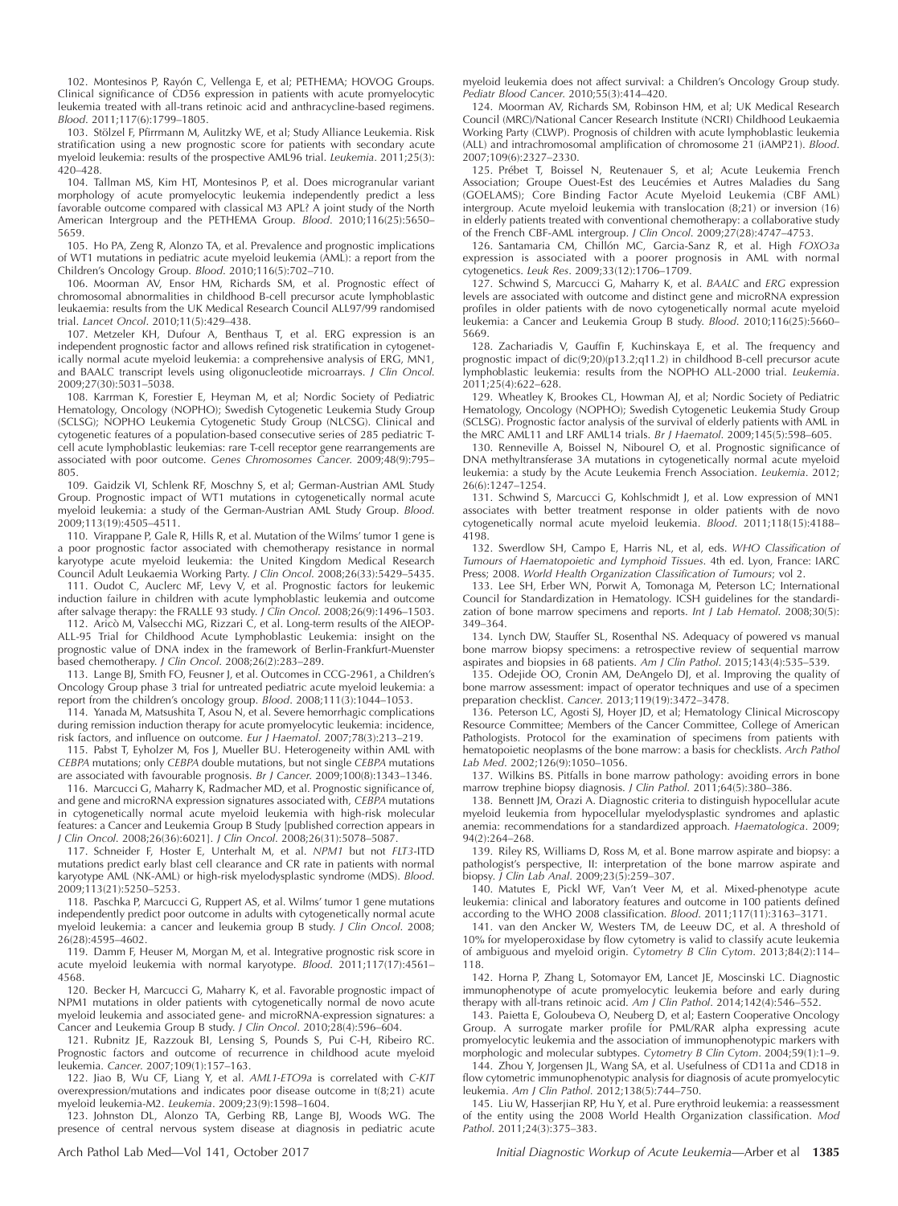102. Montesinos P, Rayón C, Vellenga E, et al; PETHEMA; HOVOG Groups. Clinical significance of CD56 expression in patients with acute promyelocytic leukemia treated with all-trans retinoic acid and anthracycline-based regimens. *Blood*. 2011;117(6):1799–1805.

103. Stölzel F, Pfirrmann M, Aulitzky WE, et al; Study Alliance Leukemia. Risk stratification using a new prognostic score for patients with secondary acute myeloid leukemia: results of the prospective AML96 trial. *Leukemia*. 2011;25(3): 420–428.

104. Tallman MS, Kim HT, Montesinos P, et al. Does microgranular variant morphology of acute promyelocytic leukemia independently predict a less favorable outcome compared with classical M3 APL? A joint study of the North American Intergroup and the PETHEMA Group. *Blood*. 2010;116(25):5650–5659.

105. Ho PA, Zeng R, Alonzo TA, et al. Prevalence and prognostic implications of WT1 mutations in pediatric acute myeloid leukemia (AML): a report from the Children's Oncology Group. *Blood*. 2010;116(5):702–710.

106. Moorman AV, Ensor HM, Richards SM, et al. Prognostic effect of chromosomal abnormalities in childhood B-cell precursor acute lymphoblastic leukaemia: results from the UK Medical Research Council ALL97/99 randomised trial. *Lancet Oncol*. 2010;11(5):429–438.

107. Metzeler KH, Dufour A, Benthaus T, et al. ERG expression is an independent prognostic factor and allows refined risk stratification in cytogenetically normal acute myeloid leukemia: a comprehensive analysis of ERG, MN1, and BAALC transcript levels using oligonucleotide microarrays. *J Clin Oncol*. 2009;27(30):5031–5038.

108. Karrman K, Forestier E, Heyman M, et al; Nordic Society of Pediatric Hematology, Oncology (NOPHO); Swedish Cytogenetic Leukemia Study Group (SCLSG); NOPHO Leukemia Cytogenetic Study Group (NLCSG). Clinical and cytogenetic features of a population-based consecutive series of 285 pediatric T-cell acute lymphoblastic leukemias: rare T-cell receptor gene rearrangements are associated with poor outcome. *Genes Chromosomes Cancer*. 2009;48(9):795–805.

109. Gaidzik VI, Schlenk RF, Moschny S, et al; German-Austrian AML Study Group. Prognostic impact of WT1 mutations in cytogenetically normal acute myeloid leukemia: a study of the German-Austrian AML Study Group. *Blood*. 2009;113(19):4505–4511.

110. Virappane P, Gale R, Hills R, et al. Mutation of the Wilms' tumor 1 gene is a poor prognostic factor associated with chemotherapy resistance in normal karyotype acute myeloid leukemia: the United Kingdom Medical Research Council Adult Leukaemia Working Party. *J Clin Oncol*. 2008;26(33):5429–5435.

111. Oudot C, Auclerc MF, Levy V, et al. Prognostic factors for leukemic induction failure in children with acute lymphoblastic leukemia and outcome after salvage therapy: the FRALLE 93 study. *J Clin Oncol*. 2008;26(9):1496–1503.

112. Aricò M, Valsecchi MG, Rizzari C, et al. Long-term results of the AIEOP-ALL-95 Trial for Childhood Acute Lymphoblastic Leukemia: insight on the prognostic value of DNA index in the framework of Berlin-Frankfurt-Muenster based chemotherapy. *J Clin Oncol*. 2008;26(2):283–289.

113. Lange BJ, Smith FO, Feusner J, et al. Outcomes in CCG-2961, a Children's Oncology Group phase 3 trial for untreated pediatric acute myeloid leukemia: a report from the children's oncology group. *Blood*. 2008;111(3):1044–1053.

114. Yanada M, Matsushita T, Asou N, et al. Severe hemorrhagic complications during remission induction therapy for acute promyelocytic leukemia: incidence, risk factors, and influence on outcome. *Eur J Haematol*. 2007;78(3):213–219.

115. Pabst T, Eyholzer M, Fos J, Mueller BU. Heterogeneity within AML with *CEBPA* mutations; only *CEBPA* double mutations, but not single *CEBPA* mutations are associated with favourable prognosis. *Br J Cancer*. 2009;100(8):1343–1346.

116. Marcucci G, Maharry K, Radmacher MD, et al. Prognostic significance of, and gene and microRNA expression signatures associated with, *CEBPA* mutations in cytogenetically normal acute myeloid leukemia with high-risk molecular features: a Cancer and Leukemia Group B Study [published correction appears in *J Clin Oncol*. 2008;26(36):6021]. *J Clin Oncol*. 2008;26(31):5078–5087.

117. Schneider F, Hoster E, Unterhalt M, et al. *NPM1* but not *FLT3*-ITD mutations predict early blast cell clearance and CR rate in patients with normal karyotype AML (NK-AML) or high-risk myelodysplastic syndrome (MDS). *Blood*. 2009;113(21):5250–5253.

118. Paschka P, Marcucci G, Ruppert AS, et al. Wilms' tumor 1 gene mutations independently predict poor outcome in adults with cytogenetically normal acute myeloid leukemia: a cancer and leukemia group B study. *J Clin Oncol*. 2008; 26(28):4595–4602.

119. Damm F, Heuser M, Morgan M, et al. Integrative prognostic risk score in acute myeloid leukemia with normal karyotype. *Blood*. 2011;117(17):4561–4568.

120. Becker H, Marcucci G, Maharry K, et al. Favorable prognostic impact of NPM1 mutations in older patients with cytogenetically normal de novo acute myeloid leukemia and associated gene- and microRNA-expression signatures: a Cancer and Leukemia Group B study. *J Clin Oncol*. 2010;28(4):596–604.

121. Rubnitz JE, Razzouk BI, Lensing S, Pounds S, Pui C-H, Ribeiro RC. Prognostic factors and outcome of recurrence in childhood acute myeloid leukemia. *Cancer*. 2007;109(1):157–163.

122. Jiao B, Wu CF, Liang Y, et al. *AML1-ETO9a* is correlated with *C-KIT* overexpression/mutations and indicates poor disease outcome in t(8;21) acute myeloid leukemia-M2. *Leukemia*. 2009;23(9):1598–1604.

123. Johnston DL, Alonzo TA, Gerbing RB, Lange BJ, Woods WG. The presence of central nervous system disease at diagnosis in pediatric acute myeloid leukemia does not affect survival: a Children's Oncology Group study. *Pediatr Blood Cancer*. 2010;55(3):414–420.

124. Moorman AV, Richards SM, Robinson HM, et al; UK Medical Research Council (MRC)/National Cancer Research Institute (NCRI) Childhood Leukaemia Working Party (CLWP). Prognosis of children with acute lymphoblastic leukemia (ALL) and intrachromosomal amplification of chromosome 21 (iAMP21). *Blood*. 2007;109(6):2327–2330.

125. Prébet T, Boissel N, Reutenauer S, et al; Acute Leukemia French Association; Groupe Ouest-Est des Leucémies et Autres Maladies du Sang (GOELAMS); Core Binding Factor Acute Myeloid Leukemia (CBF AML) intergroup. Acute myeloid leukemia with translocation (8;21) or inversion (16) in elderly patients treated with conventional chemotherapy: a collaborative study of the French CBF-AML intergroup. *J Clin Oncol*. 2009;27(28):4747–4753.

126. Santamaria CM, Chillón MC, Garcia-Sanz R, et al. High *FOXO3a* expression is associated with a poorer prognosis in AML with normal cytogenetics. *Leuk Res*. 2009;33(12):1706–1709.

127. Schwind S, Marcucci G, Maharry K, et al. *BAALC* and *ERG* expression levels are associated with outcome and distinct gene and microRNA expression profiles in older patients with de novo cytogenetically normal acute myeloid leukemia: a Cancer and Leukemia Group B study. *Blood*. 2010;116(25):5660–5669.

128. Zachariadis V, Gauffin F, Kuchinskaya E, et al. The frequency and prognostic impact of dic(9;20)(p13.2;q11.2) in childhood B-cell precursor acute lymphoblastic leukemia: results from the NOPHO ALL-2000 trial. *Leukemia*. 2011;25(4):622–628.

129. Wheatley K, Brookes CL, Howman AJ, et al; Nordic Society of Pediatric Hematology, Oncology (NOPHO); Swedish Cytogenetic Leukemia Study Group (SCLSG). Prognostic factor analysis of the survival of elderly patients with AML in the MRC AML11 and LRF AML14 trials. *Br J Haematol*. 2009;145(5):598–605.

130. Renneville A, Boissel N, Nibourel O, et al. Prognostic significance of DNA methyltransferase 3A mutations in cytogenetically normal acute myeloid leukemia: a study by the Acute Leukemia French Association. *Leukemia*. 2012; 26(6):1247–1254.

131. Schwind S, Marcucci G, Kohlschmidt J, et al. Low expression of MN1 associates with better treatment response in older patients with de novo cytogenetically normal acute myeloid leukemia. *Blood*. 2011;118(15):4188–4198.

132. Swerdlow SH, Campo E, Harris NL, et al, eds. *WHO Classification of Tumours of Haematopoietic and Lymphoid Tissues*. 4th ed. Lyon, France: IARC Press; 2008. *World Health Organization Classification of Tumours*; vol 2.

133. Lee SH, Erber WN, Porwit A, Tomonaga M, Peterson LC; International Council for Standardization in Hematology. ICSH guidelines for the standardization of bone marrow specimens and reports. *Int J Lab Hematol*. 2008;30(5): 349–364.

134. Lynch DW, Stauffer SL, Rosenthal NS. Adequacy of powered vs manual bone marrow biopsy specimens: a retrospective review of sequential marrow aspirates and biopsies in 68 patients. *Am J Clin Pathol*. 2015;143(4):535–539.

135. Odejide OO, Cronin AM, DeAngelo DJ, et al. Improving the quality of bone marrow assessment: impact of operator techniques and use of a specimen preparation checklist. *Cancer*. 2013;119(19):3472–3478.

136. Peterson LC, Agosti SJ, Hoyer JD, et al; Hematology Clinical Microscopy Resource Committee; Members of the Cancer Committee, College of American Pathologists. Protocol for the examination of specimens from patients with hematopoietic neoplasms of the bone marrow: a basis for checklists. *Arch Pathol Lab Med*. 2002;126(9):1050–1056.

137. Wilkins BS. Pitfalls in bone marrow pathology: avoiding errors in bone marrow trephine biopsy diagnosis. *J Clin Pathol*. 2011;64(5):380–386.

138. Bennett JM, Orazi A. Diagnostic criteria to distinguish hypocellular acute myeloid leukemia from hypocellular myelodysplastic syndromes and aplastic anemia: recommendations for a standardized approach. *Haematologica*. 2009; 94(2):264–268.

139. Riley RS, Williams D, Ross M, et al. Bone marrow aspirate and biopsy: a pathologist's perspective, II: interpretation of the bone marrow aspirate and biopsy. *J Clin Lab Anal*. 2009;23(5):259–307.

140. Matutes E, Pickl WF, Van't Veer M, et al. Mixed-phenotype acute leukemia: clinical and laboratory features and outcome in 100 patients defined according to the WHO 2008 classification. *Blood*. 2011;117(11):3163–3171.

141. van den Ancker W, Westers TM, de Leeuw DC, et al. A threshold of 10% for myeloperoxidase by flow cytometry is valid to classify acute leukemia of ambiguous and myeloid origin. *Cytometry B Clin Cytom*. 2013;84(2):114–118.

142. Horna P, Zhang L, Sotomayor EM, Lancet JE, Moscinski LC. Diagnostic immunophenotype of acute promyelocytic leukemia before and early during therapy with all-trans retinoic acid. *Am J Clin Pathol*. 2014;142(4):546–552.

143. Paietta E, Goloubeva O, Neuberg D, et al; Eastern Cooperative Oncology Group. A surrogate marker profile for PML/RAR alpha expressing acute promyelocytic leukemia and the association of immunophenotypic markers with morphologic and molecular subtypes. *Cytometry B Clin Cytom*. 2004;59(1):1–9.

144. Zhou Y, Jorgensen JL, Wang SA, et al. Usefulness of CD11a and CD18 in flow cytometric immunophenotypic analysis for diagnosis of acute promyelocytic leukemia. *Am J Clin Pathol*. 2012;138(5):744–750.

145. Liu W, Hasserjian RP, Hu Y, et al. Pure erythroid leukemia: a reassessment of the entity using the 2008 World Health Organization classification. *Mod Pathol*. 2011;24(3):375–383.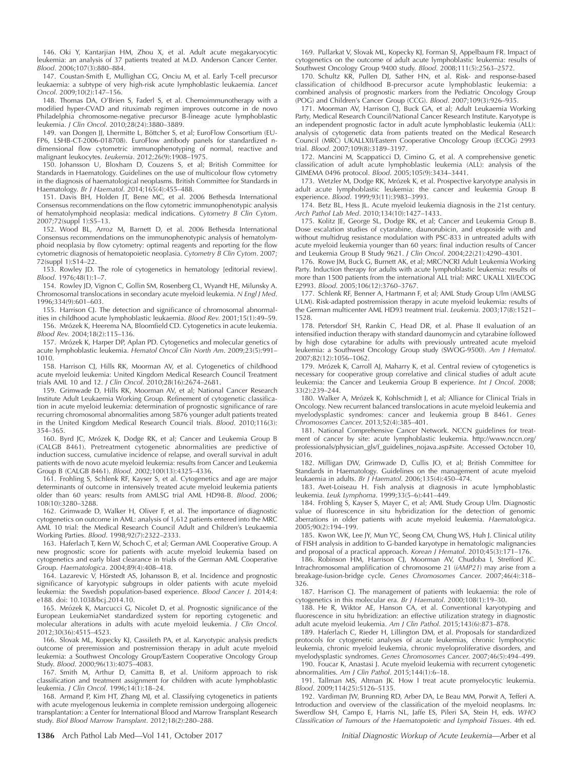146. Oki Y, Kantarjian HM, Zhou X, et al. Adult acute megakaryocytic leukemia: an analysis of 37 patients treated at M.D. Anderson Cancer Center. *Blood*. 2006;107(3):880–884.

147. Coustan-Smith E, Mullighan CG, Onciu M, et al. Early T-cell precursor leukaemia: a subtype of very high-risk acute lymphoblastic leukaemia. *Lancet Oncol*. 2009;10(2):147–156.

148. Thomas DA, O'Brien S, Faderl S, et al. Chemoimmunotherapy with a modified hyper-CVAD and rituximab regimen improves outcome in de novo Philadelphia chromosome-negative precursor B-lineage acute lymphoblastic leukemia. *J Clin Oncol*. 2010;28(24):3880–3889.

149. van Dongen JJ, Lhermitte L, Böttcher S, et al; EuroFlow Consortium (EU-FP6, LSHB-CT-2006-018708). EuroFlow antibody panels for standardized n-dimensional flow cytometric immunophenotyping of normal, reactive and malignant leukocytes. *Leukemia*. 2012;26(9):1908–1975.

150. Johansson U, Bloxham D, Couzens S, et al; British Committee for Standards in Haematology. Guidelines on the use of multicolour flow cytometry in the diagnosis of haematological neoplasms. British Committee for Standards in Haematology. *Br J Haematol*. 2014;165(4):455–488.

151. Davis BH, Holden JT, Bene MC, et al. 2006 Bethesda International Consensus recommendations on the flow cytometric immunophenotypic analysis of hematolymphoid neoplasia: medical indications. *Cytometry B Clin Cytom*. 2007;72(suppl 1):S5–13.

152. Wood BL, Arroz M, Barnett D, et al. 2006 Bethesda International Consensus recommendations on the immunophenotypic analysis of hematolymphoid neoplasia by flow cytometry: optimal reagents and reporting for the flow cytometric diagnosis of hematopoietic neoplasia. *Cytometry B Clin Cytom*. 2007;72(suppl 1):S14–22.

153. Rowley JD. The role of cytogenetics in hematology [editorial review]. *Blood*. 1976;48(1):1–7.

154. Rowley JD, Vignon C, Gollin SM, Rosenberg CL, Wyandt HE, Milunsky A. Chromosomal translocations in secondary acute myeloid leukemia. *N Engl J Med*. 1996;334(9):601–603.

155. Harrison CJ. The detection and significance of chromosomal abnormalities in childhood acute lymphoblastic leukaemia. *Blood Rev*. 2001;15(1):49–59.

156. Mrózek K, Heerema NA, Bloomfield CD. Cytogenetics in acute leukemia. *Blood Rev*. 2004;18(2):115–136.

157. Mrózek K, Harper DP, Aplan PD. Cytogenetics and molecular genetics of acute lymphoblastic leukemia. *Hematol Oncol Clin North Am*. 2009;23(5):991–1010.

158. Harrison CJ, Hills RK, Moorman AV, et al. Cytogenetics of childhood acute myeloid leukemia: United Kingdom Medical Research Council Treatment trials AML 10 and 12. *J Clin Oncol*. 2010;28(16):2674–2681.

159. Grimwade D, Hills RK, Moorman AV, et al; National Cancer Research Institute Adult Leukaemia Working Group. Refinement of cytogenetic classification in acute myeloid leukemia: determination of prognostic significance of rare recurring chromosomal abnormalities among 5876 younger adult patients treated in the United Kingdom Medical Research Council trials. *Blood*. 2010;116(3):354–365.

160. Byrd JC, Mrózek K, Dodge RK, et al; Cancer and Leukemia Group B (CALGB 8461). Pretreatment cytogenetic abnormalities are predictive of induction success, cumulative incidence of relapse, and overall survival in adult patients with de novo acute myeloid leukemia: results from Cancer and Leukemia Group B (CALGB 8461). *Blood*. 2002;100(13):4325–4336.

161. Frohling S, Schlenk RF, Kayser S, et al. Cytogenetics and age are major determinants of outcome in intensively treated acute myeloid leukemia patients older than 60 years: results from AMLSG trial AML HD98-B. *Blood*. 2006;108(10):3280–3288.

162. Grimwade D, Walker H, Oliver F, et al. The importance of diagnostic cytogenetics on outcome in AML: analysis of 1,612 patients entered into the MRC AML 10 trial: the Medical Research Council Adult and Children's Leukaemia Working Parties. *Blood*. 1998;92(7):2322–2333.

163. Haferlach T, Kern W, Schoch C, et al; German AML Cooperative Group. A new prognostic score for patients with acute myeloid leukemia based on cytogenetics and early blast clearance in trials of the German AML Cooperative Group. *Haematologica*. 2004;89(4):408–418.

164. Lazarevic V, Hörstedt AS, Johansson B, et al. Incidence and prognostic significance of karyotypic subgroups in older patients with acute myeloid leukemia: the Swedish population-based experience. *Blood Cancer J*. 2014;4:e188. doi: 10.1038/bcj.2014.10.

165. Mrózek K, Marcucci G, Nicolet D, et al. Prognostic significance of the European LeukemiaNet standardized system for reporting cytogenetic and molecular alterations in adults with acute myeloid leukemia. *J Clin Oncol*. 2012;30(36):4515–4523.

166. Slovak ML, Kopecky KJ, Cassileth PA, et al. Karyotypic analysis predicts outcome of preremission and postremission therapy in adult acute myeloid leukemia: a Southwest Oncology Group/Eastern Cooperative Oncology Group Study. *Blood*. 2000;96(13):4075–4083.

167. Smith M, Arthur D, Camitta B, et al. Uniform approach to risk classification and treatment assignment for children with acute lymphoblastic leukemia. *J Clin Oncol*. 1996;14(1):18–24.

168. Armand P, Kim HT, Zhang MJ, et al. Classifying cytogenetics in patients with acute myelogenous leukemia in complete remission undergoing allogeneic transplantation: a Center for International Blood and Marrow Transplant Research study. *Biol Blood Marrow Transplant*. 2012;18(2):280–288.

169. Pullarkat V, Slovak ML, Kopecky KJ, Forman SJ, Appelbaum FR. Impact of cytogenetics on the outcome of adult acute lymphoblastic leukemia: results of Southwest Oncology Group 9400 study. *Blood*. 2008;111(5):2563–2572.

170. Schultz KR, Pullen DJ, Sather HN, et al. Risk- and response-based classification of childhood B-precursor acute lymphoblastic leukemia: a combined analysis of prognostic markers from the Pediatric Oncology Group (POG) and Children's Cancer Group (CCG). *Blood*. 2007;109(3):926–935.

171. Moorman AV, Harrison CJ, Buck GA, et al; Adult Leukaemia Working Party, Medical Research Council/National Cancer Research Institute. Karyotype is an independent prognostic factor in adult acute lymphoblastic leukemia (ALL): analysis of cytogenetic data from patients treated on the Medical Research Council (MRC) UKALLXII/Eastern Cooperative Oncology Group (ECOG) 2993 trial. *Blood*. 2007;109(8):3189–3197.

172. Mancini M, Scappaticci D, Cimino G, et al. A comprehensive genetic classification of adult acute lymphoblastic leukemia (ALL): analysis of the GIMEMA 0496 protocol. *Blood*. 2005;105(9):3434–3441.

173. Wetzler M, Dodge RK, Mrózek K, et al. Prospective karyotype analysis in adult acute lymphoblastic leukemia: the cancer and leukemia Group B experience. *Blood*. 1999;93(11):3983–3993.

174. Betz BL, Hess JL. Acute myeloid leukemia diagnosis in the 21st century. *Arch Pathol Lab Med*. 2010;134(10):1427–1433.

175. Kolitz JE, George SL, Dodge RK, et al; Cancer and Leukemia Group B. Dose escalation studies of cytarabine, daunorubicin, and etoposide with and without multidrug resistance modulation with PSC-833 in untreated adults with acute myeloid leukemia younger than 60 years: final induction results of Cancer and Leukemia Group B Study 9621. *J Clin Oncol*. 2004;22(21):4290–4301.

176. Rowe JM, Buck G, Burnett AK, et al; MRC/NCRI Adult Leukemia Working Party. Induction therapy for adults with acute lymphoblastic leukemia: results of more than 1500 patients from the international ALL trial: MRC UKALL XII/ECOG E2993. *Blood*. 2005;106(12):3760–3767.

177. Schlenk RF, Benner A, Hartmann F, et al; AML Study Group Ulm (AMLSG ULM). Risk-adapted postremission therapy in acute myeloid leukemia: results of the German multicenter AML HD93 treatment trial. *Leukemia*. 2003;17(8):1521–1528.

178. Petersdorf SH, Rankin C, Head DR, et al. Phase II evaluation of an intensified induction therapy with standard daunomycin and cytarabine followed by high dose cytarabine for adults with previously untreated acute myeloid leukemia: a Southwest Oncology Group study (SWOG-9500). *Am J Hematol*. 2007;82(12):1056–1062.

179. Mrózek K, Carroll AJ, Maharry K, et al. Central review of cytogenetics is necessary for cooperative group correlative and clinical studies of adult acute leukemia: the Cancer and Leukemia Group B experience. *Int J Oncol*. 2008;33(2):239–244.

180. Walker A, Mrózek K, Kohlschmidt J, et al; Alliance for Clinical Trials in Oncology. New recurrent balanced translocations in acute myeloid leukemia and myelodysplastic syndromes: cancer and leukemia group B 8461. *Genes Chromosomes Cancer*. 2013;52(4):385–401.

181. National Comprehensive Cancer Network. NCCN guidelines for treatment of cancer by site: acute lymphoblastic leukemia. http://www.nccn.org/professionals/physician_gls/f_guidelines_nojava.asp#site. Accessed October 10, 2016.

182. Milligan DW, Grimwade D, Cullis JO, et al; British Committee for Standards in Haematology. Guidelines on the management of acute myeloid leukaemia in adults. *Br J Haematol*. 2006;135(4):450–474.

183. Avet-Loiseau H. Fish analysis at diagnosis in acute lymphoblastic leukemia. *Leuk Lymphoma*. 1999;33(5–6):441–449.

184. Fröhling S, Kayser S, Mayer C, et al; AML Study Group Ulm. Diagnostic value of fluorescence in situ hybridization for the detection of genomic aberrations in older patients with acute myeloid leukemia. *Haematologica*. 2005;90(2):194–199.

185. Kwon WK, Lee JY, Mun YC, Seong CM, Chung WS, Huh J. Clinical utility of FISH analysis in addition to G-banded karyotype in hematologic malignancies and proposal of a practical approach. *Korean J Hematol*. 2010;45(3):171–176.

186. Robinson HM, Harrison CJ, Moorman AV, Chudoba I, Strefford JC. Intrachromosomal amplification of chromosome 21 (*iAMP21*) may arise from a breakage-fusion-bridge cycle. *Genes Chromosomes Cancer*. 2007;46(4):318–326.

187. Harrison CJ. The management of patients with leukaemia: the role of cytogenetics in this molecular era. *Br J Haematol*. 2000;108(1):19–30.

188. He R, Wiktor AE, Hanson CA, et al. Conventional karyotyping and fluorescence in situ hybridization: an effective utilization strategy in diagnostic adult acute myeloid leukemia. *Am J Clin Pathol*. 2015;143(6):873–878.

189. Haferlach C, Rieder H, Lillington DM, et al. Proposals for standardized protocols for cytogenetic analyses of acute leukemias, chronic lymphocytic leukemia, chronic myeloid leukemia, chronic myeloproliferative disorders, and myelodysplastic syndromes. *Genes Chromosomes Cancer*. 2007;46(5):494–499.

190. Foucar K, Anastasi J. Acute myeloid leukemia with recurrent cytogenetic abnormalities. *Am J Clin Pathol*. 2015;144(1):6–18.

191. Tallman MS, Altman JK. How I treat acute promyelocytic leukemia. *Blood*. 2009;114(25):5126–5135.

192. Vardiman JW, Brunning RD, Arber DA, Le Beau MM, Porwit A, Tefferi A. Introduction and overview of the classification of the myeloid neoplasms. In: Swerdlow SH, Campo E, Harris NL, Jaffe ES, Pileri SA, Stein H, eds. *WHO Classification of Tumours of the Haematopoietic and Lymphoid Tissues*. 4th ed.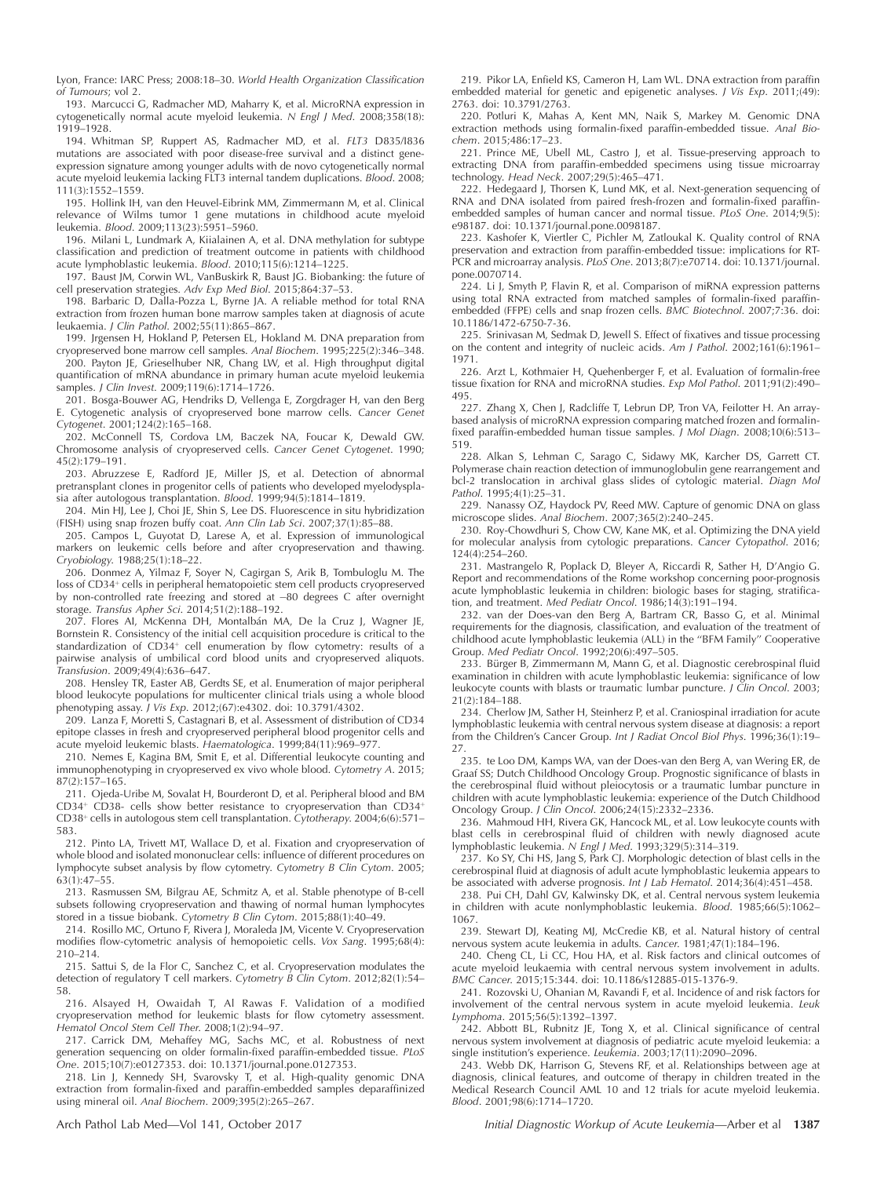Lyon, France: IARC Press; 2008:18–30. *World Health Organization Classification of Tumours*; vol 2.

193. Marcucci G, Radmacher MD, Maharry K, et al. MicroRNA expression in cytogenetically normal acute myeloid leukemia. *N Engl J Med*. 2008;358(18): 1919–1928.

194. Whitman SP, Ruppert AS, Radmacher MD, et al. *FLT3* D835/I836 mutations are associated with poor disease-free survival and a distinct gene-expression signature among younger adults with de novo cytogenetically normal acute myeloid leukemia lacking FLT3 internal tandem duplications. *Blood*. 2008; 111(3):1552–1559.

195. Hollink IH, van den Heuvel-Eibrink MM, Zimmermann M, et al. Clinical relevance of Wilms tumor 1 gene mutations in childhood acute myeloid leukemia. *Blood*. 2009;113(23):5951–5960.

196. Milani L, Lundmark A, Kiialainen A, et al. DNA methylation for subtype classification and prediction of treatment outcome in patients with childhood acute lymphoblastic leukemia. *Blood*. 2010;115(6):1214–1225.

197. Baust JM, Corwin WL, VanBuskirk R, Baust JG. Biobanking: the future of cell preservation strategies. *Adv Exp Med Biol*. 2015;864:37–53.

198. Barbaric D, Dalla-Pozza L, Byrne JA. A reliable method for total RNA extraction from frozen human bone marrow samples taken at diagnosis of acute leukaemia. *J Clin Pathol*. 2002;55(11):865–867.

199. Jrgensen H, Hokland P, Petersen EL, Hokland M. DNA preparation from cryopreserved bone marrow cell samples. *Anal Biochem*. 1995;225(2):346–348.

200. Payton JE, Grieselhuber NR, Chang LW, et al. High throughput digital quantification of mRNA abundance in primary human acute myeloid leukemia samples. *J Clin Invest*. 2009;119(6):1714–1726.

201. Bosga-Bouwer AG, Hendriks D, Vellenga E, Zorgdrager H, van den Berg E. Cytogenetic analysis of cryopreserved bone marrow cells. *Cancer Genet Cytogenet*. 2001;124(2):165–168.

202. McConnell TS, Cordova LM, Baczek NA, Foucar K, Dewald GW. Chromosome analysis of cryopreserved cells. *Cancer Genet Cytogenet*. 1990; 45(2):179–191.

203. Abruzzese E, Radford JE, Miller JS, et al. Detection of abnormal pretransplant clones in progenitor cells of patients who developed myelodysplasia after autologous transplantation. *Blood*. 1999;94(5):1814–1819.

204. Min HJ, Lee J, Choi JE, Shin S, Lee DS. Fluorescence in situ hybridization (FISH) using snap frozen buffy coat. *Ann Clin Lab Sci*. 2007;37(1):85–88.

205. Campos L, Guyotat D, Larese A, et al. Expression of immunological markers on leukemic cells before and after cryopreservation and thawing. *Cryobiology*. 1988;25(1):18–22.

206. Donmez A, Yilmaz F, Soyer N, Cagirgan S, Arik B, Tombuloglu M. The loss of CD34+ cells in peripheral hematopoietic stem cell products cryopreserved by non-controlled rate freezing and stored at −80 degrees C after overnight storage. *Transfus Apher Sci*. 2014;51(2):188–192.

207. Flores AI, McKenna DH, Montalbán MA, De la Cruz J, Wagner JE, Bornstein R. Consistency of the initial cell acquisition procedure is critical to the standardization of CD34+ cell enumeration by flow cytometry: results of a pairwise analysis of umbilical cord blood units and cryopreserved aliquots. *Transfusion*. 2009;49(4):636–647.

208. Hensley TR, Easter AB, Gerdts SE, et al. Enumeration of major peripheral blood leukocyte populations for multicenter clinical trials using a whole blood phenotyping assay. *J Vis Exp*. 2012;(67):e4302. doi: 10.3791/4302.

209. Lanza F, Moretti S, Castagnari B, et al. Assessment of distribution of CD34 epitope classes in fresh and cryopreserved peripheral blood progenitor cells and acute myeloid leukemic blasts. *Haematologica*. 1999;84(11):969–977.

210. Nemes E, Kagina BM, Smit E, et al. Differential leukocyte counting and immunophenotyping in cryopreserved ex vivo whole blood. *Cytometry A*. 2015; 87(2):157–165.

211. Ojeda-Uribe M, Sovalat H, Bourderont D, et al. Peripheral blood and BM CD34+ CD38- cells show better resistance to cryopreservation than CD34+ CD38+ cells in autologous stem cell transplantation. *Cytotherapy*. 2004;6(6):571–583.

212. Pinto LA, Trivett MT, Wallace D, et al. Fixation and cryopreservation of whole blood and isolated mononuclear cells: influence of different procedures on lymphocyte subset analysis by flow cytometry. *Cytometry B Clin Cytom*. 2005; 63(1):47–55.

213. Rasmussen SM, Bilgrau AE, Schmitz A, et al. Stable phenotype of B-cell subsets following cryopreservation and thawing of normal human lymphocytes stored in a tissue biobank. *Cytometry B Clin Cytom*. 2015;88(1):40–49.

214. Rosillo MC, Ortuno F, Rivera J, Moraleda JM, Vicente V. Cryopreservation modifies flow-cytometric analysis of hemopoietic cells. *Vox Sang*. 1995;68(4): 210–214.

215. Sattui S, de la Flor C, Sanchez C, et al. Cryopreservation modulates the detection of regulatory T cell markers. *Cytometry B Clin Cytom*. 2012;82(1):54–58.

216. Alsayed H, Owaidah T, Al Rawas F. Validation of a modified cryopreservation method for leukemic blasts for flow cytometry assessment. *Hematol Oncol Stem Cell Ther*. 2008;1(2):94–97.

217. Carrick DM, Mehaffey MG, Sachs MC, et al. Robustness of next generation sequencing on older formalin-fixed paraffin-embedded tissue. *PLoS One*. 2015;10(7):e0127353. doi: 10.1371/journal.pone.0127353.

218. Lin J, Kennedy SH, Svarovsky T, et al. High-quality genomic DNA extraction from formalin-fixed and paraffin-embedded samples deparaffinized using mineral oil. *Anal Biochem*. 2009;395(2):265–267.

219. Pikor LA, Enfield KS, Cameron H, Lam WL. DNA extraction from paraffin embedded material for genetic and epigenetic analyses. *J Vis Exp*. 2011;(49): 2763. doi: 10.3791/2763.

220. Potluri K, Mahas A, Kent MN, Naik S, Markey M. Genomic DNA extraction methods using formalin-fixed paraffin-embedded tissue. *Anal Biochem*. 2015;486:17–23.

221. Prince ME, Ubell ML, Castro J, et al. Tissue-preserving approach to extracting DNA from paraffin-embedded specimens using tissue microarray technology. *Head Neck*. 2007;29(5):465–471.

222. Hedegaard J, Thorsen K, Lund MK, et al. Next-generation sequencing of RNA and DNA isolated from paired fresh-frozen and formalin-fixed paraffin-embedded samples of human cancer and normal tissue. *PLoS One*. 2014;9(5): e98187. doi: 10.1371/journal.pone.0098187.

223. Kashofer K, Viertler C, Pichler M, Zatloukal K. Quality control of RNA preservation and extraction from paraffin-embedded tissue: implications for RT-PCR and microarray analysis. *PLoS One*. 2013;8(7):e70714. doi: 10.1371/journal.pone.0070714.

224. Li J, Smyth P, Flavin R, et al. Comparison of miRNA expression patterns using total RNA extracted from matched samples of formalin-fixed paraffin-embedded (FFPE) cells and snap frozen cells. *BMC Biotechnol*. 2007;7:36. doi: 10.1186/1472-6750-7-36.

225. Srinivasan M, Sedmak D, Jewell S. Effect of fixatives and tissue processing on the content and integrity of nucleic acids. *Am J Pathol*. 2002;161(6):1961–1971.

226. Arzt L, Kothmaier H, Quehenberger F, et al. Evaluation of formalin-free tissue fixation for RNA and microRNA studies. *Exp Mol Pathol*. 2011;91(2):490–495.

227. Zhang X, Chen J, Radcliffe T, Lebrun DP, Tron VA, Feilotter H. An array-based analysis of microRNA expression comparing matched frozen and formalin-fixed paraffin-embedded human tissue samples. *J Mol Diagn*. 2008;10(6):513–519.

228. Alkan S, Lehman C, Sarago C, Sidawy MK, Karcher DS, Garrett CT. Polymerase chain reaction detection of immunoglobulin gene rearrangement and bcl-2 translocation in archival glass slides of cytologic material. *Diagn Mol Pathol*. 1995;4(1):25–31.

229. Nanassy OZ, Haydock PV, Reed MW. Capture of genomic DNA on glass microscope slides. *Anal Biochem*. 2007;365(2):240–245.

230. Roy-Chowdhuri S, Chow CW, Kane MK, et al. Optimizing the DNA yield for molecular analysis from cytologic preparations. *Cancer Cytopathol*. 2016; 124(4):254–260.

231. Mastrangelo R, Poplack D, Bleyer A, Riccardi R, Sather H, D'Angio G. Report and recommendations of the Rome workshop concerning poor-prognosis acute lymphoblastic leukemia in children: biologic bases for staging, stratification, and treatment. *Med Pediatr Oncol*. 1986;14(3):191–194.

232. van der Does-van den Berg A, Bartram CR, Basso G, et al. Minimal requirements for the diagnosis, classification, and evaluation of the treatment of childhood acute lymphoblastic leukemia (ALL) in the "BFM Family" Cooperative Group. *Med Pediatr Oncol*. 1992;20(6):497–505.

233. Bürger B, Zimmermann M, Mann G, et al. Diagnostic cerebrospinal fluid examination in children with acute lymphoblastic leukemia: significance of low leukocyte counts with blasts or traumatic lumbar puncture. *J Clin Oncol*. 2003; 21(2):184–188.

234. Cherlow JM, Sather H, Steinherz P, et al. Craniospinal irradiation for acute lymphoblastic leukemia with central nervous system disease at diagnosis: a report from the Children's Cancer Group. *Int J Radiat Oncol Biol Phys*. 1996;36(1):19–27.

235. te Loo DM, Kamps WA, van der Does-van den Berg A, van Wering ER, de Graaf SS; Dutch Childhood Oncology Group. Prognostic significance of blasts in the cerebrospinal fluid without pleiocytosis or a traumatic lumbar puncture in children with acute lymphoblastic leukemia: experience of the Dutch Childhood Oncology Group. *J Clin Oncol*. 2006;24(15):2332–2336.

236. Mahmoud HH, Rivera GK, Hancock ML, et al. Low leukocyte counts with blast cells in cerebrospinal fluid of children with newly diagnosed acute lymphoblastic leukemia. *N Engl J Med*. 1993;329(5):314–319.

237. Ko SY, Chi HS, Jang S, Park CJ. Morphologic detection of blast cells in the cerebrospinal fluid at diagnosis of adult acute lymphoblastic leukemia appears to be associated with adverse prognosis. *Int J Lab Hematol*. 2014;36(4):451–458.

238. Pui CH, Dahl GV, Kalwinsky DK, et al. Central nervous system leukemia in children with acute nonlymphoblastic leukemia. *Blood*. 1985;66(5):1062–1067.

239. Stewart DJ, Keating MJ, McCredie KB, et al. Natural history of central nervous system acute leukemia in adults. *Cancer*. 1981;47(1):184–196.

240. Cheng CL, Li CC, Hou HA, et al. Risk factors and clinical outcomes of acute myeloid leukaemia with central nervous system involvement in adults. *BMC Cancer*. 2015;15:344. doi: 10.1186/s12885-015-1376-9.

241. Rozovski U, Ohanian M, Ravandi F, et al. Incidence of and risk factors for involvement of the central nervous system in acute myeloid leukemia. *Leuk Lymphoma*. 2015;56(5):1392–1397.

242. Abbott BL, Rubnitz JE, Tong X, et al. Clinical significance of central nervous system involvement at diagnosis of pediatric acute myeloid leukemia: a single institution's experience. *Leukemia*. 2003;17(11):2090–2096.

243. Webb DK, Harrison G, Stevens RF, et al. Relationships between age at diagnosis, clinical features, and outcome of therapy in children treated in the Medical Research Council AML 10 and 12 trials for acute myeloid leukemia. *Blood*. 2001;98(6):1714–1720.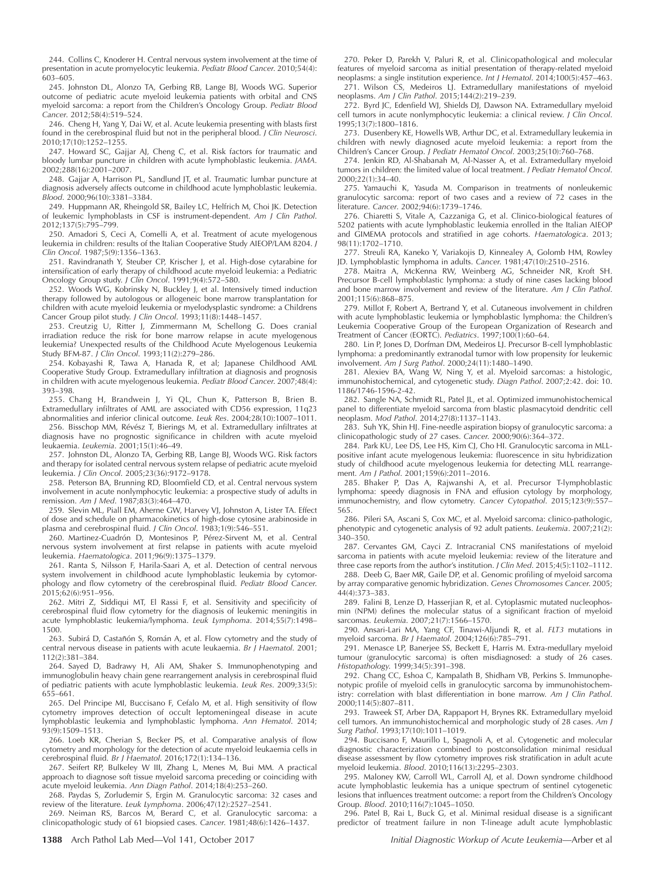244. Collins C, Knoderer H. Central nervous system involvement at the time of presentation in acute promyelocytic leukemia. *Pediatr Blood Cancer*. 2010;54(4):603–605.

245. Johnston DL, Alonzo TA, Gerbing RB, Lange BJ, Woods WG. Superior outcome of pediatric acute myeloid leukemia patients with orbital and CNS myeloid sarcoma: a report from the Children's Oncology Group. *Pediatr Blood Cancer*. 2012;58(4):519–524.

246. Cheng H, Yang Y, Dai W, et al. Acute leukemia presenting with blasts first found in the cerebrospinal fluid but not in the peripheral blood. *J Clin Neurosci*. 2010;17(10):1252–1255.

247. Howard SC, Gajjar AJ, Cheng C, et al. Risk factors for traumatic and bloody lumbar puncture in children with acute lymphoblastic leukemia. *JAMA*. 2002;288(16):2001–2007.

248. Gajjar A, Harrison PL, Sandlund JT, et al. Traumatic lumbar puncture at diagnosis adversely affects outcome in childhood acute lymphoblastic leukemia. *Blood*. 2000;96(10):3381–3384.

249. Huppmann AR, Rheingold SR, Bailey LC, Helfrich M, Choi JK. Detection of leukemic lymphoblasts in CSF is instrument-dependent. *Am J Clin Pathol*. 2012;137(5):795–799.

250. Amadori S, Ceci A, Comelli A, et al. Treatment of acute myelogenous leukemia in children: results of the Italian Cooperative Study AIEOP/LAM 8204. *J Clin Oncol*. 1987;5(9):1356–1363.

251. Ravindranath Y, Steuber CP, Krischer J, et al. High-dose cytarabine for intensification of early therapy of childhood acute myeloid leukemia: a Pediatric Oncology Group study. *J Clin Oncol*. 1991;9(4):572–580.

252. Woods WG, Kobrinsky N, Buckley J, et al. Intensively timed induction therapy followed by autologous or allogeneic bone marrow transplantation for children with acute myeloid leukemia or myelodysplastic syndrome: a Childrens Cancer Group pilot study. *J Clin Oncol*. 1993;11(8):1448–1457.

253. Creutzig U, Ritter J, Zimmermann M, Schellong G. Does cranial irradiation reduce the risk for bone marrow relapse in acute myelogenous leukemia? Unexpected results of the Childhood Acute Myelogenous Leukemia Study BFM-87. *J Clin Oncol*. 1993;11(2):279–286.

254. Kobayashi R, Tawa A, Hanada R, et al; Japanese Childhood AML Cooperative Study Group. Extramedullary infiltration at diagnosis and prognosis in children with acute myelogenous leukemia. *Pediatr Blood Cancer*. 2007;48(4):393–398.

255. Chang H, Brandwein J, Yi QL, Chun K, Patterson B, Brien B. Extramedullary infiltrates of AML are associated with CD56 expression, 11q23 abnormalities and inferior clinical outcome. *Leuk Res*. 2004;28(10):1007–1011.

256. Bisschop MM, Révész T, Bierings M, et al. Extramedullary infiltrates at diagnosis have no prognostic significance in children with acute myeloid leukaemia. *Leukemia*. 2001;15(1):46–49.

257. Johnston DL, Alonzo TA, Gerbing RB, Lange BJ, Woods WG. Risk factors and therapy for isolated central nervous system relapse of pediatric acute myeloid leukemia. *J Clin Oncol*. 2005;23(36):9172–9178.

258. Peterson BA, Brunning RD, Bloomfield CD, et al. Central nervous system involvement in acute nonlymphocytic leukemia: a prospective study of adults in remission. *Am J Med*. 1987;83(3):464–470.

259. Slevin ML, Piall EM, Aherne GW, Harvey VJ, Johnston A, Lister TA. Effect of dose and schedule on pharmacokinetics of high-dose cytosine arabinoside in plasma and cerebrospinal fluid. *J Clin Oncol*. 1983;1(9):546–551.

260. Martinez-Cuadrón D, Montesinos P, Pérez-Sirvent M, et al. Central nervous system involvement at first relapse in patients with acute myeloid leukemia. *Haematologica*. 2011;96(9):1375–1379.

261. Ranta S, Nilsson F, Harila-Saari A, et al. Detection of central nervous system involvement in childhood acute lymphoblastic leukemia by cytomorphology and flow cytometry of the cerebrospinal fluid. *Pediatr Blood Cancer*. 2015;62(6):951–956.

262. Mitri Z, Siddiqui MT, El Rassi F, et al. Sensitivity and specificity of cerebrospinal fluid flow cytometry for the diagnosis of leukemic meningitis in acute lymphoblastic leukemia/lymphoma. *Leuk Lymphoma*. 2014;55(7):1498–1500.

263. Subirá D, Castañón S, Román A, et al. Flow cytometry and the study of central nervous disease in patients with acute leukaemia. *Br J Haematol*. 2001;112(2):381–384.

264. Sayed D, Badrawy H, Ali AM, Shaker S. Immunophenotyping and immunoglobulin heavy chain gene rearrangement analysis in cerebrospinal fluid of pediatric patients with acute lymphoblastic leukemia. *Leuk Res*. 2009;33(5):655–661.

265. Del Principe MI, Buccisano F, Cefalo M, et al. High sensitivity of flow cytometry improves detection of occult leptomeningeal disease in acute lymphoblastic leukemia and lymphoblastic lymphoma. *Ann Hematol*. 2014;93(9):1509–1513.

266. Loeb KR, Cherian S, Becker PS, et al. Comparative analysis of flow cytometry and morphology for the detection of acute myeloid leukaemia cells in cerebrospinal fluid. *Br J Haematol*. 2016;172(1):134–136.

267. Seifert RP, Bulkeley W III, Zhang L, Menes M, Bui MM. A practical approach to diagnose soft tissue myeloid sarcoma preceding or coinciding with acute myeloid leukemia. *Ann Diagn Pathol*. 2014;18(4):253–260.

268. Paydas S, Zorludemir S, Ergin M. Granulocytic sarcoma: 32 cases and review of the literature. *Leuk Lymphoma*. 2006;47(12):2527–2541.

269. Neiman RS, Barcos M, Berard C, et al. Granulocytic sarcoma: a clinicopathologic study of 61 biopsied cases. *Cancer*. 1981;48(6):1426–1437.

270. Peker D, Parekh V, Paluri R, et al. Clinicopathological and molecular features of myeloid sarcoma as initial presentation of therapy-related myeloid neoplasms: a single institution experience. *Int J Hematol*. 2014;100(5):457–463.

271. Wilson CS, Medeiros LJ. Extramedullary manifestations of myeloid neoplasms. *Am J Clin Pathol*. 2015;144(2):219–239.

272. Byrd JC, Edenfield WJ, Shields DJ, Dawson NA. Extramedullary myeloid cell tumors in acute nonlymphocytic leukemia: a clinical review. *J Clin Oncol*. 1995;13(7):1800–1816.

273. Dusenbery KE, Howells WB, Arthur DC, et al. Extramedullary leukemia in children with newly diagnosed acute myeloid leukemia: a report from the Children's Cancer Group. *J Pediatr Hematol Oncol*. 2003;25(10):760–768.

274. Jenkin RD, Al-Shabanah M, Al-Nasser A, et al. Extramedullary myeloid tumors in children: the limited value of local treatment. *J Pediatr Hematol Oncol*. 2000;22(1):34–40.

275. Yamauchi K, Yasuda M. Comparison in treatments of nonleukemic granulocytic sarcoma: report of two cases and a review of 72 cases in the literature. *Cancer*. 2002;94(6):1739–1746.

276. Chiaretti S, Vitale A, Cazzaniga G, et al. Clinico-biological features of 5202 patients with acute lymphoblastic leukemia enrolled in the Italian AIEOP and GIMEMA protocols and stratified in age cohorts. *Haematologica*. 2013;98(11):1702–1710.

277. Streuli RA, Kaneko Y, Variakojis D, Kinnealey A, Golomb HM, Rowley JD. Lymphoblastic lymphoma in adults. *Cancer*. 1981;47(10):2510–2516.

278. Maitra A, McKenna RW, Weinberg AG, Schneider NR, Kroft SH. Precursor B-cell lymphoblastic lymphoma: a study of nine cases lacking blood and bone marrow involvement and review of the literature. *Am J Clin Pathol*. 2001;115(6):868–875.

279. Millot F, Robert A, Bertrand Y, et al. Cutaneous involvement in children with acute lymphoblastic leukemia or lymphoblastic lymphoma: the Children's Leukemia Cooperative Group of the European Organization of Research and Treatment of Cancer (EORTC). *Pediatrics*. 1997;100(1):60–64.

280. Lin P, Jones D, Dorfman DM, Medeiros LJ. Precursor B-cell lymphoblastic lymphoma: a predominantly extranodal tumor with low propensity for leukemic involvement. *Am J Surg Pathol*. 2000;24(11):1480–1490.

281. Alexiev BA, Wang W, Ning Y, et al. Myeloid sarcomas: a histologic, immunohistochemical, and cytogenetic study. *Diagn Pathol*. 2007;2:42. doi: 10.1186/1746-1596-2-42.

282. Sangle NA, Schmidt RL, Patel JL, et al. Optimized immunohistochemical panel to differentiate myeloid sarcoma from blastic plasmacytoid dendritic cell neoplasm. *Mod Pathol*. 2014;27(8):1137–1143.

283. Suh YK, Shin HJ. Fine-needle aspiration biopsy of granulocytic sarcoma: a clinicopathologic study of 27 cases. *Cancer*. 2000;90(6):364–372.

284. Park KU, Lee DS, Lee HS, Kim CJ, Cho HI. Granulocytic sarcoma in MLL-positive infant acute myelogenous leukemia: fluorescence in situ hybridization study of childhood acute myelogenous leukemia for detecting MLL rearrangement. *Am J Pathol*. 2001;159(6):2011–2016.

285. Bhaker P, Das A, Rajwanshi A, et al. Precursor T-lymphoblastic lymphoma: speedy diagnosis in FNA and effusion cytology by morphology, immunochemistry, and flow cytometry. *Cancer Cytopathol*. 2015;123(9):557–565.

286. Pileri SA, Ascani S, Cox MC, et al. Myeloid sarcoma: clinico-pathologic, phenotypic and cytogenetic analysis of 92 adult patients. *Leukemia*. 2007;21(2):340–350.

287. Cervantes GM, Cayci Z. Intracranial CNS manifestations of myeloid sarcoma in patients with acute myeloid leukemia: review of the literature and three case reports from the author's institution. *J Clin Med*. 2015;4(5):1102–1112.

288. Deeb G, Baer MR, Gaile DP, et al. Genomic profiling of myeloid sarcoma by array comparative genomic hybridization. *Genes Chromosomes Cancer*. 2005;44(4):373–383.

289. Falini B, Lenze D, Hasserjian R, et al. Cytoplasmic mutated nucleophosmin (NPM) defines the molecular status of a significant fraction of myeloid sarcomas. *Leukemia*. 2007;21(7):1566–1570.

290. Ansari-Lari MA, Yang CF, Tinawi-Aljundi R, et al. *FLT3* mutations in myeloid sarcoma. *Br J Haematol*. 2004;126(6):785–791.

291. Menasce LP, Banerjee SS, Beckett E, Harris M. Extra-medullary myeloid tumour (granulocytic sarcoma) is often misdiagnosed: a study of 26 cases. *Histopathology*. 1999;34(5):391–398.

292. Chang CC, Eshoa C, Kampalath B, Shidham VB, Perkins S. Immunophenotypic profile of myeloid cells in granulocytic sarcoma by immunohistochemistry: correlation with blast differentiation in bone marrow. *Am J Clin Pathol*. 2000;114(5):807–811.

293. Traweek ST, Arber DA, Rappaport H, Brynes RK. Extramedullary myeloid cell tumors. An immunohistochemical and morphologic study of 28 cases. *Am J Surg Pathol*. 1993;17(10):1011–1019.

294. Buccisano F, Maurillo L, Spagnoli A, et al. Cytogenetic and molecular diagnostic characterization combined to postconsolidation minimal residual disease assessment by flow cytometry improves risk stratification in adult acute myeloid leukemia. *Blood*. 2010;116(13):2295–2303.

295. Maloney KW, Carroll WL, Carroll AJ, et al. Down syndrome childhood acute lymphoblastic leukemia has a unique spectrum of sentinel cytogenetic lesions that influences treatment outcome: a report from the Children's Oncology Group. *Blood*. 2010;116(7):1045–1050.

296. Patel B, Rai L, Buck G, et al. Minimal residual disease is a significant predictor of treatment failure in non T-lineage adult acute lymphoblastic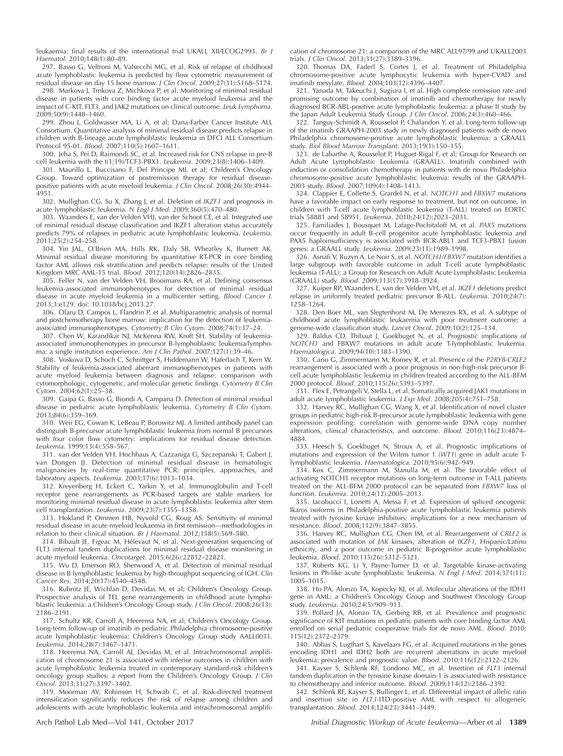leukaemia: final results of the international trial UKALL XII/ECOG2993. *Br J Haematol*. 2010;148(1):80–89.

297. Basso G, Veltroni M, Valsecchi MG, et al. Risk of relapse of childhood acute lymphoblastic leukemia is predicted by flow cytometric measurement of residual disease on day 15 bone marrow. *J Clin Oncol*. 2009;27(31):5168–5174.

298. Markova J, Trnkova Z, Michkova P, et al. Monitoring of minimal residual disease in patients with core binding factor acute myeloid leukemia and the impact of C-KIT, FLT3, and JAK2 mutations on clinical outcome. *Leuk Lymphoma*. 2009;50(9):1448–1460.

299. Zhou J, Goldwasser MA, Li A, et al; Dana-Farber Cancer Institute ALL Consortium. Quantitative analysis of minimal residual disease predicts relapse in children with B-lineage acute lymphoblastic leukemia in DFCI ALL Consortium Protocol 95-01. *Blood*. 2007;110(5):1607–1611.

300. Jeha S, Pei D, Raimondi SC, et al. Increased risk for CNS relapse in pre-B cell leukemia with the t(1;19)/TCF3-PBX1. *Leukemia*. 2009;23(8):1406–1409.

301. Maurillo L, Buccisano F, Del Principe MI, et al; Children's Oncology Group. Toward optimization of postremission therapy for residual disease-positive patients with acute myeloid leukemia. *J Clin Oncol*. 2008;26(30):4944–4951.

302. Mullighan CG, Su X, Zhang J, et al. Deletion of *IKZF1* and prognosis in acute lymphoblastic leukemia. *N Engl J Med*. 2009;360(5):470–480.

303. Waanders E, van der Velden VHJ, van der Schoot CE, et al. Integrated use of minimal residual disease classification and IKZF1 alteration status accurately predicts 79% of relapses in pediatric acute lymphoblastic leukemia. *Leukemia*. 2011;25(2):254–258.

304. Yin JAL, O'Brien MA, Hills RK, Daly SB, Wheatley K, Burnett AK. Minimal residual disease monitoring by quantitative RT-PCR in core binding factor AML allows risk stratification and predicts relapse: results of the United Kingdom MRC AML-15 trial. *Blood*. 2012;120(14):2826–2835.

305. Feller N, van der Velden VH, Brooimans RA, et al. Defining consensus leukemia-associated immunophenotypes for detection of minimal residual disease in acute myeloid leukemia in a multicenter setting. *Blood Cancer J*. 2013;3:e129. doi: 10.1038/bcj.2013.27.

306. Olaru D, Campos L, Flandrin P, et al. Multiparametric analysis of normal and postchemotherapy bone marrow: implication for the detection of leukemia-associated immunophenotypes. *Cytometry B Clin Cytom*. 2008;74(1):17–24.

307. Chen W, Karandikar NJ, McKenna RW, Kroft SH. Stability of leukemia-associated immunophenotypes in precursor B-lymphoblastic leukemia/lymphoma: a single institution experience. *Am J Clin Pathol*. 2007;127(1):39–46.

308. Voskova D, Schoch C, Schnittger S, Hiddemann W, Haferlach T, Kern W. Stability of leukemia-associated aberrant immunophenotypes in patients with acute myeloid leukemia between diagnosis and relapse: comparison with cytomorphologic, cytogenetic, and molecular genetic findings. *Cytometry B Clin Cytom*. 2004;62(1):25–38.

309. Gaipa G, Basso G, Biondi A, Campana D. Detection of minimal residual disease in pediatric acute lymphoblastic leukemia. *Cytometry B Clin Cytom*. 2013;84(6):359–369.

310. Weir EG, Cowan K, LeBeau P, Borowitz MJ. A limited antibody panel can distinguish B-precursor acute lymphoblastic leukemia from normal B precursors with four color flow cytometry: implications for residual disease detection. *Leukemia*. 1999;13(4):558–567.

311. van der Velden VH, Hochhaus A, Cazzaniga G, Szczepanski T, Gabert J, van Dongen JJ. Detection of minimal residual disease in hematologic malignancies by real-time quantitative PCR: principles, approaches, and laboratory aspects. *Leukemia*. 2003;17(6):1013–1034.

312. Kreyenberg H, Eckert C, Yarkin Y, et al. Immunoglobulin and T-cell receptor gene rearrangements as PCR-based targets are stable markers for monitoring minimal residual disease in acute lymphoblastic leukemia after stem cell transplantation. *Leukemia*. 2009;23(7):1355–1358.

313. Hokland P, Ommen HB, Nyvold CG, Roug AS. Sensitivity of minimal residual disease in acute myeloid leukaemia in first remission—methodologies in relation to their clinical situation. *Br J Haematol*. 2012;158(5):569–580.

314. Bibault JE, Figeac M, Hélevaut N, et al. Next-generation sequencing of FLT3 internal tandem duplications for minimal residual disease monitoring in acute myeloid leukemia. *Oncotarget*. 2015;6(26):22812–22821.

315. Wu D, Emerson RO, Sherwood A, et al. Detection of minimal residual disease in B lymphoblastic leukemia by high-throughput sequencing of IGH. *Clin Cancer Res*. 2014;20(17):4540–4548.

316. Rubnitz JE, Wichlan D, Devidas M, et al; Children's Oncology Group. Prospective analysis of TEL gene rearrangements in childhood acute lymphoblastic leukemia: a Children's Oncology Group study. *J Clin Oncol*. 2008;26(13):2186–2191.

317. Schultz KR, Carroll A, Heerema NA, et al; Children's Oncology Group. Long-term follow-up of imatinib in pediatric Philadelphia chromosome-positive acute lymphoblastic leukemia: Children's Oncology Group study AALL0031. *Leukemia*. 2014;28(7):1467–1471.

318. Heerema NA, Carroll AJ, Devidas M, et al. Intrachromosomal amplification of chromosome 21 is associated with inferior outcomes in children with acute lymphoblastic leukemia treated in contemporary standard-risk children's oncology group studies: a report from the Children's Oncology Group. *J Clin Oncol*. 2013;31(27):3397–3402.

319. Moorman AV, Robinson H, Schwab C, et al. Risk-directed treatment intensification significantly reduces the risk of relapse among children and adolescents with acute lymphoblastic leukemia and intrachromosomal amplification of chromosome 21: a comparison of the MRC ALL97/99 and UKALL2003 trials. *J Clin Oncol*. 2013;31(27):3389–3396.

320. Thomas DA, Faderl S, Cortes J, et al. Treatment of Philadelphia chromosome-positive acute lymphocytic leukemia with hyper-CVAD and imatinib mesylate. *Blood*. 2004;103(12):4396–4407.

321. Yanada M, Takeuchi J, Sugiura I, et al. High complete remission rate and promising outcome by combination of imatinib and chemotherapy for newly diagnosed BCR-ABL-positive acute lymphoblastic leukemia: a phase II study by the Japan Adult Leukemia Study Group. *J Clin Oncol*. 2006;24(3):460–466.

322. Tanguy-Schmidt A, Rousselot P, Chalandon Y, et al. Long-term follow-up of the imatinib GRAAPH-2003 study in newly diagnosed patients with de novo Philadelphia chromosome-positive acute lymphoblastic leukemia: a GRAALL study. *Biol Blood Marrow Transplant*. 2013;19(1):150–155.

323. de Labarthe A, Rousselot P, Huguet-Rigal F, et al; Group for Research on Adult Acute Lymphoblastic Leukemia (GRAALL). Imatinib combined with induction or consolidation chemotherapy in patients with de novo Philadelphia chromosome-positive acute lymphoblastic leukemia: results of the GRAAPH-2003 study. *Blood*. 2007;109(4):1408–1413.

324. Clappier E, Collette S, Grardel N, et al. *NOTCH1* and *FBXW7* mutations have a favorable impact on early response to treatment, but not on outcome, in children with T-cell acute lymphoblastic leukemia (T-ALL) treated on EORTC trials 58881 and 58951. *Leukemia*. 2010;24(12):2023–2031.

325. Familiades J, Bousquet M, Lafage-Pochitaloff M, et al. *PAX5* mutations occur frequently in adult B-cell progenitor acute lymphoblastic leukemia and PAX5 haploinsufficiency is associated with BCR-ABL1 and TCF3-PBX1 fusion genes: a GRAALL study. *Leukemia*. 2009;23(11):1989–1998.

326. Asnafi V, Buzyn A, Le Noir S, et al. *NOTCH1/FBXW7* mutation identifies a large subgroup with favorable outcome in adult T-cell acute lymphoblastic leukemia (T-ALL): a Group for Research on Adult Acute Lymphoblastic Leukemia (GRAALL) study. *Blood*. 2009;113(17):3918–3924.

327. Kuiper RP, Waanders E, van der Velden VH, et al. *IKZF1* deletions predict relapse in uniformly treated pediatric precursor B-ALL. *Leukemia*. 2010;24(7):1258–1264.

328. Den Boer ML, van Slegtenhorst M, De Menezes RX, et al. A subtype of childhood acute lymphoblastic leukaemia with poor treatment outcome: a genome-wide classification study. *Lancet Oncol*. 2009;10(2):125–134.

329. Baldus CD, Thibaut J, Goekbuget N, et al. Prognostic implications of *NOTCH1* and FBXW7 mutations in adult acute T-lymphoblastic leukemia. *Haematologica*. 2009;94(10):1383–1390.

330. Cario G, Zimmermann M, Romey R, et al. Presence of the *P2RY8-CRLF2* rearrangement is associated with a poor prognosis in non-high-risk precursor B-cell acute lymphoblastic leukemia in children treated according to the ALL-BFM 2000 protocol. *Blood*. 2010;115(26):5393–5397.

331. Flex E, Petrangeli V, Stella L, et al. Somatically acquired JAK1 mutations in adult acute lymphoblastic leukemia. *J Exp Med*. 2008;205(4):751–758.

332. Harvey RC, Mullighan CG, Wang X, et al. Identification of novel cluster groups in pediatric high-risk B-precursor acute lymphoblastic leukemia with gene expression profiling: correlation with genome-wide DNA copy number alterations, clinical characteristics, and outcome. *Blood*. 2010;116(23):4874–4884.

333. Heesch S, Goekbuget N, Stroux A, et al. Prognostic implications of mutations and expression of the Wilms tumor 1 (*WT1*) gene in adult acute T-lymphoblastic leukemia. *Haematologica*. 2010;95(6):942–949.

334. Kox C, Zimmermann M, Stanulla M, et al. The favorable effect of activating NOTCH1 receptor mutations on long-term outcome in T-ALL patients treated on the ALL-BFM 2000 protocol can be separated from *FBXW7* loss of function. *Leukemia*. 2010;24(12):2005–2013.

335. Iacobucci I, Lonetti A, Messa F, et al. Expression of spliced oncogenic Ikaros isoforms in Philadelphia-positive acute lymphoblastic leukemia patients treated with tyrosine kinase inhibitors: implications for a new mechanism of resistance. *Blood*. 2008;112(9):3847–3855.

336. Harvey RC, Mullighan CG, Chen IM, et al. Rearrangement of *CRLF2* is associated with mutation of *JAK* kinases, alteration of *IKZF1*, Hispanic/Latino ethnicity, and a poor outcome in pediatric B-progenitor acute lymphoblastic leukemia. *Blood*. 2010;115(26):5312–5321.

337. Roberts KG, Li Y, Payne-Turner D, et al. Targetable kinase-activating lesions in Ph-like acute lymphoblastic leukemia. *N Engl J Med*. 2014;371(11):1005–1015.

338. Ho PA, Alonzo TA, Kopecky KJ, et al. Molecular alterations of the IDH1 gene in AML: a Children's Oncology Group and Southwest Oncology Group study. *Leukemia*. 2010;24(5):909–913.

339. Pollard JA, Alonzo TA, Gerbing RB, et al. Prevalence and prognostic significance of KIT mutations in pediatric patients with core binding factor AML enrolled on serial pediatric cooperative trials for de novo AML. *Blood*. 2010;115(12):2372–2379.

340. Abbas S, Lugthart S, Kavelaars FG, et al. Acquired mutations in the genes encoding IDH1 and IDH2 both are recurrent aberrations in acute myeloid leukemia: prevalence and prognostic value. *Blood*. 2010;116(12):2122–2126.

341. Kayser S, Schlenk RF, Londono MC, et al. Insertion of *FLT3* internal tandem duplication in the tyrosine kinase domain-1 is associated with resistance to chemotherapy and inferior outcome. *Blood*. 2009;114(12):2386–2392.

342. Schlenk RF, Kayser S, Bullinger L, et al. Differential impact of allelic ratio and insertion site in *FLT3*-ITD-positive AML with respect to allogeneic transplantation. *Blood*. 2014;124(23):3441–3449.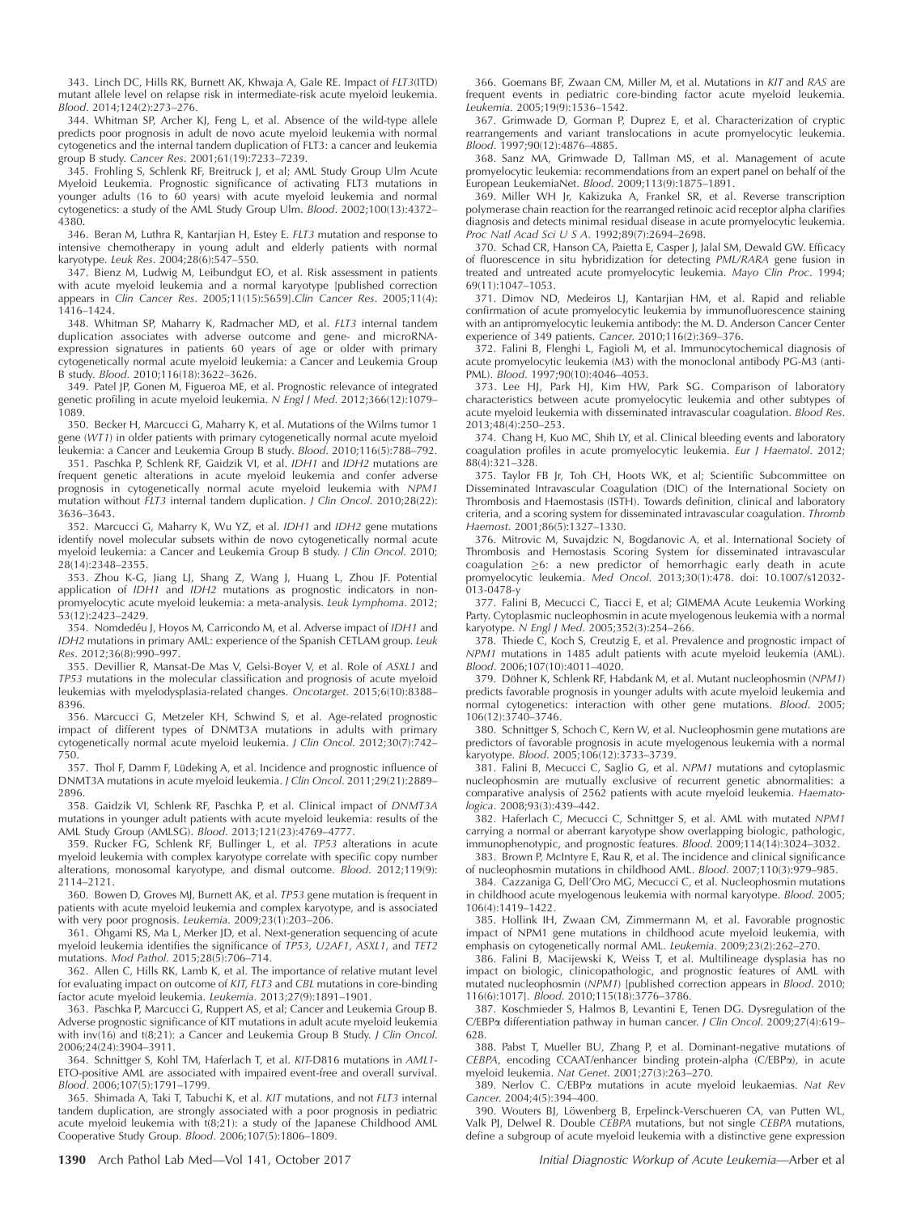343. Linch DC, Hills RK, Burnett AK, Khwaja A, Gale RE. Impact of *FLT3*(ITD) mutant allele level on relapse risk in intermediate-risk acute myeloid leukemia. *Blood*. 2014;124(2):273–276.

344. Whitman SP, Archer KJ, Feng L, et al. Absence of the wild-type allele predicts poor prognosis in adult de novo acute myeloid leukemia with normal cytogenetics and the internal tandem duplication of FLT3: a cancer and leukemia group B study. *Cancer Res*. 2001;61(19):7233–7239.

345. Frohling S, Schlenk RF, Breitruck J, et al; AML Study Group Ulm Acute Myeloid Leukemia. Prognostic significance of activating FLT3 mutations in younger adults (16 to 60 years) with acute myeloid leukemia and normal cytogenetics: a study of the AML Study Group Ulm. *Blood*. 2002;100(13):4372–4380.

346. Beran M, Luthra R, Kantarjian H, Estey E. *FLT3* mutation and response to intensive chemotherapy in young adult and elderly patients with normal karyotype. *Leuk Res*. 2004;28(6):547–550.

347. Bienz M, Ludwig M, Leibundgut EO, et al. Risk assessment in patients with acute myeloid leukemia and a normal karyotype [published correction appears in *Clin Cancer Res*. 2005;11(15):5659].*Clin Cancer Res*. 2005;11(4):1416–1424.

348. Whitman SP, Maharry K, Radmacher MD, et al. *FLT3* internal tandem duplication associates with adverse outcome and gene- and microRNA-expression signatures in patients 60 years of age or older with primary cytogenetically normal acute myeloid leukemia: a Cancer and Leukemia Group B study. *Blood*. 2010;116(18):3622–3626.

349. Patel JP, Gonen M, Figueroa ME, et al. Prognostic relevance of integrated genetic profiling in acute myeloid leukemia. *N Engl J Med*. 2012;366(12):1079–1089.

350. Becker H, Marcucci G, Maharry K, et al. Mutations of the Wilms tumor 1 gene (*WT1*) in older patients with primary cytogenetically normal acute myeloid leukemia: a Cancer and Leukemia Group B study. *Blood*. 2010;116(5):788–792.

351. Paschka P, Schlenk RF, Gaidzik VI, et al. *IDH1* and *IDH2* mutations are frequent genetic alterations in acute myeloid leukemia and confer adverse prognosis in cytogenetically normal acute myeloid leukemia with *NPM1* mutation without *FLT3* internal tandem duplication. *J Clin Oncol*. 2010;28(22):3636–3643.

352. Marcucci G, Maharry K, Wu YZ, et al. *IDH1* and *IDH2* gene mutations identify novel molecular subsets within de novo cytogenetically normal acute myeloid leukemia: a Cancer and Leukemia Group B study. *J Clin Oncol*. 2010;28(14):2348–2355.

353. Zhou K-G, Jiang LJ, Shang Z, Wang J, Huang L, Zhou JF. Potential application of *IDH1* and *IDH2* mutations as prognostic indicators in non-promyelocytic acute myeloid leukemia: a meta-analysis. *Leuk Lymphoma*. 2012;53(12):2423–2429.

354. Nomdedéu J, Hoyos M, Carricondo M, et al. Adverse impact of *IDH1* and *IDH2* mutations in primary AML: experience of the Spanish CETLAM group. *Leuk Res*. 2012;36(8):990–997.

355. Devillier R, Mansat-De Mas V, Gelsi-Boyer V, et al. Role of *ASXL1* and *TP53* mutations in the molecular classification and prognosis of acute myeloid leukemias with myelodysplasia-related changes. *Oncotarget*. 2015;6(10):8388–8396.

356. Marcucci G, Metzeler KH, Schwind S, et al. Age-related prognostic impact of different types of DNMT3A mutations in adults with primary cytogenetically normal acute myeloid leukemia. *J Clin Oncol*. 2012;30(7):742–750.

357. Thol F, Damm F, Lüdeking A, et al. Incidence and prognostic influence of DNMT3A mutations in acute myeloid leukemia. *J Clin Oncol*. 2011;29(21):2889–2896.

358. Gaidzik VI, Schlenk RF, Paschka P, et al. Clinical impact of *DNMT3A* mutations in younger adult patients with acute myeloid leukemia: results of the AML Study Group (AMLSG). *Blood*. 2013;121(23):4769–4777.

359. Rucker FG, Schlenk RF, Bullinger L, et al. *TP53* alterations in acute myeloid leukemia with complex karyotype correlate with specific copy number alterations, monosomal karyotype, and dismal outcome. *Blood*. 2012;119(9):2114–2121.

360. Bowen D, Groves MJ, Burnett AK, et al. *TP53* gene mutation is frequent in patients with acute myeloid leukemia and complex karyotype, and is associated with very poor prognosis. *Leukemia*. 2009;23(1):203–206.

361. Ohgami RS, Ma L, Merker JD, et al. Next-generation sequencing of acute myeloid leukemia identifies the significance of *TP53*, *U2AF1*, *ASXL1*, and *TET2* mutations. *Mod Pathol*. 2015;28(5):706–714.

362. Allen C, Hills RK, Lamb K, et al. The importance of relative mutant level for evaluating impact on outcome of *KIT*, *FLT3* and *CBL* mutations in core-binding factor acute myeloid leukemia. *Leukemia*. 2013;27(9):1891–1901.

363. Paschka P, Marcucci G, Ruppert AS, et al; Cancer and Leukemia Group B. Adverse prognostic significance of KIT mutations in adult acute myeloid leukemia with inv(16) and t(8;21): a Cancer and Leukemia Group B Study. *J Clin Oncol*. 2006;24(24):3904–3911.

364. Schnittger S, Kohl TM, Haferlach T, et al. *KIT*-D816 mutations in *AML1*-ETO-positive AML are associated with impaired event-free and overall survival. *Blood*. 2006;107(5):1791–1799.

365. Shimada A, Taki T, Tabuchi K, et al. *KIT* mutations, and not *FLT3* internal tandem duplication, are strongly associated with a poor prognosis in pediatric acute myeloid leukemia with t(8;21): a study of the Japanese Childhood AML Cooperative Study Group. *Blood*. 2006;107(5):1806–1809.

366. Goemans BF, Zwaan CM, Miller M, et al. Mutations in *KIT* and *RAS* are frequent events in pediatric core-binding factor acute myeloid leukemia. *Leukemia*. 2005;19(9):1536–1542.

367. Grimwade D, Gorman P, Duprez E, et al. Characterization of cryptic rearrangements and variant translocations in acute promyelocytic leukemia. *Blood*. 1997;90(12):4876–4885.

368. Sanz MA, Grimwade D, Tallman MS, et al. Management of acute promyelocytic leukemia: recommendations from an expert panel on behalf of the European LeukemiaNet. *Blood*. 2009;113(9):1875–1891.

369. Miller WH Jr, Kakizuka A, Frankel SR, et al. Reverse transcription polymerase chain reaction for the rearranged retinoic acid receptor alpha clarifies diagnosis and detects minimal residual disease in acute promyelocytic leukemia. *Proc Natl Acad Sci U S A*. 1992;89(7):2694–2698.

370. Schad CR, Hanson CA, Paietta E, Casper J, Jalal SM, Dewald GW. Efficacy of fluorescence in situ hybridization for detecting *PML/RARA* gene fusion in treated and untreated acute promyelocytic leukemia. *Mayo Clin Proc*. 1994;69(11):1047–1053.

371. Dimov ND, Medeiros LJ, Kantarjian HM, et al. Rapid and reliable confirmation of acute promyelocytic leukemia by immunofluorescence staining with an antipromyelocytic leukemia antibody: the M. D. Anderson Cancer Center experience of 349 patients. *Cancer*. 2010;116(2):369–376.

372. Falini B, Flenghi L, Fagioli M, et al. Immunocytochemical diagnosis of acute promyelocytic leukemia (M3) with the monoclonal antibody PG-M3 (anti-PML). *Blood*. 1997;90(10):4046–4053.

373. Lee HJ, Park HJ, Kim HW, Park SG. Comparison of laboratory characteristics between acute promyelocytic leukemia and other subtypes of acute myeloid leukemia with disseminated intravascular coagulation. *Blood Res*. 2013;48(4):250–253.

374. Chang H, Kuo MC, Shih LY, et al. Clinical bleeding events and laboratory coagulation profiles in acute promyelocytic leukemia. *Eur J Haematol*. 2012;88(4):321–328.

375. Taylor FB Jr, Toh CH, Hoots WK, et al; Scientific Subcommittee on Disseminated Intravascular Coagulation (DIC) of the International Society on Thrombosis and Haemostasis (ISTH). Towards definition, clinical and laboratory criteria, and a scoring system for disseminated intravascular coagulation. *Thromb Haemost*. 2001;86(5):1327–1330.

376. Mitrovic M, Suvajdzic N, Bogdanovic A, et al. International Society of Thrombosis and Hemostasis Scoring System for disseminated intravascular coagulation $\geq$6: a new predictor of hemorrhagic early death in acute promyelocytic leukemia. *Med Oncol*. 2013;30(1):478. doi: 10.1007/s12032-013-0478-y

377. Falini B, Mecucci C, Tiacci E, et al; GIMEMA Acute Leukemia Working Party. Cytoplasmic nucleophosmin in acute myelogenous leukemia with a normal karyotype. *N Engl J Med*. 2005;352(3):254–266.

378. Thiede C, Koch S, Creutzig E, et al. Prevalence and prognostic impact of *NPM1* mutations in 1485 adult patients with acute myeloid leukemia (AML). *Blood*. 2006;107(10):4011–4020.

379. Döhner K, Schlenk RF, Habdank M, et al. Mutant nucleophosmin (*NPM1*) predicts favorable prognosis in younger adults with acute myeloid leukemia and normal cytogenetics: interaction with other gene mutations. *Blood*. 2005;106(12):3740–3746.

380. Schnittger S, Schoch C, Kern W, et al. Nucleophosmin gene mutations are predictors of favorable prognosis in acute myelogenous leukemia with a normal karyotype. *Blood*. 2005;106(12):3733–3739.

381. Falini B, Mecucci C, Saglio G, et al. *NPM1* mutations and cytoplasmic nucleophosmin are mutually exclusive of recurrent genetic abnormalities: a comparative analysis of 2562 patients with acute myeloid leukemia. *Haematologica*. 2008;93(3):439–442.

382. Haferlach C, Mecucci C, Schnittger S, et al. AML with mutated *NPM1* carrying a normal or aberrant karyotype show overlapping biologic, pathologic, immunophenotypic, and prognostic features. *Blood*. 2009;114(14):3024–3032.

383. Brown P, McIntyre E, Rau R, et al. The incidence and clinical significance of nucleophosmin mutations in childhood AML. *Blood*. 2007;110(3):979–985.

384. Cazzaniga G, Dell'Oro MG, Mecucci C, et al. Nucleophosmin mutations in childhood acute myelogenous leukemia with normal karyotype. *Blood*. 2005;106(4):1419–1422.

385. Hollink IH, Zwaan CM, Zimmermann M, et al. Favorable prognostic impact of NPM1 gene mutations in childhood acute myeloid leukemia, with emphasis on cytogenetically normal AML. *Leukemia*. 2009;23(2):262–270.

386. Falini B, Macijewski K, Weiss T, et al. Multilineage dysplasia has no impact on biologic, clinicopathologic, and prognostic features of AML with mutated nucleophosmin (*NPM1*) [published correction appears in *Blood*. 2010;116(6):1017]. *Blood*. 2010;115(18):3776–3786.

387. Koschmieder S, Halmos B, Levantini E, Tenen DG. Dysregulation of the C/EBPα differentiation pathway in human cancer. *J Clin Oncol*. 2009;27(4):619–628.

388. Pabst T, Mueller BU, Zhang P, et al. Dominant-negative mutations of *CEBPA*, encoding CCAAT/enhancer binding protein-alpha (C/EBPα), in acute myeloid leukemia. *Nat Genet*. 2001;27(3):263–270.

389. Nerlov C. C/EBPα mutations in acute myeloid leukaemias. *Nat Rev Cancer*. 2004;4(5):394–400.

390. Wouters BJ, Löwenberg B, Erpelinck-Verschueren CA, van Putten WL, Valk PJ, Delwel R. Double *CEBPA* mutations, but not single *CEBPA* mutations, define a subgroup of acute myeloid leukemia with a distinctive gene expression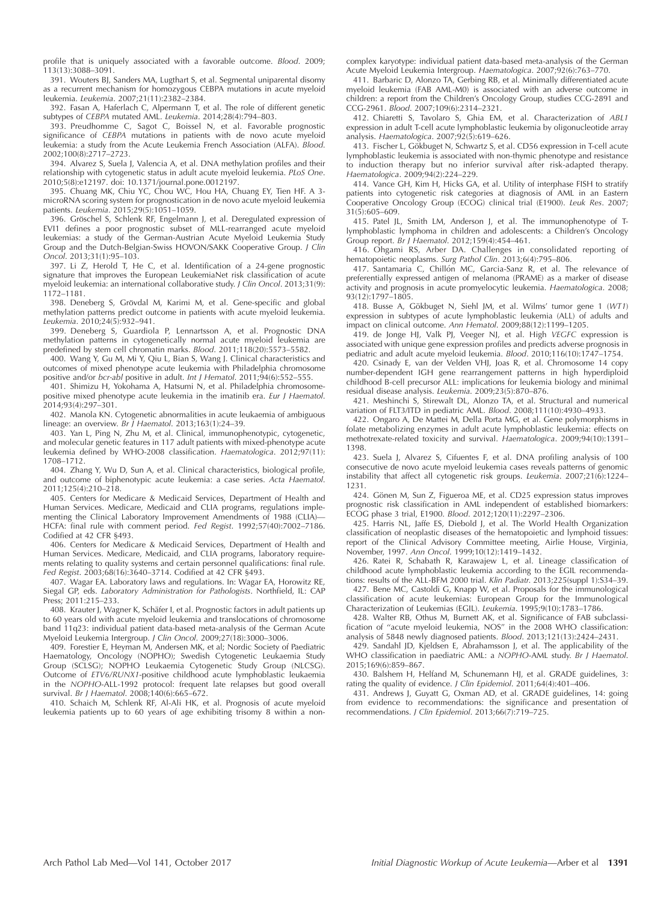profile that is uniquely associated with a favorable outcome. *Blood*. 2009; 113(13):3088–3091.

391. Wouters BJ, Sanders MA, Lugthart S, et al. Segmental uniparental disomy as a recurrent mechanism for homozygous CEBPA mutations in acute myeloid leukemia. *Leukemia*. 2007;21(11):2382–2384.

392. Fasan A, Haferlach C, Alpermann T, et al. The role of different genetic subtypes of *CEBPA* mutated AML. *Leukemia*. 2014;28(4):794–803.

393. Preudhomme C, Sagot C, Boissel N, et al. Favorable prognostic significance of *CEBPA* mutations in patients with de novo acute myeloid leukemia: a study from the Acute Leukemia French Association (ALFA). *Blood*. 2002;100(8):2717–2723.

394. Alvarez S, Suela J, Valencia A, et al. DNA methylation profiles and their relationship with cytogenetic status in adult acute myeloid leukemia. *PLoS One*. 2010;5(8):e12197. doi: 10.1371/journal.pone.0012197.

395. Chuang MK, Chiu YC, Chou WC, Hou HA, Chuang EY, Tien HF. A 3-microRNA scoring system for prognostication in de novo acute myeloid leukemia patients. *Leukemia*. 2015;29(5):1051–1059.

396. Gröschel S, Schlenk RF, Engelmann J, et al. Deregulated expression of EVI1 defines a poor prognostic subset of MLL-rearranged acute myeloid leukemias: a study of the German-Austrian Acute Myeloid Leukemia Study Group and the Dutch-Belgian-Swiss HOVON/SAKK Cooperative Group. *J Clin Oncol*. 2013;31(1):95–103.

397. Li Z, Herold T, He C, et al. Identification of a 24-gene prognostic signature that improves the European LeukemiaNet risk classification of acute myeloid leukemia: an international collaborative study. *J Clin Oncol*. 2013;31(9): 1172–1181.

398. Deneberg S, Grövdal M, Karimi M, et al. Gene-specific and global methylation patterns predict outcome in patients with acute myeloid leukemia. *Leukemia*. 2010;24(5):932–941.

399. Deneberg S, Guardiola P, Lennartsson A, et al. Prognostic DNA methylation patterns in cytogenetically normal acute myeloid leukemia are predefined by stem cell chromatin marks. *Blood*. 2011;118(20):5573–5582.

400. Wang Y, Gu M, Mi Y, Qiu L, Bian S, Wang J. Clinical characteristics and outcomes of mixed phenotype acute leukemia with Philadelphia chromosome positive and/or *bcr-abl* positive in adult. *Int J Hematol*. 2011;94(6):552–555.

401. Shimizu H, Yokohama A, Hatsumi N, et al. Philadelphia chromosome-positive mixed phenotype acute leukemia in the imatinib era. *Eur J Haematol*. 2014;93(4):297–301.

402. Manola KN. Cytogenetic abnormalities in acute leukaemia of ambiguous lineage: an overview. *Br J Haematol*. 2013;163(1):24–39.

403. Yan L, Ping N, Zhu M, et al. Clinical, immunophenotypic, cytogenetic, and molecular genetic features in 117 adult patients with mixed-phenotype acute leukemia defined by WHO-2008 classification. *Haematologica*. 2012;97(11): 1708–1712.

404. Zhang Y, Wu D, Sun A, et al. Clinical characteristics, biological profile, and outcome of biphenotypic acute leukemia: a case series. *Acta Haematol*. 2011;125(4):210–218.

405. Centers for Medicare & Medicaid Services, Department of Health and Human Services. Medicare, Medicaid and CLIA programs, regulations implementing the Clinical Laboratory Improvement Amendments of 1988 (CLIA)—HCFA: final rule with comment period. *Fed Regist*. 1992;57(40):7002–7186. Codified at 42 CFR §493.

406. Centers for Medicare & Medicaid Services, Department of Health and Human Services. Medicare, Medicaid, and CLIA programs, laboratory requirements relating to quality systems and certain personnel qualifications: final rule. *Fed Regist*. 2003;68(16):3640–3714. Codified at 42 CFR §493.

407. Wagar EA. Laboratory laws and regulations. In: Wagar EA, Horowitz RE, Siegal GP, eds. *Laboratory Administration for Pathologists*. Northfield, IL: CAP Press; 2011:215–233.

408. Krauter J, Wagner K, Schäfer I, et al. Prognostic factors in adult patients up to 60 years old with acute myeloid leukemia and translocations of chromosome band 11q23: individual patient data-based meta-analysis of the German Acute Myeloid Leukemia Intergroup. *J Clin Oncol*. 2009;27(18):3000–3006.

409. Forestier E, Heyman M, Andersen MK, et al; Nordic Society of Paediatric Haematology, Oncology (NOPHO); Swedish Cytogenetic Leukaemia Study Group (SCLSG); NOPHO Leukaemia Cytogenetic Study Group (NLCSG). Outcome of *ETV6/RUNX1*-positive childhood acute lymphoblastic leukaemia in the *NOPHO*-ALL-1992 protocol: frequent late relapses but good overall survival. *Br J Haematol*. 2008;140(6):665–672.

410. Schaich M, Schlenk RF, Al-Ali HK, et al. Prognosis of acute myeloid leukemia patients up to 60 years of age exhibiting trisomy 8 within a non-complex karyotype: individual patient data-based meta-analysis of the German Acute Myeloid Leukemia Intergroup. *Haematologica*. 2007;92(6):763–770.

411. Barbaric D, Alonzo TA, Gerbing RB, et al. Minimally differentiated acute myeloid leukemia (FAB AML-M0) is associated with an adverse outcome in children: a report from the Children's Oncology Group, studies CCG-2891 and CCG-2961. *Blood*. 2007;109(6):2314–2321.

412. Chiaretti S, Tavolaro S, Ghia EM, et al. Characterization of *ABL1* expression in adult T-cell acute lymphoblastic leukemia by oligonucleotide array analysis. *Haematologica*. 2007;92(5):619–626.

413. Fischer L, Gökbuget N, Schwartz S, et al. CD56 expression in T-cell acute lymphoblastic leukemia is associated with non-thymic phenotype and resistance to induction therapy but no inferior survival after risk-adapted therapy. *Haematologica*. 2009;94(2):224–229.

414. Vance GH, Kim H, Hicks GA, et al. Utility of interphase FISH to stratify patients into cytogenetic risk categories at diagnosis of AML in an Eastern Cooperative Oncology Group (ECOG) clinical trial (E1900). *Leuk Res*. 2007; 31(5):605–609.

415. Patel JL, Smith LM, Anderson J, et al. The immunophenotype of T-lymphoblastic lymphoma in children and adolescents: a Children's Oncology Group report. *Br J Haematol*. 2012;159(4):454–461.

416. Ohgami RS, Arber DA. Challenges in consolidated reporting of hematopoietic neoplasms. *Surg Pathol Clin*. 2013;6(4):795–806.

417. Santamaria C, Chillón MC, Garcia-Sanz R, et al. The relevance of preferentially expressed antigen of melanoma (PRAME) as a marker of disease activity and prognosis in acute promyelocytic leukemia. *Haematologica*. 2008; 93(12):1797–1805.

418. Busse A, Gökbuget N, Siehl JM, et al. Wilms' tumor gene 1 (*WT1*) expression in subtypes of acute lymphoblastic leukemia (ALL) of adults and impact on clinical outcome. *Ann Hematol*. 2009;88(12):1199–1205.

419. de Jonge HJ, Valk PJ, Veeger NJ, et al. High *VEGFC* expression is associated with unique gene expression profiles and predicts adverse prognosis in pediatric and adult acute myeloid leukemia. *Blood*. 2010;116(10):1747–1754.

420. Csinady E, van der Velden VHJ, Joas R, et al. Chromosome 14 copy number-dependent IGH gene rearrangement patterns in high hyperdiploid childhood B-cell precursor ALL: implications for leukemia biology and minimal residual disease analysis. *Leukemia*. 2009;23(5):870–876.

421. Meshinchi S, Stirewalt DL, Alonzo TA, et al. Structural and numerical variation of FLT3/ITD in pediatric AML. *Blood*. 2008;111(10):4930–4933.

422. Ongaro A, De Mattei M, Della Porta MG, et al. Gene polymorphisms in folate metabolizing enzymes in adult acute lymphoblastic leukemia: effects on methotrexate-related toxicity and survival. *Haematologica*. 2009;94(10):1391–1398.

423. Suela J, Alvarez S, Cifuentes F, et al. DNA profiling analysis of 100 consecutive de novo acute myeloid leukemia cases reveals patterns of genomic instability that affect all cytogenetic risk groups. *Leukemia*. 2007;21(6):1224–1231.

424. Gönen M, Sun Z, Figueroa ME, et al. CD25 expression status improves prognostic risk classification in AML independent of established biomarkers: ECOG phase 3 trial, E1900. *Blood*. 2012;120(11):2297–2306.

425. Harris NL, Jaffe ES, Diebold J, et al. The World Health Organization classification of neoplastic diseases of the hematopoietic and lymphoid tissues: report of the Clinical Advisory Committee meeting, Airlie House, Virginia, November, 1997. *Ann Oncol*. 1999;10(12):1419–1432.

426. Ratei R, Schabath R, Karawajew L, et al. Lineage classification of childhood acute lymphoblastic leukemia according to the EGIL recommendations: results of the ALL-BFM 2000 trial. *Klin Padiatr*. 2013;225(suppl 1):S34–39.

427. Bene MC, Castoldi G, Knapp W, et al. Proposals for the immunological classification of acute leukemias: European Group for the Immunological Characterization of Leukemias (EGIL). *Leukemia*. 1995;9(10):1783–1786.

428. Walter RB, Othus M, Burnett AK, et al. Significance of FAB subclassification of "acute myeloid leukemia, NOS" in the 2008 WHO classification: analysis of 5848 newly diagnosed patients. *Blood*. 2013;121(13):2424–2431.

429. Sandahl JD, Kjeldsen E, Abrahamsson J, et al. The applicability of the WHO classification in paediatric AML: a *NOPHO*-AML study. *Br J Haematol*. 2015;169(6):859–867.

430. Balshem H, Helfand M, Schunemann HJ, et al. GRADE guidelines, 3: rating the quality of evidence. *J Clin Epidemiol*. 2011;64(4):401–406.

431. Andrews J, Guyatt G, Oxman AD, et al. GRADE guidelines, 14: going from evidence to recommendations: the significance and presentation of recommendations. *J Clin Epidemiol*. 2013;66(7):719–725.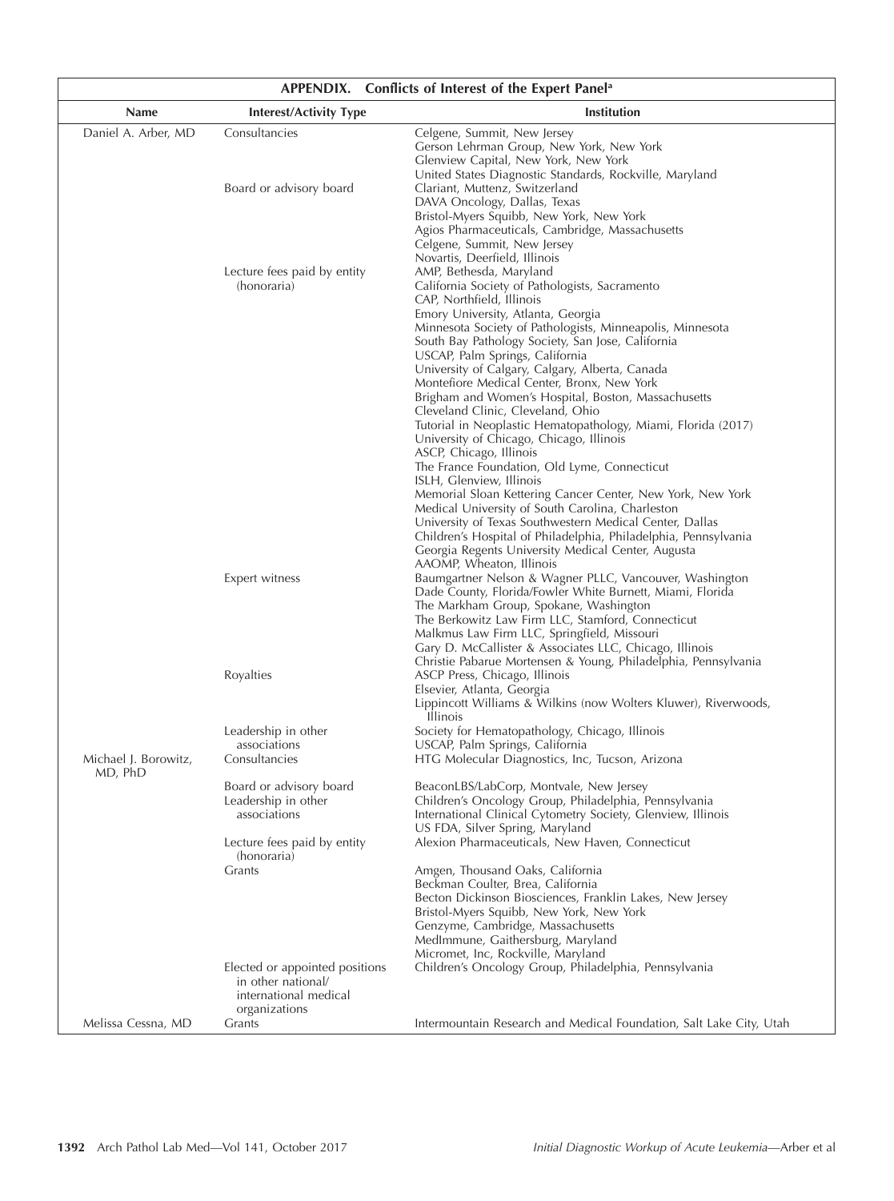**APPENDIX. Conflicts of Interest of the Expert Panel[a]**

| Name | Interest/Activity Type | Institution |
| --- | --- | --- |
| Daniel A. Arber, MD | Consultancies | Celgene, Summit, New Jersey |
| | | Gerson Lehrman Group, New York, New York |
| | | Glenview Capital, New York, New York |
| | | United States Diagnostic Standards, Rockville, Maryland |
| | Board or advisory board | Clariant, Muttenz, Switzerland |
| | | DAVA Oncology, Dallas, Texas |
| | | Bristol-Myers Squibb, New York, New York |
| | | Agios Pharmaceuticals, Cambridge, Massachusetts |
| | | Celgene, Summit, New Jersey |
| | | Novartis, Deerfield, Illinois |
| | Lecture fees paid by entity (honoraria) | AMP, Bethesda, Maryland |
| | | California Society of Pathologists, Sacramento |
| | | CAP, Northfield, Illinois |
| | | Emory University, Atlanta, Georgia |
| | | Minnesota Society of Pathologists, Minneapolis, Minnesota |
| | | South Bay Pathology Society, San Jose, California |
| | | USCAP, Palm Springs, California |
| | | University of Calgary, Calgary, Alberta, Canada |
| | | Montefiore Medical Center, Bronx, New York |
| | | Brigham and Women's Hospital, Boston, Massachusetts |
| | | Cleveland Clinic, Cleveland, Ohio |
| | | Tutorial in Neoplastic Hematopathology, Miami, Florida (2017) |
| | | University of Chicago, Chicago, Illinois |
| | | ASCP, Chicago, Illinois |
| | | The France Foundation, Old Lyme, Connecticut |
| | | ISLH, Glenview, Illinois |
| | | Memorial Sloan Kettering Cancer Center, New York, New York |
| | | Medical University of South Carolina, Charleston |
| | | University of Texas Southwestern Medical Center, Dallas |
| | | Children's Hospital of Philadelphia, Philadelphia, Pennsylvania |
| | | Georgia Regents University Medical Center, Augusta |
| | | AAOMP, Wheaton, Illinois |
| | Expert witness | Baumgartner Nelson & Wagner PLLC, Vancouver, Washington |
| | | Dade County, Florida/Fowler White Burnett, Miami, Florida |
| | | The Markham Group, Spokane, Washington |
| | | The Berkowitz Law Firm LLC, Stamford, Connecticut |
| | | Malkmus Law Firm LLC, Springfield, Missouri |
| | | Gary D. McCallister & Associates LLC, Chicago, Illinois |
| | | Christie Pabarue Mortensen & Young, Philadelphia, Pennsylvania |
| | Royalties | ASCP Press, Chicago, Illinois |
| | | Elsevier, Atlanta, Georgia |
| | | Lippincott Williams & Wilkins (now Wolters Kluwer), Riverwoods, Illinois |
| | Leadership in other associations | Society for Hematopathology, Chicago, Illinois |
| | | USCAP, Palm Springs, California |
| Michael J. Borowitz, MD, PhD | Consultancies | HTG Molecular Diagnostics, Inc, Tucson, Arizona |
| | Board or advisory board | BeaconLBS/LabCorp, Montvale, New Jersey |
| | Leadership in other associations | Children's Oncology Group, Philadelphia, Pennsylvania |
| | | International Clinical Cytometry Society, Glenview, Illinois |
| | | US FDA, Silver Spring, Maryland |
| | Lecture fees paid by entity (honoraria) | Alexion Pharmaceuticals, New Haven, Connecticut |
| | Grants | Amgen, Thousand Oaks, California |
| | | Beckman Coulter, Brea, California |
| | | Becton Dickinson Biosciences, Franklin Lakes, New Jersey |
| | | Bristol-Myers Squibb, New York, New York |
| | | Genzyme, Cambridge, Massachusetts |
| | | MedImmune, Gaithersburg, Maryland |
| | | Micromet, Inc, Rockville, Maryland |
| | Elected or appointed positions in other national/international medical organizations | Children's Oncology Group, Philadelphia, Pennsylvania |
| Melissa Cessna, MD | Grants | Intermountain Research and Medical Foundation, Salt Lake City, Utah |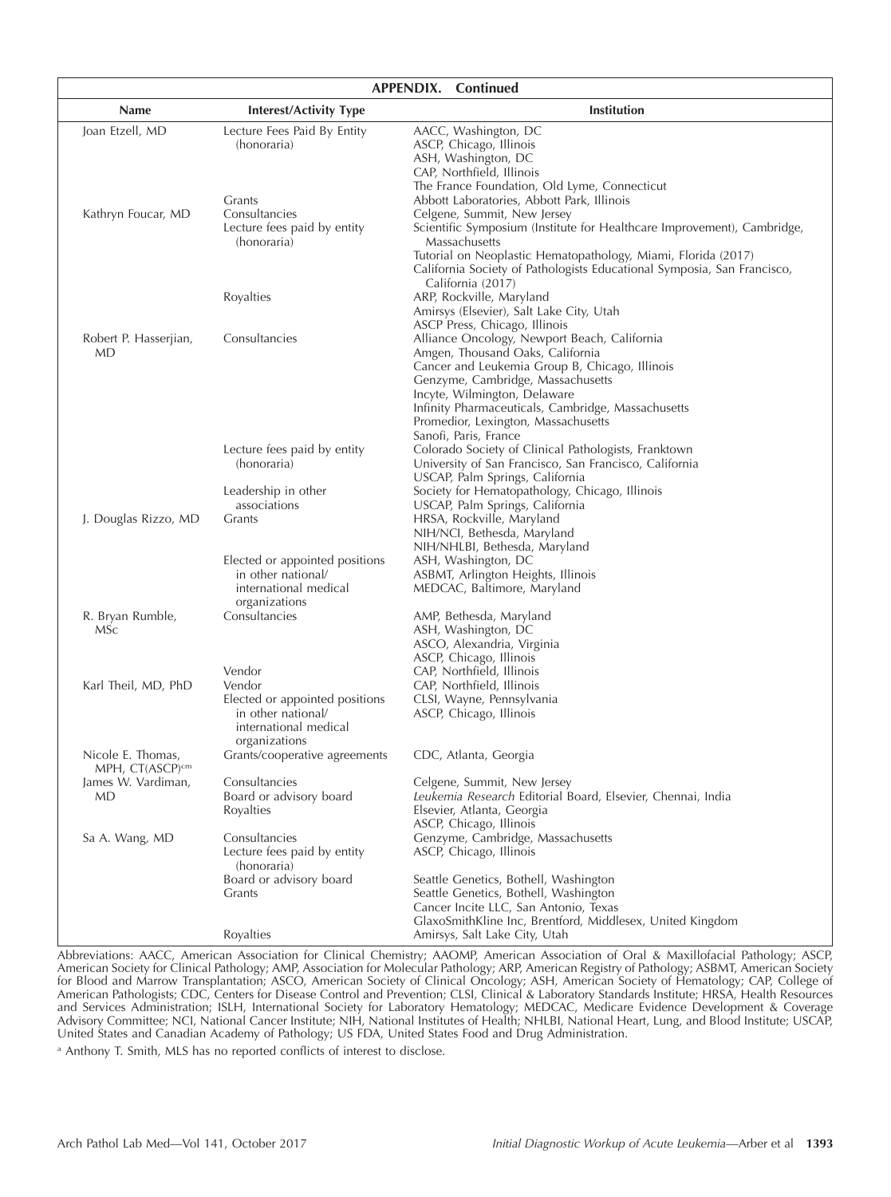| APPENDIX. Continued | | |
|---|---|---|
| **Name** | **Interest/Activity Type** | **Institution** |
| Joan Etzell, MD | Lecture Fees Paid By Entity (honoraria) | AACC, Washington, DC<br>ASCP, Chicago, Illinois<br>ASH, Washington, DC<br>CAP, Northfield, Illinois<br>The France Foundation, Old Lyme, Connecticut |
| | Grants | Abbott Laboratories, Abbott Park, Illinois |
| Kathryn Foucar, MD | Consultancies | Celgene, Summit, New Jersey |
| | Lecture fees paid by entity (honoraria) | Scientific Symposium (Institute for Healthcare Improvement), Cambridge, Massachusetts<br>Tutorial on Neoplastic Hematopathology, Miami, Florida (2017)<br>California Society of Pathologists Educational Symposia, San Francisco, California (2017) |
| | Royalties | ARP, Rockville, Maryland<br>Amirsys (Elsevier), Salt Lake City, Utah<br>ASCP Press, Chicago, Illinois |
| Robert P. Hasserjian, MD | Consultancies | Alliance Oncology, Newport Beach, California<br>Amgen, Thousand Oaks, California<br>Cancer and Leukemia Group B, Chicago, Illinois<br>Genzyme, Cambridge, Massachusetts<br>Incyte, Wilmington, Delaware<br>Infinity Pharmaceuticals, Cambridge, Massachusetts<br>Promedior, Lexington, Massachusetts<br>Sanofi, Paris, France |
| | Lecture fees paid by entity (honoraria) | Colorado Society of Clinical Pathologists, Franktown<br>University of San Francisco, San Francisco, California<br>USCAP, Palm Springs, California |
| | Leadership in other associations | Society for Hematopathology, Chicago, Illinois<br>USCAP, Palm Springs, California |
| J. Douglas Rizzo, MD | Grants | HRSA, Rockville, Maryland<br>NIH/NCI, Bethesda, Maryland<br>NIH/NHLBI, Bethesda, Maryland |
| | Elected or appointed positions in other national/ international medical organizations | ASH, Washington, DC<br>ASBMT, Arlington Heights, Illinois<br>MEDCAC, Baltimore, Maryland |
| R. Bryan Rumble, MSc | Consultancies | AMP, Bethesda, Maryland<br>ASH, Washington, DC<br>ASCO, Alexandria, Virginia<br>ASCP, Chicago, Illinois |
| | Vendor | CAP, Northfield, Illinois |
| Karl Theil, MD, PhD | Vendor | CAP, Northfield, Illinois |
| | Elected or appointed positions in other national/ international medical organizations | CLSI, Wayne, Pennsylvania<br>ASCP, Chicago, Illinois |
| Nicole E. Thomas, MPH, CT(ASCP)cm | Grants/cooperative agreements | CDC, Atlanta, Georgia |
| James W. Vardiman, MD | Consultancies | Celgene, Summit, New Jersey |
| | Board or advisory board | *Leukemia Research* Editorial Board, Elsevier, Chennai, India |
| | Royalties | Elsevier, Atlanta, Georgia<br>ASCP, Chicago, Illinois |
| Sa A. Wang, MD | Consultancies | Genzyme, Cambridge, Massachusetts |
| | Lecture fees paid by entity (honoraria) | ASCP, Chicago, Illinois |
| | Board or advisory board | Seattle Genetics, Bothell, Washington |
| | Grants | Seattle Genetics, Bothell, Washington<br>Cancer Incite LLC, San Antonio, Texas<br>GlaxoSmithKline Inc, Brentford, Middlesex, United Kingdom |
| | Royalties | Amirsys, Salt Lake City, Utah |

Abbreviations: AACC, American Association for Clinical Chemistry; AAOMP, American Association of Oral & Maxillofacial Pathology; ASCP, American Society for Clinical Pathology; AMP, Association for Molecular Pathology; ARP, American Registry of Pathology; ASBMT, American Society for Blood and Marrow Transplantation; ASCO, American Society of Clinical Oncology; ASH, American Society of Hematology; CAP, College of American Pathologists; CDC, Centers for Disease Control and Prevention; CLSI, Clinical & Laboratory Standards Institute; HRSA, Health Resources and Services Administration; ISLH, International Society for Laboratory Hematology; MEDCAC, Medicare Evidence Development & Coverage Advisory Committee; NCI, National Cancer Institute; NIH, National Institutes of Health; NHLBI, National Heart, Lung, and Blood Institute; USCAP, United States and Canadian Academy of Pathology; US FDA, United States Food and Drug Administration.

[a] Anthony T. Smith, MLS has no reported conflicts of interest to disclose.